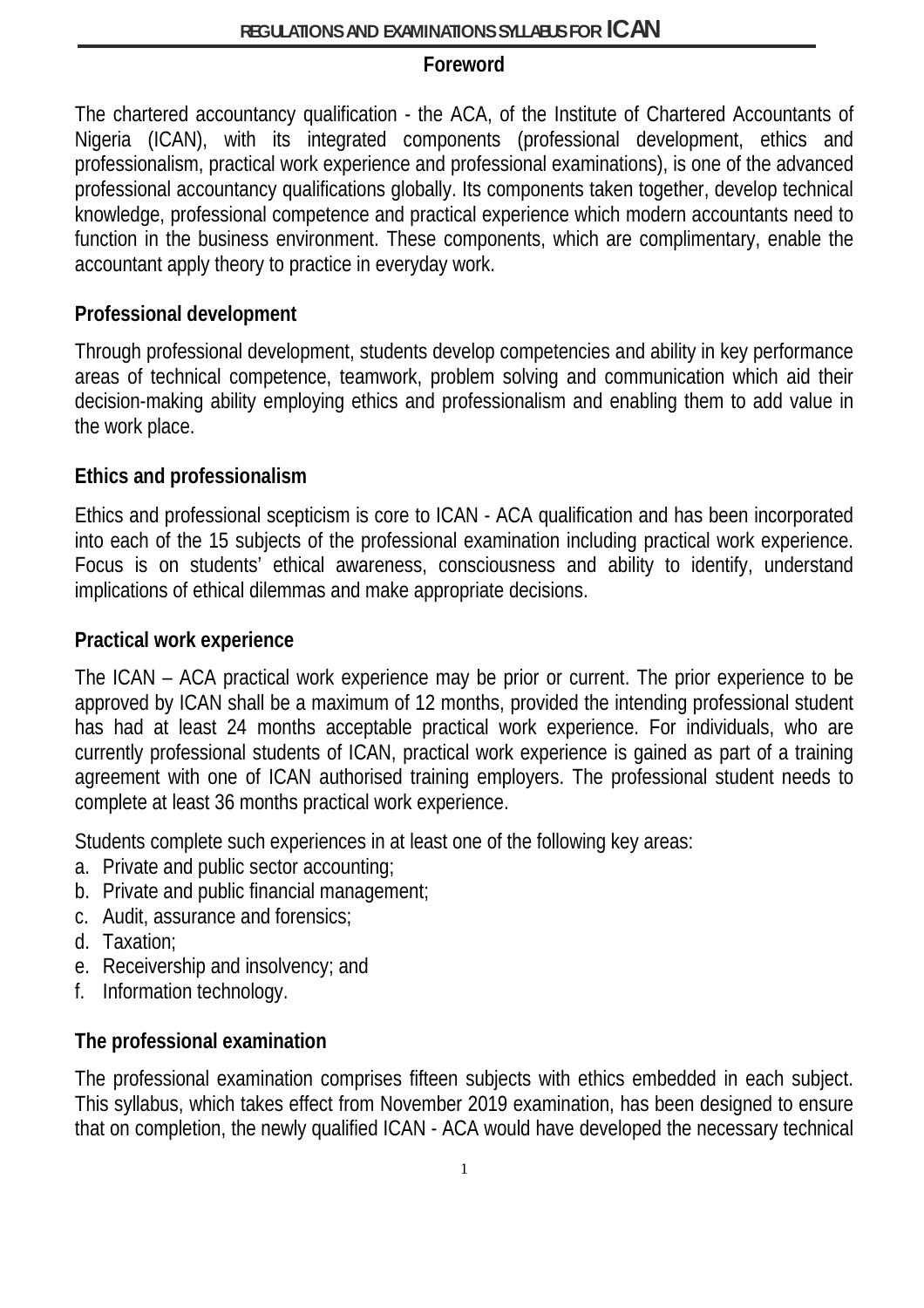## Foreword

The chartered accountancy qualification - the ACA, of the Institute of Chartered Accountants of Nigeria (ICAN), with its integrated components (professional development, ethics and professionalism, practical work experience and professional examinations), is one of the advanced professional accountancy qualifications globally. Its components taken together, develop technical knowledge, professional competence and practical experience which modern accountants need to function in the business environment. These components, which are complimentary, enable the accountant apply theory to practice in everyday work.

### Professional development

Through professional development, students develop competencies and ability in key performance areas of technical competence, teamwork, problem solving and communication which aid their decision-making ability employing ethics and professionalism and enabling them to add value in the work place.

### Ethics and professionalism

Ethics and professional scepticism is core to ICAN - ACA qualification and has been incorporated into each of the 15 subjects of the professional examination including practical work experience. Focus is on students' ethical awareness, consciousness and ability to identify, understand implications of ethical dilemmas and make appropriate decisions.

### Practical work experience

The ICAN – ACA practical work experience may be prior or current. The prior experience to be approved by ICAN shall be a maximum of 12 months, provided the intending professional student has had at least 24 months acceptable practical work experience. For individuals, who are currently professional students of ICAN, practical work experience is gained as part of a training agreement with one of ICAN authorised training employers. The professional student needs to complete at least 36 months practical work experience.

Students complete such experiences in at least one of the following key areas:

a. Private and public sector accounting;
b. Private and public financial management;
c. Audit, assurance and forensics;
d. Taxation;
e. Receivership and insolvency; and
f. Information technology.

### The professional examination

The professional examination comprises fifteen subjects with ethics embedded in each subject. This syllabus, which takes effect from November 2019 examination, has been designed to ensure that on completion, the newly qualified ICAN - ACA would have developed the necessary technical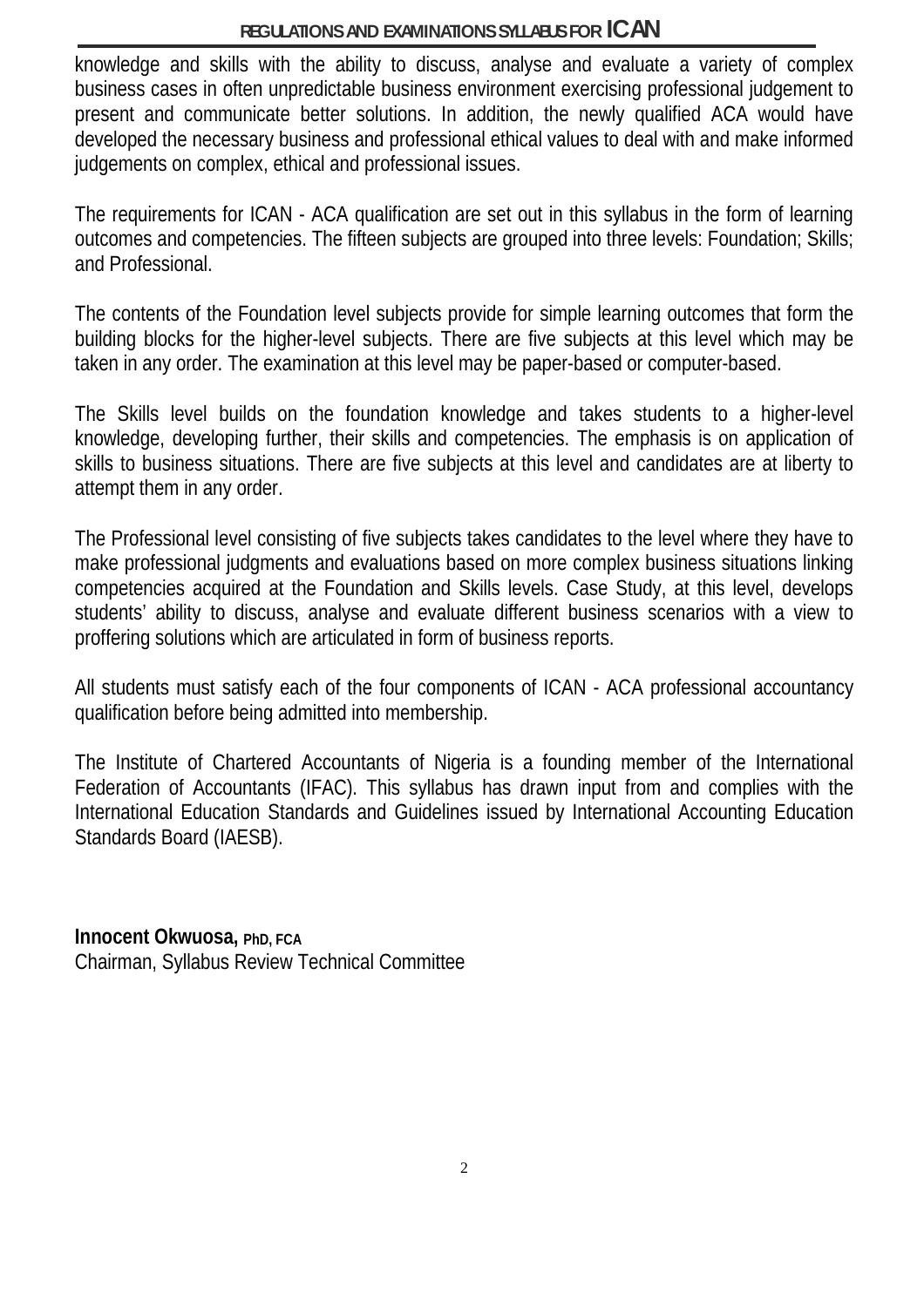knowledge and skills with the ability to discuss, analyse and evaluate a variety of complex business cases in often unpredictable business environment exercising professional judgement to present and communicate better solutions. In addition, the newly qualified ACA would have developed the necessary business and professional ethical values to deal with and make informed judgements on complex, ethical and professional issues.

The requirements for ICAN - ACA qualification are set out in this syllabus in the form of learning outcomes and competencies. The fifteen subjects are grouped into three levels: Foundation; Skills; and Professional.

The contents of the Foundation level subjects provide for simple learning outcomes that form the building blocks for the higher-level subjects. There are five subjects at this level which may be taken in any order. The examination at this level may be paper-based or computer-based.

The Skills level builds on the foundation knowledge and takes students to a higher-level knowledge, developing further, their skills and competencies. The emphasis is on application of skills to business situations. There are five subjects at this level and candidates are at liberty to attempt them in any order.

The Professional level consisting of five subjects takes candidates to the level where they have to make professional judgments and evaluations based on more complex business situations linking competencies acquired at the Foundation and Skills levels. Case Study, at this level, develops students' ability to discuss, analyse and evaluate different business scenarios with a view to proffering solutions which are articulated in form of business reports.

All students must satisfy each of the four components of ICAN - ACA professional accountancy qualification before being admitted into membership.

The Institute of Chartered Accountants of Nigeria is a founding member of the International Federation of Accountants (IFAC). This syllabus has drawn input from and complies with the International Education Standards and Guidelines issued by International Accounting Education Standards Board (IAESB).

**Innocent Okwuosa, PhD, FCA**
Chairman, Syllabus Review Technical Committee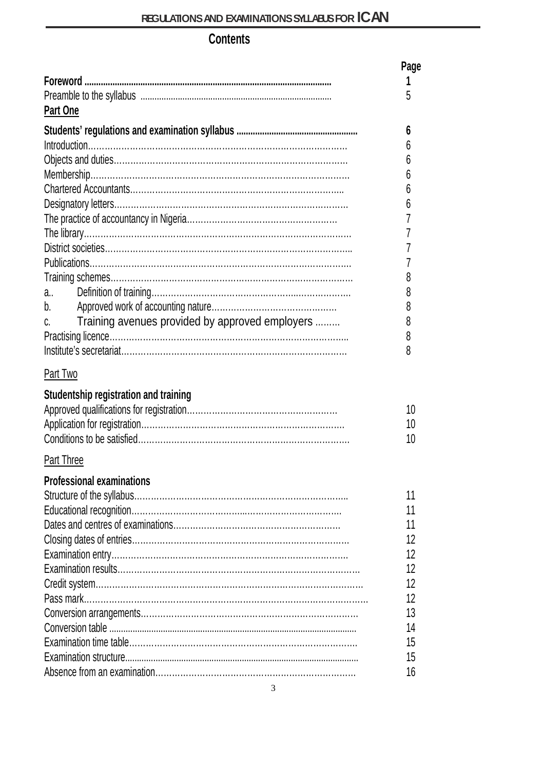# Contents

| | Page |
|---|---|
| **Foreword** | **1** |
| Preamble to the syllabus | 5 |
| **Part One** | |
| **Students' regulations and examination syllabus** | **6** |
| Introduction | 6 |
| Objects and duties | 6 |
| Membership | 6 |
| Chartered Accountants | 6 |
| Designatory letters | 6 |
| The practice of accountancy in Nigeria | 7 |
| The library | 7 |
| District societies | 7 |
| Publications | 7 |
| Training schemes | 8 |
| a.. Definition of training | 8 |
| b. Approved work of accounting nature | 8 |
| c. Training avenues provided by approved employers | 8 |
| Practising licence | 8 |
| Institute's secretariat | 8 |
| Part Two | |
| **Studentship registration and training** | |
| Approved qualifications for registration | 10 |
| Application for registration | 10 |
| Conditions to be satisfied | 10 |
| Part Three | |
| **Professional examinations** | |
| Structure of the syllabus | 11 |
| Educational recognition | 11 |
| Dates and centres of examinations | 11 |
| Closing dates of entries | 12 |
| Examination entry | 12 |
| Examination results | 12 |
| Credit system | 12 |
| Pass mark | 12 |
| Conversion arrangements | 13 |
| Conversion table | 14 |
| Examination time table | 15 |
| Examination structure | 15 |
| Absence from an examination | 16 |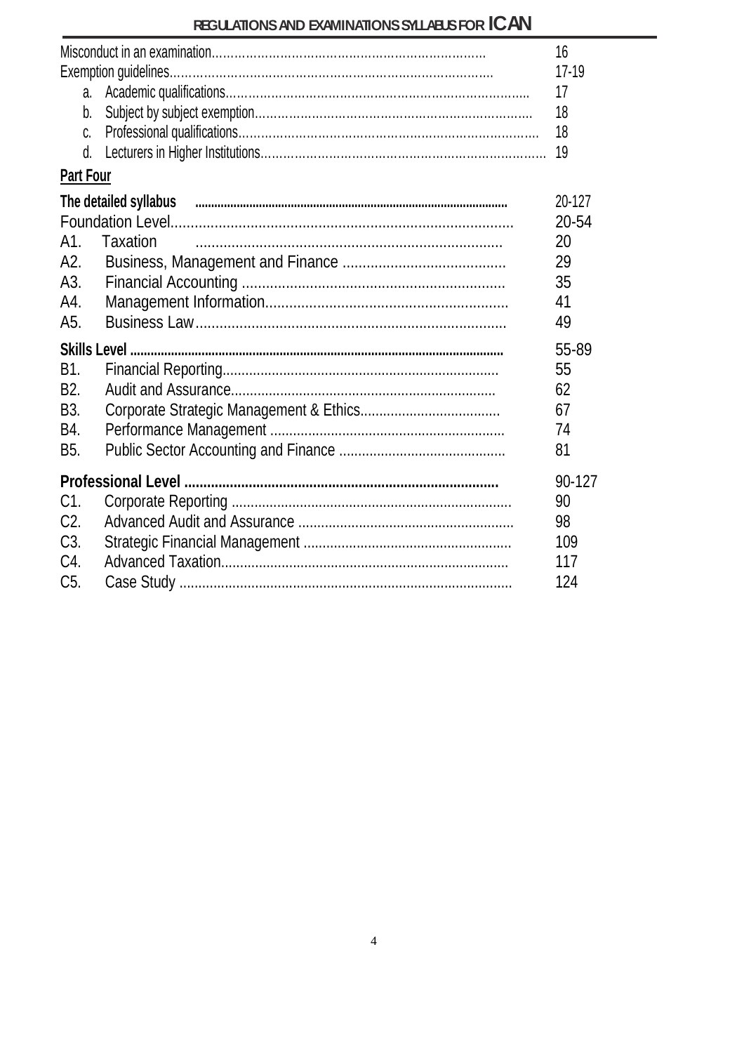| | |
|---|---|
| Misconduct in an examination | 16 |
| Exemption guidelines | 17-19 |
| a. Academic qualifications | 17 |
| b. Subject by subject exemption | 18 |
| c. Professional qualifications | 18 |
| d. Lecturers in Higher Institutions | 19 |

## Part Four

| | | |
|---|---|---|
| **The detailed syllabus** | | 20-127 |
| Foundation Level | | 20-54 |
| A1. | Taxation | 20 |
| A2. | Business, Management and Finance | 29 |
| A3. | Financial Accounting | 35 |
| A4. | Management Information | 41 |
| A5. | Business Law | 49 |
| **Skills Level** | | 55-89 |
| B1. | Financial Reporting | 55 |
| B2. | Audit and Assurance | 62 |
| B3. | Corporate Strategic Management & Ethics | 67 |
| B4. | Performance Management | 74 |
| B5. | Public Sector Accounting and Finance | 81 |
| **Professional Level** | | 90-127 |
| C1. | Corporate Reporting | 90 |
| C2. | Advanced Audit and Assurance | 98 |
| C3. | Strategic Financial Management | 109 |
| C4. | Advanced Taxation | 117 |
| C5. | Case Study | 124 |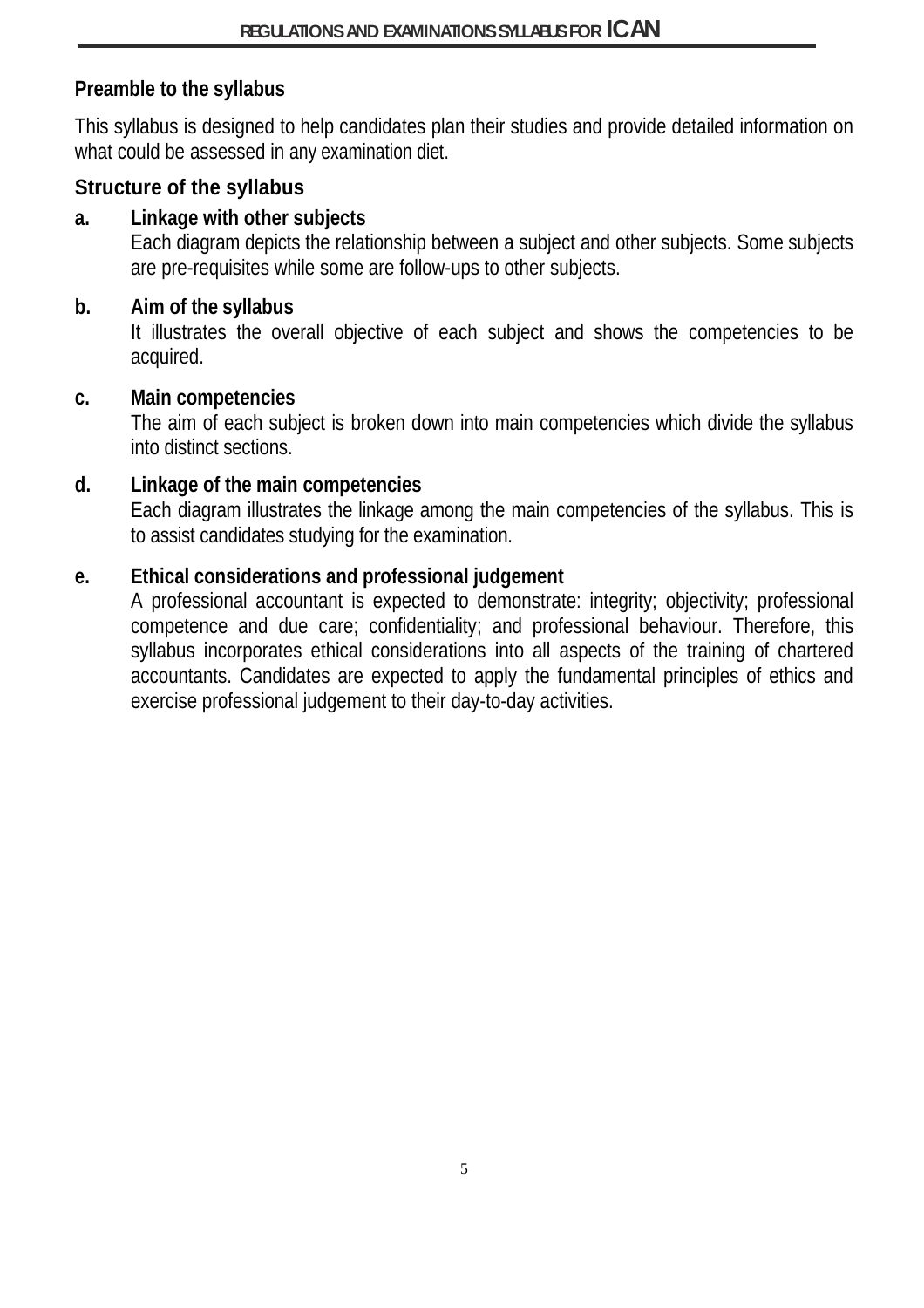## Preamble to the syllabus

This syllabus is designed to help candidates plan their studies and provide detailed information on what could be assessed in any examination diet.

## Structure of the syllabus

**a. Linkage with other subjects**

Each diagram depicts the relationship between a subject and other subjects. Some subjects are pre-requisites while some are follow-ups to other subjects.

**b. Aim of the syllabus**

It illustrates the overall objective of each subject and shows the competencies to be acquired.

**c. Main competencies**

The aim of each subject is broken down into main competencies which divide the syllabus into distinct sections.

**d. Linkage of the main competencies**

Each diagram illustrates the linkage among the main competencies of the syllabus. This is to assist candidates studying for the examination.

**e. Ethical considerations and professional judgement**

A professional accountant is expected to demonstrate: integrity; objectivity; professional competence and due care; confidentiality; and professional behaviour. Therefore, this syllabus incorporates ethical considerations into all aspects of the training of chartered accountants. Candidates are expected to apply the fundamental principles of ethics and exercise professional judgement to their day-to-day activities.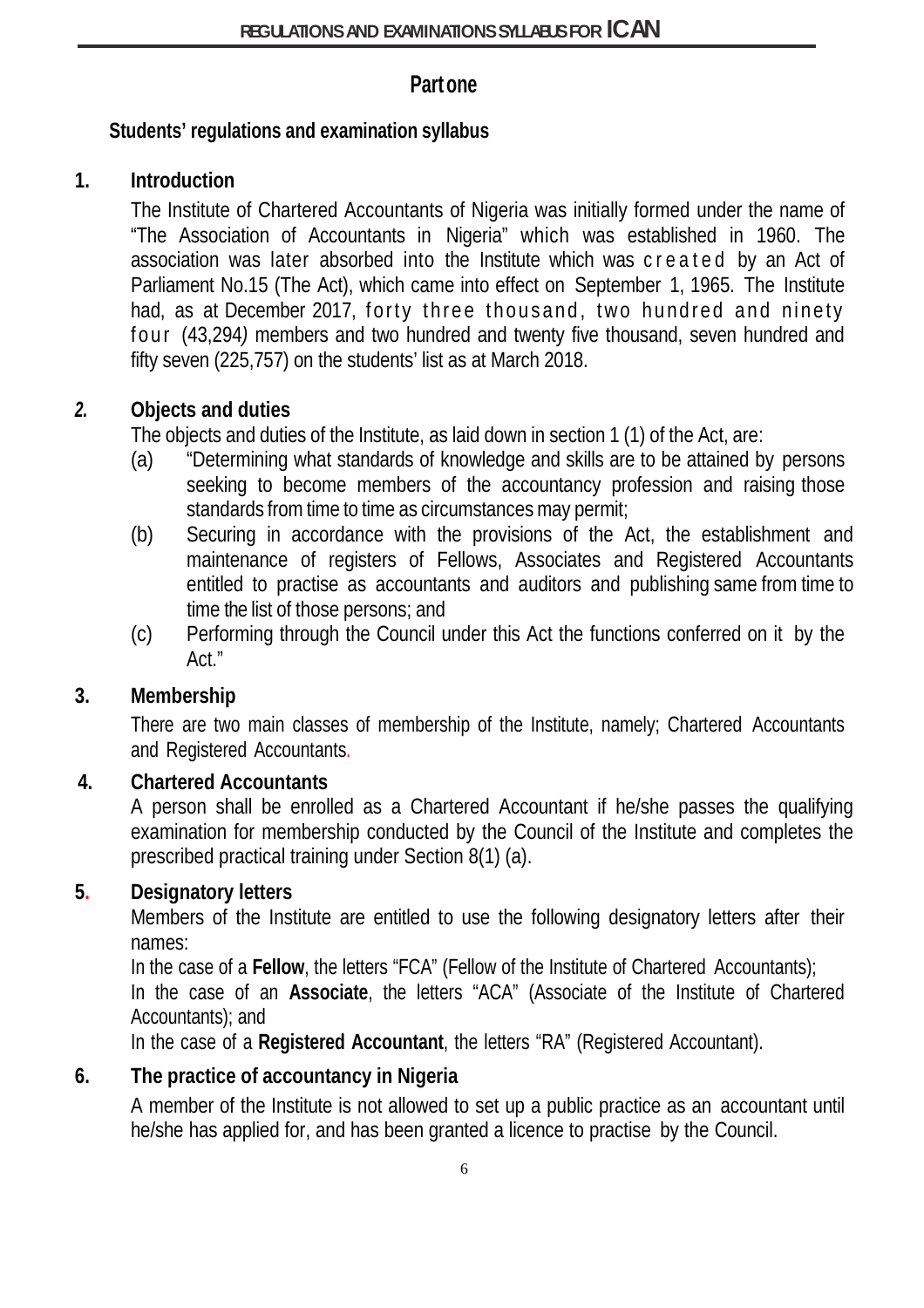# Part one

## Students' regulations and examination syllabus

### 1. Introduction

The Institute of Chartered Accountants of Nigeria was initially formed under the name of "The Association of Accountants in Nigeria" which was established in 1960. The association was later absorbed into the Institute which was created by an Act of Parliament No.15 (The Act), which came into effect on September 1, 1965. The Institute had, as at December 2017, forty three thousand, two hundred and ninety four (43,294) members and two hundred and twenty five thousand, seven hundred and fifty seven (225,757) on the students' list as at March 2018.

### 2. Objects and duties

The objects and duties of the Institute, as laid down in section 1 (1) of the Act, are:

(a) "Determining what standards of knowledge and skills are to be attained by persons seeking to become members of the accountancy profession and raising those standards from time to time as circumstances may permit;

(b) Securing in accordance with the provisions of the Act, the establishment and maintenance of registers of Fellows, Associates and Registered Accountants entitled to practise as accountants and auditors and publishing same from time to time the list of those persons; and

(c) Performing through the Council under this Act the functions conferred on it by the Act."

### 3. Membership

There are two main classes of membership of the Institute, namely; Chartered Accountants and Registered Accountants.

### 4. Chartered Accountants

A person shall be enrolled as a Chartered Accountant if he/she passes the qualifying examination for membership conducted by the Council of the Institute and completes the prescribed practical training under Section 8(1) (a).

### 5. Designatory letters

Members of the Institute are entitled to use the following designatory letters after their names:

In the case of a **Fellow**, the letters "FCA" (Fellow of the Institute of Chartered Accountants);

In the case of an **Associate**, the letters "ACA" (Associate of the Institute of Chartered Accountants); and

In the case of a **Registered Accountant**, the letters "RA" (Registered Accountant).

### 6. The practice of accountancy in Nigeria

A member of the Institute is not allowed to set up a public practice as an accountant until he/she has applied for, and has been granted a licence to practise by the Council.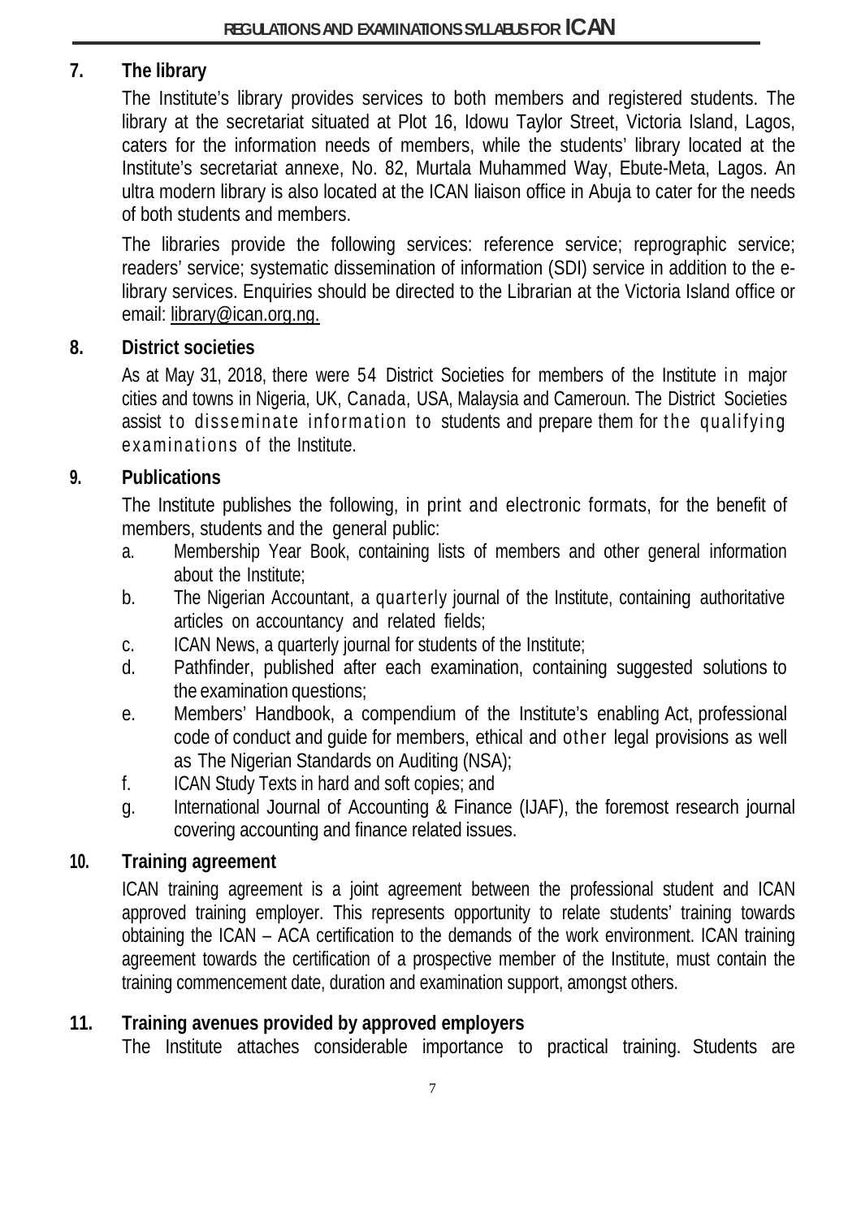## 7. The library

The Institute's library provides services to both members and registered students. The library at the secretariat situated at Plot 16, Idowu Taylor Street, Victoria Island, Lagos, caters for the information needs of members, while the students' library located at the Institute's secretariat annexe, No. 82, Murtala Muhammed Way, Ebute-Meta, Lagos. An ultra modern library is also located at the ICAN liaison office in Abuja to cater for the needs of both students and members.

The libraries provide the following services: reference service; reprographic service; readers' service; systematic dissemination of information (SDI) service in addition to the e-library services. Enquiries should be directed to the Librarian at the Victoria Island office or email: library@ican.org.ng.

## 8. District societies

As at May 31, 2018, there were 54 District Societies for members of the Institute in major cities and towns in Nigeria, UK, Canada, USA, Malaysia and Cameroun. The District Societies assist to disseminate information to students and prepare them for the qualifying examinations of the Institute.

## 9. Publications

The Institute publishes the following, in print and electronic formats, for the benefit of members, students and the general public:

a. Membership Year Book, containing lists of members and other general information about the Institute;
b. The Nigerian Accountant, a quarterly journal of the Institute, containing authoritative articles on accountancy and related fields;
c. ICAN News, a quarterly journal for students of the Institute;
d. Pathfinder, published after each examination, containing suggested solutions to the examination questions;
e. Members' Handbook, a compendium of the Institute's enabling Act, professional code of conduct and guide for members, ethical and other legal provisions as well as The Nigerian Standards on Auditing (NSA);
f. ICAN Study Texts in hard and soft copies; and
g. International Journal of Accounting & Finance (IJAF), the foremost research journal covering accounting and finance related issues.

## 10. Training agreement

ICAN training agreement is a joint agreement between the professional student and ICAN approved training employer. This represents opportunity to relate students' training towards obtaining the ICAN – ACA certification to the demands of the work environment. ICAN training agreement towards the certification of a prospective member of the Institute, must contain the training commencement date, duration and examination support, amongst others.

## 11. Training avenues provided by approved employers

The Institute attaches considerable importance to practical training. Students are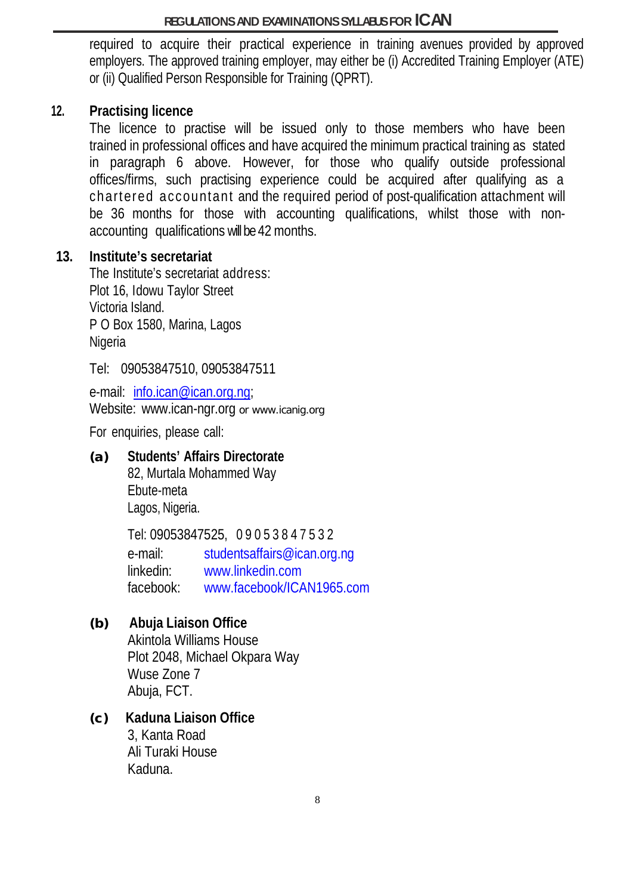required to acquire their practical experience in training avenues provided by approved employers. The approved training employer, may either be (i) Accredited Training Employer (ATE) or (ii) Qualified Person Responsible for Training (QPRT).

## 12. Practising licence

The licence to practise will be issued only to those members who have been trained in professional offices and have acquired the minimum practical training as stated in paragraph 6 above. However, for those who qualify outside professional offices/firms, such practising experience could be acquired after qualifying as a chartered accountant and the required period of post-qualification attachment will be 36 months for those with accounting qualifications, whilst those with non-accounting qualifications will be 42 months.

## 13. Institute's secretariat

The Institute's secretariat address:
Plot 16, Idowu Taylor Street
Victoria Island.
P O Box 1580, Marina, Lagos
Nigeria

Tel: 09053847510, 09053847511

e-mail: info.ican@ican.org.ng;
Website: www.ican-ngr.org or www.icanig.org

For enquiries, please call:

**(a) Students' Affairs Directorate**
82, Murtala Mohammed Way
Ebute-meta
Lagos, Nigeria.

Tel: 09053847525, 09053847532
e-mail: studentsaffairs@ican.org.ng
linkedin: www.linkedin.com
facebook: www.facebook/ICAN1965.com

**(b) Abuja Liaison Office**
Akintola Williams House
Plot 2048, Michael Okpara Way
Wuse Zone 7
Abuja, FCT.

**(c) Kaduna Liaison Office**
3, Kanta Road
Ali Turaki House
Kaduna.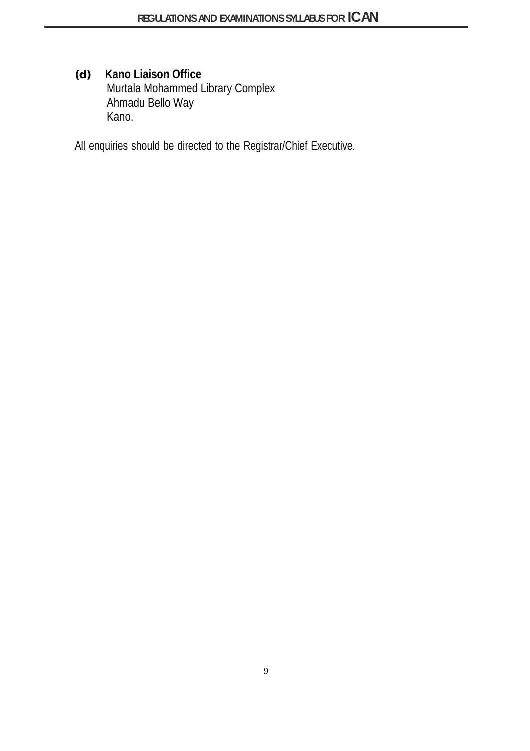**(d) Kano Liaison Office**
Murtala Mohammed Library Complex
Ahmadu Bello Way
Kano.

All enquiries should be directed to the Registrar/Chief Executive.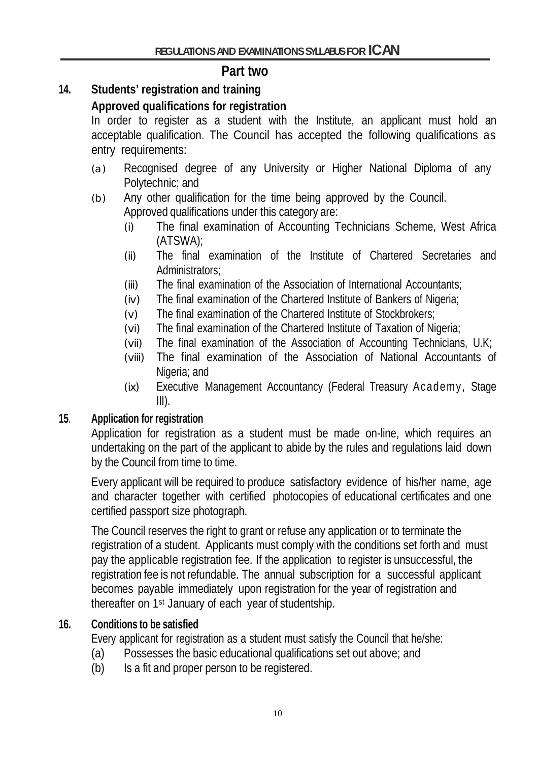## Part two

### 14. Students' registration and training

**Approved qualifications for registration**

In order to register as a student with the Institute, an applicant must hold an acceptable qualification. The Council has accepted the following qualifications as entry requirements:

(a) Recognised degree of any University or Higher National Diploma of any Polytechnic; and

(b) Any other qualification for the time being approved by the Council. Approved qualifications under this category are:

   (i) The final examination of Accounting Technicians Scheme, West Africa (ATSWA);

   (ii) The final examination of the Institute of Chartered Secretaries and Administrators;

   (iii) The final examination of the Association of International Accountants;

   (iv) The final examination of the Chartered Institute of Bankers of Nigeria;

   (v) The final examination of the Chartered Institute of Stockbrokers;

   (vi) The final examination of the Chartered Institute of Taxation of Nigeria;

   (vii) The final examination of the Association of Accounting Technicians, U.K;

   (viii) The final examination of the Association of National Accountants of Nigeria; and

   (ix) Executive Management Accountancy (Federal Treasury Academy, Stage III).

### 15. Application for registration

Application for registration as a student must be made on-line, which requires an undertaking on the part of the applicant to abide by the rules and regulations laid down by the Council from time to time.

Every applicant will be required to produce satisfactory evidence of his/her name, age and character together with certified photocopies of educational certificates and one certified passport size photograph.

The Council reserves the right to grant or refuse any application or to terminate the registration of a student. Applicants must comply with the conditions set forth and must pay the applicable registration fee. If the application to register is unsuccessful, the registration fee is not refundable. The annual subscription for a successful applicant becomes payable immediately upon registration for the year of registration and thereafter on 1st January of each year of studentship.

### 16. Conditions to be satisfied

Every applicant for registration as a student must satisfy the Council that he/she:

(a) Possesses the basic educational qualifications set out above; and

(b) Is a fit and proper person to be registered.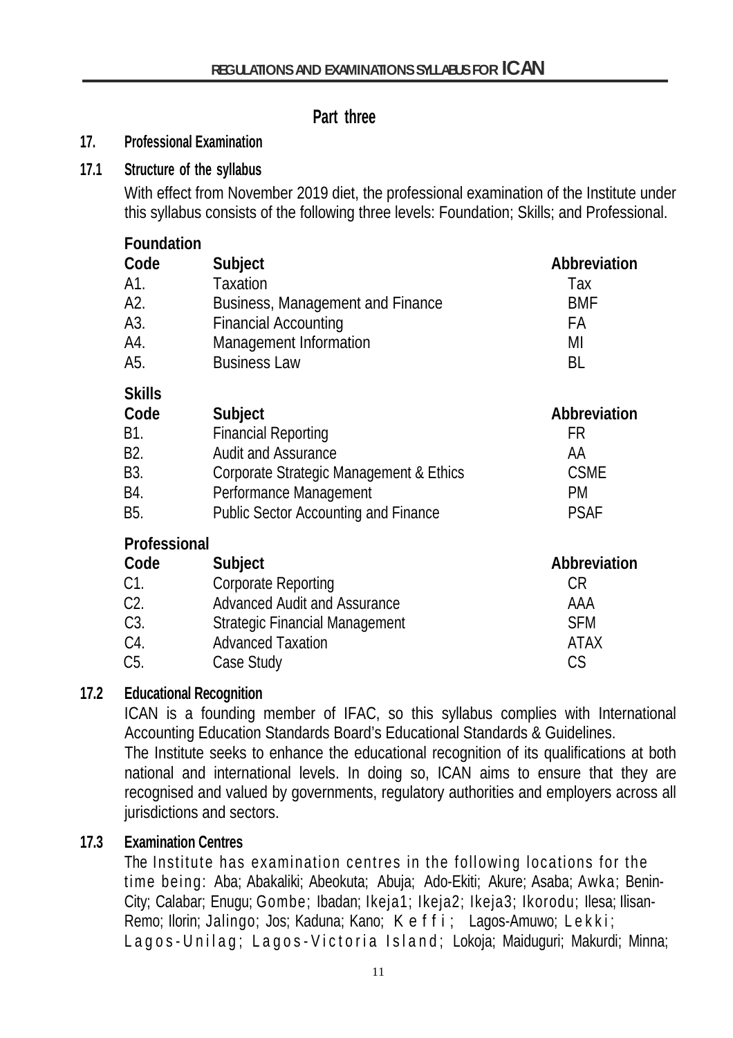# Part three

## 17. Professional Examination

### 17.1 Structure of the syllabus

With effect from November 2019 diet, the professional examination of the Institute under this syllabus consists of the following three levels: Foundation; Skills; and Professional.

**Foundation**

| Code | Subject | Abbreviation |
|---|---|---|
| A1. | Taxation | Tax |
| A2. | Business, Management and Finance | BMF |
| A3. | Financial Accounting | FA |
| A4. | Management Information | MI |
| A5. | Business Law | BL |

**Skills**

| Code | Subject | Abbreviation |
|---|---|---|
| B1. | Financial Reporting | FR |
| B2. | Audit and Assurance | AA |
| B3. | Corporate Strategic Management & Ethics | CSME |
| B4. | Performance Management | PM |
| B5. | Public Sector Accounting and Finance | PSAF |

**Professional**

| Code | Subject | Abbreviation |
|---|---|---|
| C1. | Corporate Reporting | CR |
| C2. | Advanced Audit and Assurance | AAA |
| C3. | Strategic Financial Management | SFM |
| C4. | Advanced Taxation | ATAX |
| C5. | Case Study | CS |

### 17.2 Educational Recognition

ICAN is a founding member of IFAC, so this syllabus complies with International Accounting Education Standards Board's Educational Standards & Guidelines.

The Institute seeks to enhance the educational recognition of its qualifications at both national and international levels. In doing so, ICAN aims to ensure that they are recognised and valued by governments, regulatory authorities and employers across all jurisdictions and sectors.

### 17.3 Examination Centres

The Institute has examination centres in the following locations for the time being: Aba; Abakaliki; Abeokuta; Abuja; Ado-Ekiti; Akure; Asaba; Awka; Benin-City; Calabar; Enugu; Gombe; Ibadan; Ikeja1; Ikeja2; Ikeja3; Ikorodu; Ilesa; Ilisan-Remo; Ilorin; Jalingo; Jos; Kaduna; Kano; Keffi; Lagos-Amuwo; Lekki; Lagos-Unilag; Lagos-Victoria Island; Lokoja; Maiduguri; Makurdi; Minna;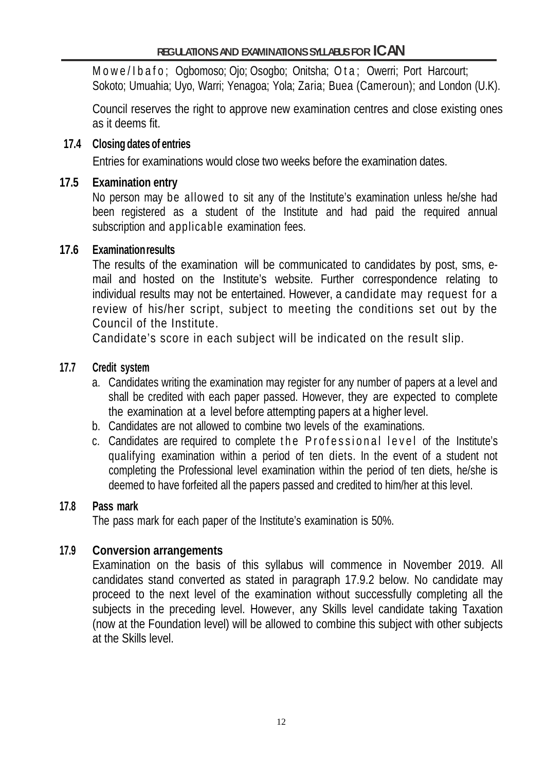Mowe/Ibafo; Ogbomoso; Ojo; Osogbo; Onitsha; Ota; Owerri; Port Harcourt; Sokoto; Umuahia; Uyo, Warri; Yenagoa; Yola; Zaria; Buea (Cameroun); and London (U.K).

Council reserves the right to approve new examination centres and close existing ones as it deems fit.

### 17.4 Closing dates of entries

Entries for examinations would close two weeks before the examination dates.

### 17.5 Examination entry

No person may be allowed to sit any of the Institute's examination unless he/she had been registered as a student of the Institute and had paid the required annual subscription and applicable examination fees.

### 17.6 Examination results

The results of the examination will be communicated to candidates by post, sms, e-mail and hosted on the Institute's website. Further correspondence relating to individual results may not be entertained. However, a candidate may request for a review of his/her script, subject to meeting the conditions set out by the Council of the Institute.

Candidate's score in each subject will be indicated on the result slip.

### 17.7 Credit system

a. Candidates writing the examination may register for any number of papers at a level and shall be credited with each paper passed. However, they are expected to complete the examination at a level before attempting papers at a higher level.
b. Candidates are not allowed to combine two levels of the examinations.
c. Candidates are required to complete the Professional level of the Institute's qualifying examination within a period of ten diets. In the event of a student not completing the Professional level examination within the period of ten diets, he/she is deemed to have forfeited all the papers passed and credited to him/her at this level.

### 17.8 Pass mark

The pass mark for each paper of the Institute's examination is 50%.

### 17.9 Conversion arrangements

Examination on the basis of this syllabus will commence in November 2019. All candidates stand converted as stated in paragraph 17.9.2 below. No candidate may proceed to the next level of the examination without successfully completing all the subjects in the preceding level. However, any Skills level candidate taking Taxation (now at the Foundation level) will be allowed to combine this subject with other subjects at the Skills level.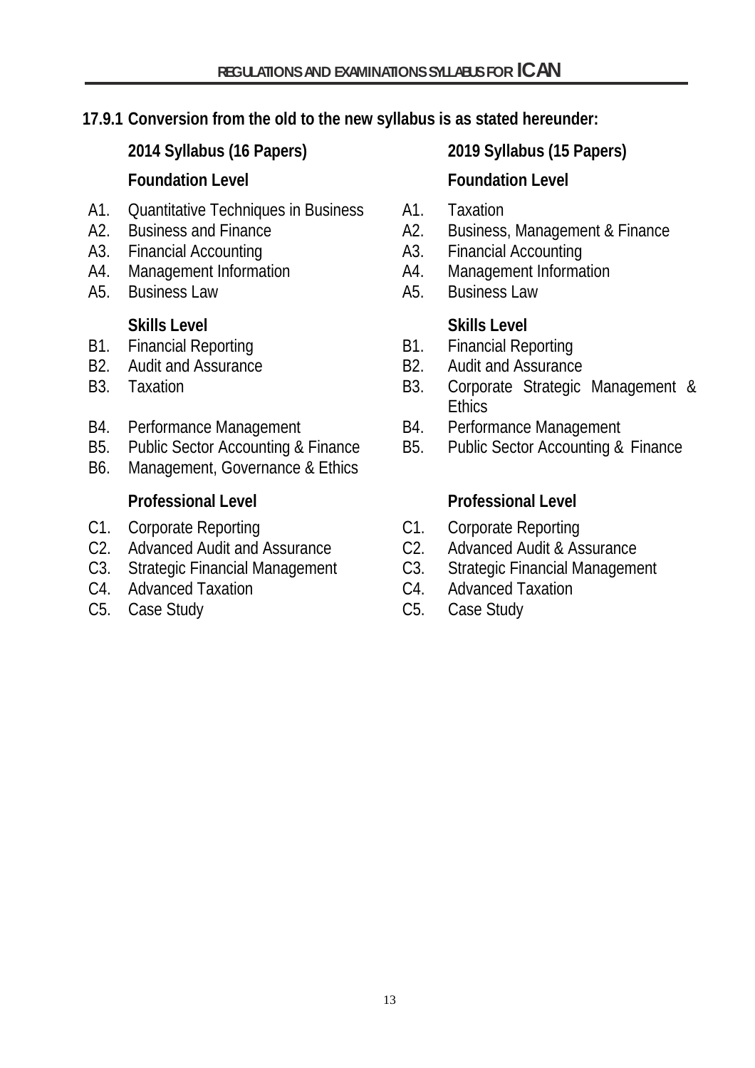**17.9.1 Conversion from the old to the new syllabus is as stated hereunder:**

| | 2014 Syllabus (16 Papers) | | 2019 Syllabus (15 Papers) |
|---|---|---|---|
| | **Foundation Level** | | **Foundation Level** |
| A1. | Quantitative Techniques in Business | A1. | Taxation |
| A2. | Business and Finance | A2. | Business, Management & Finance |
| A3. | Financial Accounting | A3. | Financial Accounting |
| A4. | Management Information | A4. | Management Information |
| A5. | Business Law | A5. | Business Law |
| | **Skills Level** | | **Skills Level** |
| B1. | Financial Reporting | B1. | Financial Reporting |
| B2. | Audit and Assurance | B2. | Audit and Assurance |
| B3. | Taxation | B3. | Corporate Strategic Management & Ethics |
| B4. | Performance Management | B4. | Performance Management |
| B5. | Public Sector Accounting & Finance | B5. | Public Sector Accounting & Finance |
| B6. | Management, Governance & Ethics | | |
| | **Professional Level** | | **Professional Level** |
| C1. | Corporate Reporting | C1. | Corporate Reporting |
| C2. | Advanced Audit and Assurance | C2. | Advanced Audit & Assurance |
| C3. | Strategic Financial Management | C3. | Strategic Financial Management |
| C4. | Advanced Taxation | C4. | Advanced Taxation |
| C5. | Case Study | C5. | Case Study |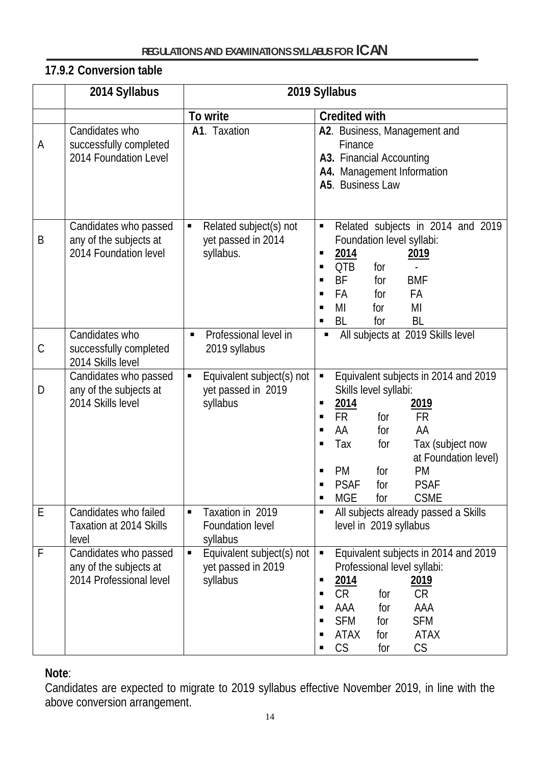### 17.9.2 Conversion table

| | 2014 Syllabus | 2019 Syllabus | |
|---|---|---|---|
| | | **To write** | **Credited with** |
| A | Candidates who successfully completed 2014 Foundation Level | **A1**. Taxation | **A2**. Business, Management and Finance<br>**A3.** Financial Accounting<br>**A4.** Management Information<br>**A5**. Business Law |
| B | Candidates who passed any of the subjects at 2014 Foundation level | ▪ Related subject(s) not yet passed in 2014 syllabus. | ▪ Related subjects in 2014 and 2019 Foundation level syllabi:<br>▪ <u>2014</u> <u>2019</u><br>▪ QTB for -<br>▪ BF for BMF<br>▪ FA for FA<br>▪ MI for MI<br>▪ BL for BL |
| C | Candidates who successfully completed 2014 Skills level | ▪ Professional level in 2019 syllabus | ▪ All subjects at 2019 Skills level |
| D | Candidates who passed any of the subjects at 2014 Skills level | ▪ Equivalent subject(s) not yet passed in 2019 syllabus | ▪ Equivalent subjects in 2014 and 2019 Skills level syllabi:<br>▪ <u>2014</u> <u>2019</u><br>▪ FR for FR<br>▪ AA for AA<br>▪ Tax for Tax (subject now at Foundation level)<br>▪ PM for PM<br>▪ PSAF for PSAF<br>▪ MGE for CSME |
| E | Candidates who failed Taxation at 2014 Skills level | ▪ Taxation in 2019 Foundation level syllabus | ▪ All subjects already passed a Skills level in 2019 syllabus |
| F | Candidates who passed any of the subjects at 2014 Professional level | ▪ Equivalent subject(s) not yet passed in 2019 syllabus | ▪ Equivalent subjects in 2014 and 2019 Professional level syllabi:<br>▪ <u>2014</u> <u>2019</u><br>▪ CR for CR<br>▪ AAA for AAA<br>▪ SFM for SFM<br>▪ ATAX for ATAX<br>▪ CS for CS |

**Note**:
Candidates are expected to migrate to 2019 syllabus effective November 2019, in line with the above conversion arrangement.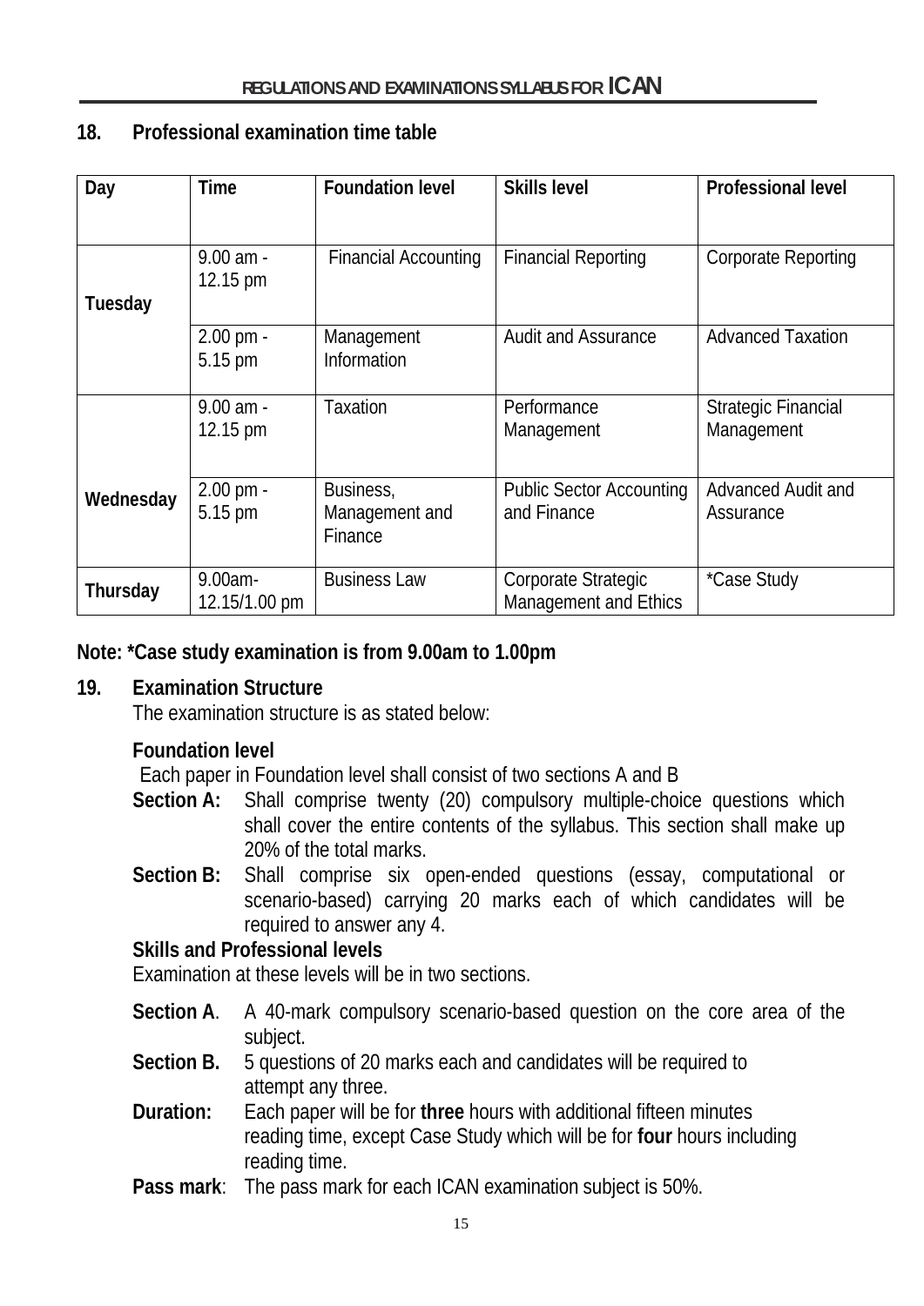## 18. Professional examination time table

| Day | Time | Foundation level | Skills level | Professional level |
|---|---|---|---|---|
| Tuesday | 9.00 am - 12.15 pm | Financial Accounting | Financial Reporting | Corporate Reporting |
| | 2.00 pm - 5.15 pm | Management Information | Audit and Assurance | Advanced Taxation |
| Wednesday | 9.00 am - 12.15 pm | Taxation | Performance Management | Strategic Financial Management |
| | 2.00 pm - 5.15 pm | Business, Management and Finance | Public Sector Accounting and Finance | Advanced Audit and Assurance |
| Thursday | 9.00am- 12.15/1.00 pm | Business Law | Corporate Strategic Management and Ethics | *Case Study |

**Note: *Case study examination is from 9.00am to 1.00pm**

## 19. Examination Structure

The examination structure is as stated below:

**Foundation level**

Each paper in Foundation level shall consist of two sections A and B

**Section A:** Shall comprise twenty (20) compulsory multiple-choice questions which shall cover the entire contents of the syllabus. This section shall make up 20% of the total marks.

**Section B:** Shall comprise six open-ended questions (essay, computational or scenario-based) carrying 20 marks each of which candidates will be required to answer any 4.

**Skills and Professional levels**

Examination at these levels will be in two sections.

**Section A**. A 40-mark compulsory scenario-based question on the core area of the subject.

**Section B.** 5 questions of 20 marks each and candidates will be required to attempt any three.

**Duration:** Each paper will be for **three** hours with additional fifteen minutes reading time, except Case Study which will be for **four** hours including reading time.

**Pass mark**: The pass mark for each ICAN examination subject is 50%.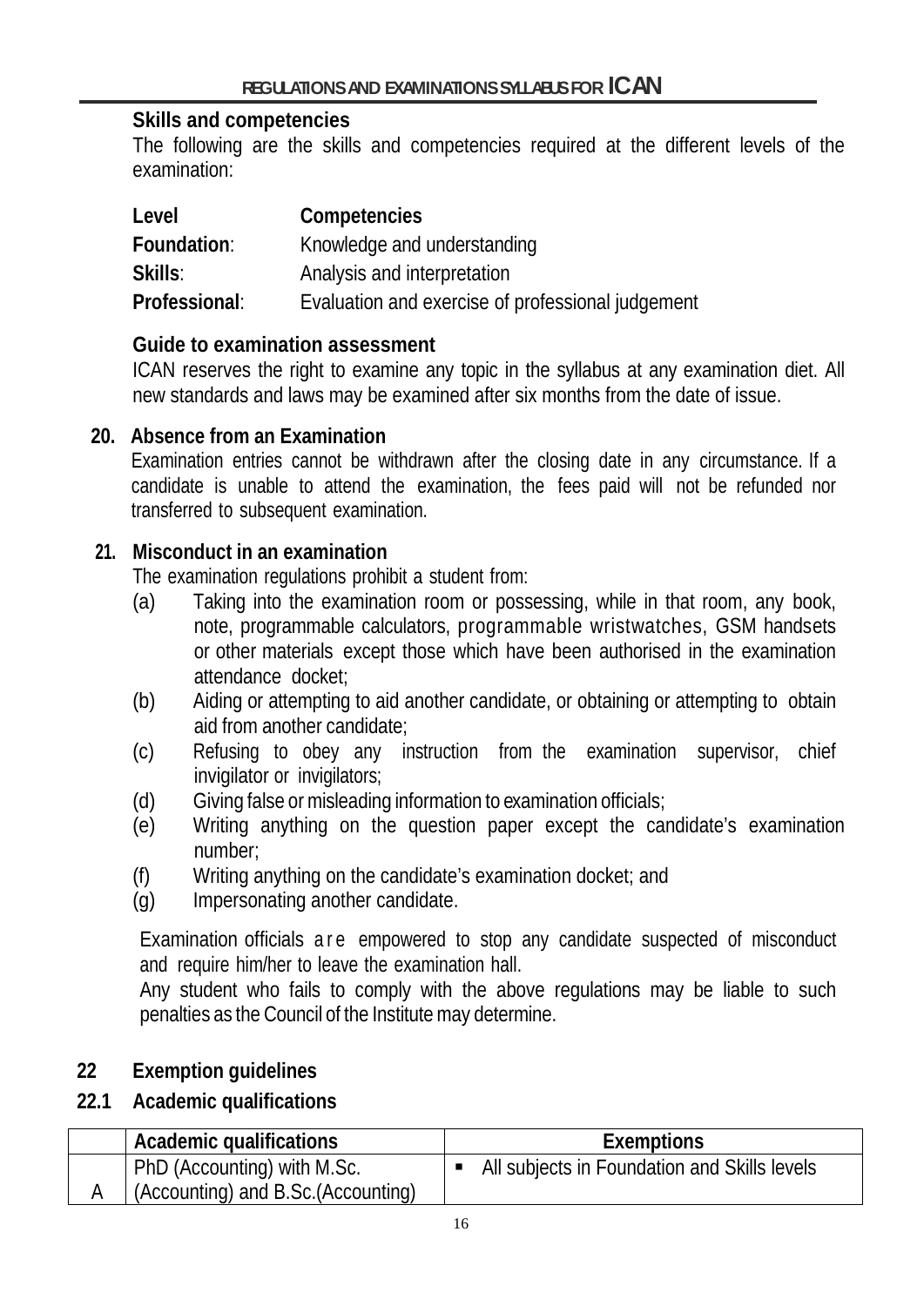### Skills and competencies

The following are the skills and competencies required at the different levels of the examination:

| Level | Competencies |
|---|---|
| **Foundation**: | Knowledge and understanding |
| **Skills**: | Analysis and interpretation |
| **Professional**: | Evaluation and exercise of professional judgement |

### Guide to examination assessment

ICAN reserves the right to examine any topic in the syllabus at any examination diet. All new standards and laws may be examined after six months from the date of issue.

## 20. Absence from an Examination

Examination entries cannot be withdrawn after the closing date in any circumstance. If a candidate is unable to attend the examination, the fees paid will not be refunded nor transferred to subsequent examination.

## 21. Misconduct in an examination

The examination regulations prohibit a student from:

(a) Taking into the examination room or possessing, while in that room, any book, note, programmable calculators, programmable wristwatches, GSM handsets or other materials except those which have been authorised in the examination attendance docket;

(b) Aiding or attempting to aid another candidate, or obtaining or attempting to obtain aid from another candidate;

(c) Refusing to obey any instruction from the examination supervisor, chief invigilator or invigilators;

(d) Giving false or misleading information to examination officials;

(e) Writing anything on the question paper except the candidate's examination number;

(f) Writing anything on the candidate's examination docket; and

(g) Impersonating another candidate.

Examination officials are empowered to stop any candidate suspected of misconduct and require him/her to leave the examination hall.

Any student who fails to comply with the above regulations may be liable to such penalties as the Council of the Institute may determine.

## 22 Exemption guidelines

### 22.1 Academic qualifications

| | Academic qualifications | Exemptions |
|---|---|---|
| A | PhD (Accounting) with M.Sc. (Accounting) and B.Sc.(Accounting) | ▪ All subjects in Foundation and Skills levels |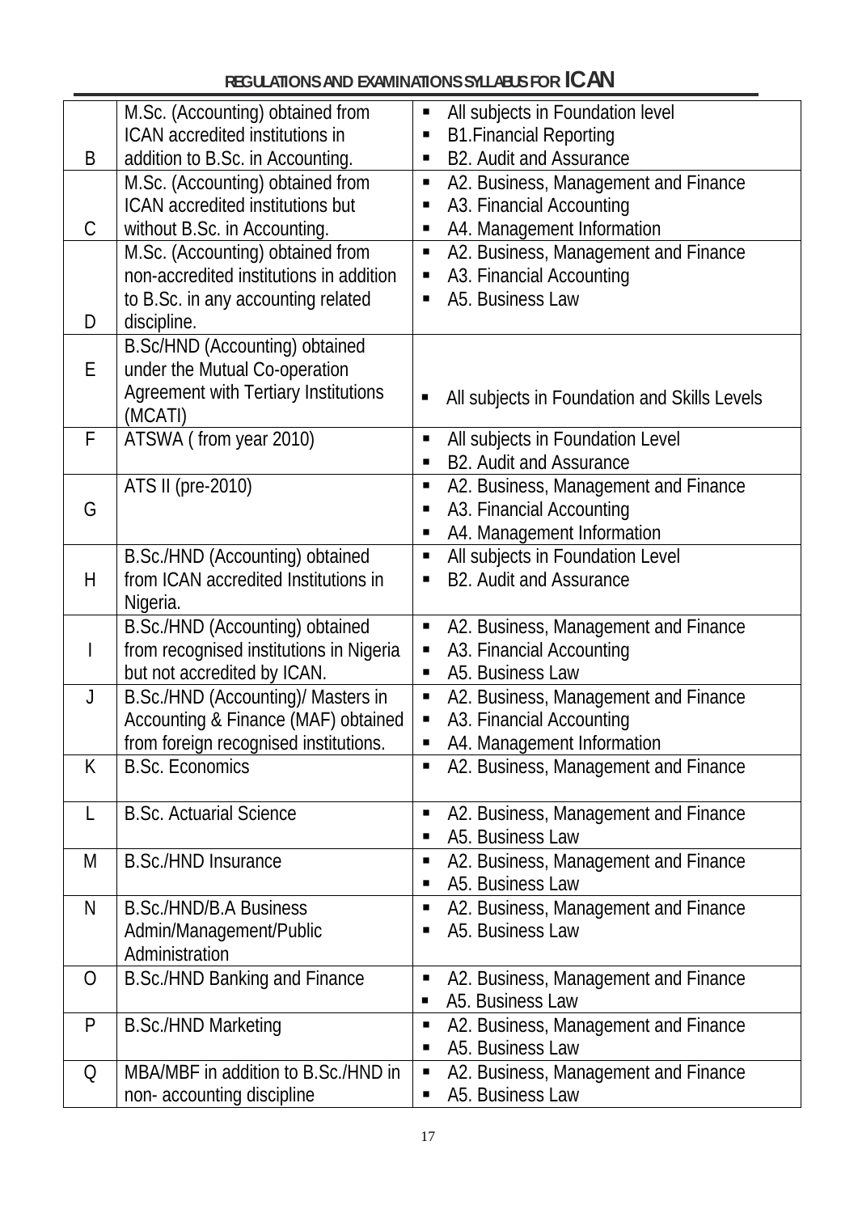| | | |
|---|---|---|
| B | M.Sc. (Accounting) obtained from ICAN accredited institutions in addition to B.Sc. in Accounting. | ▪ All subjects in Foundation level<br>▪ B1.Financial Reporting<br>▪ B2. Audit and Assurance |
| C | M.Sc. (Accounting) obtained from ICAN accredited institutions but without B.Sc. in Accounting. | ▪ A2. Business, Management and Finance<br>▪ A3. Financial Accounting<br>▪ A4. Management Information |
| D | M.Sc. (Accounting) obtained from non-accredited institutions in addition to B.Sc. in any accounting related discipline. | ▪ A2. Business, Management and Finance<br>▪ A3. Financial Accounting<br>▪ A5. Business Law |
| E | B.Sc/HND (Accounting) obtained under the Mutual Co-operation Agreement with Tertiary Institutions (MCATI) | ▪ All subjects in Foundation and Skills Levels |
| F | ATSWA ( from year 2010) | ▪ All subjects in Foundation Level<br>▪ B2. Audit and Assurance |
| G | ATS II (pre-2010) | ▪ A2. Business, Management and Finance<br>▪ A3. Financial Accounting<br>▪ A4. Management Information |
| H | B.Sc./HND (Accounting) obtained from ICAN accredited Institutions in Nigeria. | ▪ All subjects in Foundation Level<br>▪ B2. Audit and Assurance |
| I | B.Sc./HND (Accounting) obtained from recognised institutions in Nigeria but not accredited by ICAN. | ▪ A2. Business, Management and Finance<br>▪ A3. Financial Accounting<br>▪ A5. Business Law |
| J | B.Sc./HND (Accounting)/ Masters in Accounting & Finance (MAF) obtained from foreign recognised institutions. | ▪ A2. Business, Management and Finance<br>▪ A3. Financial Accounting<br>▪ A4. Management Information |
| K | B.Sc. Economics | ▪ A2. Business, Management and Finance |
| L | B.Sc. Actuarial Science | ▪ A2. Business, Management and Finance<br>▪ A5. Business Law |
| M | B.Sc./HND Insurance | ▪ A2. Business, Management and Finance<br>▪ A5. Business Law |
| N | B.Sc./HND/B.A Business Admin/Management/Public Administration | ▪ A2. Business, Management and Finance<br>▪ A5. Business Law |
| O | B.Sc./HND Banking and Finance | ▪ A2. Business, Management and Finance<br>▪ A5. Business Law |
| P | B.Sc./HND Marketing | ▪ A2. Business, Management and Finance<br>▪ A5. Business Law |
| Q | MBA/MBF in addition to B.Sc./HND in non- accounting discipline | ▪ A2. Business, Management and Finance<br>▪ A5. Business Law |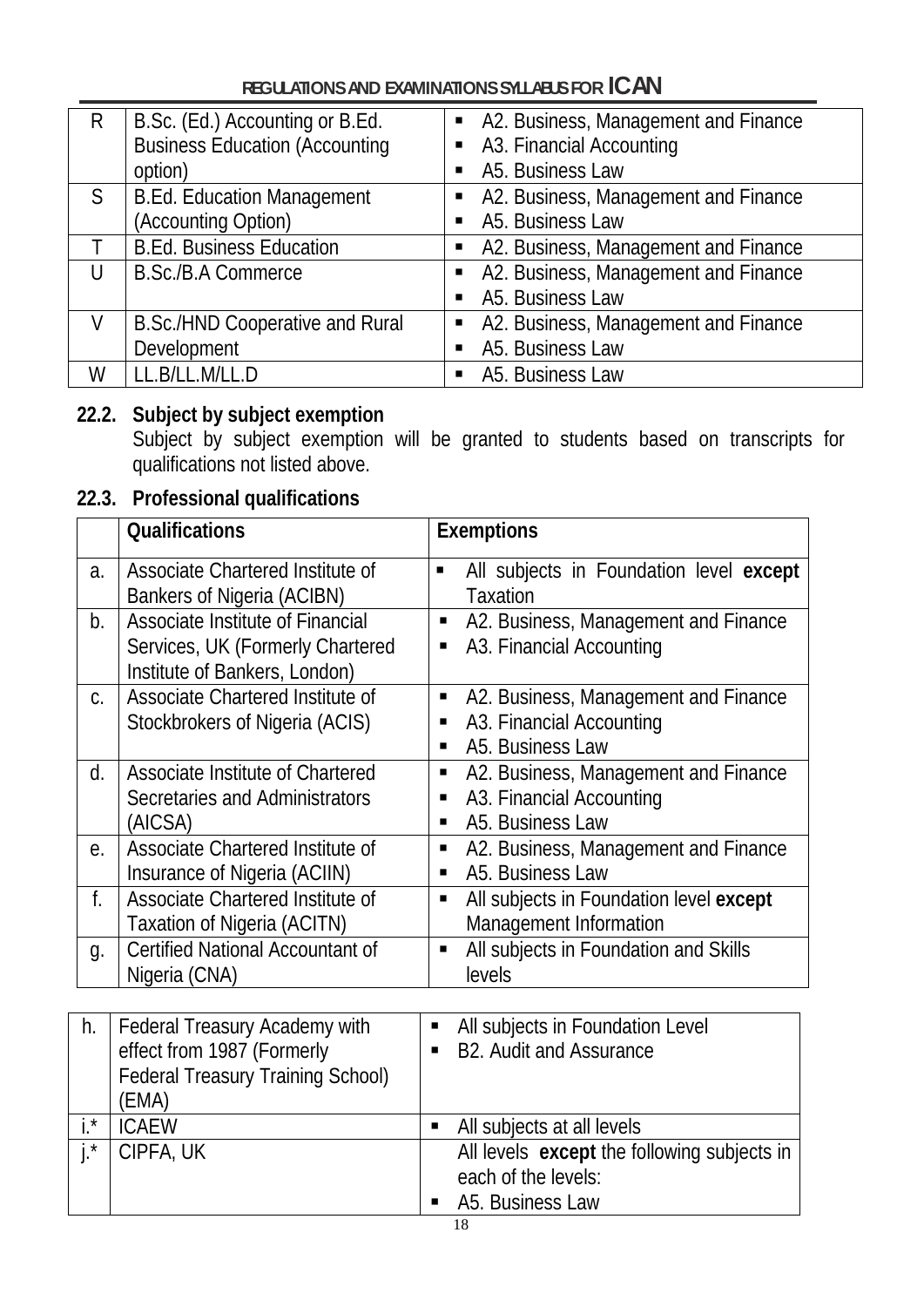| | | |
|---|---|---|
| R | B.Sc. (Ed.) Accounting or B.Ed. Business Education (Accounting option) | ▪ A2. Business, Management and Finance<br>▪ A3. Financial Accounting<br>▪ A5. Business Law |
| S | B.Ed. Education Management (Accounting Option) | ▪ A2. Business, Management and Finance<br>▪ A5. Business Law |
| T | B.Ed. Business Education | ▪ A2. Business, Management and Finance |
| U | B.Sc./B.A Commerce | ▪ A2. Business, Management and Finance<br>▪ A5. Business Law |
| V | B.Sc./HND Cooperative and Rural Development | ▪ A2. Business, Management and Finance<br>▪ A5. Business Law |
| W | LL.B/LL.M/LL.D | ▪ A5. Business Law |

**22.2. Subject by subject exemption**

Subject by subject exemption will be granted to students based on transcripts for qualifications not listed above.

**22.3. Professional qualifications**

| | Qualifications | Exemptions |
|---|---|---|
| a. | Associate Chartered Institute of Bankers of Nigeria (ACIBN) | ▪ All subjects in Foundation level **except** Taxation |
| b. | Associate Institute of Financial Services, UK (Formerly Chartered Institute of Bankers, London) | ▪ A2. Business, Management and Finance<br>▪ A3. Financial Accounting |
| c. | Associate Chartered Institute of Stockbrokers of Nigeria (ACIS) | ▪ A2. Business, Management and Finance<br>▪ A3. Financial Accounting<br>▪ A5. Business Law |
| d. | Associate Institute of Chartered Secretaries and Administrators (AICSA) | ▪ A2. Business, Management and Finance<br>▪ A3. Financial Accounting<br>▪ A5. Business Law |
| e. | Associate Chartered Institute of Insurance of Nigeria (ACIIN) | ▪ A2. Business, Management and Finance<br>▪ A5. Business Law |
| f. | Associate Chartered Institute of Taxation of Nigeria (ACITN) | ▪ All subjects in Foundation level **except** Management Information |
| g. | Certified National Accountant of Nigeria (CNA) | ▪ All subjects in Foundation and Skills levels |
| h. | Federal Treasury Academy with effect from 1987 (Formerly Federal Treasury Training School) (EMA) | ▪ All subjects in Foundation Level<br>▪ B2. Audit and Assurance |
| i.* | ICAEW | ▪ All subjects at all levels |
| j.* | CIPFA, UK | All levels **except** the following subjects in each of the levels:<br>▪ A5. Business Law |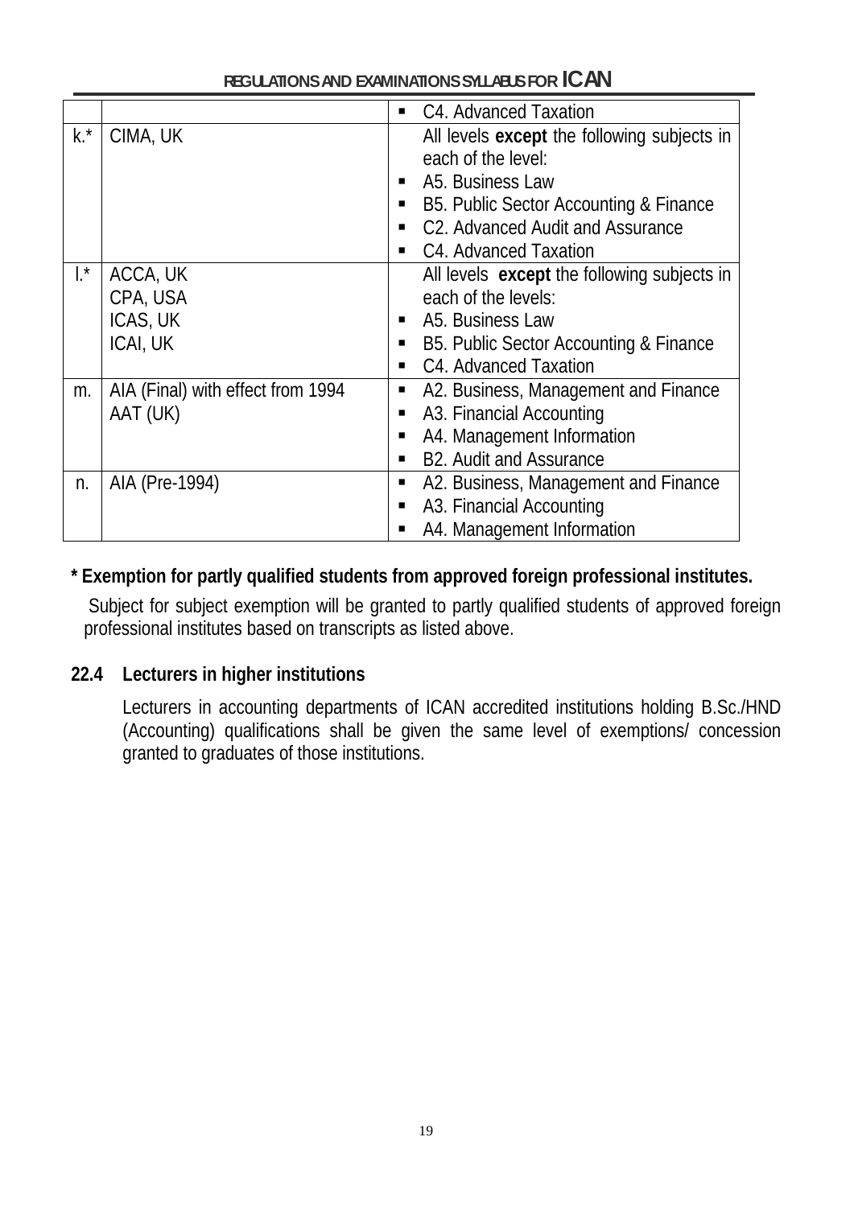| | | |
|---|---|---|
| | | ▪ C4. Advanced Taxation |
| k.* | CIMA, UK | All levels **except** the following subjects in each of the level:<br>▪ A5. Business Law<br>▪ B5. Public Sector Accounting & Finance<br>▪ C2. Advanced Audit and Assurance<br>▪ C4. Advanced Taxation |
| l.* | ACCA, UK<br>CPA, USA<br>ICAS, UK<br>ICAI, UK | All levels **except** the following subjects in each of the levels:<br>▪ A5. Business Law<br>▪ B5. Public Sector Accounting & Finance<br>▪ C4. Advanced Taxation |
| m. | AIA (Final) with effect from 1994<br>AAT (UK) | ▪ A2. Business, Management and Finance<br>▪ A3. Financial Accounting<br>▪ A4. Management Information<br>▪ B2. Audit and Assurance |
| n. | AIA (Pre-1994) | ▪ A2. Business, Management and Finance<br>▪ A3. Financial Accounting<br>▪ A4. Management Information |

**\* Exemption for partly qualified students from approved foreign professional institutes.**

Subject for subject exemption will be granted to partly qualified students of approved foreign professional institutes based on transcripts as listed above.

### 22.4 Lecturers in higher institutions

Lecturers in accounting departments of ICAN accredited institutions holding B.Sc./HND (Accounting) qualifications shall be given the same level of exemptions/ concession granted to graduates of those institutions.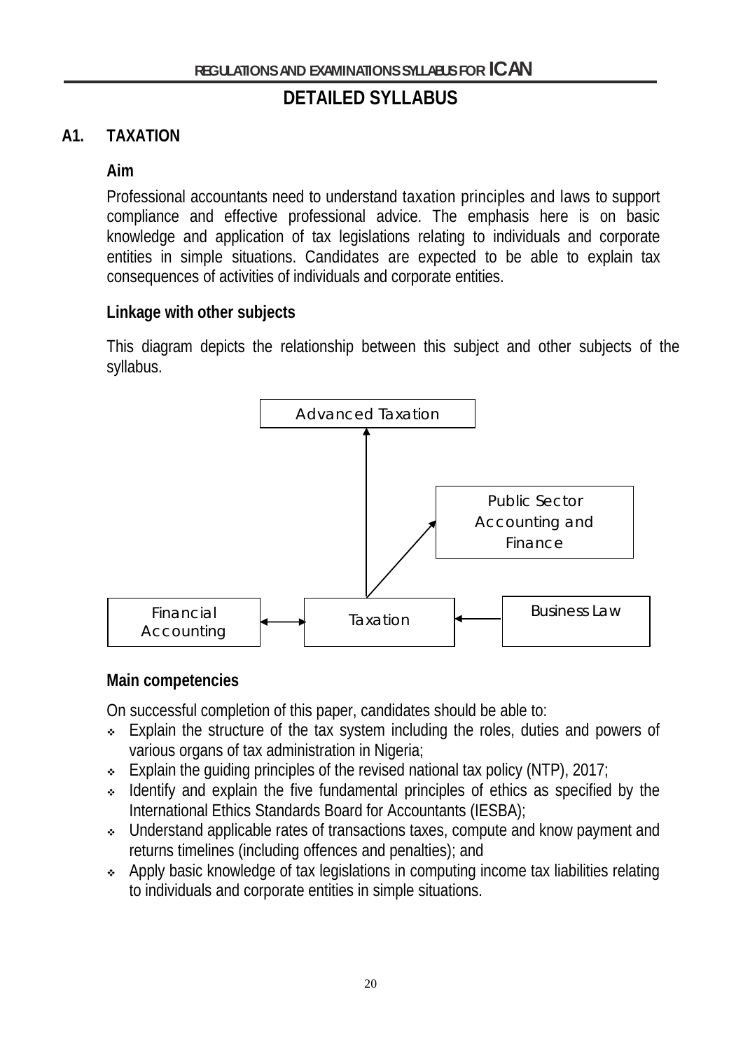# DETAILED SYLLABUS

## A1. TAXATION

### Aim

Professional accountants need to understand taxation principles and laws to support compliance and effective professional advice. The emphasis here is on basic knowledge and application of tax legislations relating to individuals and corporate entities in simple situations. Candidates are expected to be able to explain tax consequences of activities of individuals and corporate entities.

### Linkage with other subjects

This diagram depicts the relationship between this subject and other subjects of the syllabus.

Advanced Taxation

Public Sector Accounting and Finance

Financial Accounting ⟷ Taxation ⟵ Business Law

### Main competencies

On successful completion of this paper, candidates should be able to:

- Explain the structure of the tax system including the roles, duties and powers of various organs of tax administration in Nigeria;
- Explain the guiding principles of the revised national tax policy (NTP), 2017;
- Identify and explain the five fundamental principles of ethics as specified by the International Ethics Standards Board for Accountants (IESBA);
- Understand applicable rates of transactions taxes, compute and know payment and returns timelines (including offences and penalties); and
- Apply basic knowledge of tax legislations in computing income tax liabilities relating to individuals and corporate entities in simple situations.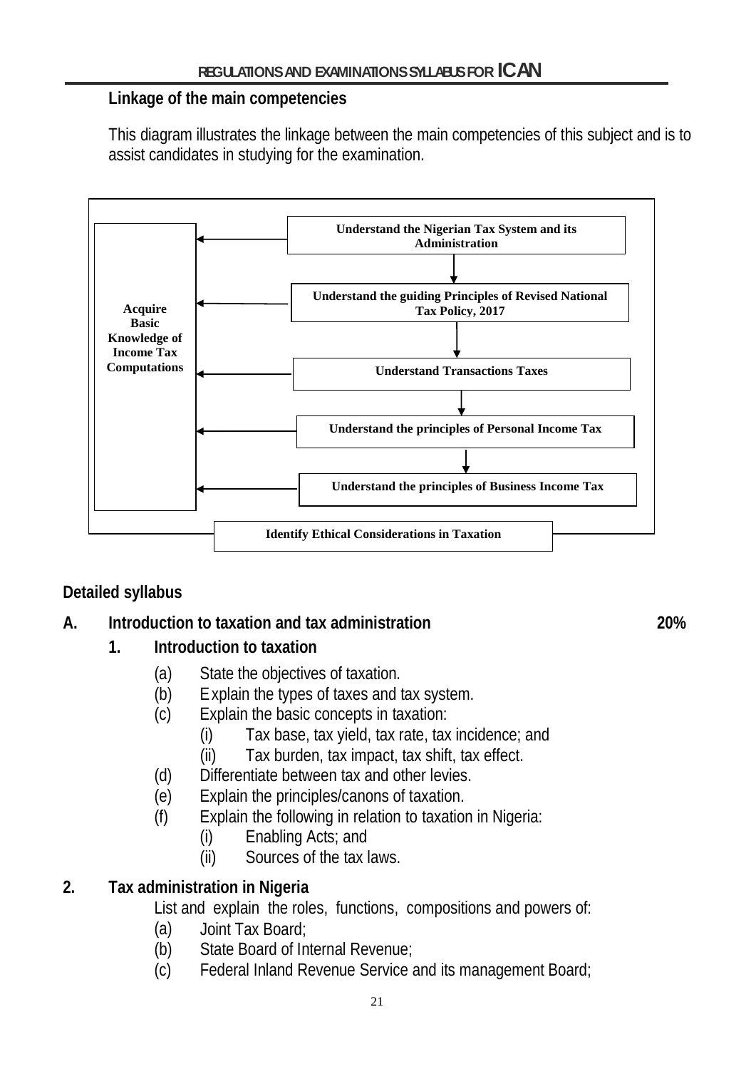**Linkage of the main competencies**

This diagram illustrates the linkage between the main competencies of this subject and is to assist candidates in studying for the examination.

- Understand the Nigerian Tax System and its Administration
- Understand the guiding Principles of Revised National Tax Policy, 2017
- Understand Transactions Taxes
- Understand the principles of Personal Income Tax
- Understand the principles of Business Income Tax

→ Acquire Basic Knowledge of Income Tax Computations

Identify Ethical Considerations in Taxation

## Detailed syllabus

### A. Introduction to taxation and tax administration — 20%

**1. Introduction to taxation**

(a) State the objectives of taxation.

(b) Explain the types of taxes and tax system.

(c) Explain the basic concepts in taxation:

- (i) Tax base, tax yield, tax rate, tax incidence; and
- (ii) Tax burden, tax impact, tax shift, tax effect.

(d) Differentiate between tax and other levies.

(e) Explain the principles/canons of taxation.

(f) Explain the following in relation to taxation in Nigeria:

- (i) Enabling Acts; and
- (ii) Sources of the tax laws.

**2. Tax administration in Nigeria**

List and explain the roles, functions, compositions and powers of:

(a) Joint Tax Board;

(b) State Board of Internal Revenue;

(c) Federal Inland Revenue Service and its management Board;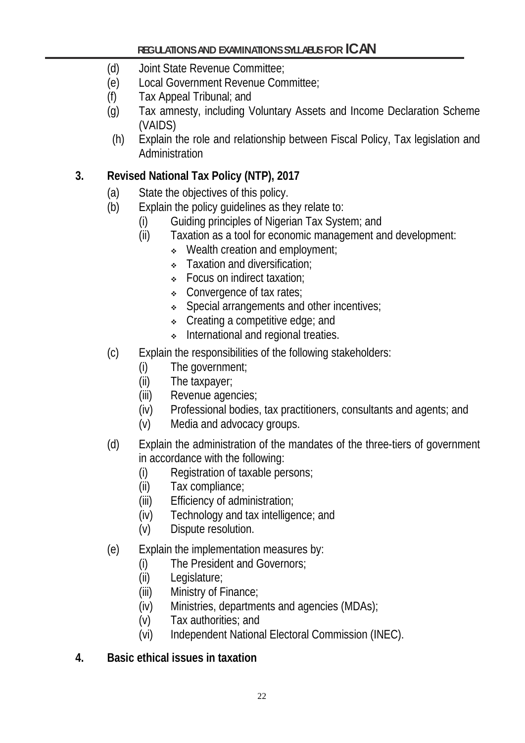(d) Joint State Revenue Committee;

(e) Local Government Revenue Committee;

(f) Tax Appeal Tribunal; and

(g) Tax amnesty, including Voluntary Assets and Income Declaration Scheme (VAIDS)

(h) Explain the role and relationship between Fiscal Policy, Tax legislation and Administration

**3. Revised National Tax Policy (NTP), 2017**

(a) State the objectives of this policy.

(b) Explain the policy guidelines as they relate to:

- (i) Guiding principles of Nigerian Tax System; and
- (ii) Taxation as a tool for economic management and development:
  - Wealth creation and employment;
  - Taxation and diversification;
  - Focus on indirect taxation;
  - Convergence of tax rates;
  - Special arrangements and other incentives;
  - Creating a competitive edge; and
  - International and regional treaties.

(c) Explain the responsibilities of the following stakeholders:

- (i) The government;
- (ii) The taxpayer;
- (iii) Revenue agencies;
- (iv) Professional bodies, tax practitioners, consultants and agents; and
- (v) Media and advocacy groups.

(d) Explain the administration of the mandates of the three-tiers of government in accordance with the following:

- (i) Registration of taxable persons;
- (ii) Tax compliance;
- (iii) Efficiency of administration;
- (iv) Technology and tax intelligence; and
- (v) Dispute resolution.

(e) Explain the implementation measures by:

- (i) The President and Governors;
- (ii) Legislature;
- (iii) Ministry of Finance;
- (iv) Ministries, departments and agencies (MDAs);
- (v) Tax authorities; and
- (vi) Independent National Electoral Commission (INEC).

**4. Basic ethical issues in taxation**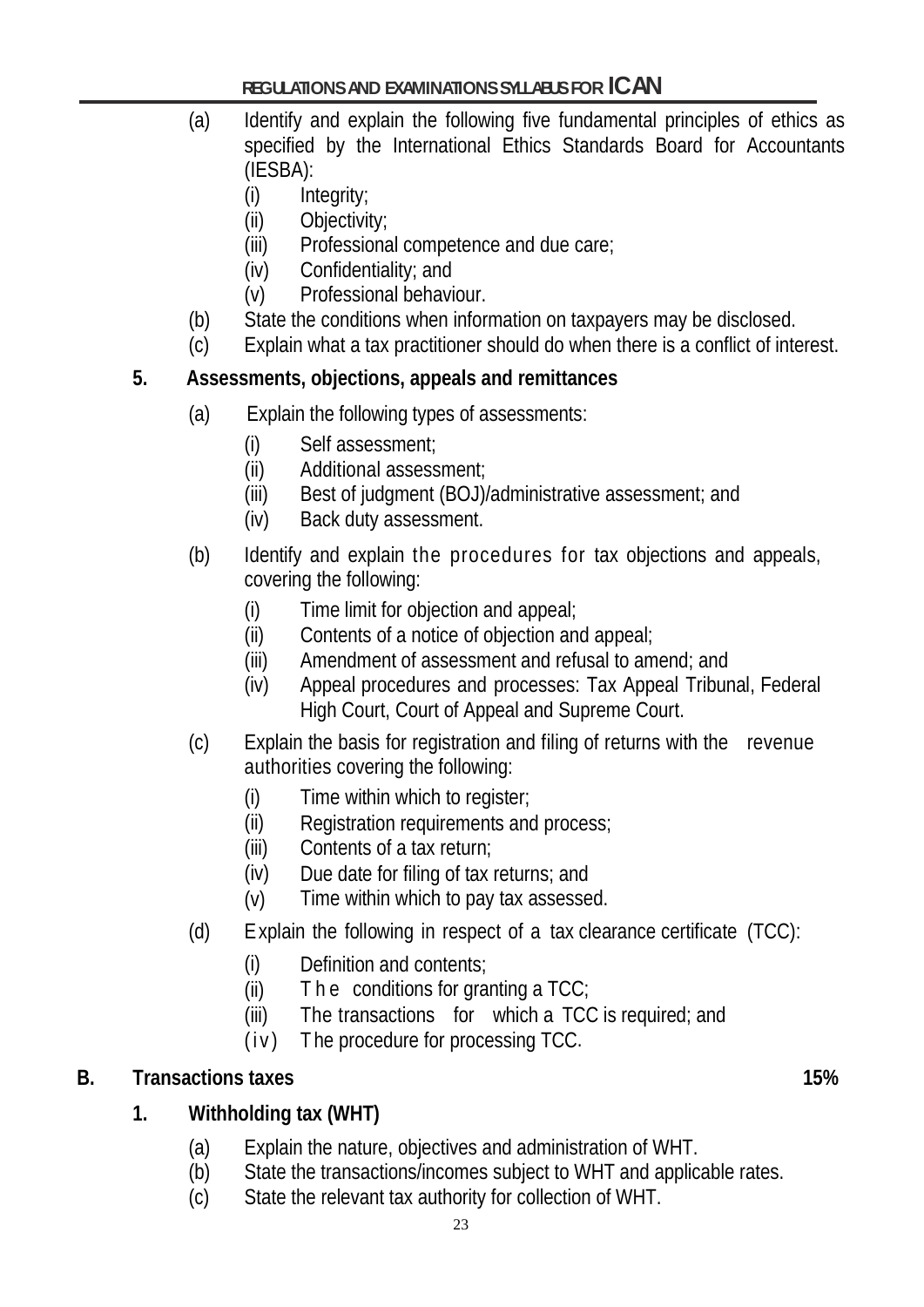(a) Identify and explain the following five fundamental principles of ethics as specified by the International Ethics Standards Board for Accountants (IESBA):
   (i) Integrity;
   (ii) Objectivity;
   (iii) Professional competence and due care;
   (iv) Confidentiality; and
   (v) Professional behaviour.

(b) State the conditions when information on taxpayers may be disclosed.

(c) Explain what a tax practitioner should do when there is a conflict of interest.

**5. Assessments, objections, appeals and remittances**

(a) Explain the following types of assessments:
   (i) Self assessment;
   (ii) Additional assessment;
   (iii) Best of judgment (BOJ)/administrative assessment; and
   (iv) Back duty assessment.

(b) Identify and explain the procedures for tax objections and appeals, covering the following:
   (i) Time limit for objection and appeal;
   (ii) Contents of a notice of objection and appeal;
   (iii) Amendment of assessment and refusal to amend; and
   (iv) Appeal procedures and processes: Tax Appeal Tribunal, Federal High Court, Court of Appeal and Supreme Court.

(c) Explain the basis for registration and filing of returns with the revenue authorities covering the following:
   (i) Time within which to register;
   (ii) Registration requirements and process;
   (iii) Contents of a tax return;
   (iv) Due date for filing of tax returns; and
   (v) Time within which to pay tax assessed.

(d) Explain the following in respect of a tax clearance certificate (TCC):
   (i) Definition and contents;
   (ii) The conditions for granting a TCC;
   (iii) The transactions for which a TCC is required; and
   (iv) The procedure for processing TCC.

## B. Transactions taxes — 15%

**1. Withholding tax (WHT)**

(a) Explain the nature, objectives and administration of WHT.

(b) State the transactions/incomes subject to WHT and applicable rates.

(c) State the relevant tax authority for collection of WHT.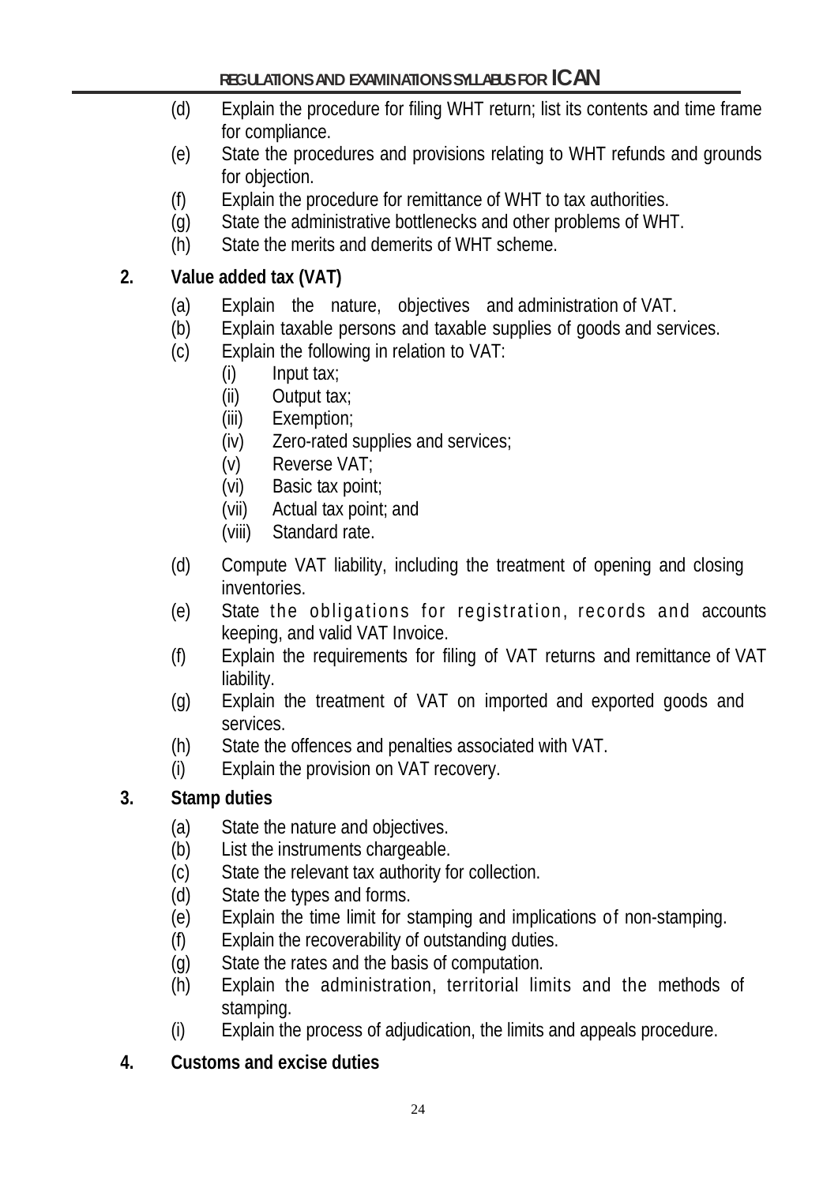(d) Explain the procedure for filing WHT return; list its contents and time frame for compliance.

(e) State the procedures and provisions relating to WHT refunds and grounds for objection.

(f) Explain the procedure for remittance of WHT to tax authorities.

(g) State the administrative bottlenecks and other problems of WHT.

(h) State the merits and demerits of WHT scheme.

**2. Value added tax (VAT)**

(a) Explain the nature, objectives and administration of VAT.

(b) Explain taxable persons and taxable supplies of goods and services.

(c) Explain the following in relation to VAT:

  (i) Input tax;

  (ii) Output tax;

  (iii) Exemption;

  (iv) Zero-rated supplies and services;

  (v) Reverse VAT;

  (vi) Basic tax point;

  (vii) Actual tax point; and

  (viii) Standard rate.

(d) Compute VAT liability, including the treatment of opening and closing inventories.

(e) State the obligations for registration, records and accounts keeping, and valid VAT Invoice.

(f) Explain the requirements for filing of VAT returns and remittance of VAT liability.

(g) Explain the treatment of VAT on imported and exported goods and services.

(h) State the offences and penalties associated with VAT.

(i) Explain the provision on VAT recovery.

**3. Stamp duties**

(a) State the nature and objectives.

(b) List the instruments chargeable.

(c) State the relevant tax authority for collection.

(d) State the types and forms.

(e) Explain the time limit for stamping and implications of non-stamping.

(f) Explain the recoverability of outstanding duties.

(g) State the rates and the basis of computation.

(h) Explain the administration, territorial limits and the methods of stamping.

(i) Explain the process of adjudication, the limits and appeals procedure.

**4. Customs and excise duties**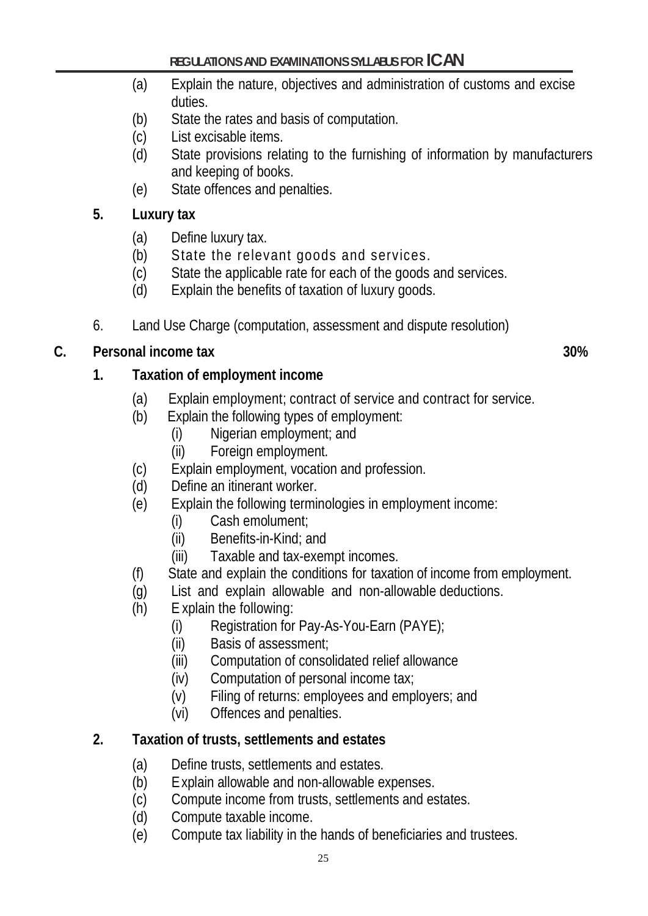(a) Explain the nature, objectives and administration of customs and excise duties.
(b) State the rates and basis of computation.
(c) List excisable items.
(d) State provisions relating to the furnishing of information by manufacturers and keeping of books.
(e) State offences and penalties.

**5. Luxury tax**

(a) Define luxury tax.
(b) State the relevant goods and services.
(c) State the applicable rate for each of the goods and services.
(d) Explain the benefits of taxation of luxury goods.

6. Land Use Charge (computation, assessment and dispute resolution)

## C. Personal income tax 30%

**1. Taxation of employment income**

(a) Explain employment; contract of service and contract for service.
(b) Explain the following types of employment:
   (i) Nigerian employment; and
   (ii) Foreign employment.
(c) Explain employment, vocation and profession.
(d) Define an itinerant worker.
(e) Explain the following terminologies in employment income:
   (i) Cash emolument;
   (ii) Benefits-in-Kind; and
   (iii) Taxable and tax-exempt incomes.
(f) State and explain the conditions for taxation of income from employment.
(g) List and explain allowable and non-allowable deductions.
(h) Explain the following:
   (i) Registration for Pay-As-You-Earn (PAYE);
   (ii) Basis of assessment;
   (iii) Computation of consolidated relief allowance
   (iv) Computation of personal income tax;
   (v) Filing of returns: employees and employers; and
   (vi) Offences and penalties.

**2. Taxation of trusts, settlements and estates**

(a) Define trusts, settlements and estates.
(b) Explain allowable and non-allowable expenses.
(c) Compute income from trusts, settlements and estates.
(d) Compute taxable income.
(e) Compute tax liability in the hands of beneficiaries and trustees.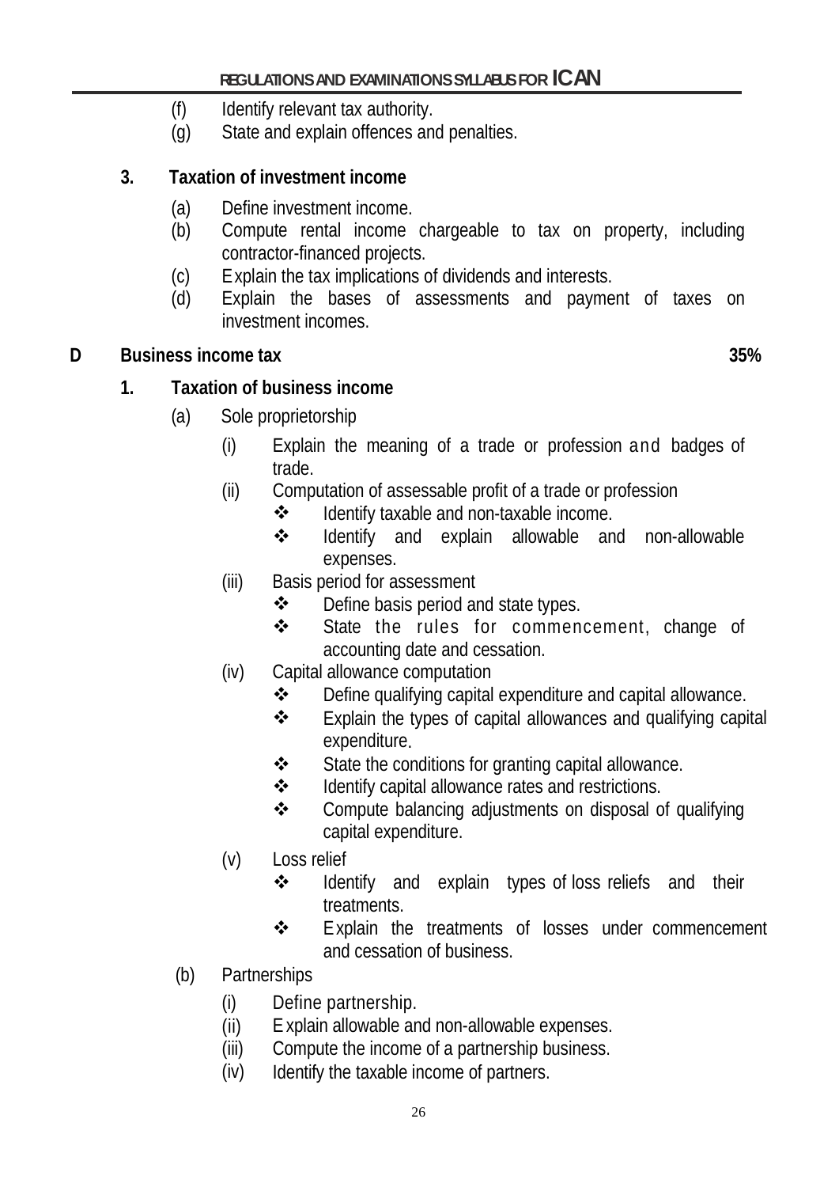(f) Identify relevant tax authority.
(g) State and explain offences and penalties.

**3. Taxation of investment income**

(a) Define investment income.
(b) Compute rental income chargeable to tax on property, including contractor-financed projects.
(c) Explain the tax implications of dividends and interests.
(d) Explain the bases of assessments and payment of taxes on investment incomes.

## D Business income tax 35%

**1. Taxation of business income**

(a) Sole proprietorship

(i) Explain the meaning of a trade or profession and badges of trade.

(ii) Computation of assessable profit of a trade or profession
- ❖ Identify taxable and non-taxable income.
- ❖ Identify and explain allowable and non-allowable expenses.

(iii) Basis period for assessment
- ❖ Define basis period and state types.
- ❖ State the rules for commencement, change of accounting date and cessation.

(iv) Capital allowance computation
- ❖ Define qualifying capital expenditure and capital allowance.
- ❖ Explain the types of capital allowances and qualifying capital expenditure.
- ❖ State the conditions for granting capital allowance.
- ❖ Identify capital allowance rates and restrictions.
- ❖ Compute balancing adjustments on disposal of qualifying capital expenditure.

(v) Loss relief
- ❖ Identify and explain types of loss reliefs and their treatments.
- ❖ Explain the treatments of losses under commencement and cessation of business.

(b) Partnerships

(i) Define partnership.
(ii) Explain allowable and non-allowable expenses.
(iii) Compute the income of a partnership business.
(iv) Identify the taxable income of partners.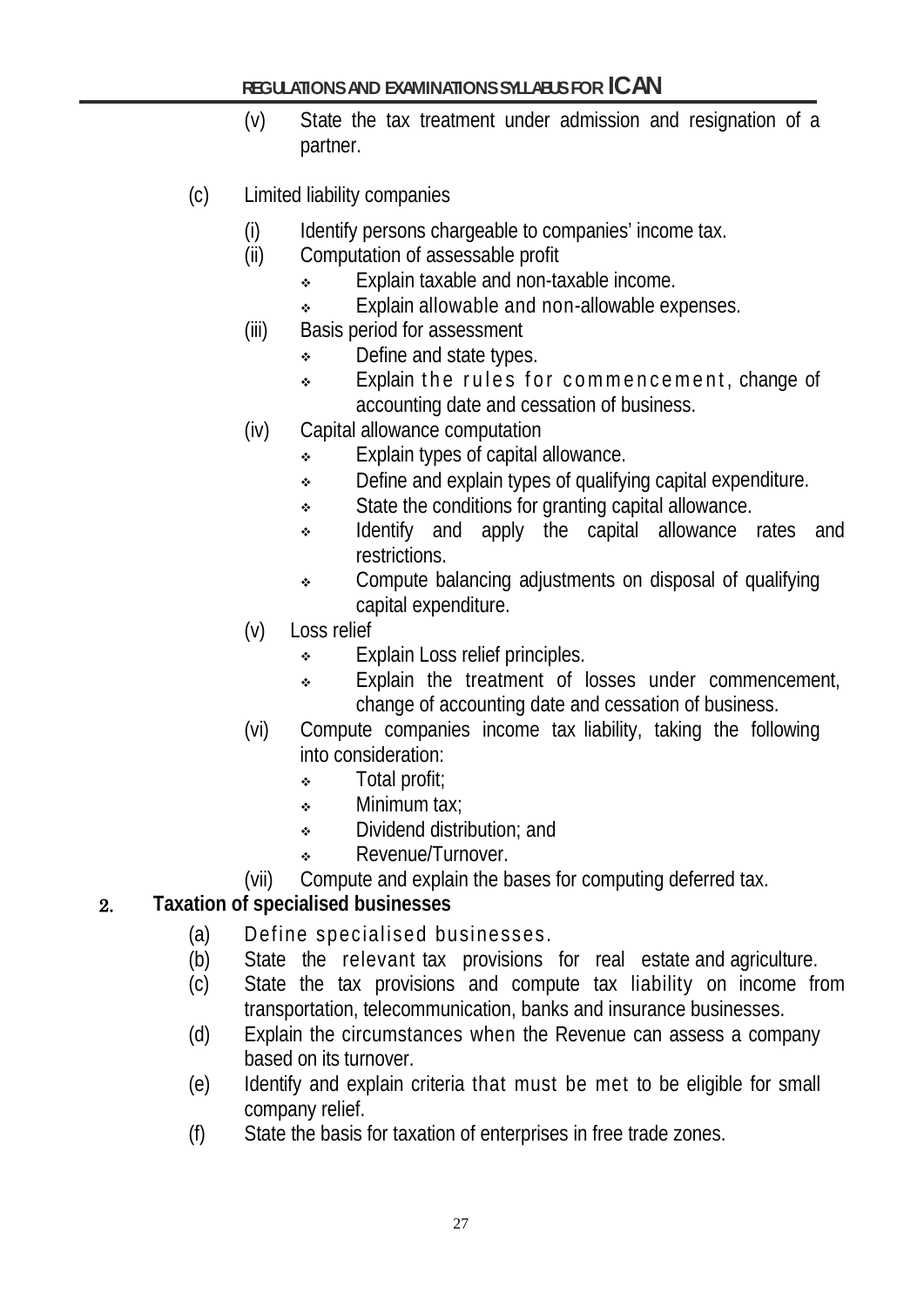(v) State the tax treatment under admission and resignation of a partner.

(c) Limited liability companies

(i) Identify persons chargeable to companies' income tax.

(ii) Computation of assessable profit
- Explain taxable and non-taxable income.
- Explain allowable and non-allowable expenses.

(iii) Basis period for assessment
- Define and state types.
- Explain the rules for commencement, change of accounting date and cessation of business.

(iv) Capital allowance computation
- Explain types of capital allowance.
- Define and explain types of qualifying capital expenditure.
- State the conditions for granting capital allowance.
- Identify and apply the capital allowance rates and restrictions.
- Compute balancing adjustments on disposal of qualifying capital expenditure.

(v) Loss relief
- Explain Loss relief principles.
- Explain the treatment of losses under commencement, change of accounting date and cessation of business.

(vi) Compute companies income tax liability, taking the following into consideration:
- Total profit;
- Minimum tax;
- Dividend distribution; and
- Revenue/Turnover.

(vii) Compute and explain the bases for computing deferred tax.

**2. Taxation of specialised businesses**

(a) Define specialised businesses.

(b) State the relevant tax provisions for real estate and agriculture.

(c) State the tax provisions and compute tax liability on income from transportation, telecommunication, banks and insurance businesses.

(d) Explain the circumstances when the Revenue can assess a company based on its turnover.

(e) Identify and explain criteria that must be met to be eligible for small company relief.

(f) State the basis for taxation of enterprises in free trade zones.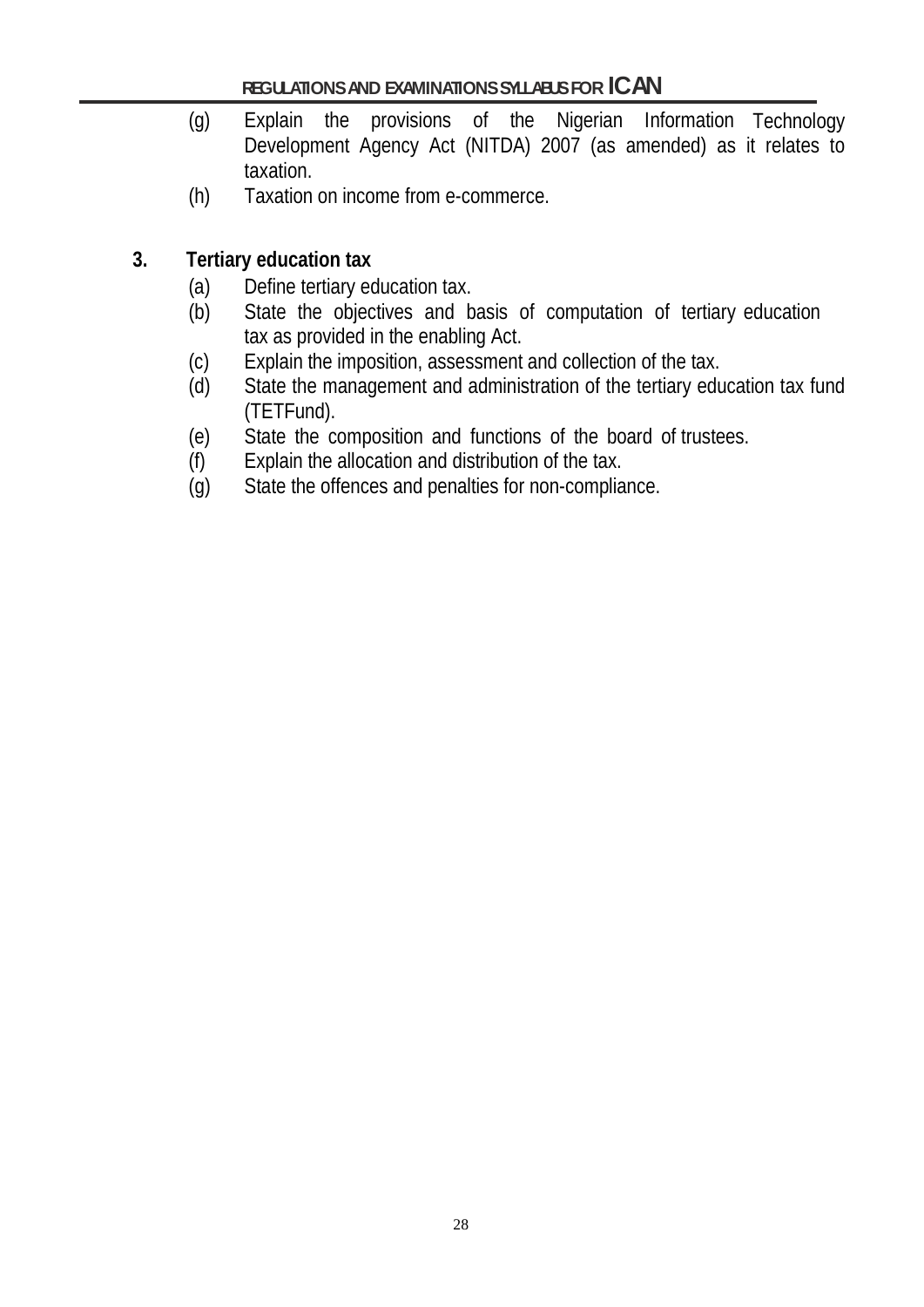(g) Explain the provisions of the Nigerian Information Technology Development Agency Act (NITDA) 2007 (as amended) as it relates to taxation.

(h) Taxation on income from e-commerce.

**3. Tertiary education tax**

(a) Define tertiary education tax.

(b) State the objectives and basis of computation of tertiary education tax as provided in the enabling Act.

(c) Explain the imposition, assessment and collection of the tax.

(d) State the management and administration of the tertiary education tax fund (TETFund).

(e) State the composition and functions of the board of trustees.

(f) Explain the allocation and distribution of the tax.

(g) State the offences and penalties for non-compliance.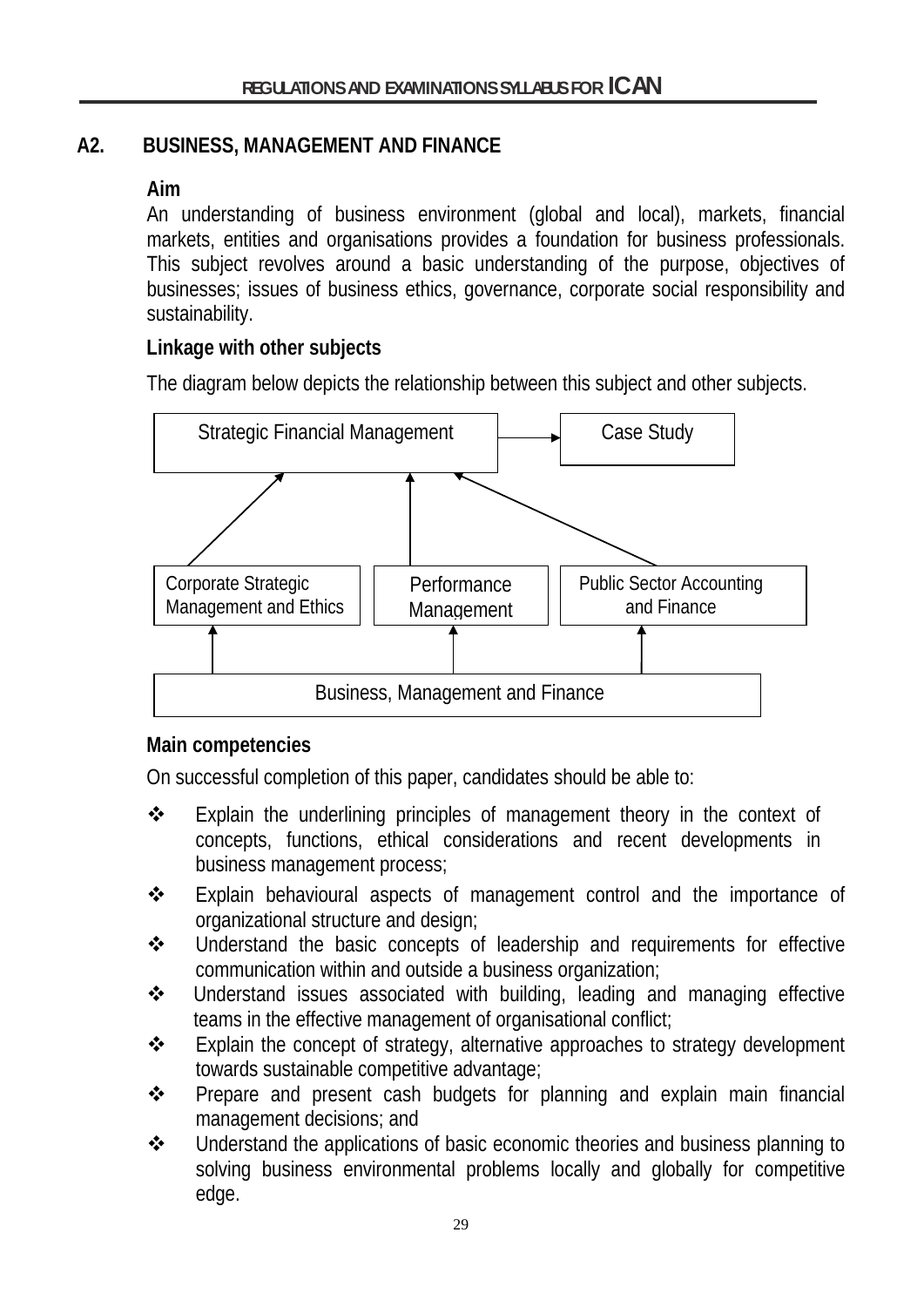## A2. BUSINESS, MANAGEMENT AND FINANCE

### Aim

An understanding of business environment (global and local), markets, financial markets, entities and organisations provides a foundation for business professionals. This subject revolves around a basic understanding of the purpose, objectives of businesses; issues of business ethics, governance, corporate social responsibility and sustainability.

### Linkage with other subjects

The diagram below depicts the relationship between this subject and other subjects.

Strategic Financial Management → Case Study

Corporate Strategic Management and Ethics → Strategic Financial Management

Performance Management → Strategic Financial Management

Public Sector Accounting and Finance → Strategic Financial Management

Business, Management and Finance → Corporate Strategic Management and Ethics; Performance Management; Public Sector Accounting and Finance

### Main competencies

On successful completion of this paper, candidates should be able to:

- Explain the underlining principles of management theory in the context of concepts, functions, ethical considerations and recent developments in business management process;
- Explain behavioural aspects of management control and the importance of organizational structure and design;
- Understand the basic concepts of leadership and requirements for effective communication within and outside a business organization;
- Understand issues associated with building, leading and managing effective teams in the effective management of organisational conflict;
- Explain the concept of strategy, alternative approaches to strategy development towards sustainable competitive advantage;
- Prepare and present cash budgets for planning and explain main financial management decisions; and
- Understand the applications of basic economic theories and business planning to solving business environmental problems locally and globally for competitive edge.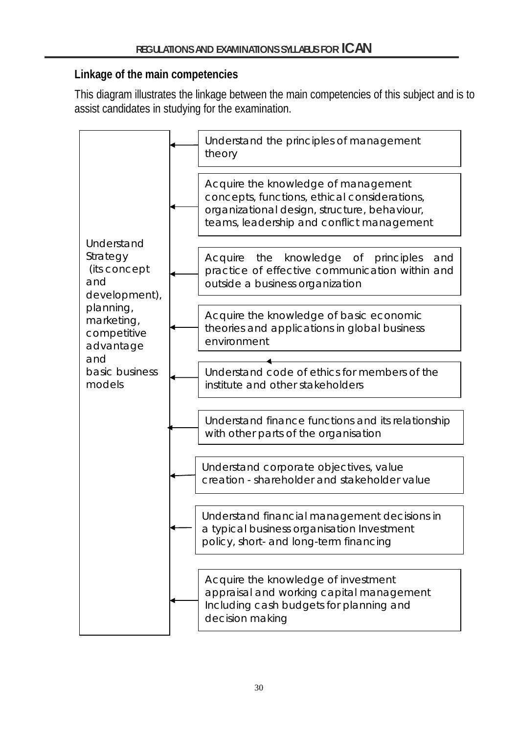## Linkage of the main competencies

This diagram illustrates the linkage between the main competencies of this subject and is to assist candidates in studying for the examination.

**Understand Strategy (its concept and development), planning, marketing, competitive advantage and basic business models**

- Understand the principles of management theory
- Acquire the knowledge of management concepts, functions, ethical considerations, organizational design, structure, behaviour, teams, leadership and conflict management
- Acquire the knowledge of principles and practice of effective communication within and outside a business organization
- Acquire the knowledge of basic economic theories and applications in global business environment
- Understand code of ethics for members of the institute and other stakeholders
- Understand finance functions and its relationship with other parts of the organisation
- Understand corporate objectives, value creation - shareholder and stakeholder value
- Understand financial management decisions in a typical business organisation Investment policy, short- and long-term financing
- Acquire the knowledge of investment appraisal and working capital management Including cash budgets for planning and decision making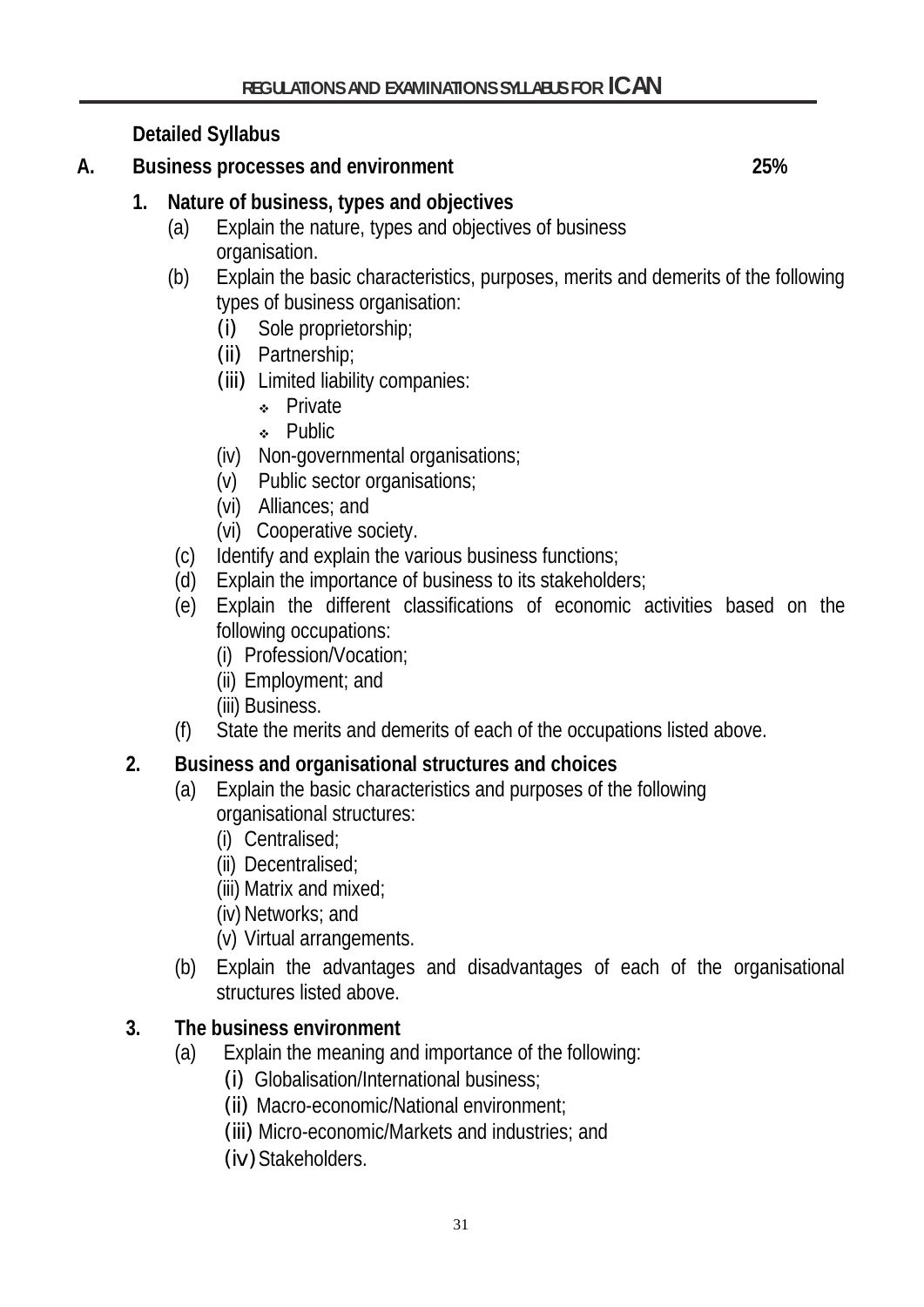**Detailed Syllabus**

**A. Business processes and environment 25%**

**1. Nature of business, types and objectives**

(a) Explain the nature, types and objectives of business organisation.

(b) Explain the basic characteristics, purposes, merits and demerits of the following types of business organisation:

(i) Sole proprietorship;

(ii) Partnership;

(iii) Limited liability companies:

- Private
- Public

(iv) Non-governmental organisations;

(v) Public sector organisations;

(vi) Alliances; and

(vi) Cooperative society.

(c) Identify and explain the various business functions;

(d) Explain the importance of business to its stakeholders;

(e) Explain the different classifications of economic activities based on the following occupations:

(i) Profession/Vocation;

(ii) Employment; and

(iii) Business.

(f) State the merits and demerits of each of the occupations listed above.

**2. Business and organisational structures and choices**

(a) Explain the basic characteristics and purposes of the following organisational structures:

(i) Centralised;

(ii) Decentralised;

(iii) Matrix and mixed;

(iv) Networks; and

(v) Virtual arrangements.

(b) Explain the advantages and disadvantages of each of the organisational structures listed above.

**3. The business environment**

(a) Explain the meaning and importance of the following:

(i) Globalisation/International business;

(ii) Macro-economic/National environment;

(iii) Micro-economic/Markets and industries; and

(iv) Stakeholders.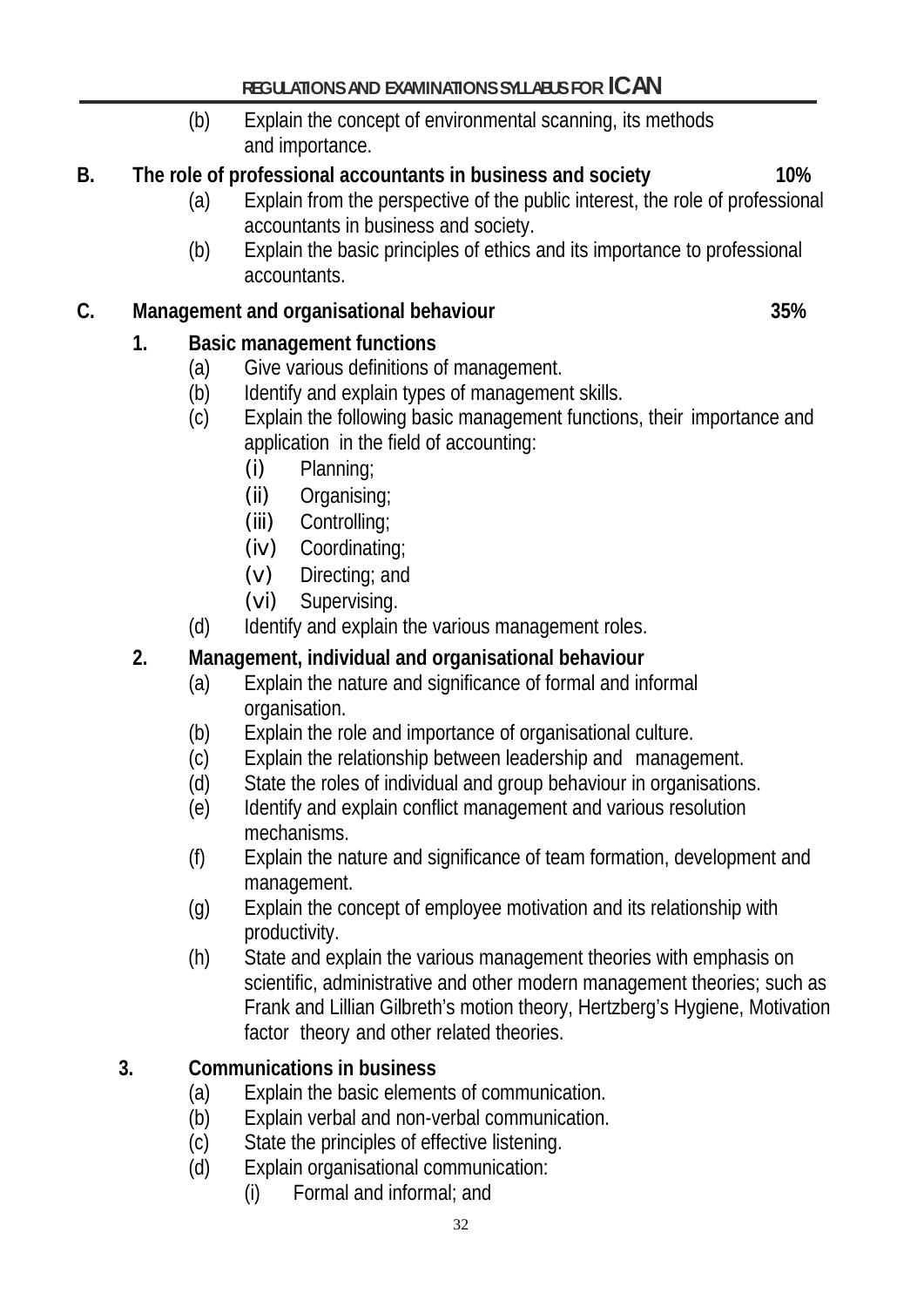(b) Explain the concept of environmental scanning, its methods and importance.

## B. The role of professional accountants in business and society 10%

(a) Explain from the perspective of the public interest, the role of professional accountants in business and society.

(b) Explain the basic principles of ethics and its importance to professional accountants.

## C. Management and organisational behaviour 35%

### 1. Basic management functions

(a) Give various definitions of management.

(b) Identify and explain types of management skills.

(c) Explain the following basic management functions, their importance and application in the field of accounting:

- (i) Planning;
- (ii) Organising;
- (iii) Controlling;
- (iv) Coordinating;
- (v) Directing; and
- (vi) Supervising.

(d) Identify and explain the various management roles.

### 2. Management, individual and organisational behaviour

(a) Explain the nature and significance of formal and informal organisation.

(b) Explain the role and importance of organisational culture.

(c) Explain the relationship between leadership and management.

(d) State the roles of individual and group behaviour in organisations.

(e) Identify and explain conflict management and various resolution mechanisms.

(f) Explain the nature and significance of team formation, development and management.

(g) Explain the concept of employee motivation and its relationship with productivity.

(h) State and explain the various management theories with emphasis on scientific, administrative and other modern management theories; such as Frank and Lillian Gilbreth's motion theory, Hertzberg's Hygiene, Motivation factor theory and other related theories.

### 3. Communications in business

(a) Explain the basic elements of communication.

(b) Explain verbal and non-verbal communication.

(c) State the principles of effective listening.

(d) Explain organisational communication:

- (i) Formal and informal; and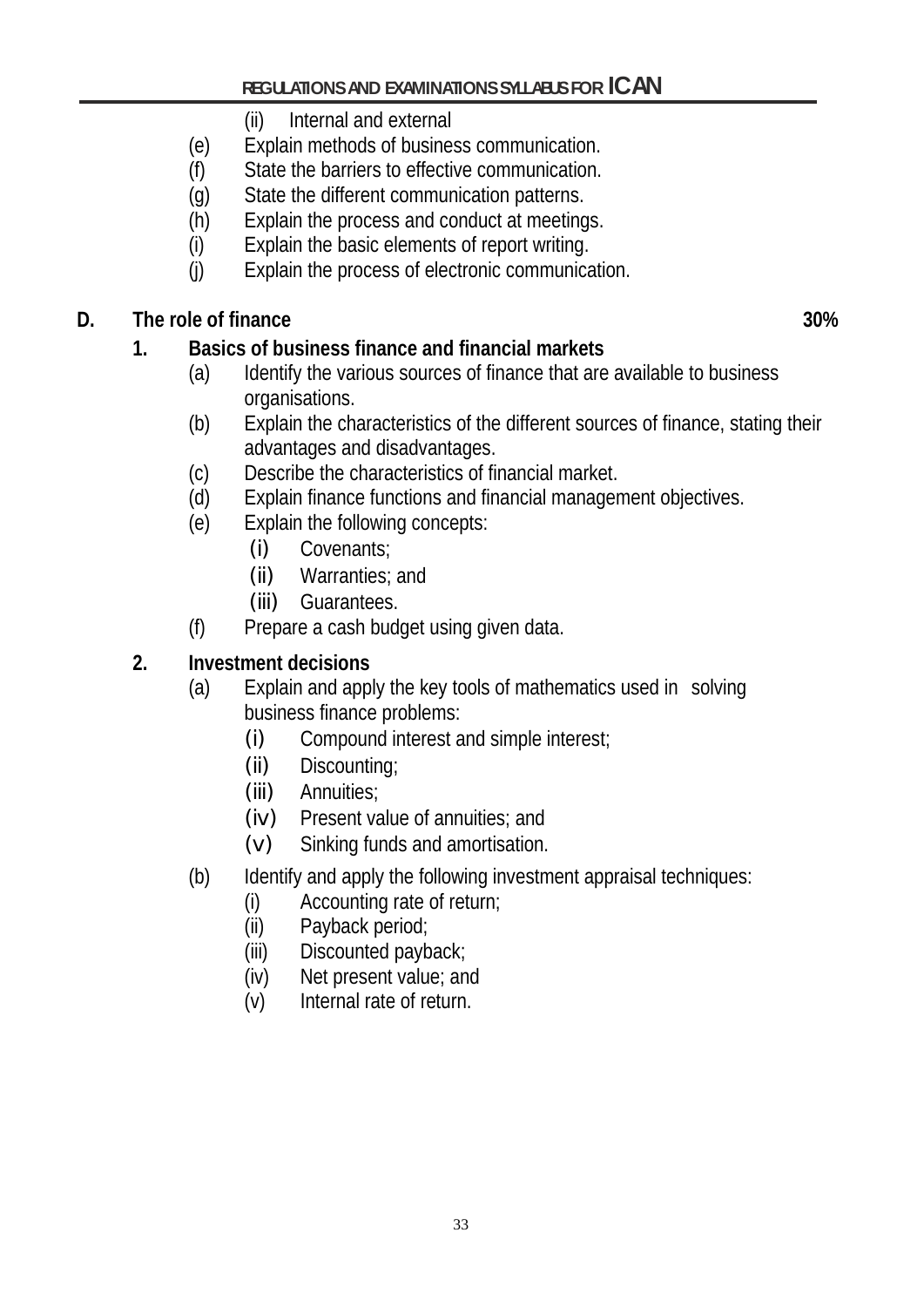(ii) Internal and external

(e) Explain methods of business communication.

(f) State the barriers to effective communication.

(g) State the different communication patterns.

(h) Explain the process and conduct at meetings.

(i) Explain the basic elements of report writing.

(j) Explain the process of electronic communication.

## D. The role of finance 30%

### 1. Basics of business finance and financial markets

(a) Identify the various sources of finance that are available to business organisations.

(b) Explain the characteristics of the different sources of finance, stating their advantages and disadvantages.

(c) Describe the characteristics of financial market.

(d) Explain finance functions and financial management objectives.

(e) Explain the following concepts:

- (i) Covenants;
- (ii) Warranties; and
- (iii) Guarantees.

(f) Prepare a cash budget using given data.

### 2. Investment decisions

(a) Explain and apply the key tools of mathematics used in solving business finance problems:

- (i) Compound interest and simple interest;
- (ii) Discounting;
- (iii) Annuities;
- (iv) Present value of annuities; and
- (v) Sinking funds and amortisation.

(b) Identify and apply the following investment appraisal techniques:

- (i) Accounting rate of return;
- (ii) Payback period;
- (iii) Discounted payback;
- (iv) Net present value; and
- (v) Internal rate of return.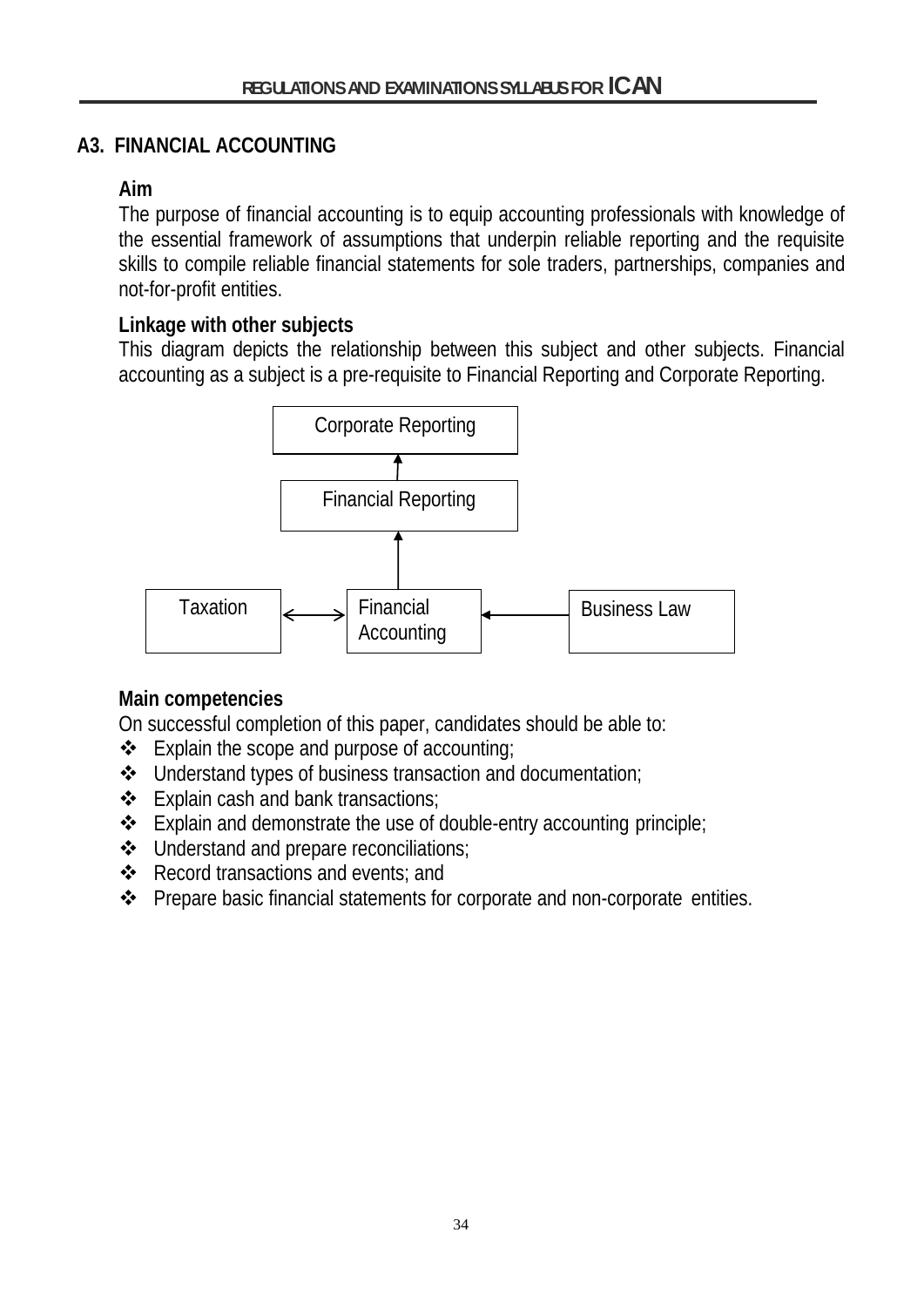## A3. FINANCIAL ACCOUNTING

### Aim

The purpose of financial accounting is to equip accounting professionals with knowledge of the essential framework of assumptions that underpin reliable reporting and the requisite skills to compile reliable financial statements for sole traders, partnerships, companies and not-for-profit entities.

### Linkage with other subjects

This diagram depicts the relationship between this subject and other subjects. Financial accounting as a subject is a pre-requisite to Financial Reporting and Corporate Reporting.

Corporate Reporting

Financial Reporting

Taxation ↔ Financial Accounting ← Business Law

### Main competencies

On successful completion of this paper, candidates should be able to:

- Explain the scope and purpose of accounting;
- Understand types of business transaction and documentation;
- Explain cash and bank transactions;
- Explain and demonstrate the use of double-entry accounting principle;
- Understand and prepare reconciliations;
- Record transactions and events; and
- Prepare basic financial statements for corporate and non-corporate entities.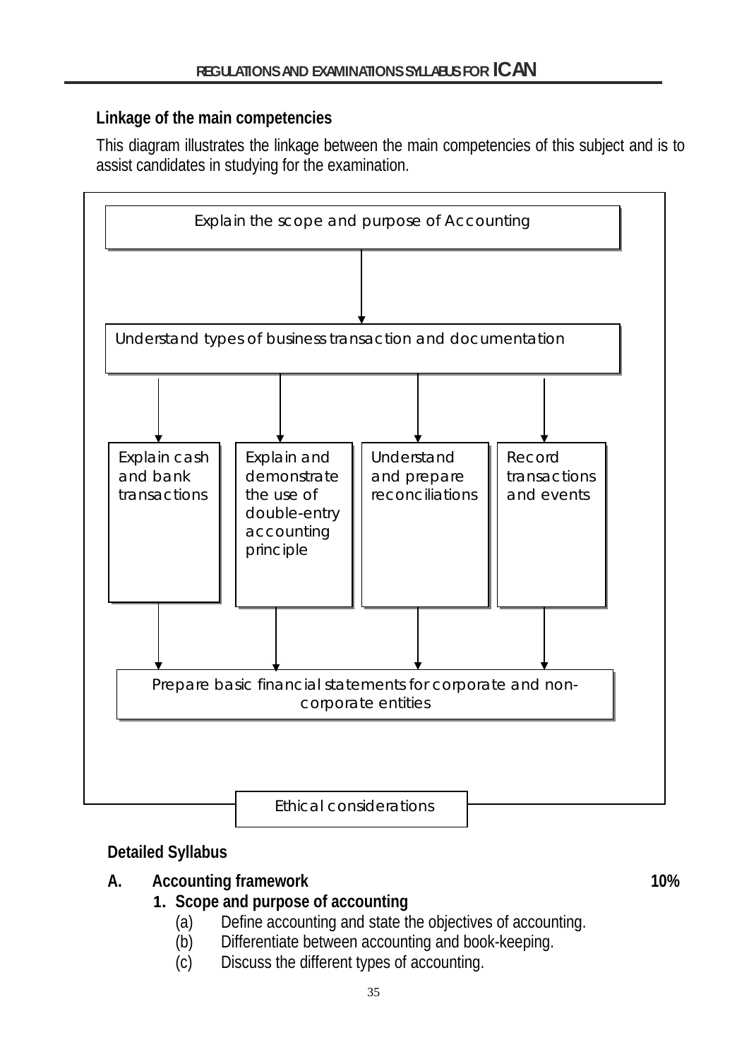## Linkage of the main competencies

This diagram illustrates the linkage between the main competencies of this subject and is to assist candidates in studying for the examination.

Explain the scope and purpose of Accounting

↓

Understand types of business transaction and documentation

↓

- Explain cash and bank transactions
- Explain and demonstrate the use of double-entry accounting principle
- Understand and prepare reconciliations
- Record transactions and events

↓

Prepare basic financial statements for corporate and non-corporate entities

Ethical considerations

## Detailed Syllabus

**A. Accounting framework** **10%**

**1. Scope and purpose of accounting**

(a) Define accounting and state the objectives of accounting.

(b) Differentiate between accounting and book-keeping.

(c) Discuss the different types of accounting.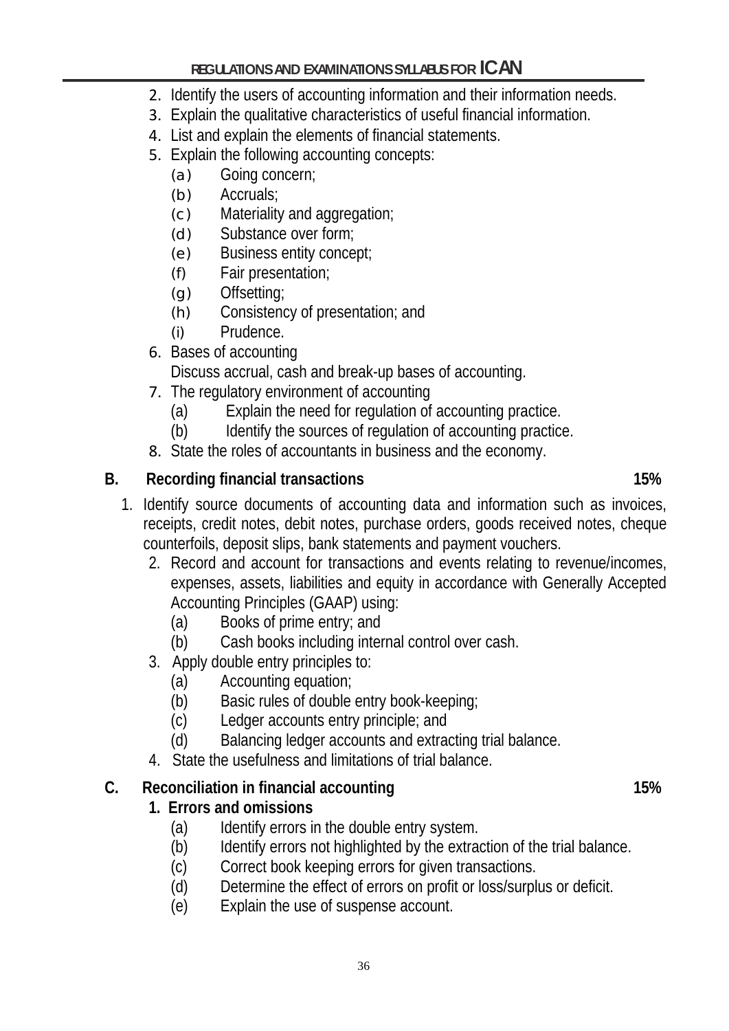2. Identify the users of accounting information and their information needs.
3. Explain the qualitative characteristics of useful financial information.
4. List and explain the elements of financial statements.
5. Explain the following accounting concepts:
   (a) Going concern;
   (b) Accruals;
   (c) Materiality and aggregation;
   (d) Substance over form;
   (e) Business entity concept;
   (f) Fair presentation;
   (g) Offsetting;
   (h) Consistency of presentation; and
   (i) Prudence.
6. Bases of accounting
   Discuss accrual, cash and break-up bases of accounting.
7. The regulatory environment of accounting
   (a) Explain the need for regulation of accounting practice.
   (b) Identify the sources of regulation of accounting practice.
8. State the roles of accountants in business and the economy.

## B. Recording financial transactions 15%

1. Identify source documents of accounting data and information such as invoices, receipts, credit notes, debit notes, purchase orders, goods received notes, cheque counterfoils, deposit slips, bank statements and payment vouchers.
2. Record and account for transactions and events relating to revenue/incomes, expenses, assets, liabilities and equity in accordance with Generally Accepted Accounting Principles (GAAP) using:
   (a) Books of prime entry; and
   (b) Cash books including internal control over cash.
3. Apply double entry principles to:
   (a) Accounting equation;
   (b) Basic rules of double entry book-keeping;
   (c) Ledger accounts entry principle; and
   (d) Balancing ledger accounts and extracting trial balance.
4. State the usefulness and limitations of trial balance.

## C. Reconciliation in financial accounting 15%

**1. Errors and omissions**

   (a) Identify errors in the double entry system.
   (b) Identify errors not highlighted by the extraction of the trial balance.
   (c) Correct book keeping errors for given transactions.
   (d) Determine the effect of errors on profit or loss/surplus or deficit.
   (e) Explain the use of suspense account.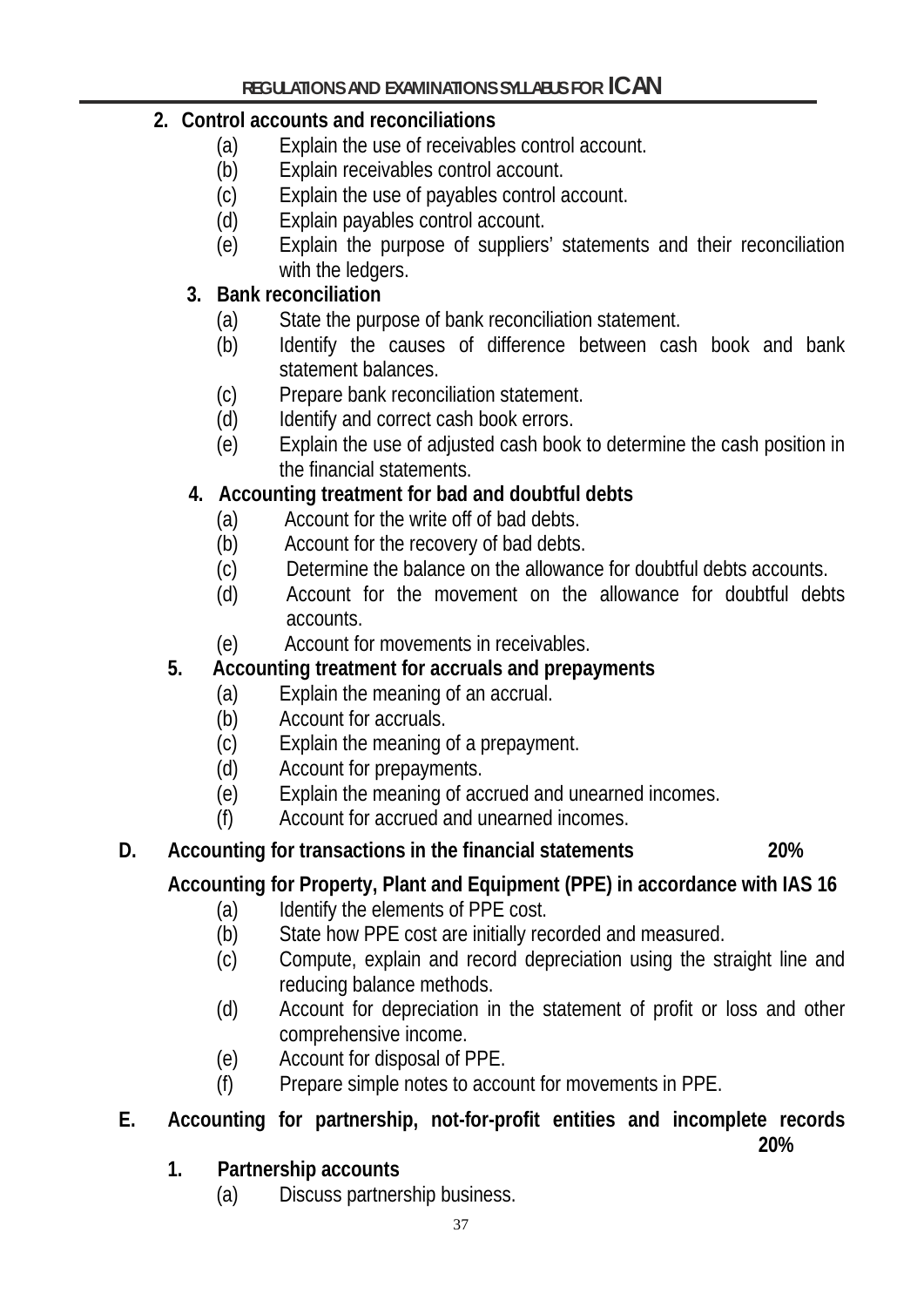2. **Control accounts and reconciliations**
   - (a) Explain the use of receivables control account.
   - (b) Explain receivables control account.
   - (c) Explain the use of payables control account.
   - (d) Explain payables control account.
   - (e) Explain the purpose of suppliers' statements and their reconciliation with the ledgers.

3. **Bank reconciliation**
   - (a) State the purpose of bank reconciliation statement.
   - (b) Identify the causes of difference between cash book and bank statement balances.
   - (c) Prepare bank reconciliation statement.
   - (d) Identify and correct cash book errors.
   - (e) Explain the use of adjusted cash book to determine the cash position in the financial statements.

4. **Accounting treatment for bad and doubtful debts**
   - (a) Account for the write off of bad debts.
   - (b) Account for the recovery of bad debts.
   - (c) Determine the balance on the allowance for doubtful debts accounts.
   - (d) Account for the movement on the allowance for doubtful debts accounts.
   - (e) Account for movements in receivables.

5. **Accounting treatment for accruals and prepayments**
   - (a) Explain the meaning of an accrual.
   - (b) Account for accruals.
   - (c) Explain the meaning of a prepayment.
   - (d) Account for prepayments.
   - (e) Explain the meaning of accrued and unearned incomes.
   - (f) Account for accrued and unearned incomes.

## D. Accounting for transactions in the financial statements 20%

**Accounting for Property, Plant and Equipment (PPE) in accordance with IAS 16**

- (a) Identify the elements of PPE cost.
- (b) State how PPE cost are initially recorded and measured.
- (c) Compute, explain and record depreciation using the straight line and reducing balance methods.
- (d) Account for depreciation in the statement of profit or loss and other comprehensive income.
- (e) Account for disposal of PPE.
- (f) Prepare simple notes to account for movements in PPE.

## E. Accounting for partnership, not-for-profit entities and incomplete records 20%

1. **Partnership accounts**
   - (a) Discuss partnership business.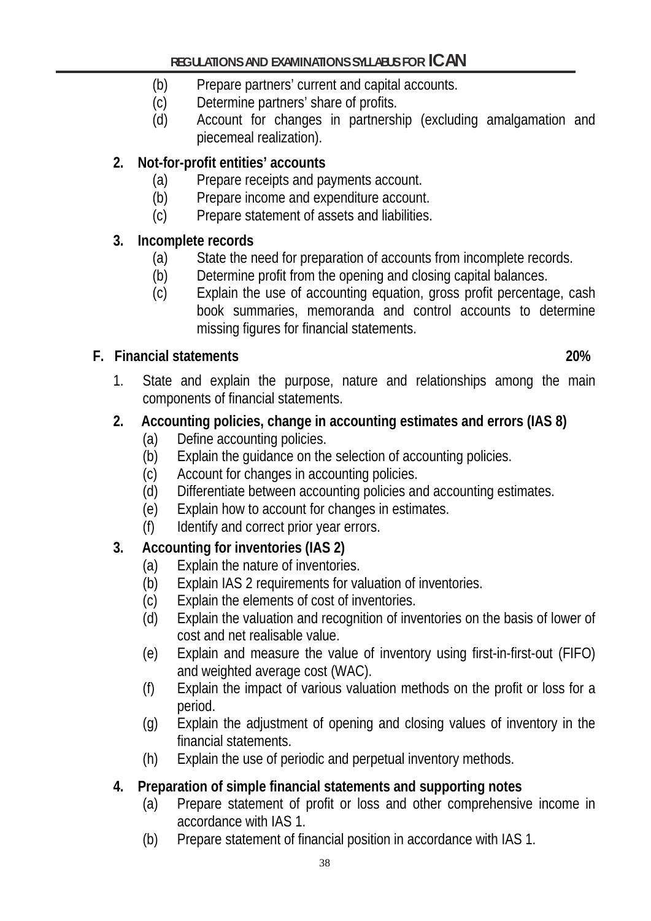(b) Prepare partners' current and capital accounts.
(c) Determine partners' share of profits.
(d) Account for changes in partnership (excluding amalgamation and piecemeal realization).

**2. Not-for-profit entities' accounts**

(a) Prepare receipts and payments account.
(b) Prepare income and expenditure account.
(c) Prepare statement of assets and liabilities.

**3. Incomplete records**

(a) State the need for preparation of accounts from incomplete records.
(b) Determine profit from the opening and closing capital balances.
(c) Explain the use of accounting equation, gross profit percentage, cash book summaries, memoranda and control accounts to determine missing figures for financial statements.

**F. Financial statements 20%**

1. State and explain the purpose, nature and relationships among the main components of financial statements.

**2. Accounting policies, change in accounting estimates and errors (IAS 8)**

(a) Define accounting policies.
(b) Explain the guidance on the selection of accounting policies.
(c) Account for changes in accounting policies.
(d) Differentiate between accounting policies and accounting estimates.
(e) Explain how to account for changes in estimates.
(f) Identify and correct prior year errors.

**3. Accounting for inventories (IAS 2)**

(a) Explain the nature of inventories.
(b) Explain IAS 2 requirements for valuation of inventories.
(c) Explain the elements of cost of inventories.
(d) Explain the valuation and recognition of inventories on the basis of lower of cost and net realisable value.
(e) Explain and measure the value of inventory using first-in-first-out (FIFO) and weighted average cost (WAC).
(f) Explain the impact of various valuation methods on the profit or loss for a period.
(g) Explain the adjustment of opening and closing values of inventory in the financial statements.
(h) Explain the use of periodic and perpetual inventory methods.

**4. Preparation of simple financial statements and supporting notes**

(a) Prepare statement of profit or loss and other comprehensive income in accordance with IAS 1.
(b) Prepare statement of financial position in accordance with IAS 1.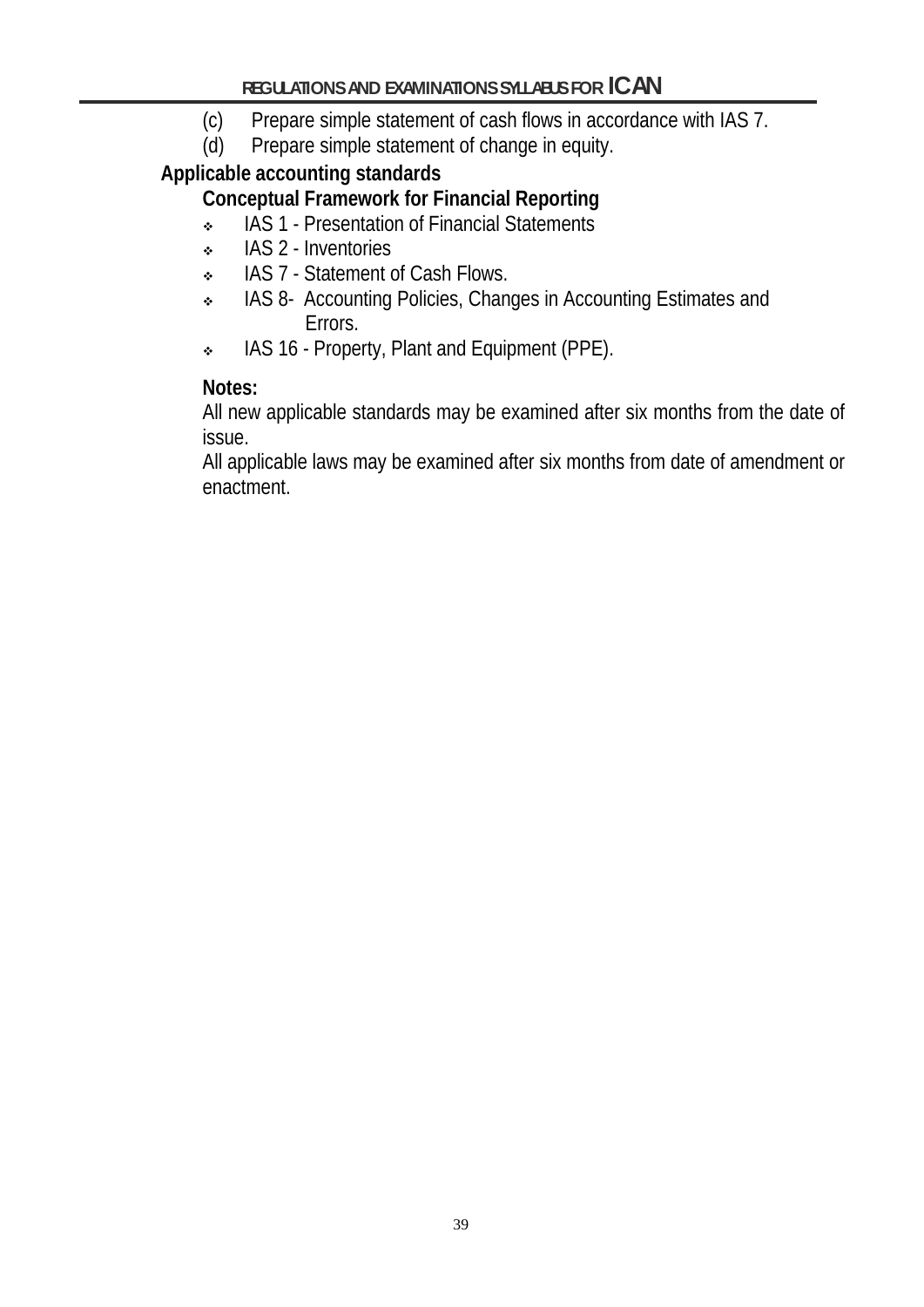(c) Prepare simple statement of cash flows in accordance with IAS 7.
(d) Prepare simple statement of change in equity.

**Applicable accounting standards**

**Conceptual Framework for Financial Reporting**

- IAS 1 - Presentation of Financial Statements
- IAS 2 - Inventories
- IAS 7 - Statement of Cash Flows.
- IAS 8- Accounting Policies, Changes in Accounting Estimates and Errors.
- IAS 16 - Property, Plant and Equipment (PPE).

**Notes:**

All new applicable standards may be examined after six months from the date of issue.

All applicable laws may be examined after six months from date of amendment or enactment.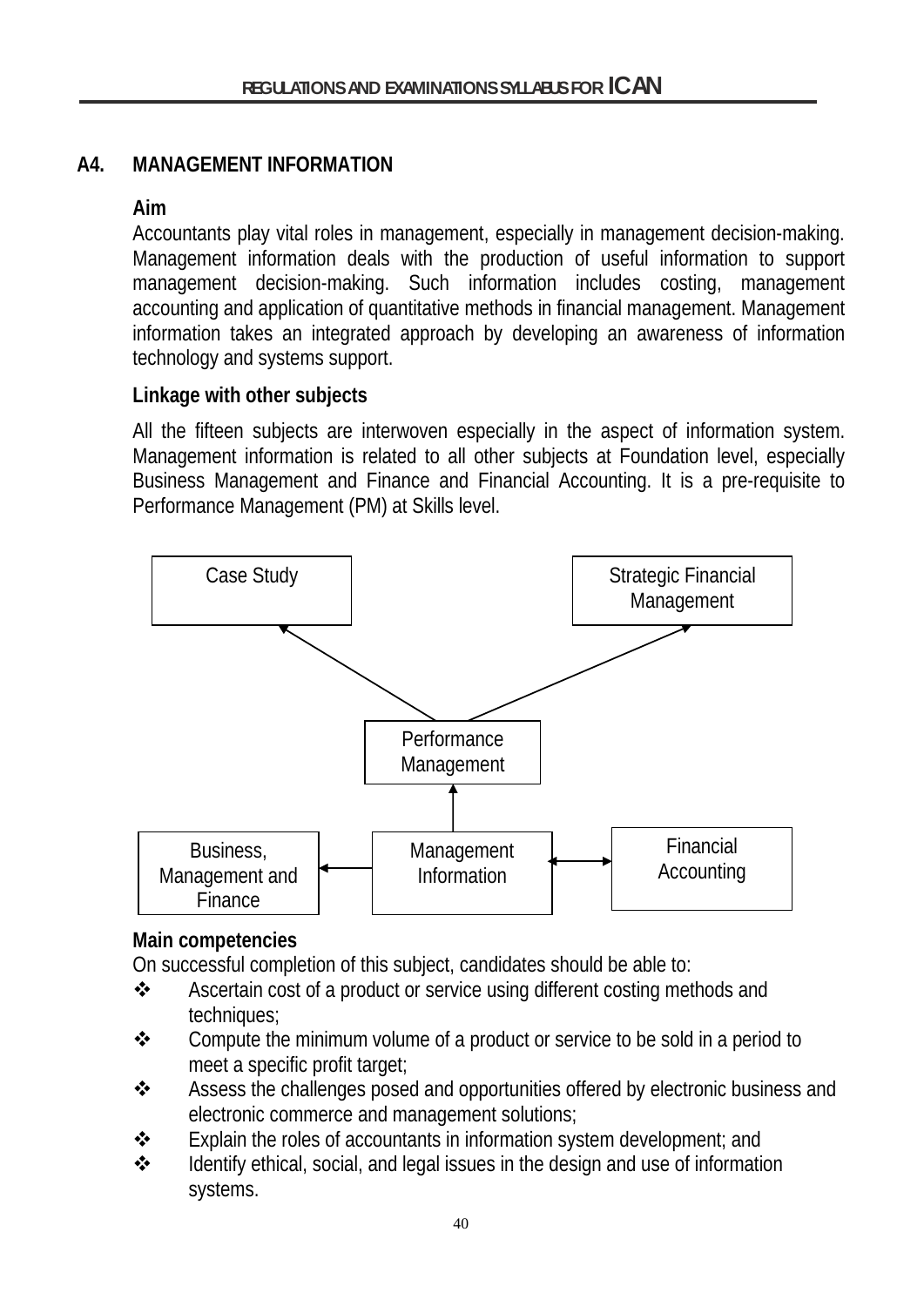## A4. MANAGEMENT INFORMATION

**Aim**

Accountants play vital roles in management, especially in management decision-making. Management information deals with the production of useful information to support management decision-making. Such information includes costing, management accounting and application of quantitative methods in financial management. Management information takes an integrated approach by developing an awareness of information technology and systems support.

**Linkage with other subjects**

All the fifteen subjects are interwoven especially in the aspect of information system. Management information is related to all other subjects at Foundation level, especially Business Management and Finance and Financial Accounting. It is a pre-requisite to Performance Management (PM) at Skills level.

Case Study | Strategic Financial Management

Performance Management

Business, Management and Finance | Management Information | Financial Accounting

**Main competencies**

On successful completion of this subject, candidates should be able to:

- Ascertain cost of a product or service using different costing methods and techniques;
- Compute the minimum volume of a product or service to be sold in a period to meet a specific profit target;
- Assess the challenges posed and opportunities offered by electronic business and electronic commerce and management solutions;
- Explain the roles of accountants in information system development; and
- Identify ethical, social, and legal issues in the design and use of information systems.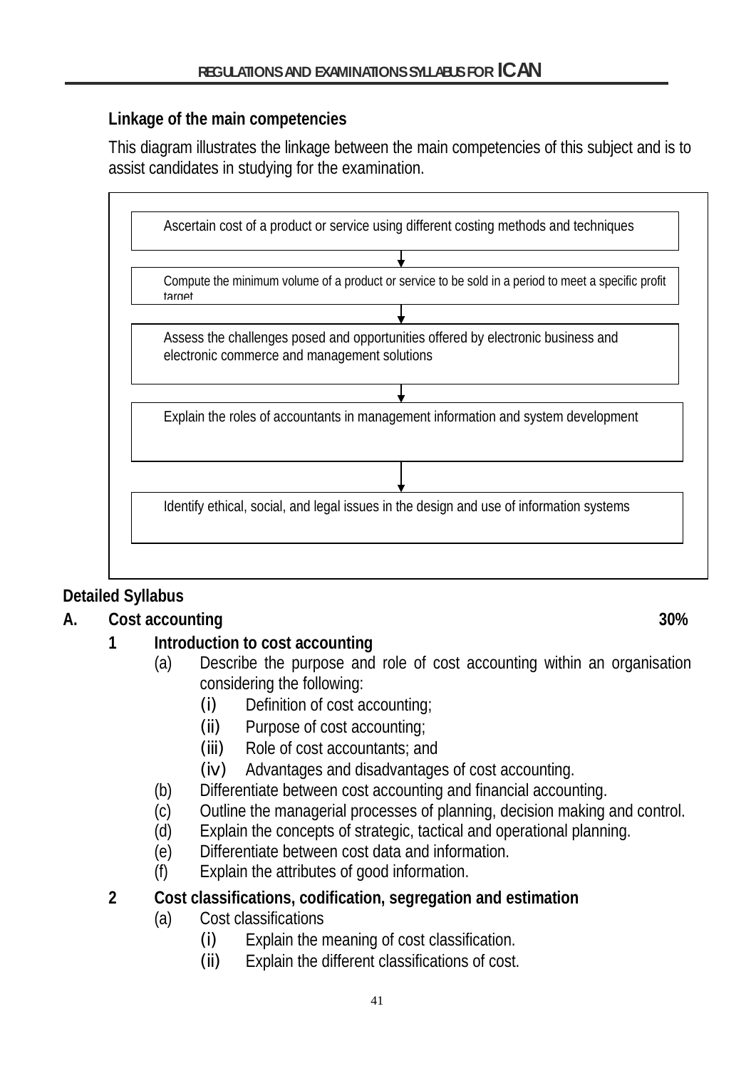**Linkage of the main competencies**

This diagram illustrates the linkage between the main competencies of this subject and is to assist candidates in studying for the examination.

Ascertain cost of a product or service using different costing methods and techniques

↓

Compute the minimum volume of a product or service to be sold in a period to meet a specific profit target

↓

Assess the challenges posed and opportunities offered by electronic business and electronic commerce and management solutions

↓

Explain the roles of accountants in management information and system development

↓

Identify ethical, social, and legal issues in the design and use of information systems

**Detailed Syllabus**

**A. Cost accounting 30%**

**1 Introduction to cost accounting**

(a) Describe the purpose and role of cost accounting within an organisation considering the following:
  (i) Definition of cost accounting;
  (ii) Purpose of cost accounting;
  (iii) Role of cost accountants; and
  (iv) Advantages and disadvantages of cost accounting.

(b) Differentiate between cost accounting and financial accounting.

(c) Outline the managerial processes of planning, decision making and control.

(d) Explain the concepts of strategic, tactical and operational planning.

(e) Differentiate between cost data and information.

(f) Explain the attributes of good information.

**2 Cost classifications, codification, segregation and estimation**

(a) Cost classifications
  (i) Explain the meaning of cost classification.
  (ii) Explain the different classifications of cost.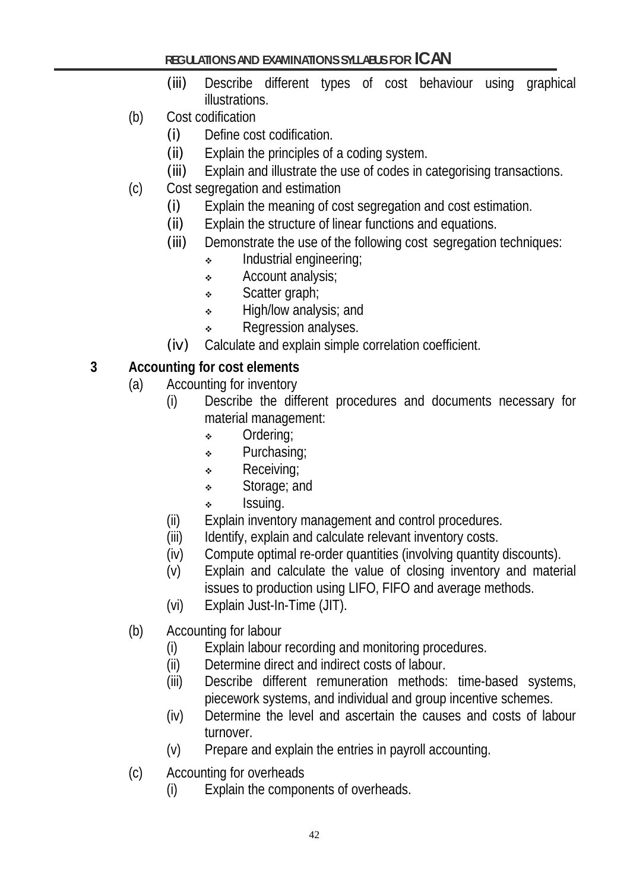(iii) Describe different types of cost behaviour using graphical illustrations.

(b) Cost codification

(i) Define cost codification.

(ii) Explain the principles of a coding system.

(iii) Explain and illustrate the use of codes in categorising transactions.

(c) Cost segregation and estimation

(i) Explain the meaning of cost segregation and cost estimation.

(ii) Explain the structure of linear functions and equations.

(iii) Demonstrate the use of the following cost segregation techniques:

- Industrial engineering;
- Account analysis;
- Scatter graph;
- High/low analysis; and
- Regression analyses.

(iv) Calculate and explain simple correlation coefficient.

**3 Accounting for cost elements**

(a) Accounting for inventory

(i) Describe the different procedures and documents necessary for material management:

- Ordering;
- Purchasing;
- Receiving;
- Storage; and
- Issuing.

(ii) Explain inventory management and control procedures.

(iii) Identify, explain and calculate relevant inventory costs.

(iv) Compute optimal re-order quantities (involving quantity discounts).

(v) Explain and calculate the value of closing inventory and material issues to production using LIFO, FIFO and average methods.

(vi) Explain Just-In-Time (JIT).

(b) Accounting for labour

(i) Explain labour recording and monitoring procedures.

(ii) Determine direct and indirect costs of labour.

(iii) Describe different remuneration methods: time-based systems, piecework systems, and individual and group incentive schemes.

(iv) Determine the level and ascertain the causes and costs of labour turnover.

(v) Prepare and explain the entries in payroll accounting.

(c) Accounting for overheads

(i) Explain the components of overheads.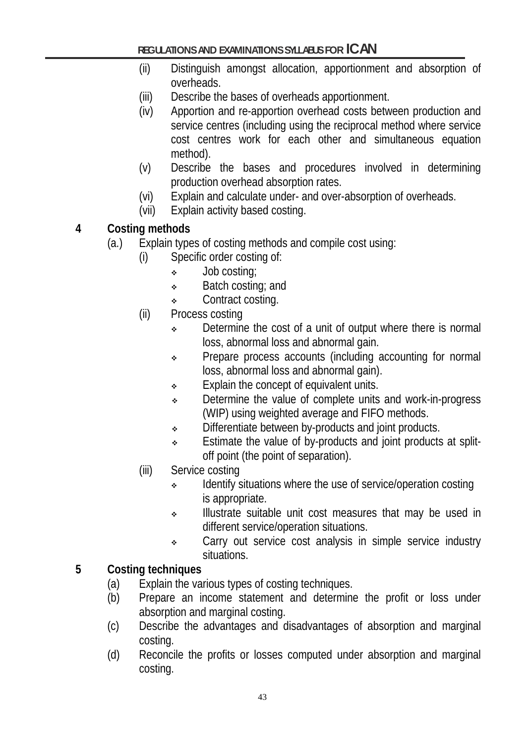(ii) Distinguish amongst allocation, apportionment and absorption of overheads.
(iii) Describe the bases of overheads apportionment.
(iv) Apportion and re-apportion overhead costs between production and service centres (including using the reciprocal method where service cost centres work for each other and simultaneous equation method).
(v) Describe the bases and procedures involved in determining production overhead absorption rates.
(vi) Explain and calculate under- and over-absorption of overheads.
(vii) Explain activity based costing.

**4 Costing methods**

(a.) Explain types of costing methods and compile cost using:

(i) Specific order costing of:
- Job costing;
- Batch costing; and
- Contract costing.

(ii) Process costing
- Determine the cost of a unit of output where there is normal loss, abnormal loss and abnormal gain.
- Prepare process accounts (including accounting for normal loss, abnormal loss and abnormal gain).
- Explain the concept of equivalent units.
- Determine the value of complete units and work-in-progress (WIP) using weighted average and FIFO methods.
- Differentiate between by-products and joint products.
- Estimate the value of by-products and joint products at split-off point (the point of separation).

(iii) Service costing
- Identify situations where the use of service/operation costing is appropriate.
- Illustrate suitable unit cost measures that may be used in different service/operation situations.
- Carry out service cost analysis in simple service industry situations.

**5 Costing techniques**

(a) Explain the various types of costing techniques.
(b) Prepare an income statement and determine the profit or loss under absorption and marginal costing.
(c) Describe the advantages and disadvantages of absorption and marginal costing.
(d) Reconcile the profits or losses computed under absorption and marginal costing.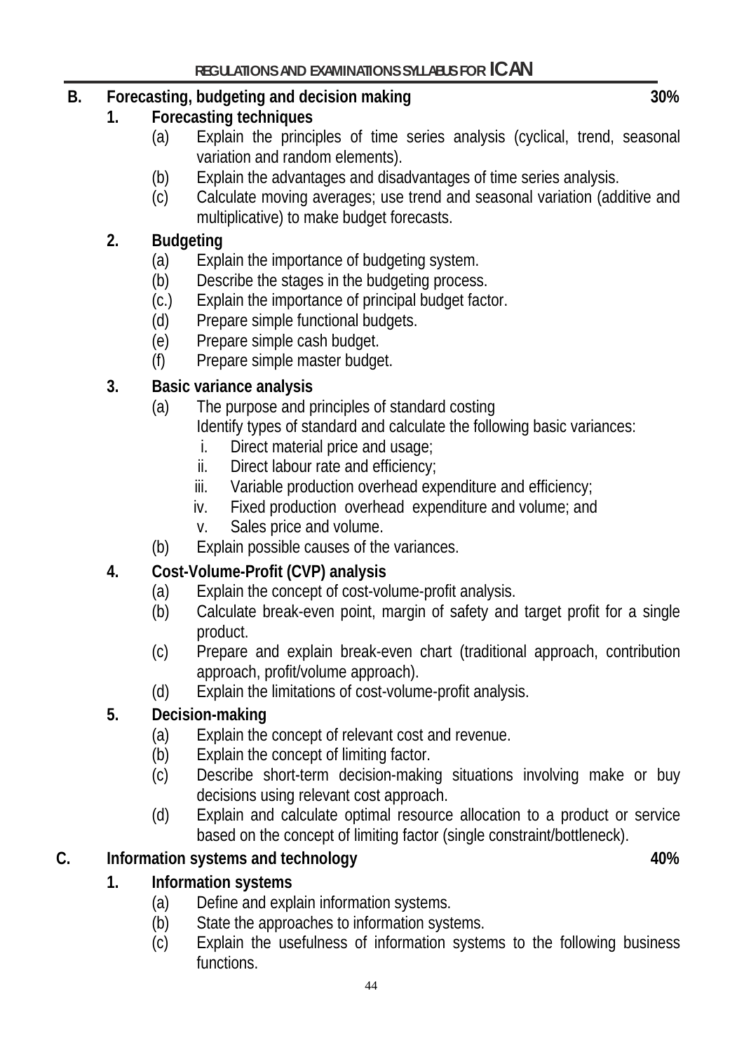## B. Forecasting, budgeting and decision making 30%

### 1. Forecasting techniques

- (a) Explain the principles of time series analysis (cyclical, trend, seasonal variation and random elements).
- (b) Explain the advantages and disadvantages of time series analysis.
- (c) Calculate moving averages; use trend and seasonal variation (additive and multiplicative) to make budget forecasts.

### 2. Budgeting

- (a) Explain the importance of budgeting system.
- (b) Describe the stages in the budgeting process.
- (c.) Explain the importance of principal budget factor.
- (d) Prepare simple functional budgets.
- (e) Prepare simple cash budget.
- (f) Prepare simple master budget.

### 3. Basic variance analysis

- (a) The purpose and principles of standard costing
  Identify types of standard and calculate the following basic variances:
  - i. Direct material price and usage;
  - ii. Direct labour rate and efficiency;
  - iii. Variable production overhead expenditure and efficiency;
  - iv. Fixed production overhead expenditure and volume; and
  - v. Sales price and volume.
- (b) Explain possible causes of the variances.

### 4. Cost-Volume-Profit (CVP) analysis

- (a) Explain the concept of cost-volume-profit analysis.
- (b) Calculate break-even point, margin of safety and target profit for a single product.
- (c) Prepare and explain break-even chart (traditional approach, contribution approach, profit/volume approach).
- (d) Explain the limitations of cost-volume-profit analysis.

### 5. Decision-making

- (a) Explain the concept of relevant cost and revenue.
- (b) Explain the concept of limiting factor.
- (c) Describe short-term decision-making situations involving make or buy decisions using relevant cost approach.
- (d) Explain and calculate optimal resource allocation to a product or service based on the concept of limiting factor (single constraint/bottleneck).

## C. Information systems and technology 40%

### 1. Information systems

- (a) Define and explain information systems.
- (b) State the approaches to information systems.
- (c) Explain the usefulness of information systems to the following business functions.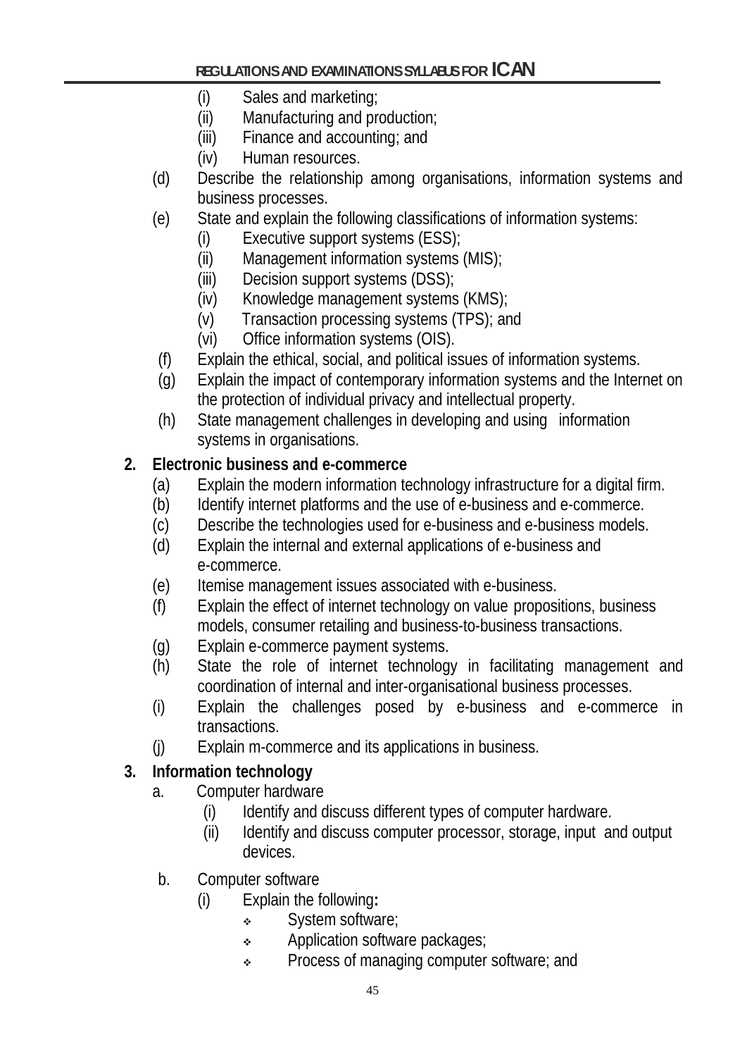(i) Sales and marketing;
(ii) Manufacturing and production;
(iii) Finance and accounting; and
(iv) Human resources.

(d) Describe the relationship among organisations, information systems and business processes.

(e) State and explain the following classifications of information systems:
   (i) Executive support systems (ESS);
   (ii) Management information systems (MIS);
   (iii) Decision support systems (DSS);
   (iv) Knowledge management systems (KMS);
   (v) Transaction processing systems (TPS); and
   (vi) Office information systems (OIS).

(f) Explain the ethical, social, and political issues of information systems.

(g) Explain the impact of contemporary information systems and the Internet on the protection of individual privacy and intellectual property.

(h) State management challenges in developing and using information systems in organisations.

**2. Electronic business and e-commerce**

(a) Explain the modern information technology infrastructure for a digital firm.
(b) Identify internet platforms and the use of e-business and e-commerce.
(c) Describe the technologies used for e-business and e-business models.
(d) Explain the internal and external applications of e-business and e-commerce.
(e) Itemise management issues associated with e-business.
(f) Explain the effect of internet technology on value propositions, business models, consumer retailing and business-to-business transactions.
(g) Explain e-commerce payment systems.
(h) State the role of internet technology in facilitating management and coordination of internal and inter-organisational business processes.
(i) Explain the challenges posed by e-business and e-commerce in transactions.
(j) Explain m-commerce and its applications in business.

**3. Information technology**

a. Computer hardware
   (i) Identify and discuss different types of computer hardware.
   (ii) Identify and discuss computer processor, storage, input and output devices.

b. Computer software
   (i) Explain the following**:**
   - System software;
   - Application software packages;
   - Process of managing computer software; and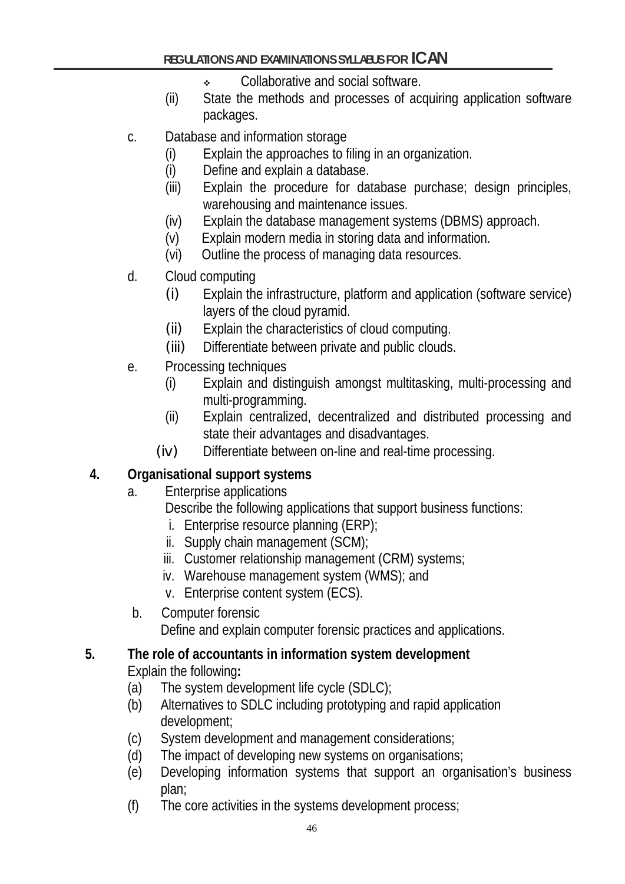- Collaborative and social software.

(ii) State the methods and processes of acquiring application software packages.

c. Database and information storage

(i) Explain the approaches to filing in an organization.
(i) Define and explain a database.
(iii) Explain the procedure for database purchase; design principles, warehousing and maintenance issues.
(iv) Explain the database management systems (DBMS) approach.
(v) Explain modern media in storing data and information.
(vi) Outline the process of managing data resources.

d. Cloud computing

(i) Explain the infrastructure, platform and application (software service) layers of the cloud pyramid.
(ii) Explain the characteristics of cloud computing.
(iii) Differentiate between private and public clouds.

e. Processing techniques

(i) Explain and distinguish amongst multitasking, multi-processing and multi-programming.
(ii) Explain centralized, decentralized and distributed processing and state their advantages and disadvantages.
(iv) Differentiate between on-line and real-time processing.

**4. Organisational support systems**

a. Enterprise applications

Describe the following applications that support business functions:

i. Enterprise resource planning (ERP);
ii. Supply chain management (SCM);
iii. Customer relationship management (CRM) systems;
iv. Warehouse management system (WMS); and
v. Enterprise content system (ECS).

b. Computer forensic

Define and explain computer forensic practices and applications.

**5. The role of accountants in information system development**

Explain the following**:**

(a) The system development life cycle (SDLC);
(b) Alternatives to SDLC including prototyping and rapid application development;
(c) System development and management considerations;
(d) The impact of developing new systems on organisations;
(e) Developing information systems that support an organisation's business plan;
(f) The core activities in the systems development process;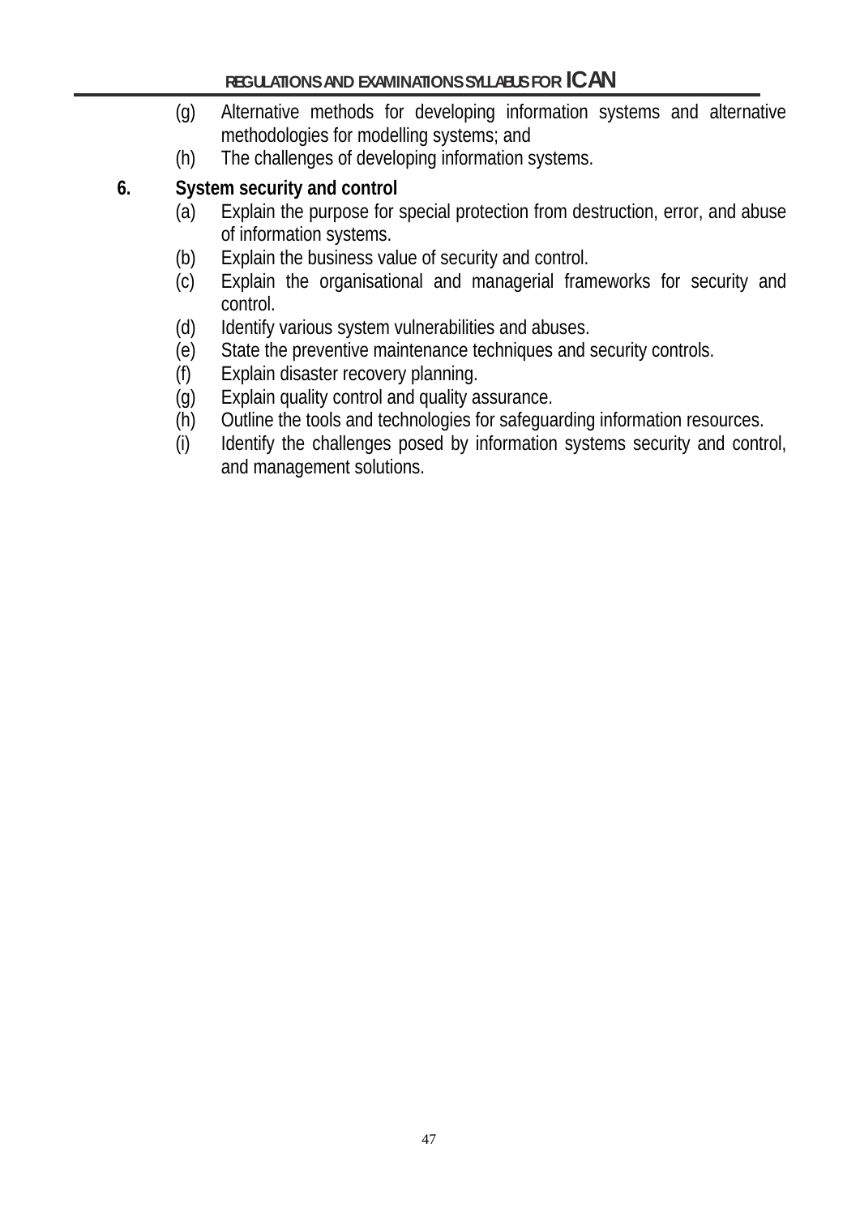(g) Alternative methods for developing information systems and alternative methodologies for modelling systems; and
(h) The challenges of developing information systems.

**6. System security and control**

(a) Explain the purpose for special protection from destruction, error, and abuse of information systems.
(b) Explain the business value of security and control.
(c) Explain the organisational and managerial frameworks for security and control.
(d) Identify various system vulnerabilities and abuses.
(e) State the preventive maintenance techniques and security controls.
(f) Explain disaster recovery planning.
(g) Explain quality control and quality assurance.
(h) Outline the tools and technologies for safeguarding information resources.
(i) Identify the challenges posed by information systems security and control, and management solutions.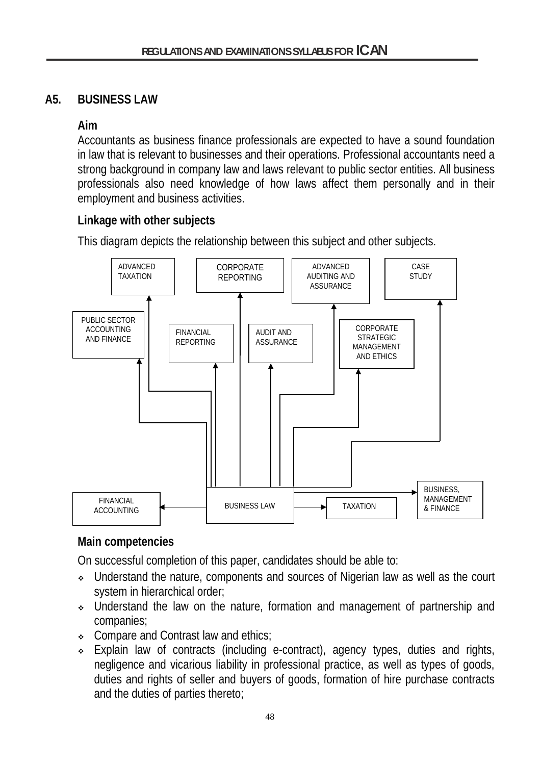## A5. BUSINESS LAW

### Aim

Accountants as business finance professionals are expected to have a sound foundation in law that is relevant to businesses and their operations. Professional accountants need a strong background in company law and laws relevant to public sector entities. All business professionals also need knowledge of how laws affect them personally and in their employment and business activities.

### Linkage with other subjects

This diagram depicts the relationship between this subject and other subjects.

ADVANCED TAXATION | CORPORATE REPORTING | ADVANCED AUDITING AND ASSURANCE | CASE STUDY

PUBLIC SECTOR ACCOUNTING AND FINANCE | FINANCIAL REPORTING | AUDIT AND ASSURANCE | CORPORATE STRATEGIC MANAGEMENT AND ETHICS

FINANCIAL ACCOUNTING | BUSINESS LAW | TAXATION | BUSINESS, MANAGEMENT & FINANCE

### Main competencies

On successful completion of this paper, candidates should be able to:

- Understand the nature, components and sources of Nigerian law as well as the court system in hierarchical order;
- Understand the law on the nature, formation and management of partnership and companies;
- Compare and Contrast law and ethics;
- Explain law of contracts (including e-contract), agency types, duties and rights, negligence and vicarious liability in professional practice, as well as types of goods, duties and rights of seller and buyers of goods, formation of hire purchase contracts and the duties of parties thereto;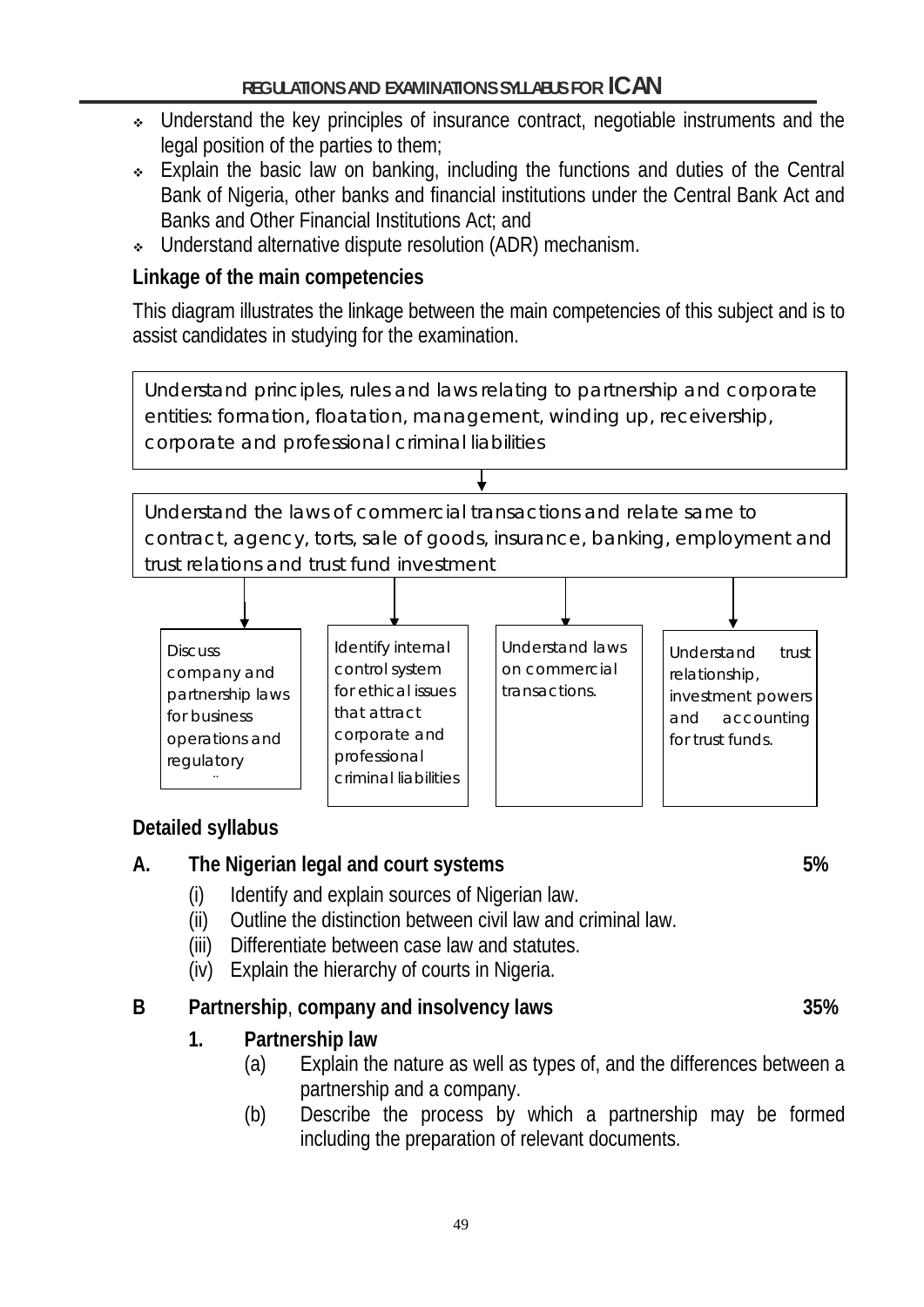- Understand the key principles of insurance contract, negotiable instruments and the legal position of the parties to them;
- Explain the basic law on banking, including the functions and duties of the Central Bank of Nigeria, other banks and financial institutions under the Central Bank Act and Banks and Other Financial Institutions Act; and
- Understand alternative dispute resolution (ADR) mechanism.

**Linkage of the main competencies**

This diagram illustrates the linkage between the main competencies of this subject and is to assist candidates in studying for the examination.

Understand principles, rules and laws relating to partnership and corporate entities: formation, floatation, management, winding up, receivership, corporate and professional criminal liabilities

↓

Understand the laws of commercial transactions and relate same to contract, agency, torts, sale of goods, insurance, banking, employment and trust relations and trust fund investment

↓

- Discuss company and partnership laws for business operations and regulatory
- Identify internal control system for ethical issues that attract corporate and professional criminal liabilities
- Understand laws on commercial transactions.
- Understand trust relationship, investment powers and accounting for trust funds.

**Detailed syllabus**

**A. The Nigerian legal and court systems 5%**

(i) Identify and explain sources of Nigerian law.
(ii) Outline the distinction between civil law and criminal law.
(iii) Differentiate between case law and statutes.
(iv) Explain the hierarchy of courts in Nigeria.

**B Partnership, company and insolvency laws 35%**

**1. Partnership law**

(a) Explain the nature as well as types of, and the differences between a partnership and a company.
(b) Describe the process by which a partnership may be formed including the preparation of relevant documents.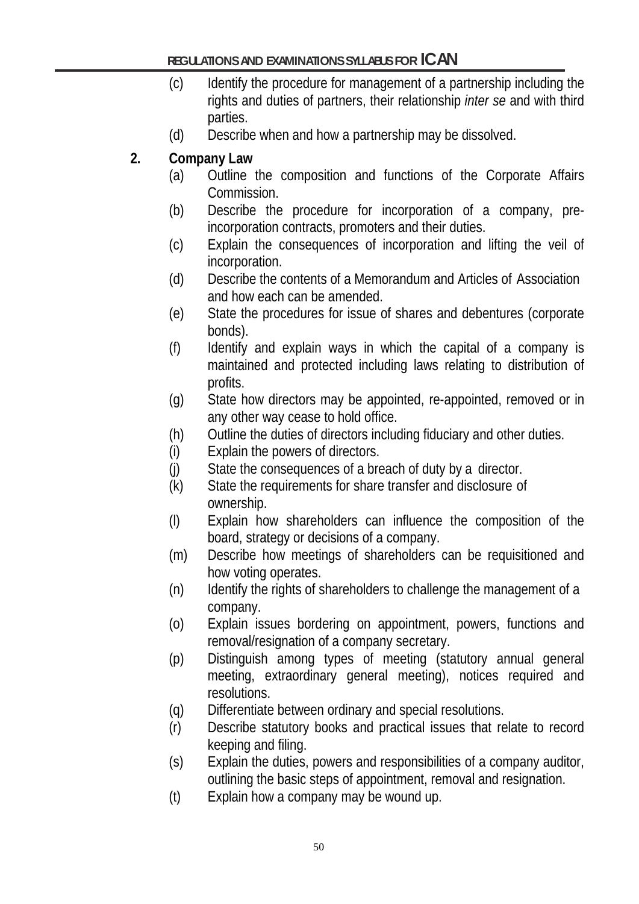(c) Identify the procedure for management of a partnership including the rights and duties of partners, their relationship *inter se* and with third parties.

(d) Describe when and how a partnership may be dissolved.

**2. Company Law**

(a) Outline the composition and functions of the Corporate Affairs Commission.

(b) Describe the procedure for incorporation of a company, pre-incorporation contracts, promoters and their duties.

(c) Explain the consequences of incorporation and lifting the veil of incorporation.

(d) Describe the contents of a Memorandum and Articles of Association and how each can be amended.

(e) State the procedures for issue of shares and debentures (corporate bonds).

(f) Identify and explain ways in which the capital of a company is maintained and protected including laws relating to distribution of profits.

(g) State how directors may be appointed, re-appointed, removed or in any other way cease to hold office.

(h) Outline the duties of directors including fiduciary and other duties.

(i) Explain the powers of directors.

(j) State the consequences of a breach of duty by a director.

(k) State the requirements for share transfer and disclosure of ownership.

(l) Explain how shareholders can influence the composition of the board, strategy or decisions of a company.

(m) Describe how meetings of shareholders can be requisitioned and how voting operates.

(n) Identify the rights of shareholders to challenge the management of a company.

(o) Explain issues bordering on appointment, powers, functions and removal/resignation of a company secretary.

(p) Distinguish among types of meeting (statutory annual general meeting, extraordinary general meeting), notices required and resolutions.

(q) Differentiate between ordinary and special resolutions.

(r) Describe statutory books and practical issues that relate to record keeping and filing.

(s) Explain the duties, powers and responsibilities of a company auditor, outlining the basic steps of appointment, removal and resignation.

(t) Explain how a company may be wound up.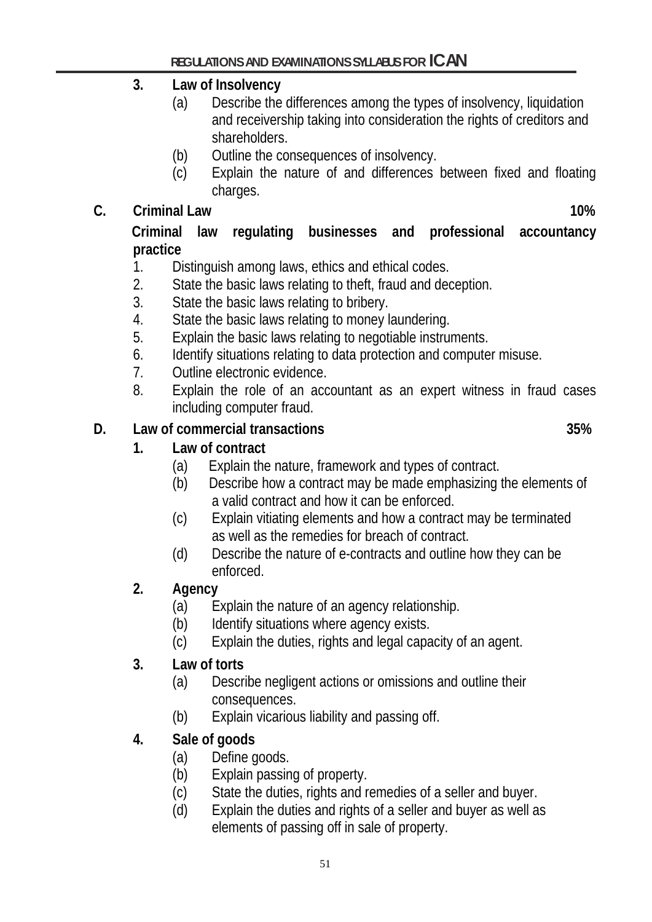### 3. Law of Insolvency

- (a) Describe the differences among the types of insolvency, liquidation and receivership taking into consideration the rights of creditors and shareholders.
- (b) Outline the consequences of insolvency.
- (c) Explain the nature of and differences between fixed and floating charges.

## C. Criminal Law 10%

**Criminal law regulating businesses and professional accountancy practice**

1. Distinguish among laws, ethics and ethical codes.
2. State the basic laws relating to theft, fraud and deception.
3. State the basic laws relating to bribery.
4. State the basic laws relating to money laundering.
5. Explain the basic laws relating to negotiable instruments.
6. Identify situations relating to data protection and computer misuse.
7. Outline electronic evidence.
8. Explain the role of an accountant as an expert witness in fraud cases including computer fraud.

## D. Law of commercial transactions 35%

### 1. Law of contract

- (a) Explain the nature, framework and types of contract.
- (b) Describe how a contract may be made emphasizing the elements of a valid contract and how it can be enforced.
- (c) Explain vitiating elements and how a contract may be terminated as well as the remedies for breach of contract.
- (d) Describe the nature of e-contracts and outline how they can be enforced.

### 2. Agency

- (a) Explain the nature of an agency relationship.
- (b) Identify situations where agency exists.
- (c) Explain the duties, rights and legal capacity of an agent.

### 3. Law of torts

- (a) Describe negligent actions or omissions and outline their consequences.
- (b) Explain vicarious liability and passing off.

### 4. Sale of goods

- (a) Define goods.
- (b) Explain passing of property.
- (c) State the duties, rights and remedies of a seller and buyer.
- (d) Explain the duties and rights of a seller and buyer as well as elements of passing off in sale of property.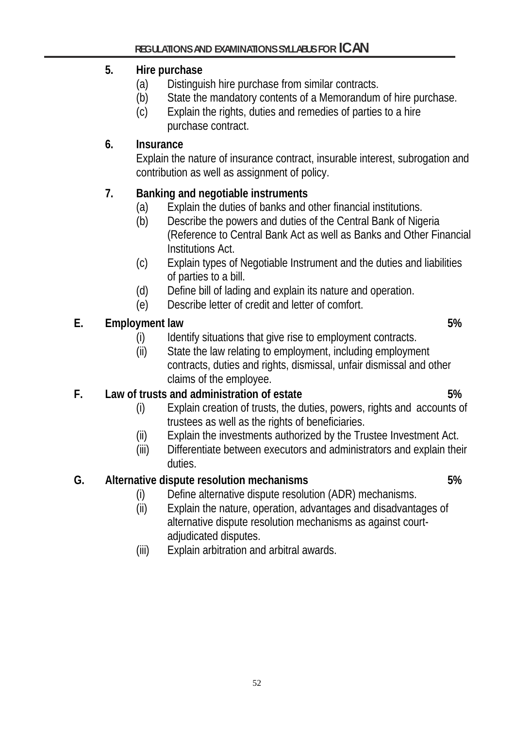5. **Hire purchase**
   - (a) Distinguish hire purchase from similar contracts.
   - (b) State the mandatory contents of a Memorandum of hire purchase.
   - (c) Explain the rights, duties and remedies of parties to a hire purchase contract.

6. **Insurance**

   Explain the nature of insurance contract, insurable interest, subrogation and contribution as well as assignment of policy.

7. **Banking and negotiable instruments**
   - (a) Explain the duties of banks and other financial institutions.
   - (b) Describe the powers and duties of the Central Bank of Nigeria (Reference to Central Bank Act as well as Banks and Other Financial Institutions Act.
   - (c) Explain types of Negotiable Instrument and the duties and liabilities of parties to a bill.
   - (d) Define bill of lading and explain its nature and operation.
   - (e) Describe letter of credit and letter of comfort.

**E. Employment law** **5%**

- (i) Identify situations that give rise to employment contracts.
- (ii) State the law relating to employment, including employment contracts, duties and rights, dismissal, unfair dismissal and other claims of the employee.

**F. Law of trusts and administration of estate** **5%**

- (i) Explain creation of trusts, the duties, powers, rights and accounts of trustees as well as the rights of beneficiaries.
- (ii) Explain the investments authorized by the Trustee Investment Act.
- (iii) Differentiate between executors and administrators and explain their duties.

**G. Alternative dispute resolution mechanisms** **5%**

- (i) Define alternative dispute resolution (ADR) mechanisms.
- (ii) Explain the nature, operation, advantages and disadvantages of alternative dispute resolution mechanisms as against court-adjudicated disputes.
- (iii) Explain arbitration and arbitral awards.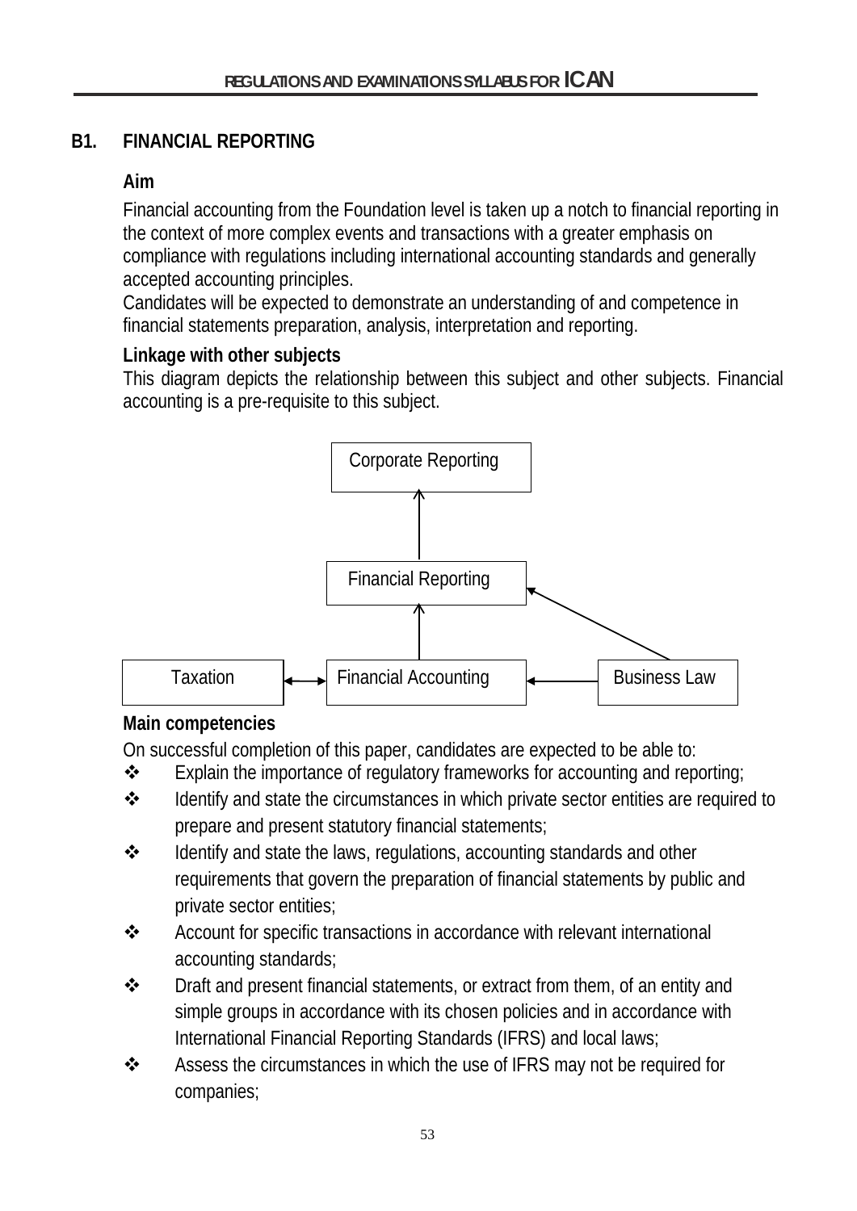## B1. FINANCIAL REPORTING

### Aim

Financial accounting from the Foundation level is taken up a notch to financial reporting in the context of more complex events and transactions with a greater emphasis on compliance with regulations including international accounting standards and generally accepted accounting principles.

Candidates will be expected to demonstrate an understanding of and competence in financial statements preparation, analysis, interpretation and reporting.

### Linkage with other subjects

This diagram depicts the relationship between this subject and other subjects. Financial accounting is a pre-requisite to this subject.

Corporate Reporting

Financial Reporting

Taxation | Financial Accounting | Business Law

### Main competencies

On successful completion of this paper, candidates are expected to be able to:

- Explain the importance of regulatory frameworks for accounting and reporting;
- Identify and state the circumstances in which private sector entities are required to prepare and present statutory financial statements;
- Identify and state the laws, regulations, accounting standards and other requirements that govern the preparation of financial statements by public and private sector entities;
- Account for specific transactions in accordance with relevant international accounting standards;
- Draft and present financial statements, or extract from them, of an entity and simple groups in accordance with its chosen policies and in accordance with International Financial Reporting Standards (IFRS) and local laws;
- Assess the circumstances in which the use of IFRS may not be required for companies;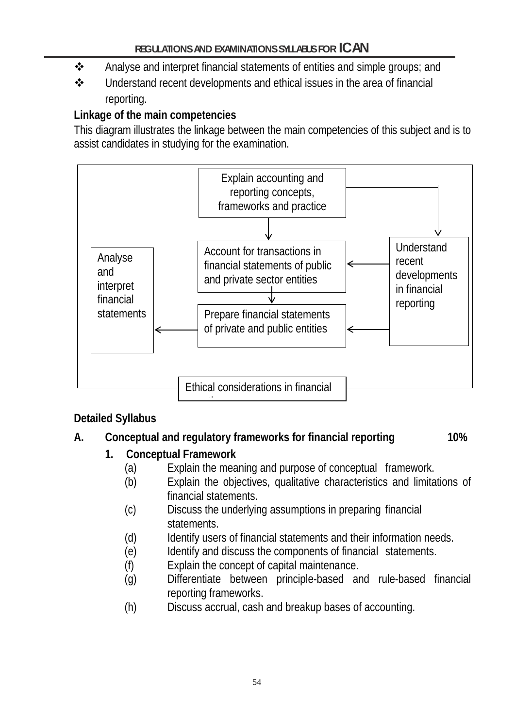- Analyse and interpret financial statements of entities and simple groups; and
- Understand recent developments and ethical issues in the area of financial reporting.

**Linkage of the main competencies**

This diagram illustrates the linkage between the main competencies of this subject and is to assist candidates in studying for the examination.

Explain accounting and reporting concepts, frameworks and practice

Understand recent developments in financial reporting

Account for transactions in financial statements of public and private sector entities

Analyse and interpret financial statements

Prepare financial statements of private and public entities

Ethical considerations in financial

**Detailed Syllabus**

**A. Conceptual and regulatory frameworks for financial reporting 10%**

**1. Conceptual Framework**

(a) Explain the meaning and purpose of conceptual framework.

(b) Explain the objectives, qualitative characteristics and limitations of financial statements.

(c) Discuss the underlying assumptions in preparing financial statements.

(d) Identify users of financial statements and their information needs.

(e) Identify and discuss the components of financial statements.

(f) Explain the concept of capital maintenance.

(g) Differentiate between principle-based and rule-based financial reporting frameworks.

(h) Discuss accrual, cash and breakup bases of accounting.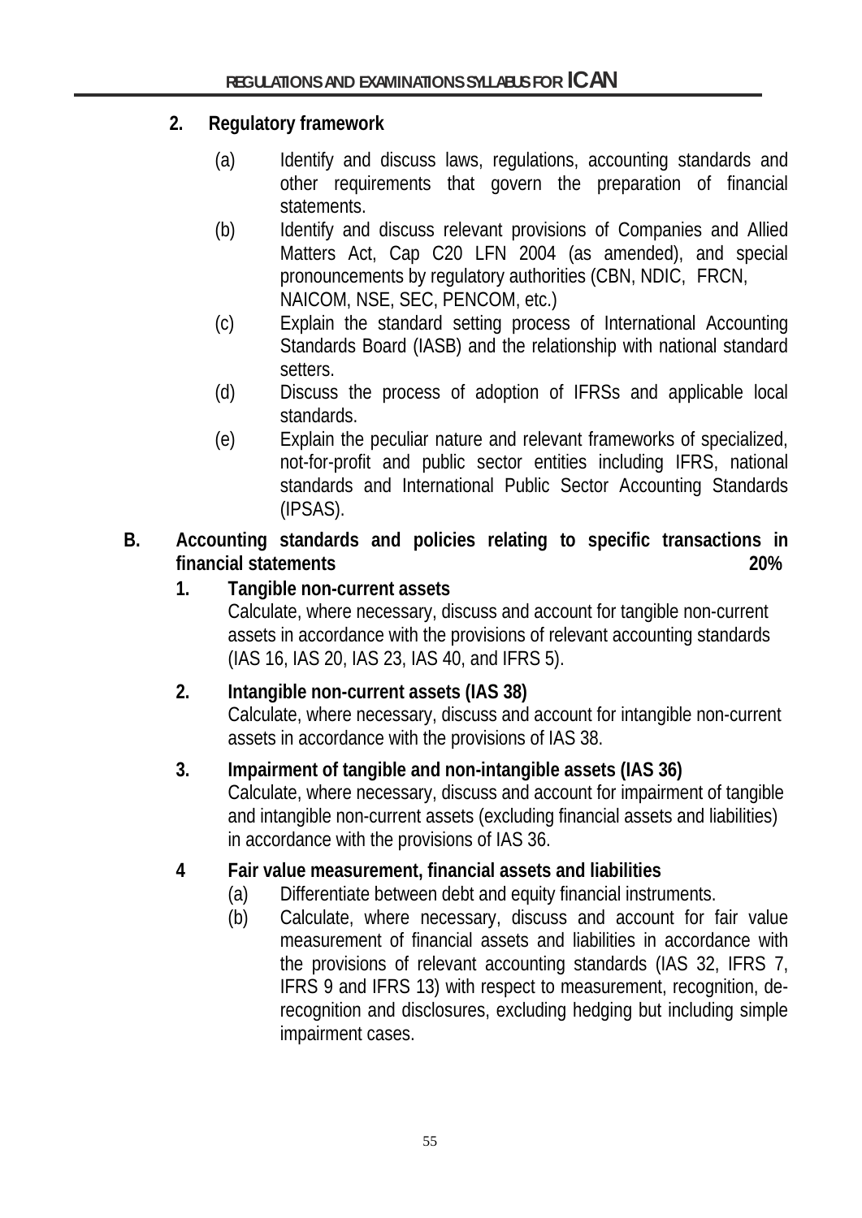### 2. Regulatory framework

(a) Identify and discuss laws, regulations, accounting standards and other requirements that govern the preparation of financial statements.

(b) Identify and discuss relevant provisions of Companies and Allied Matters Act, Cap C20 LFN 2004 (as amended), and special pronouncements by regulatory authorities (CBN, NDIC, FRCN, NAICOM, NSE, SEC, PENCOM, etc.)

(c) Explain the standard setting process of International Accounting Standards Board (IASB) and the relationship with national standard setters.

(d) Discuss the process of adoption of IFRSs and applicable local standards.

(e) Explain the peculiar nature and relevant frameworks of specialized, not-for-profit and public sector entities including IFRS, national standards and International Public Sector Accounting Standards (IPSAS).

## B. Accounting standards and policies relating to specific transactions in financial statements 20%

### 1. Tangible non-current assets

Calculate, where necessary, discuss and account for tangible non-current assets in accordance with the provisions of relevant accounting standards (IAS 16, IAS 20, IAS 23, IAS 40, and IFRS 5).

### 2. Intangible non-current assets (IAS 38)

Calculate, where necessary, discuss and account for intangible non-current assets in accordance with the provisions of IAS 38.

### 3. Impairment of tangible and non-intangible assets (IAS 36)

Calculate, where necessary, discuss and account for impairment of tangible and intangible non-current assets (excluding financial assets and liabilities) in accordance with the provisions of IAS 36.

### 4 Fair value measurement, financial assets and liabilities

(a) Differentiate between debt and equity financial instruments.

(b) Calculate, where necessary, discuss and account for fair value measurement of financial assets and liabilities in accordance with the provisions of relevant accounting standards (IAS 32, IFRS 7, IFRS 9 and IFRS 13) with respect to measurement, recognition, de-recognition and disclosures, excluding hedging but including simple impairment cases.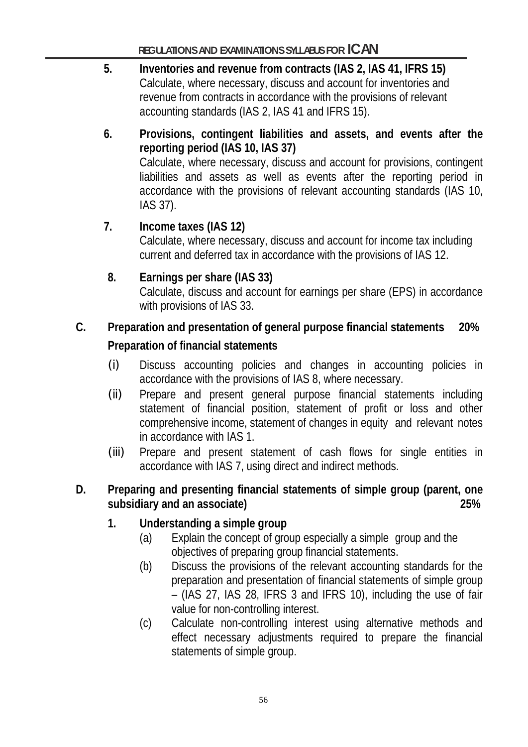5. **Inventories and revenue from contracts (IAS 2, IAS 41, IFRS 15)**
   Calculate, where necessary, discuss and account for inventories and revenue from contracts in accordance with the provisions of relevant accounting standards (IAS 2, IAS 41 and IFRS 15).

6. **Provisions, contingent liabilities and assets, and events after the reporting period (IAS 10, IAS 37)**
   Calculate, where necessary, discuss and account for provisions, contingent liabilities and assets as well as events after the reporting period in accordance with the provisions of relevant accounting standards (IAS 10, IAS 37).

7. **Income taxes (IAS 12)**
   Calculate, where necessary, discuss and account for income tax including current and deferred tax in accordance with the provisions of IAS 12.

8. **Earnings per share (IAS 33)**
   Calculate, discuss and account for earnings per share (EPS) in accordance with provisions of IAS 33.

## C. Preparation and presentation of general purpose financial statements 20%

**Preparation of financial statements**

(i) Discuss accounting policies and changes in accounting policies in accordance with the provisions of IAS 8, where necessary.

(ii) Prepare and present general purpose financial statements including statement of financial position, statement of profit or loss and other comprehensive income, statement of changes in equity and relevant notes in accordance with IAS 1.

(iii) Prepare and present statement of cash flows for single entities in accordance with IAS 7, using direct and indirect methods.

## D. Preparing and presenting financial statements of simple group (parent, one subsidiary and an associate) 25%

1. **Understanding a simple group**

   (a) Explain the concept of group especially a simple group and the objectives of preparing group financial statements.

   (b) Discuss the provisions of the relevant accounting standards for the preparation and presentation of financial statements of simple group – (IAS 27, IAS 28, IFRS 3 and IFRS 10), including the use of fair value for non-controlling interest.

   (c) Calculate non-controlling interest using alternative methods and effect necessary adjustments required to prepare the financial statements of simple group.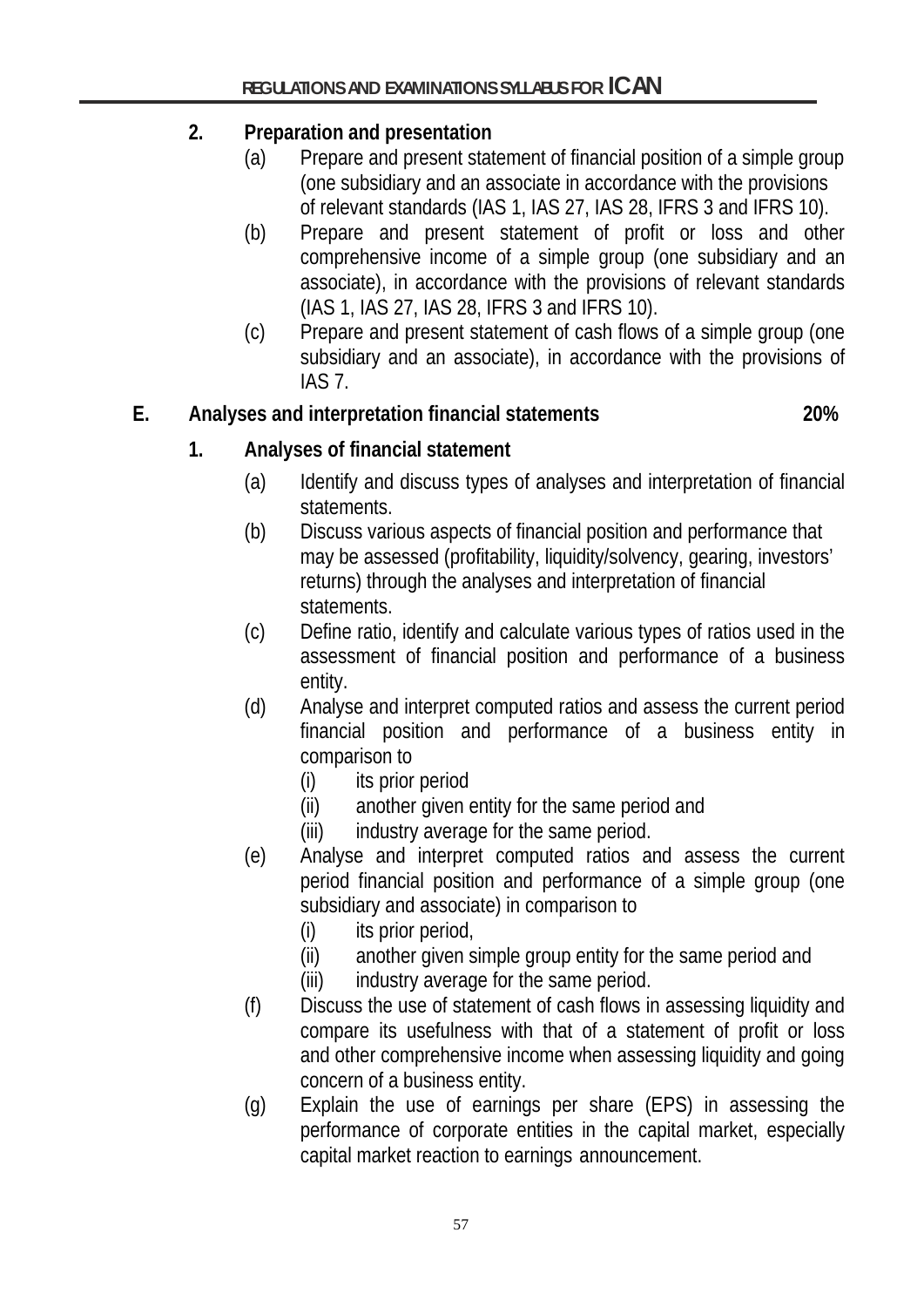**2. Preparation and presentation**

(a) Prepare and present statement of financial position of a simple group (one subsidiary and an associate in accordance with the provisions of relevant standards (IAS 1, IAS 27, IAS 28, IFRS 3 and IFRS 10).

(b) Prepare and present statement of profit or loss and other comprehensive income of a simple group (one subsidiary and an associate), in accordance with the provisions of relevant standards (IAS 1, IAS 27, IAS 28, IFRS 3 and IFRS 10).

(c) Prepare and present statement of cash flows of a simple group (one subsidiary and an associate), in accordance with the provisions of IAS 7.

## E. Analyses and interpretation financial statements 20%

**1. Analyses of financial statement**

(a) Identify and discuss types of analyses and interpretation of financial statements.

(b) Discuss various aspects of financial position and performance that may be assessed (profitability, liquidity/solvency, gearing, investors' returns) through the analyses and interpretation of financial statements.

(c) Define ratio, identify and calculate various types of ratios used in the assessment of financial position and performance of a business entity.

(d) Analyse and interpret computed ratios and assess the current period financial position and performance of a business entity in comparison to
  (i) its prior period
  (ii) another given entity for the same period and
  (iii) industry average for the same period.

(e) Analyse and interpret computed ratios and assess the current period financial position and performance of a simple group (one subsidiary and associate) in comparison to
  (i) its prior period,
  (ii) another given simple group entity for the same period and
  (iii) industry average for the same period.

(f) Discuss the use of statement of cash flows in assessing liquidity and compare its usefulness with that of a statement of profit or loss and other comprehensive income when assessing liquidity and going concern of a business entity.

(g) Explain the use of earnings per share (EPS) in assessing the performance of corporate entities in the capital market, especially capital market reaction to earnings announcement.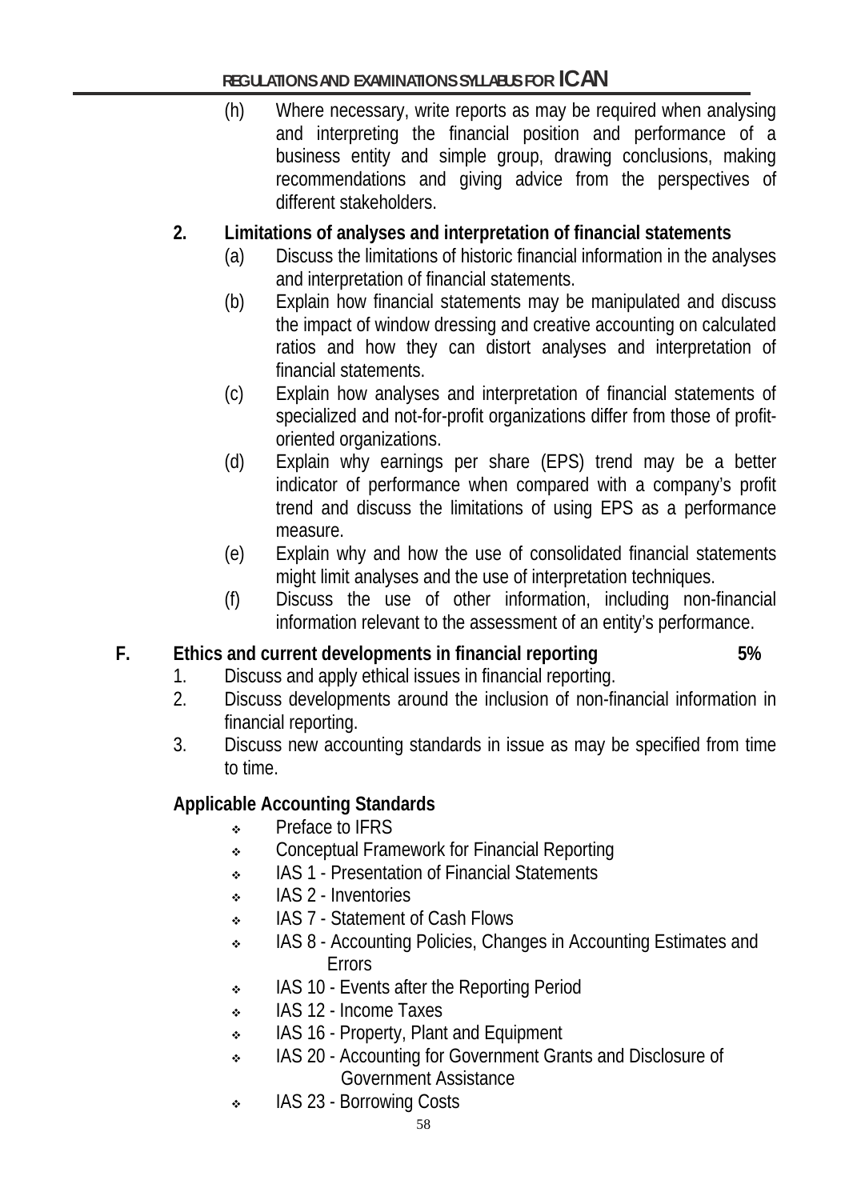(h) Where necessary, write reports as may be required when analysing and interpreting the financial position and performance of a business entity and simple group, drawing conclusions, making recommendations and giving advice from the perspectives of different stakeholders.

**2. Limitations of analyses and interpretation of financial statements**

(a) Discuss the limitations of historic financial information in the analyses and interpretation of financial statements.

(b) Explain how financial statements may be manipulated and discuss the impact of window dressing and creative accounting on calculated ratios and how they can distort analyses and interpretation of financial statements.

(c) Explain how analyses and interpretation of financial statements of specialized and not-for-profit organizations differ from those of profit-oriented organizations.

(d) Explain why earnings per share (EPS) trend may be a better indicator of performance when compared with a company's profit trend and discuss the limitations of using EPS as a performance measure.

(e) Explain why and how the use of consolidated financial statements might limit analyses and the use of interpretation techniques.

(f) Discuss the use of other information, including non-financial information relevant to the assessment of an entity's performance.

## F. Ethics and current developments in financial reporting 5%

1. Discuss and apply ethical issues in financial reporting.
2. Discuss developments around the inclusion of non-financial information in financial reporting.
3. Discuss new accounting standards in issue as may be specified from time to time.

**Applicable Accounting Standards**

- Preface to IFRS
- Conceptual Framework for Financial Reporting
- IAS 1 - Presentation of Financial Statements
- IAS 2 - Inventories
- IAS 7 - Statement of Cash Flows
- IAS 8 - Accounting Policies, Changes in Accounting Estimates and Errors
- IAS 10 - Events after the Reporting Period
- IAS 12 - Income Taxes
- IAS 16 - Property, Plant and Equipment
- IAS 20 - Accounting for Government Grants and Disclosure of Government Assistance
- IAS 23 - Borrowing Costs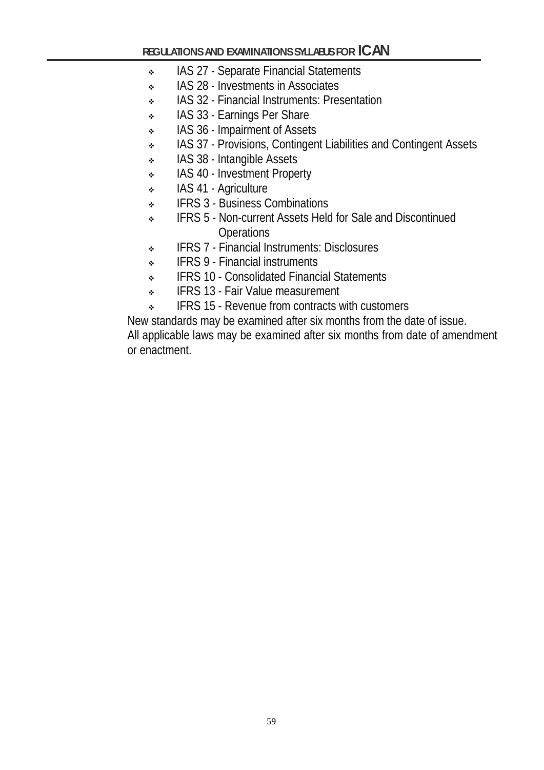- IAS 27 - Separate Financial Statements
- IAS 28 - Investments in Associates
- IAS 32 - Financial Instruments: Presentation
- IAS 33 - Earnings Per Share
- IAS 36 - Impairment of Assets
- IAS 37 - Provisions, Contingent Liabilities and Contingent Assets
- IAS 38 - Intangible Assets
- IAS 40 - Investment Property
- IAS 41 - Agriculture
- IFRS 3 - Business Combinations
- IFRS 5 - Non-current Assets Held for Sale and Discontinued Operations
- IFRS 7 - Financial Instruments: Disclosures
- IFRS 9 - Financial instruments
- IFRS 10 - Consolidated Financial Statements
- IFRS 13 - Fair Value measurement
- IFRS 15 - Revenue from contracts with customers

New standards may be examined after six months from the date of issue.
All applicable laws may be examined after six months from date of amendment or enactment.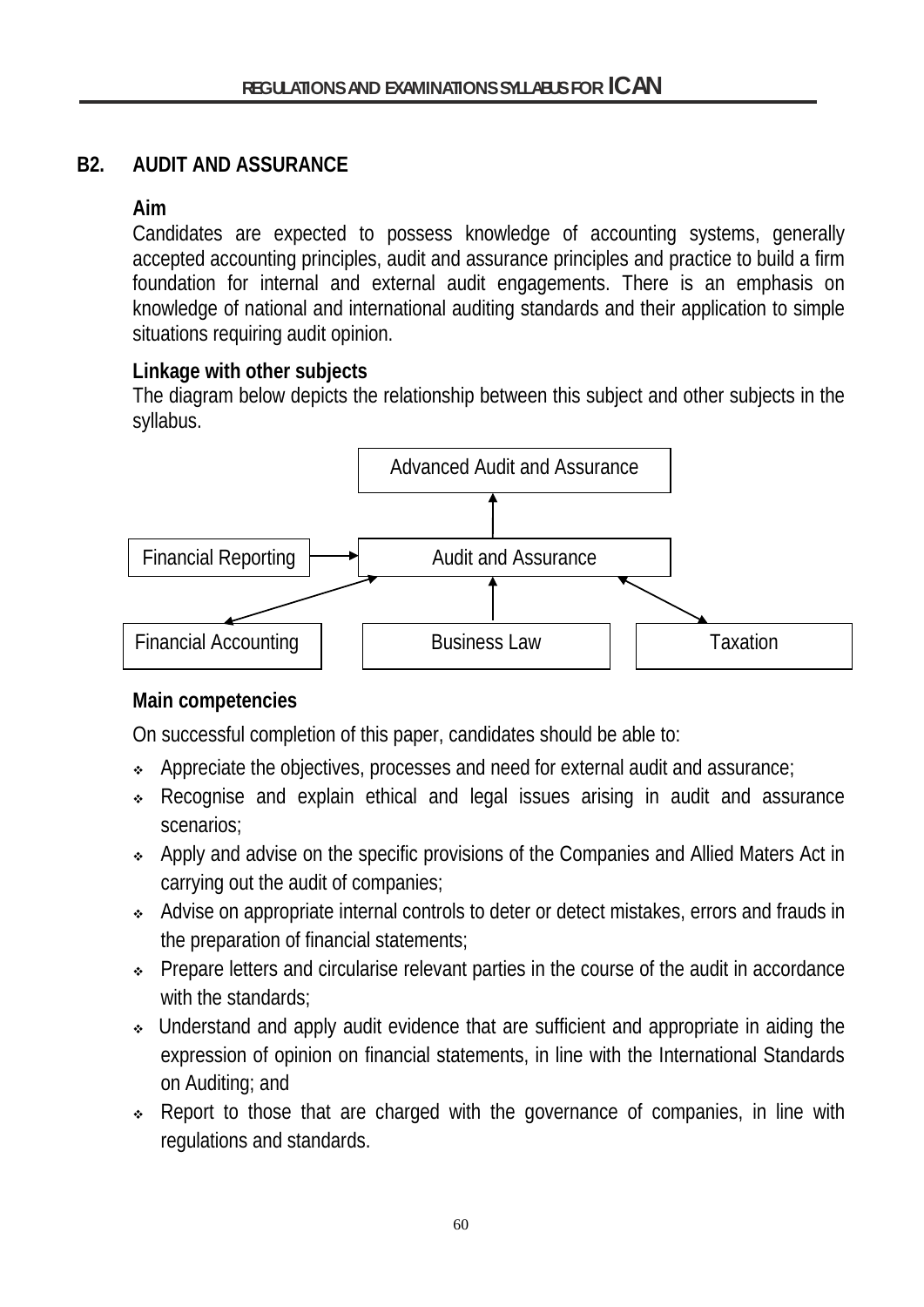## B2. AUDIT AND ASSURANCE

### Aim

Candidates are expected to possess knowledge of accounting systems, generally accepted accounting principles, audit and assurance principles and practice to build a firm foundation for internal and external audit engagements. There is an emphasis on knowledge of national and international auditing standards and their application to simple situations requiring audit opinion.

### Linkage with other subjects

The diagram below depicts the relationship between this subject and other subjects in the syllabus.

Advanced Audit and Assurance

Financial Reporting → Audit and Assurance

Financial Accounting | Business Law | Taxation

### Main competencies

On successful completion of this paper, candidates should be able to:

- Appreciate the objectives, processes and need for external audit and assurance;
- Recognise and explain ethical and legal issues arising in audit and assurance scenarios;
- Apply and advise on the specific provisions of the Companies and Allied Maters Act in carrying out the audit of companies;
- Advise on appropriate internal controls to deter or detect mistakes, errors and frauds in the preparation of financial statements;
- Prepare letters and circularise relevant parties in the course of the audit in accordance with the standards;
- Understand and apply audit evidence that are sufficient and appropriate in aiding the expression of opinion on financial statements, in line with the International Standards on Auditing; and
- Report to those that are charged with the governance of companies, in line with regulations and standards.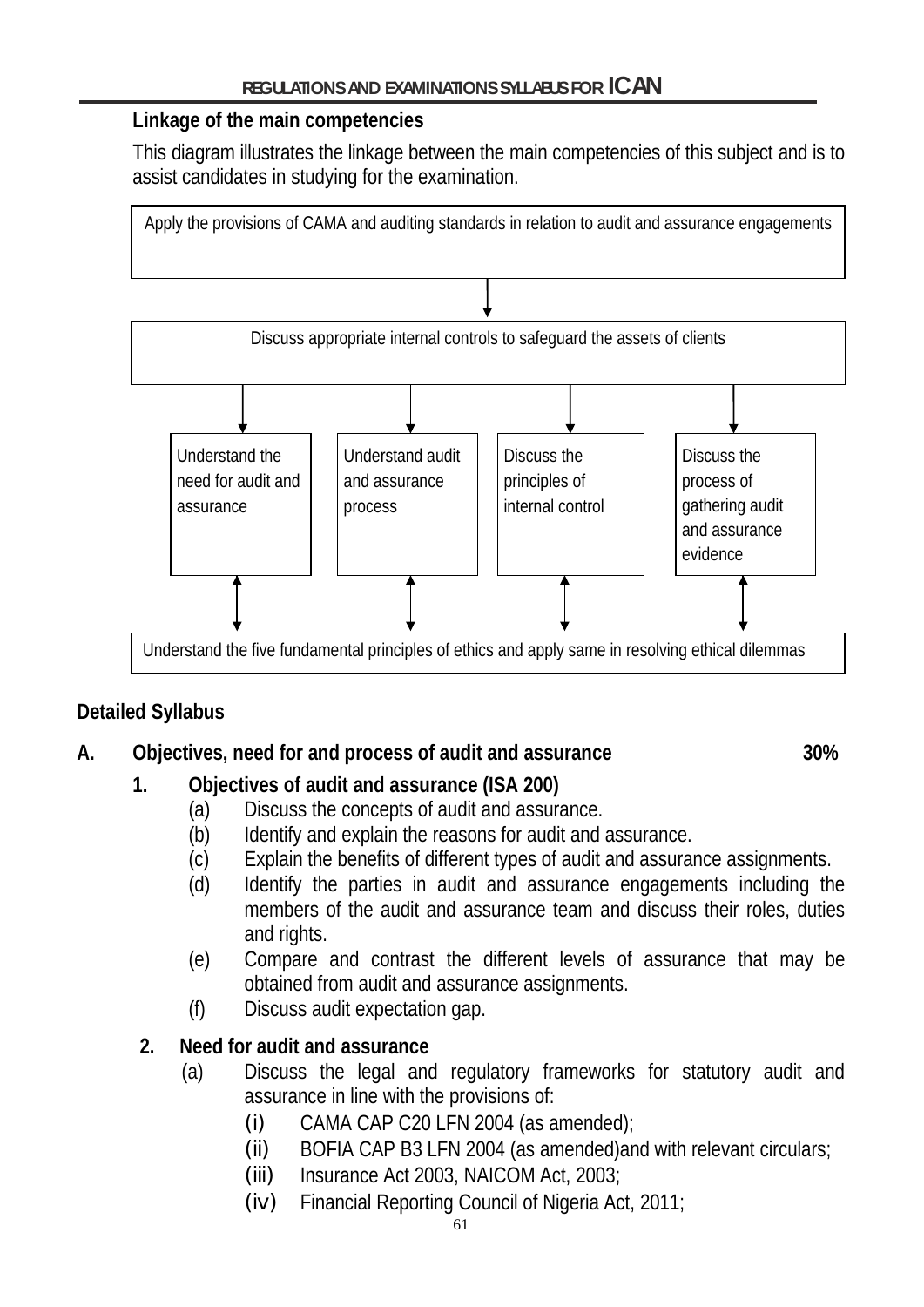### Linkage of the main competencies

This diagram illustrates the linkage between the main competencies of this subject and is to assist candidates in studying for the examination.

Apply the provisions of CAMA and auditing standards in relation to audit and assurance engagements

↓

Discuss appropriate internal controls to safeguard the assets of clients

↓

| Understand the need for audit and assurance | Understand audit and assurance process | Discuss the principles of internal control | Discuss the process of gathering audit and assurance evidence |
|---|---|---|---|

↕

Understand the five fundamental principles of ethics and apply same in resolving ethical dilemmas

### Detailed Syllabus

**A. Objectives, need for and process of audit and assurance — 30%**

**1. Objectives of audit and assurance (ISA 200)**

(a) Discuss the concepts of audit and assurance.

(b) Identify and explain the reasons for audit and assurance.

(c) Explain the benefits of different types of audit and assurance assignments.

(d) Identify the parties in audit and assurance engagements including the members of the audit and assurance team and discuss their roles, duties and rights.

(e) Compare and contrast the different levels of assurance that may be obtained from audit and assurance assignments.

(f) Discuss audit expectation gap.

**2. Need for audit and assurance**

(a) Discuss the legal and regulatory frameworks for statutory audit and assurance in line with the provisions of:

(i) CAMA CAP C20 LFN 2004 (as amended);

(ii) BOFIA CAP B3 LFN 2004 (as amended)and with relevant circulars;

(iii) Insurance Act 2003, NAICOM Act, 2003;

(iv) Financial Reporting Council of Nigeria Act, 2011;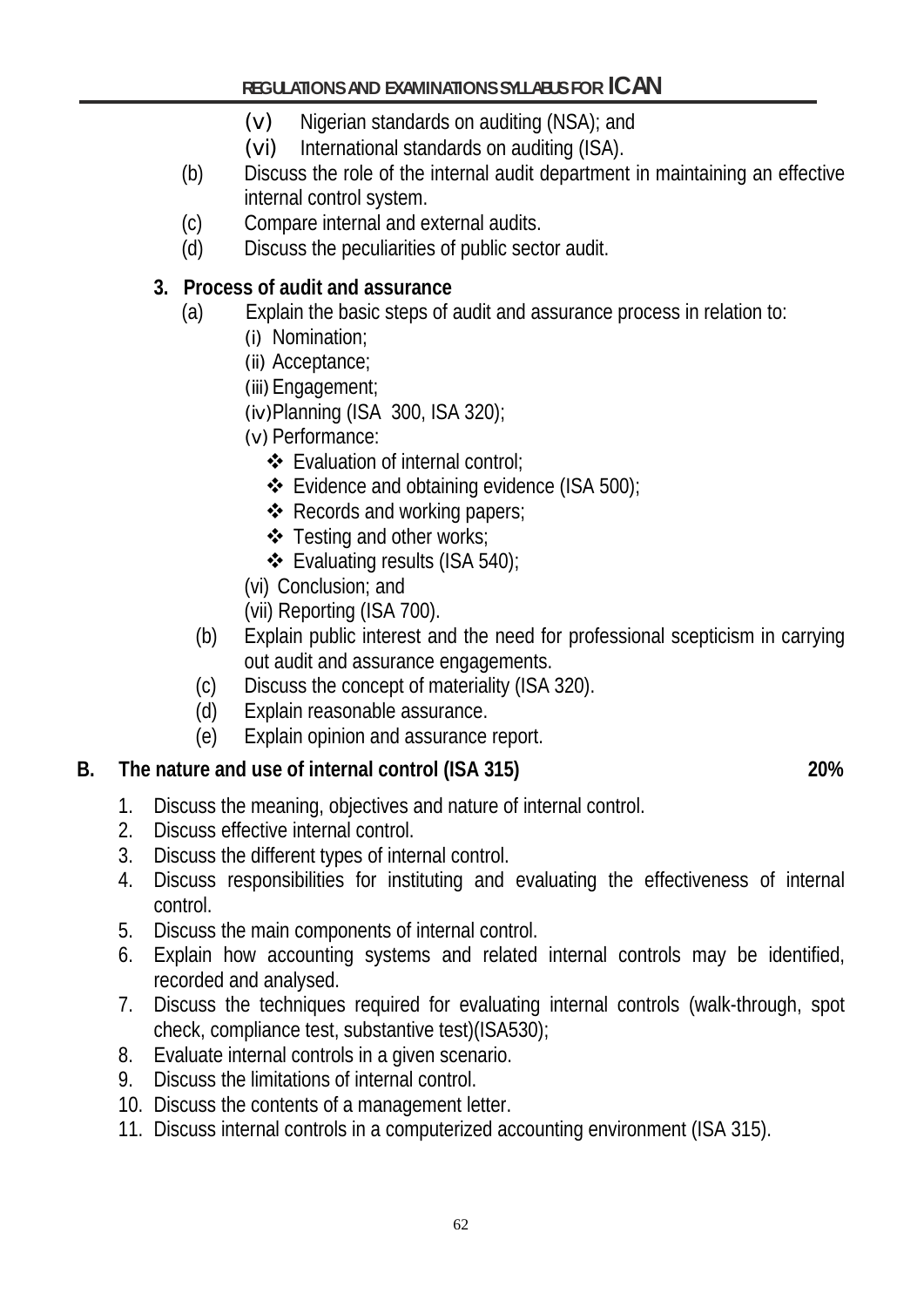(v) Nigerian standards on auditing (NSA); and

(vi) International standards on auditing (ISA).

(b) Discuss the role of the internal audit department in maintaining an effective internal control system.

(c) Compare internal and external audits.

(d) Discuss the peculiarities of public sector audit.

**3. Process of audit and assurance**

(a) Explain the basic steps of audit and assurance process in relation to:

(i) Nomination;

(ii) Acceptance;

(iii) Engagement;

(iv) Planning (ISA 300, ISA 320);

(v) Performance:

- ❖ Evaluation of internal control;
- ❖ Evidence and obtaining evidence (ISA 500);
- ❖ Records and working papers;
- ❖ Testing and other works;
- ❖ Evaluating results (ISA 540);

(vi) Conclusion; and

(vii) Reporting (ISA 700).

(b) Explain public interest and the need for professional scepticism in carrying out audit and assurance engagements.

(c) Discuss the concept of materiality (ISA 320).

(d) Explain reasonable assurance.

(e) Explain opinion and assurance report.

**B. The nature and use of internal control (ISA 315) 20%**

1. Discuss the meaning, objectives and nature of internal control.
2. Discuss effective internal control.
3. Discuss the different types of internal control.
4. Discuss responsibilities for instituting and evaluating the effectiveness of internal control.
5. Discuss the main components of internal control.
6. Explain how accounting systems and related internal controls may be identified, recorded and analysed.
7. Discuss the techniques required for evaluating internal controls (walk-through, spot check, compliance test, substantive test)(ISA530);
8. Evaluate internal controls in a given scenario.
9. Discuss the limitations of internal control.
10. Discuss the contents of a management letter.
11. Discuss internal controls in a computerized accounting environment (ISA 315).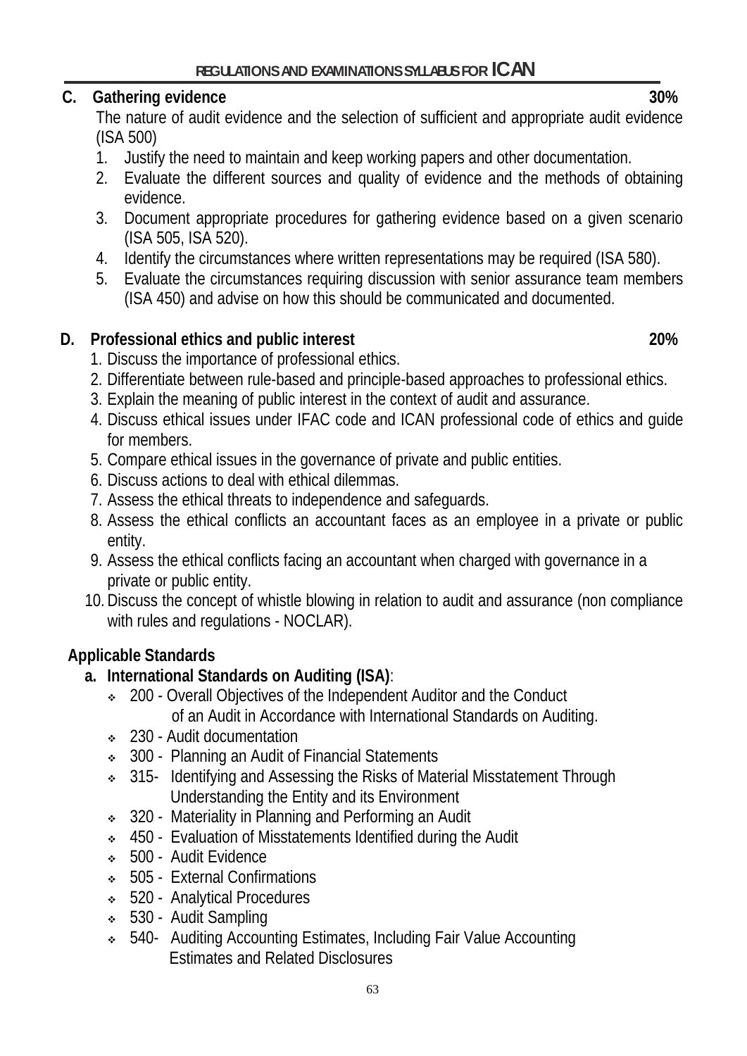## C. Gathering evidence 30%

The nature of audit evidence and the selection of sufficient and appropriate audit evidence (ISA 500)

1. Justify the need to maintain and keep working papers and other documentation.
2. Evaluate the different sources and quality of evidence and the methods of obtaining evidence.
3. Document appropriate procedures for gathering evidence based on a given scenario (ISA 505, ISA 520).
4. Identify the circumstances where written representations may be required (ISA 580).
5. Evaluate the circumstances requiring discussion with senior assurance team members (ISA 450) and advise on how this should be communicated and documented.

## D. Professional ethics and public interest 20%

1. Discuss the importance of professional ethics.
2. Differentiate between rule-based and principle-based approaches to professional ethics.
3. Explain the meaning of public interest in the context of audit and assurance.
4. Discuss ethical issues under IFAC code and ICAN professional code of ethics and guide for members.
5. Compare ethical issues in the governance of private and public entities.
6. Discuss actions to deal with ethical dilemmas.
7. Assess the ethical threats to independence and safeguards.
8. Assess the ethical conflicts an accountant faces as an employee in a private or public entity.
9. Assess the ethical conflicts facing an accountant when charged with governance in a private or public entity.
10. Discuss the concept of whistle blowing in relation to audit and assurance (non compliance with rules and regulations - NOCLAR).

## Applicable Standards

**a. International Standards on Auditing (ISA)**:

- 200 - Overall Objectives of the Independent Auditor and the Conduct of an Audit in Accordance with International Standards on Auditing.
- 230 - Audit documentation
- 300 - Planning an Audit of Financial Statements
- 315- Identifying and Assessing the Risks of Material Misstatement Through Understanding the Entity and its Environment
- 320 - Materiality in Planning and Performing an Audit
- 450 - Evaluation of Misstatements Identified during the Audit
- 500 - Audit Evidence
- 505 - External Confirmations
- 520 - Analytical Procedures
- 530 - Audit Sampling
- 540- Auditing Accounting Estimates, Including Fair Value Accounting Estimates and Related Disclosures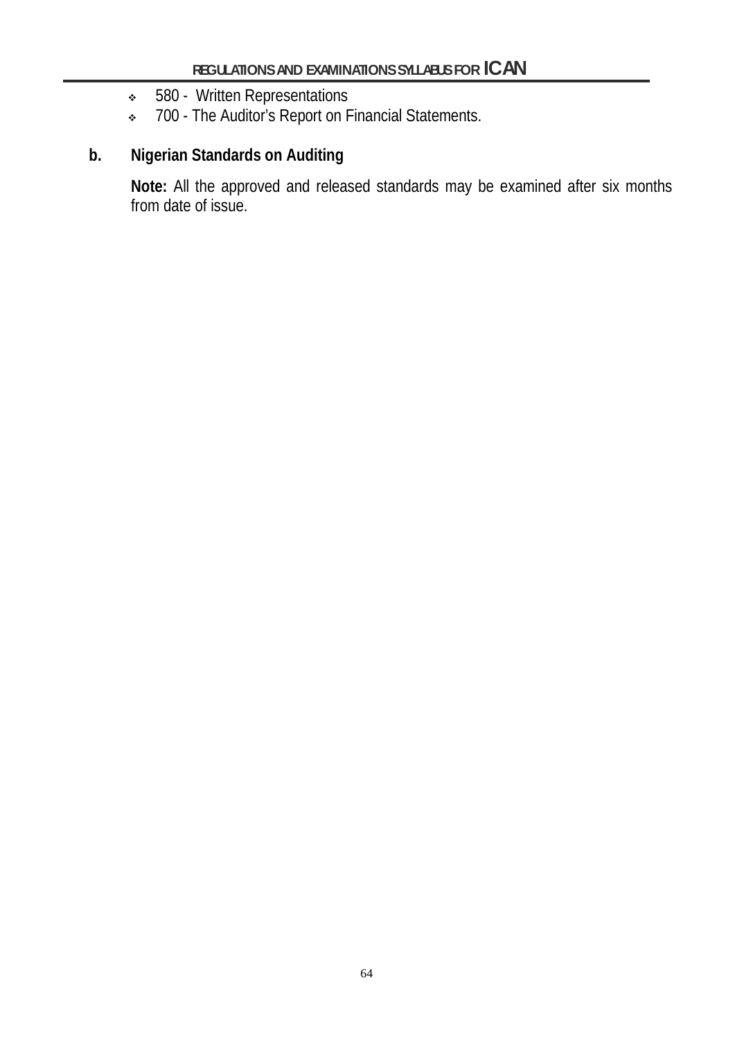- 580 - Written Representations
- 700 - The Auditor's Report on Financial Statements.

**b. Nigerian Standards on Auditing**

**Note:** All the approved and released standards may be examined after six months from date of issue.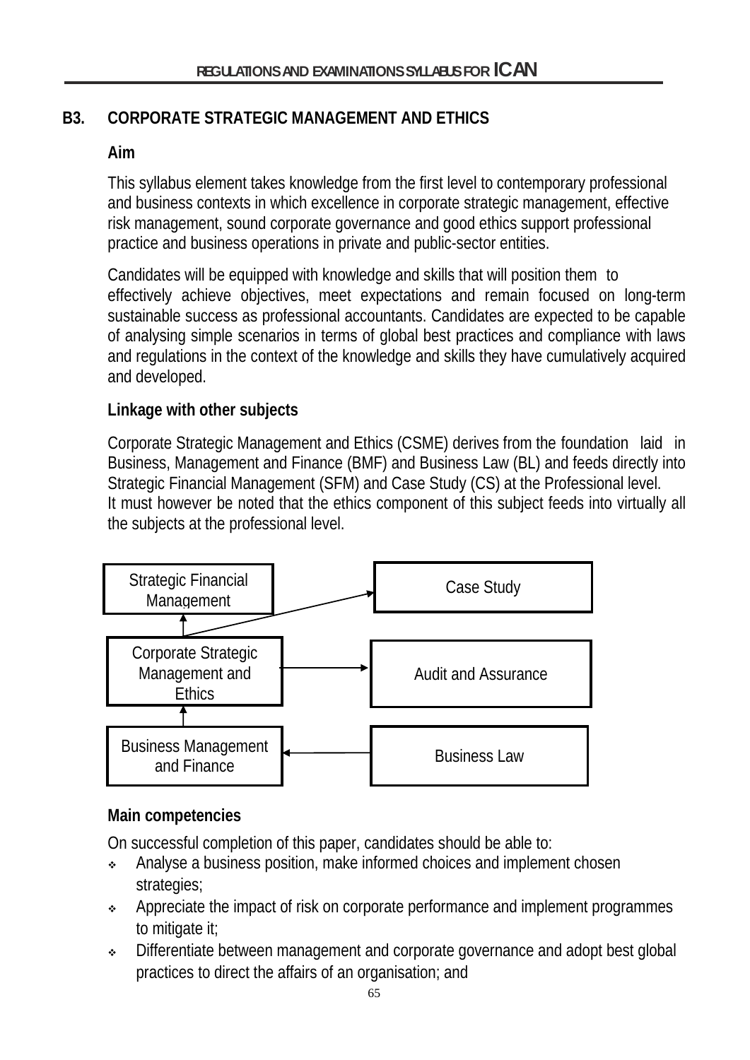## B3. CORPORATE STRATEGIC MANAGEMENT AND ETHICS

### Aim

This syllabus element takes knowledge from the first level to contemporary professional and business contexts in which excellence in corporate strategic management, effective risk management, sound corporate governance and good ethics support professional practice and business operations in private and public-sector entities.

Candidates will be equipped with knowledge and skills that will position them to effectively achieve objectives, meet expectations and remain focused on long-term sustainable success as professional accountants. Candidates are expected to be capable of analysing simple scenarios in terms of global best practices and compliance with laws and regulations in the context of the knowledge and skills they have cumulatively acquired and developed.

### Linkage with other subjects

Corporate Strategic Management and Ethics (CSME) derives from the foundation laid in Business, Management and Finance (BMF) and Business Law (BL) and feeds directly into Strategic Financial Management (SFM) and Case Study (CS) at the Professional level.
It must however be noted that the ethics component of this subject feeds into virtually all the subjects at the professional level.

Strategic Financial Management | Case Study

Corporate Strategic Management and Ethics → Audit and Assurance

Business Management and Finance ← Business Law

### Main competencies

On successful completion of this paper, candidates should be able to:

- Analyse a business position, make informed choices and implement chosen strategies;
- Appreciate the impact of risk on corporate performance and implement programmes to mitigate it;
- Differentiate between management and corporate governance and adopt best global practices to direct the affairs of an organisation; and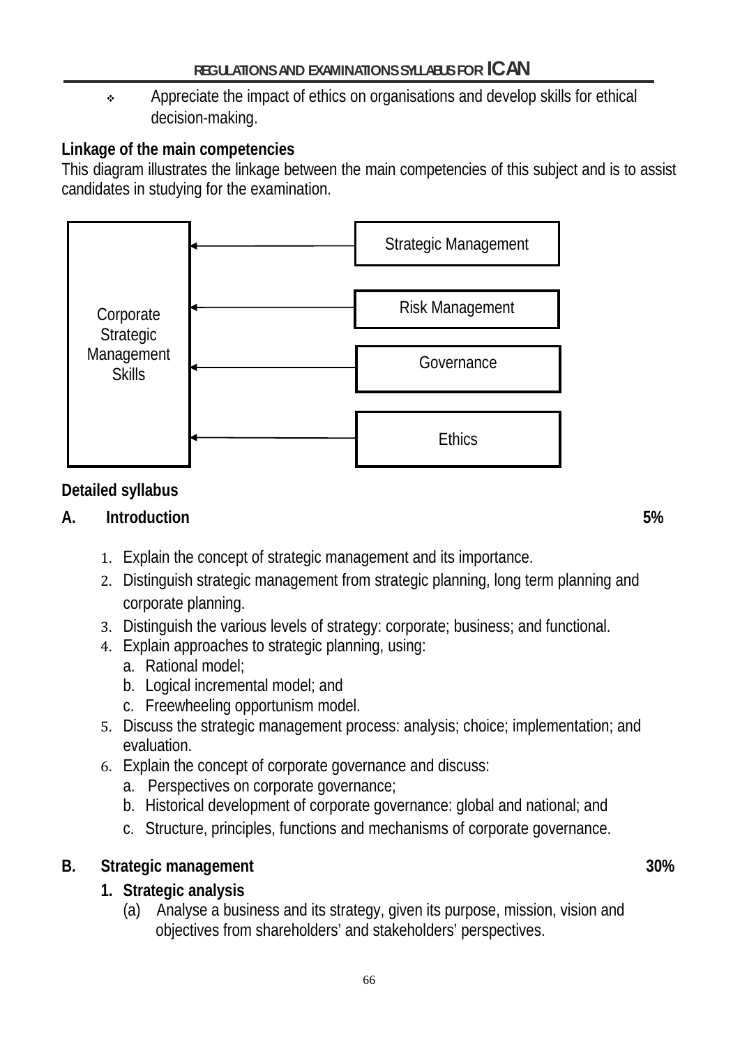- Appreciate the impact of ethics on organisations and develop skills for ethical decision-making.

**Linkage of the main competencies**

This diagram illustrates the linkage between the main competencies of this subject and is to assist candidates in studying for the examination.

Corporate Strategic Management Skills ← Strategic Management

Corporate Strategic Management Skills ← Risk Management

Corporate Strategic Management Skills ← Governance

Corporate Strategic Management Skills ← Ethics

**Detailed syllabus**

**A. Introduction** **5%**

1. Explain the concept of strategic management and its importance.
2. Distinguish strategic management from strategic planning, long term planning and corporate planning.
3. Distinguish the various levels of strategy: corporate; business; and functional.
4. Explain approaches to strategic planning, using:
   a. Rational model;
   b. Logical incremental model; and
   c. Freewheeling opportunism model.
5. Discuss the strategic management process: analysis; choice; implementation; and evaluation.
6. Explain the concept of corporate governance and discuss:
   a. Perspectives on corporate governance;
   b. Historical development of corporate governance: global and national; and
   c. Structure, principles, functions and mechanisms of corporate governance.

**B. Strategic management** **30%**

**1. Strategic analysis**

(a) Analyse a business and its strategy, given its purpose, mission, vision and objectives from shareholders' and stakeholders' perspectives.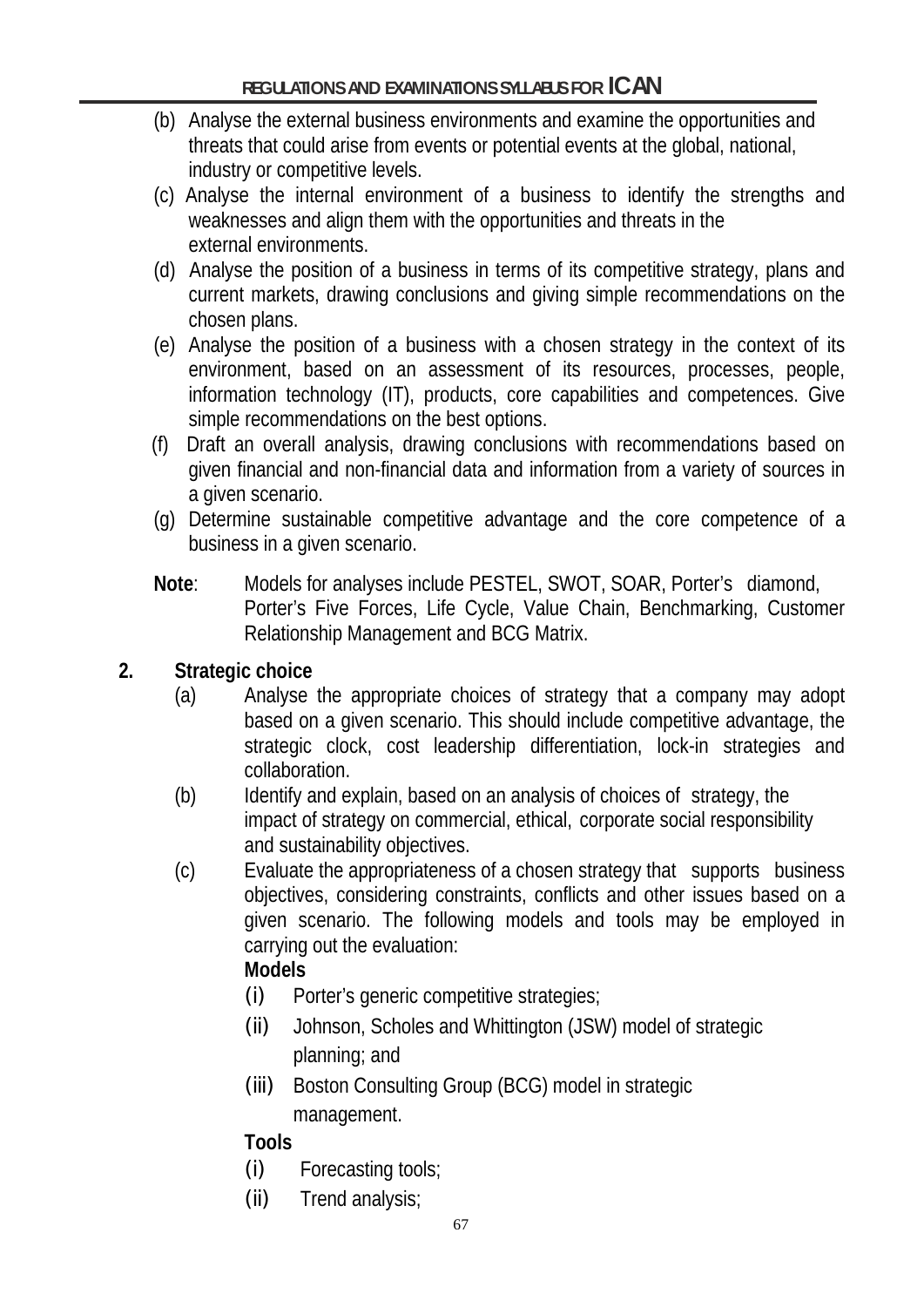(b) Analyse the external business environments and examine the opportunities and threats that could arise from events or potential events at the global, national, industry or competitive levels.

(c) Analyse the internal environment of a business to identify the strengths and weaknesses and align them with the opportunities and threats in the external environments.

(d) Analyse the position of a business in terms of its competitive strategy, plans and current markets, drawing conclusions and giving simple recommendations on the chosen plans.

(e) Analyse the position of a business with a chosen strategy in the context of its environment, based on an assessment of its resources, processes, people, information technology (IT), products, core capabilities and competences. Give simple recommendations on the best options.

(f) Draft an overall analysis, drawing conclusions with recommendations based on given financial and non-financial data and information from a variety of sources in a given scenario.

(g) Determine sustainable competitive advantage and the core competence of a business in a given scenario.

**Note**: Models for analyses include PESTEL, SWOT, SOAR, Porter's diamond, Porter's Five Forces, Life Cycle, Value Chain, Benchmarking, Customer Relationship Management and BCG Matrix.

**2. Strategic choice**

(a) Analyse the appropriate choices of strategy that a company may adopt based on a given scenario. This should include competitive advantage, the strategic clock, cost leadership differentiation, lock-in strategies and collaboration.

(b) Identify and explain, based on an analysis of choices of strategy, the impact of strategy on commercial, ethical, corporate social responsibility and sustainability objectives.

(c) Evaluate the appropriateness of a chosen strategy that supports business objectives, considering constraints, conflicts and other issues based on a given scenario. The following models and tools may be employed in carrying out the evaluation:

**Models**

(i) Porter's generic competitive strategies;

(ii) Johnson, Scholes and Whittington (JSW) model of strategic planning; and

(iii) Boston Consulting Group (BCG) model in strategic management.

**Tools**

(i) Forecasting tools;

(ii) Trend analysis;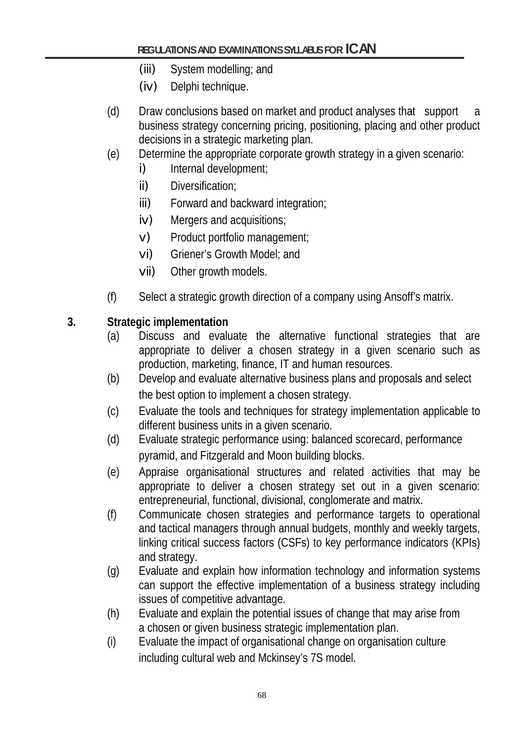(iii) System modelling; and

(iv) Delphi technique.

(d) Draw conclusions based on market and product analyses that support a business strategy concerning pricing, positioning, placing and other product decisions in a strategic marketing plan.

(e) Determine the appropriate corporate growth strategy in a given scenario:

i) Internal development;

ii) Diversification;

iii) Forward and backward integration;

iv) Mergers and acquisitions;

v) Product portfolio management;

vi) Griener's Growth Model; and

vii) Other growth models.

(f) Select a strategic growth direction of a company using Ansoff's matrix.

**3. Strategic implementation**

(a) Discuss and evaluate the alternative functional strategies that are appropriate to deliver a chosen strategy in a given scenario such as production, marketing, finance, IT and human resources.

(b) Develop and evaluate alternative business plans and proposals and select the best option to implement a chosen strategy.

(c) Evaluate the tools and techniques for strategy implementation applicable to different business units in a given scenario.

(d) Evaluate strategic performance using: balanced scorecard, performance pyramid, and Fitzgerald and Moon building blocks.

(e) Appraise organisational structures and related activities that may be appropriate to deliver a chosen strategy set out in a given scenario: entrepreneurial, functional, divisional, conglomerate and matrix.

(f) Communicate chosen strategies and performance targets to operational and tactical managers through annual budgets, monthly and weekly targets, linking critical success factors (CSFs) to key performance indicators (KPIs) and strategy.

(g) Evaluate and explain how information technology and information systems can support the effective implementation of a business strategy including issues of competitive advantage.

(h) Evaluate and explain the potential issues of change that may arise from a chosen or given business strategic implementation plan.

(i) Evaluate the impact of organisational change on organisation culture including cultural web and Mckinsey's 7S model.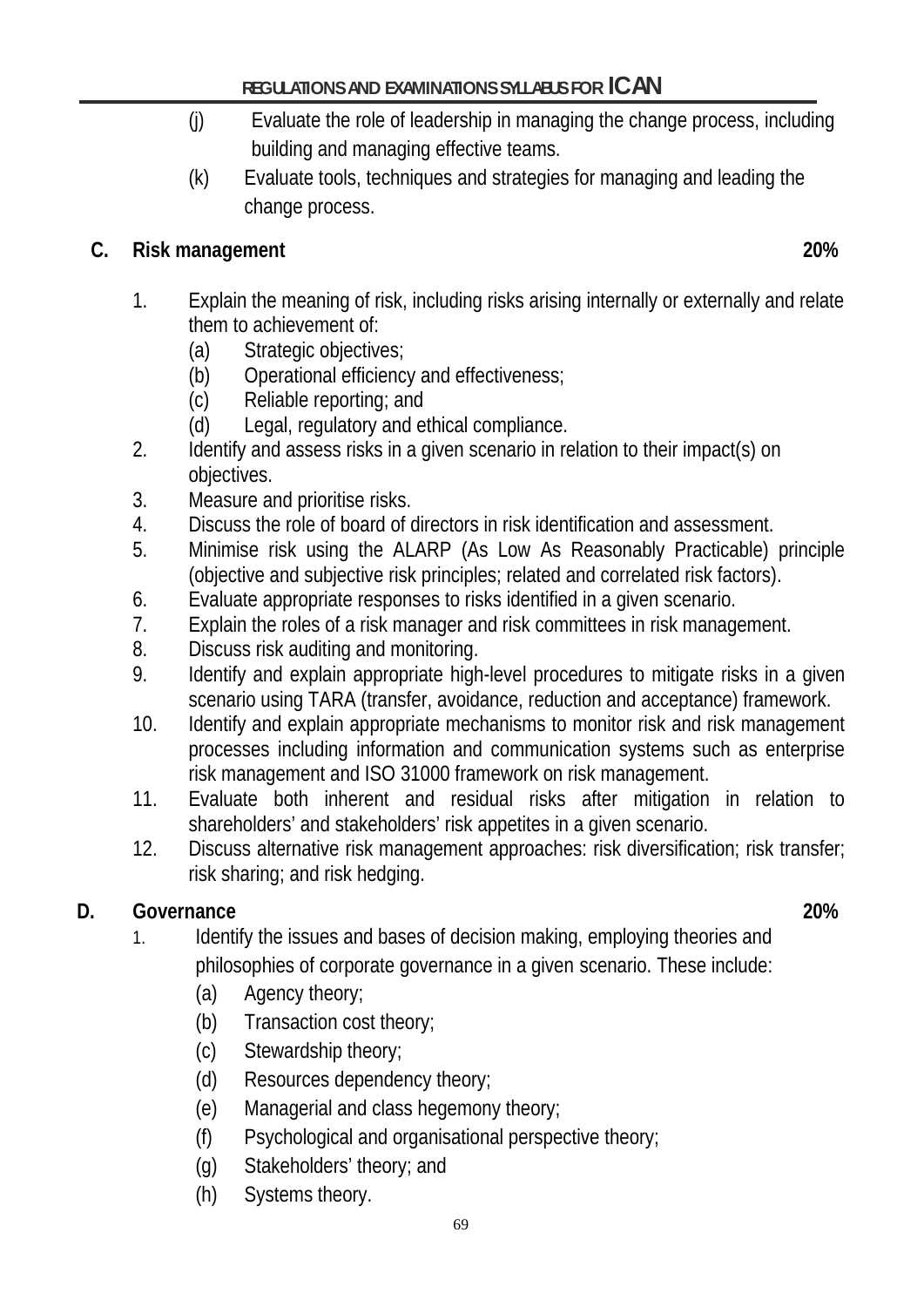(j) Evaluate the role of leadership in managing the change process, including building and managing effective teams.

(k) Evaluate tools, techniques and strategies for managing and leading the change process.

## C. Risk management 20%

1. Explain the meaning of risk, including risks arising internally or externally and relate them to achievement of:
   (a) Strategic objectives;
   (b) Operational efficiency and effectiveness;
   (c) Reliable reporting; and
   (d) Legal, regulatory and ethical compliance.
2. Identify and assess risks in a given scenario in relation to their impact(s) on objectives.
3. Measure and prioritise risks.
4. Discuss the role of board of directors in risk identification and assessment.
5. Minimise risk using the ALARP (As Low As Reasonably Practicable) principle (objective and subjective risk principles; related and correlated risk factors).
6. Evaluate appropriate responses to risks identified in a given scenario.
7. Explain the roles of a risk manager and risk committees in risk management.
8. Discuss risk auditing and monitoring.
9. Identify and explain appropriate high-level procedures to mitigate risks in a given scenario using TARA (transfer, avoidance, reduction and acceptance) framework.
10. Identify and explain appropriate mechanisms to monitor risk and risk management processes including information and communication systems such as enterprise risk management and ISO 31000 framework on risk management.
11. Evaluate both inherent and residual risks after mitigation in relation to shareholders' and stakeholders' risk appetites in a given scenario.
12. Discuss alternative risk management approaches: risk diversification; risk transfer; risk sharing; and risk hedging.

## D. Governance 20%

1. Identify the issues and bases of decision making, employing theories and philosophies of corporate governance in a given scenario. These include:
   (a) Agency theory;
   (b) Transaction cost theory;
   (c) Stewardship theory;
   (d) Resources dependency theory;
   (e) Managerial and class hegemony theory;
   (f) Psychological and organisational perspective theory;
   (g) Stakeholders' theory; and
   (h) Systems theory.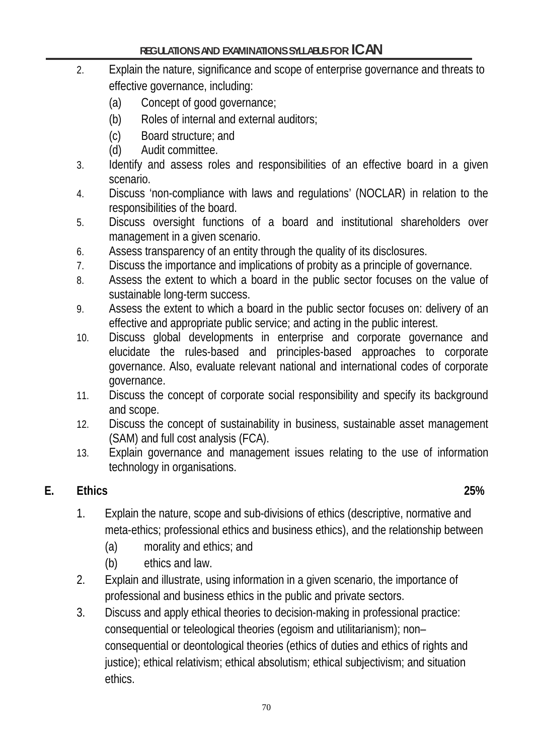2. Explain the nature, significance and scope of enterprise governance and threats to effective governance, including:
   (a) Concept of good governance;
   (b) Roles of internal and external auditors;
   (c) Board structure; and
   (d) Audit committee.
3. Identify and assess roles and responsibilities of an effective board in a given scenario.
4. Discuss 'non-compliance with laws and regulations' (NOCLAR) in relation to the responsibilities of the board.
5. Discuss oversight functions of a board and institutional shareholders over management in a given scenario.
6. Assess transparency of an entity through the quality of its disclosures.
7. Discuss the importance and implications of probity as a principle of governance.
8. Assess the extent to which a board in the public sector focuses on the value of sustainable long-term success.
9. Assess the extent to which a board in the public sector focuses on: delivery of an effective and appropriate public service; and acting in the public interest.
10. Discuss global developments in enterprise and corporate governance and elucidate the rules-based and principles-based approaches to corporate governance. Also, evaluate relevant national and international codes of corporate governance.
11. Discuss the concept of corporate social responsibility and specify its background and scope.
12. Discuss the concept of sustainability in business, sustainable asset management (SAM) and full cost analysis (FCA).
13. Explain governance and management issues relating to the use of information technology in organisations.

## E. Ethics 25%

1. Explain the nature, scope and sub-divisions of ethics (descriptive, normative and meta-ethics; professional ethics and business ethics), and the relationship between
   (a) morality and ethics; and
   (b) ethics and law.
2. Explain and illustrate, using information in a given scenario, the importance of professional and business ethics in the public and private sectors.
3. Discuss and apply ethical theories to decision-making in professional practice: consequential or teleological theories (egoism and utilitarianism); non–consequential or deontological theories (ethics of duties and ethics of rights and justice); ethical relativism; ethical absolutism; ethical subjectivism; and situation ethics.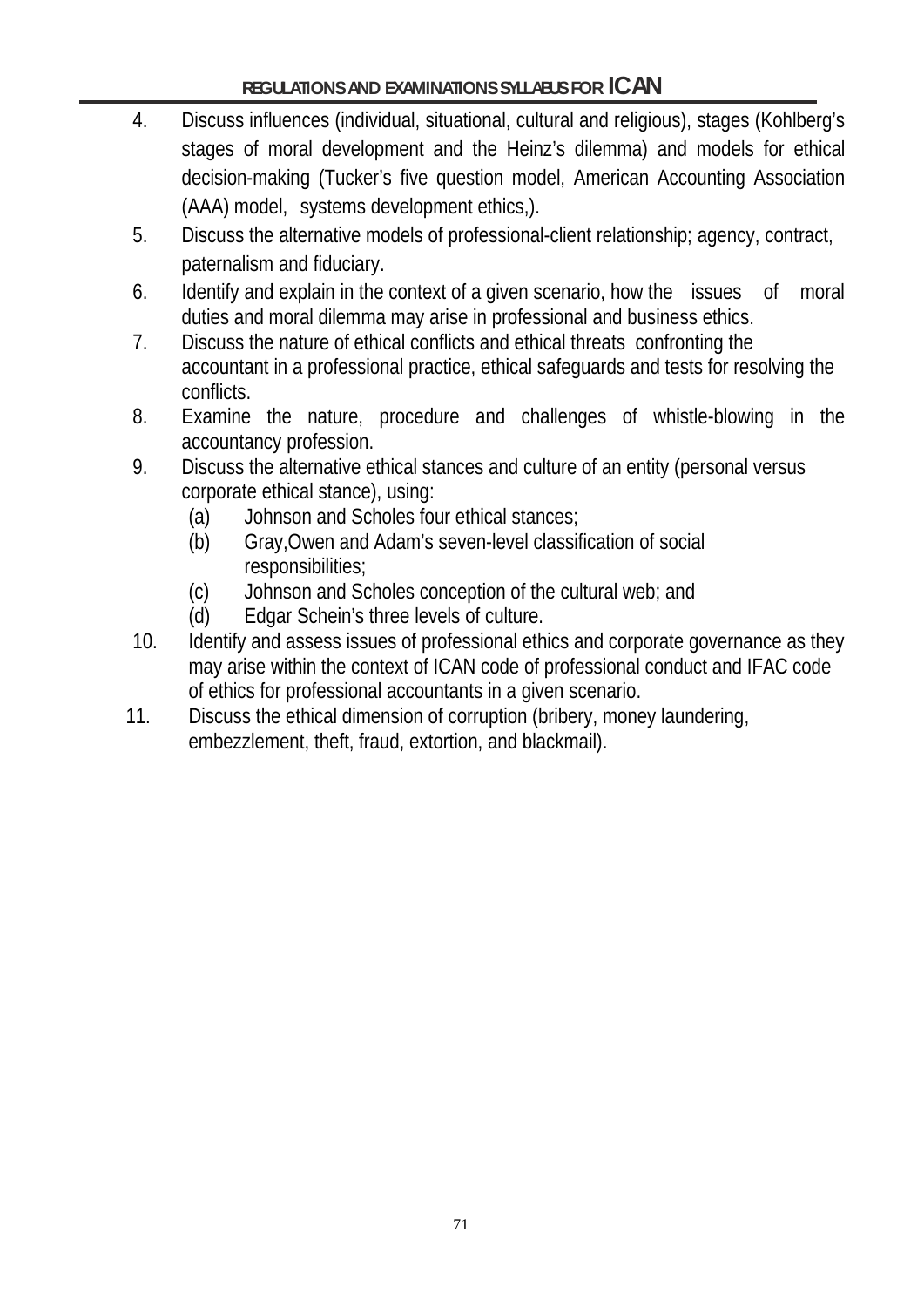4. Discuss influences (individual, situational, cultural and religious), stages (Kohlberg's stages of moral development and the Heinz's dilemma) and models for ethical decision-making (Tucker's five question model, American Accounting Association (AAA) model, systems development ethics,).
5. Discuss the alternative models of professional-client relationship; agency, contract, paternalism and fiduciary.
6. Identify and explain in the context of a given scenario, how the issues of moral duties and moral dilemma may arise in professional and business ethics.
7. Discuss the nature of ethical conflicts and ethical threats confronting the accountant in a professional practice, ethical safeguards and tests for resolving the conflicts.
8. Examine the nature, procedure and challenges of whistle-blowing in the accountancy profession.
9. Discuss the alternative ethical stances and culture of an entity (personal versus corporate ethical stance), using:
   - (a) Johnson and Scholes four ethical stances;
   - (b) Gray,Owen and Adam's seven-level classification of social responsibilities;
   - (c) Johnson and Scholes conception of the cultural web; and
   - (d) Edgar Schein's three levels of culture.
10. Identify and assess issues of professional ethics and corporate governance as they may arise within the context of ICAN code of professional conduct and IFAC code of ethics for professional accountants in a given scenario.
11. Discuss the ethical dimension of corruption (bribery, money laundering, embezzlement, theft, fraud, extortion, and blackmail).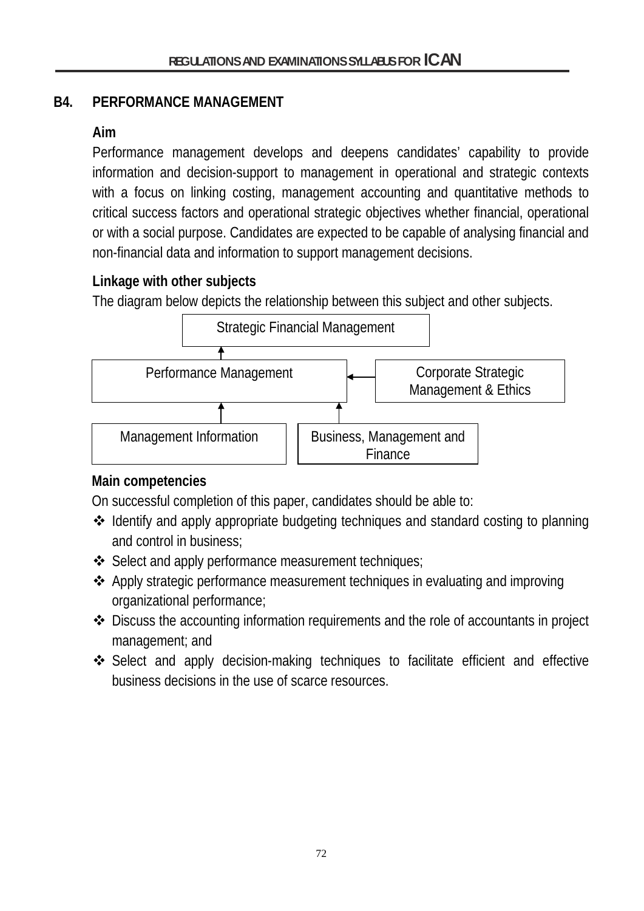## B4. PERFORMANCE MANAGEMENT

### Aim

Performance management develops and deepens candidates' capability to provide information and decision-support to management in operational and strategic contexts with a focus on linking costing, management accounting and quantitative methods to critical success factors and operational strategic objectives whether financial, operational or with a social purpose. Candidates are expected to be capable of analysing financial and non-financial data and information to support management decisions.

### Linkage with other subjects

The diagram below depicts the relationship between this subject and other subjects.

Strategic Financial Management

Performance Management

Corporate Strategic Management & Ethics

Management Information

Business, Management and Finance

### Main competencies

On successful completion of this paper, candidates should be able to:

- Identify and apply appropriate budgeting techniques and standard costing to planning and control in business;
- Select and apply performance measurement techniques;
- Apply strategic performance measurement techniques in evaluating and improving organizational performance;
- Discuss the accounting information requirements and the role of accountants in project management; and
- Select and apply decision-making techniques to facilitate efficient and effective business decisions in the use of scarce resources.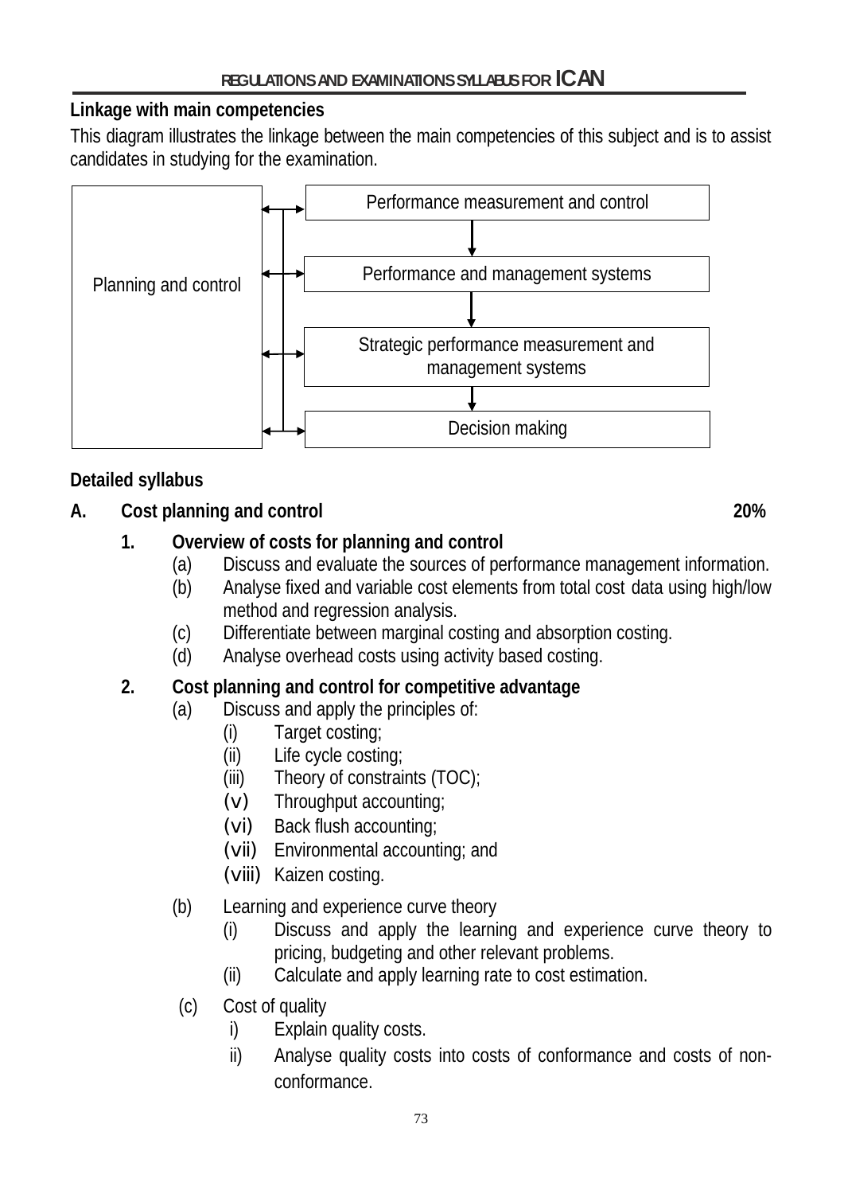## Linkage with main competencies

This diagram illustrates the linkage between the main competencies of this subject and is to assist candidates in studying for the examination.

Planning and control ↔ Performance measurement and control
Planning and control ↔ Performance and management systems
Planning and control ↔ Strategic performance measurement and management systems
Planning and control ↔ Decision making

Performance measurement and control → Performance and management systems → Strategic performance measurement and management systems → Decision making

## Detailed syllabus

### A. Cost planning and control — 20%

**1. Overview of costs for planning and control**

- (a) Discuss and evaluate the sources of performance management information.
- (b) Analyse fixed and variable cost elements from total cost data using high/low method and regression analysis.
- (c) Differentiate between marginal costing and absorption costing.
- (d) Analyse overhead costs using activity based costing.

**2. Cost planning and control for competitive advantage**

- (a) Discuss and apply the principles of:
  - (i) Target costing;
  - (ii) Life cycle costing;
  - (iii) Theory of constraints (TOC);
  - (v) Throughput accounting;
  - (vi) Back flush accounting;
  - (vii) Environmental accounting; and
  - (viii) Kaizen costing.
- (b) Learning and experience curve theory
  - (i) Discuss and apply the learning and experience curve theory to pricing, budgeting and other relevant problems.
  - (ii) Calculate and apply learning rate to cost estimation.
- (c) Cost of quality
  - i) Explain quality costs.
  - ii) Analyse quality costs into costs of conformance and costs of non-conformance.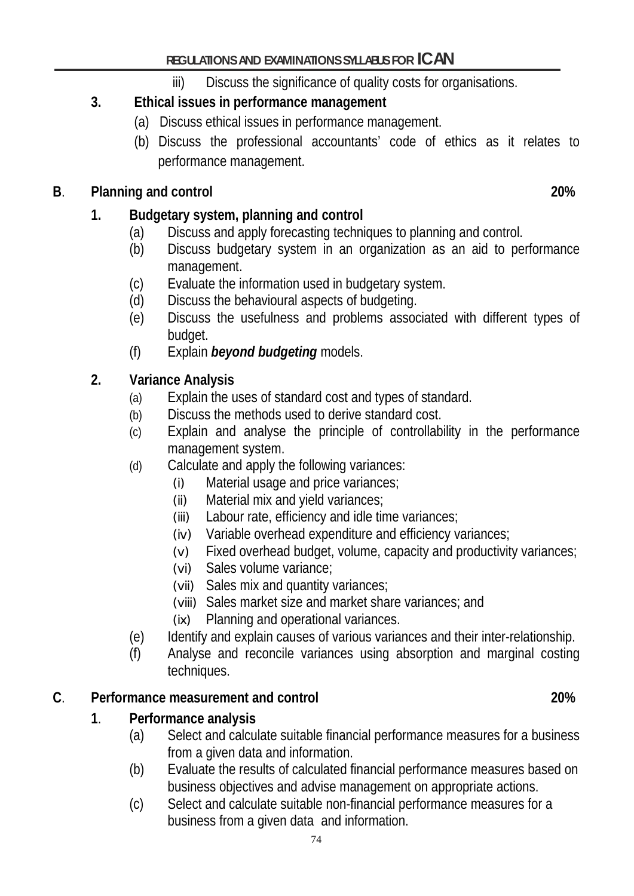iii) Discuss the significance of quality costs for organisations.

**3. Ethical issues in performance management**

(a) Discuss ethical issues in performance management.

(b) Discuss the professional accountants' code of ethics as it relates to performance management.

## B. Planning and control 20%

**1. Budgetary system, planning and control**

(a) Discuss and apply forecasting techniques to planning and control.

(b) Discuss budgetary system in an organization as an aid to performance management.

(c) Evaluate the information used in budgetary system.

(d) Discuss the behavioural aspects of budgeting.

(e) Discuss the usefulness and problems associated with different types of budget.

(f) Explain ***beyond budgeting*** models.

**2. Variance Analysis**

(a) Explain the uses of standard cost and types of standard.

(b) Discuss the methods used to derive standard cost.

(c) Explain and analyse the principle of controllability in the performance management system.

(d) Calculate and apply the following variances:

- (i) Material usage and price variances;
- (ii) Material mix and yield variances;
- (iii) Labour rate, efficiency and idle time variances;
- (iv) Variable overhead expenditure and efficiency variances;
- (v) Fixed overhead budget, volume, capacity and productivity variances;
- (vi) Sales volume variance;
- (vii) Sales mix and quantity variances;
- (viii) Sales market size and market share variances; and
- (ix) Planning and operational variances.

(e) Identify and explain causes of various variances and their inter-relationship.

(f) Analyse and reconcile variances using absorption and marginal costing techniques.

## C. Performance measurement and control 20%

**1. Performance analysis**

(a) Select and calculate suitable financial performance measures for a business from a given data and information.

(b) Evaluate the results of calculated financial performance measures based on business objectives and advise management on appropriate actions.

(c) Select and calculate suitable non-financial performance measures for a business from a given data and information.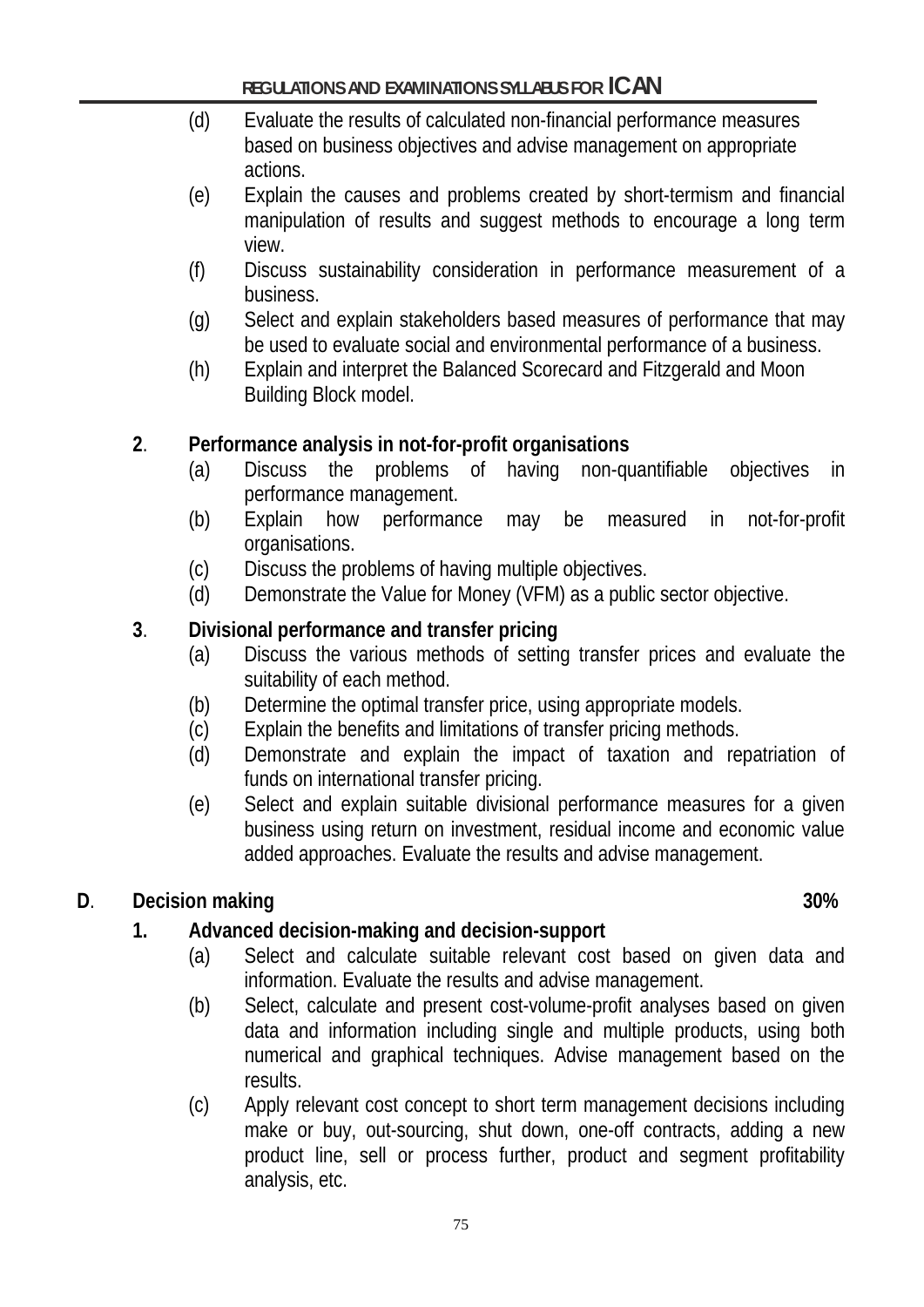(d) Evaluate the results of calculated non-financial performance measures based on business objectives and advise management on appropriate actions.

(e) Explain the causes and problems created by short-termism and financial manipulation of results and suggest methods to encourage a long term view.

(f) Discuss sustainability consideration in performance measurement of a business.

(g) Select and explain stakeholders based measures of performance that may be used to evaluate social and environmental performance of a business.

(h) Explain and interpret the Balanced Scorecard and Fitzgerald and Moon Building Block model.

**2. Performance analysis in not-for-profit organisations**

(a) Discuss the problems of having non-quantifiable objectives in performance management.

(b) Explain how performance may be measured in not-for-profit organisations.

(c) Discuss the problems of having multiple objectives.

(d) Demonstrate the Value for Money (VFM) as a public sector objective.

**3. Divisional performance and transfer pricing**

(a) Discuss the various methods of setting transfer prices and evaluate the suitability of each method.

(b) Determine the optimal transfer price, using appropriate models.

(c) Explain the benefits and limitations of transfer pricing methods.

(d) Demonstrate and explain the impact of taxation and repatriation of funds on international transfer pricing.

(e) Select and explain suitable divisional performance measures for a given business using return on investment, residual income and economic value added approaches. Evaluate the results and advise management.

## D. Decision making 30%

**1. Advanced decision-making and decision-support**

(a) Select and calculate suitable relevant cost based on given data and information. Evaluate the results and advise management.

(b) Select, calculate and present cost-volume-profit analyses based on given data and information including single and multiple products, using both numerical and graphical techniques. Advise management based on the results.

(c) Apply relevant cost concept to short term management decisions including make or buy, out-sourcing, shut down, one-off contracts, adding a new product line, sell or process further, product and segment profitability analysis, etc.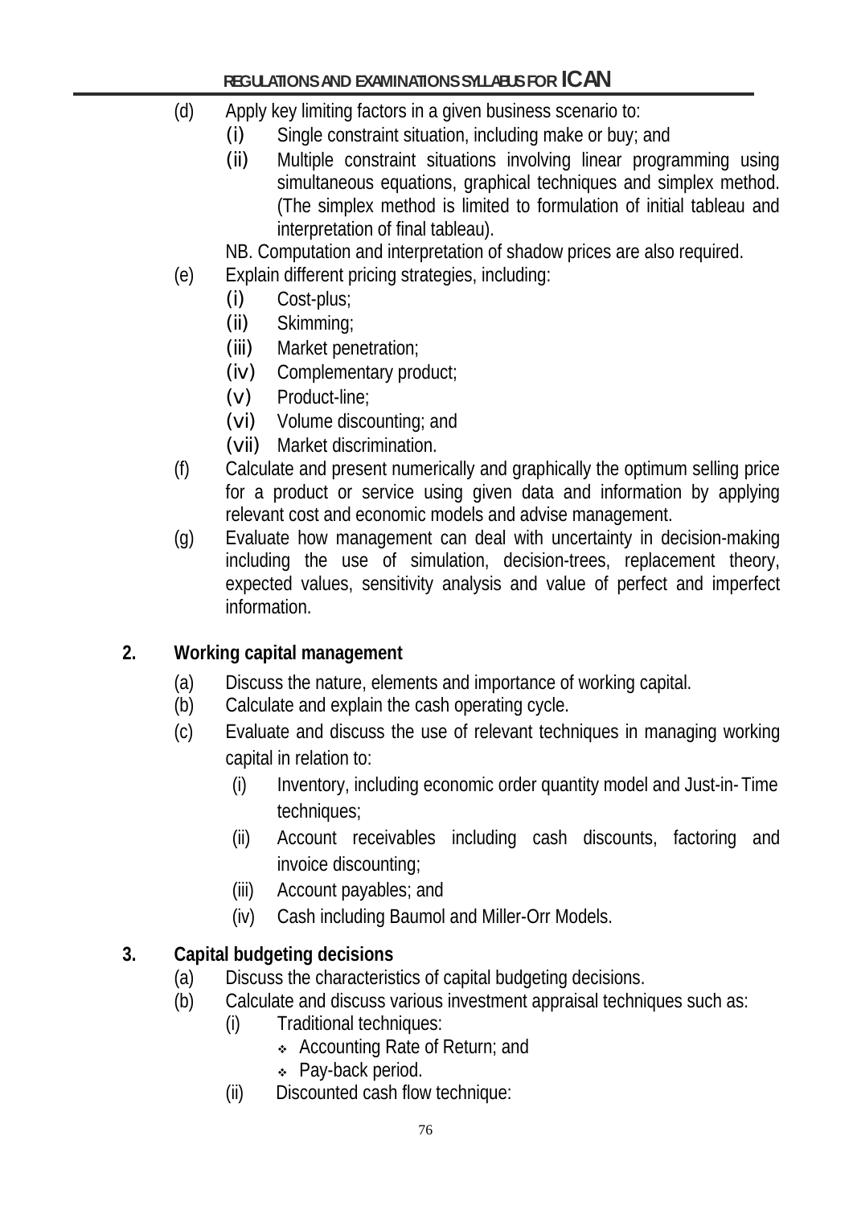(d) Apply key limiting factors in a given business scenario to:
   (i) Single constraint situation, including make or buy; and
   (ii) Multiple constraint situations involving linear programming using simultaneous equations, graphical techniques and simplex method. (The simplex method is limited to formulation of initial tableau and interpretation of final tableau).

   NB. Computation and interpretation of shadow prices are also required.

(e) Explain different pricing strategies, including:
   (i) Cost-plus;
   (ii) Skimming;
   (iii) Market penetration;
   (iv) Complementary product;
   (v) Product-line;
   (vi) Volume discounting; and
   (vii) Market discrimination.

(f) Calculate and present numerically and graphically the optimum selling price for a product or service using given data and information by applying relevant cost and economic models and advise management.

(g) Evaluate how management can deal with uncertainty in decision-making including the use of simulation, decision-trees, replacement theory, expected values, sensitivity analysis and value of perfect and imperfect information.

**2. Working capital management**

(a) Discuss the nature, elements and importance of working capital.

(b) Calculate and explain the cash operating cycle.

(c) Evaluate and discuss the use of relevant techniques in managing working capital in relation to:
   (i) Inventory, including economic order quantity model and Just-in-Time techniques;
   (ii) Account receivables including cash discounts, factoring and invoice discounting;
   (iii) Account payables; and
   (iv) Cash including Baumol and Miller-Orr Models.

**3. Capital budgeting decisions**

(a) Discuss the characteristics of capital budgeting decisions.

(b) Calculate and discuss various investment appraisal techniques such as:
   (i) Traditional techniques:
      - Accounting Rate of Return; and
      - Pay-back period.
   (ii) Discounted cash flow technique: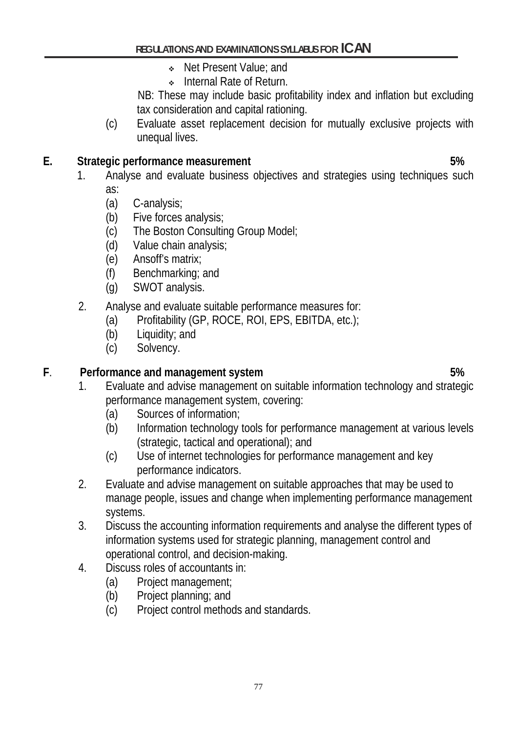- Net Present Value; and
- Internal Rate of Return.

NB: These may include basic profitability index and inflation but excluding tax consideration and capital rationing.

(c) Evaluate asset replacement decision for mutually exclusive projects with unequal lives.

## E. Strategic performance measurement 5%

1. Analyse and evaluate business objectives and strategies using techniques such as:
   (a) C-analysis;
   (b) Five forces analysis;
   (c) The Boston Consulting Group Model;
   (d) Value chain analysis;
   (e) Ansoff's matrix;
   (f) Benchmarking; and
   (g) SWOT analysis.

2. Analyse and evaluate suitable performance measures for:
   (a) Profitability (GP, ROCE, ROI, EPS, EBITDA, etc.);
   (b) Liquidity; and
   (c) Solvency.

## F. Performance and management system 5%

1. Evaluate and advise management on suitable information technology and strategic performance management system, covering:
   (a) Sources of information;
   (b) Information technology tools for performance management at various levels (strategic, tactical and operational); and
   (c) Use of internet technologies for performance management and key performance indicators.
2. Evaluate and advise management on suitable approaches that may be used to manage people, issues and change when implementing performance management systems.
3. Discuss the accounting information requirements and analyse the different types of information systems used for strategic planning, management control and operational control, and decision-making.
4. Discuss roles of accountants in:
   (a) Project management;
   (b) Project planning; and
   (c) Project control methods and standards.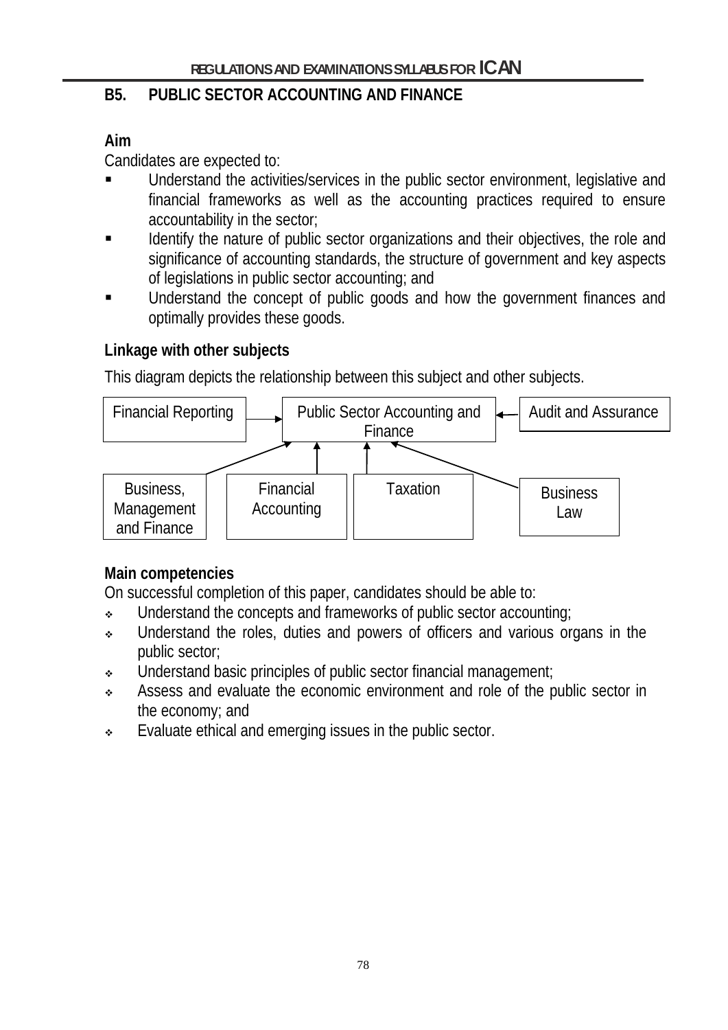## B5. PUBLIC SECTOR ACCOUNTING AND FINANCE

**Aim**

Candidates are expected to:

- Understand the activities/services in the public sector environment, legislative and financial frameworks as well as the accounting practices required to ensure accountability in the sector;
- Identify the nature of public sector organizations and their objectives, the role and significance of accounting standards, the structure of government and key aspects of legislations in public sector accounting; and
- Understand the concept of public goods and how the government finances and optimally provides these goods.

**Linkage with other subjects**

This diagram depicts the relationship between this subject and other subjects.

Financial Reporting → Public Sector Accounting and Finance ← Audit and Assurance

Business, Management and Finance → Public Sector Accounting and Finance

Financial Accounting → Public Sector Accounting and Finance

Taxation → Public Sector Accounting and Finance

Business Law → Public Sector Accounting and Finance

**Main competencies**

On successful completion of this paper, candidates should be able to:

- Understand the concepts and frameworks of public sector accounting;
- Understand the roles, duties and powers of officers and various organs in the public sector;
- Understand basic principles of public sector financial management;
- Assess and evaluate the economic environment and role of the public sector in the economy; and
- Evaluate ethical and emerging issues in the public sector.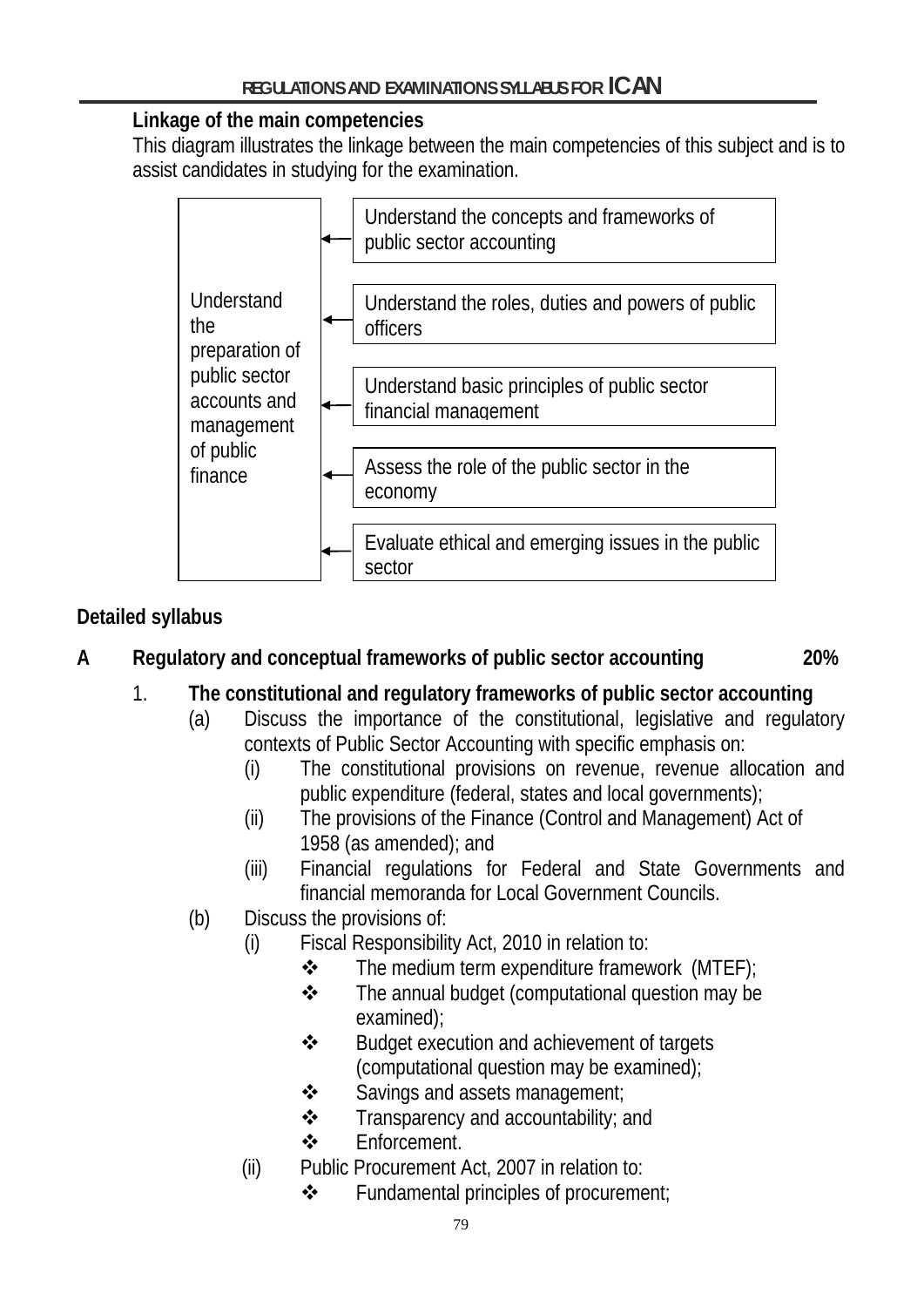**Linkage of the main competencies**

This diagram illustrates the linkage between the main competencies of this subject and is to assist candidates in studying for the examination.

| Understand the preparation of public sector accounts and management of public finance | ← Understand the concepts and frameworks of public sector accounting |
|---|---|
| | ← Understand the roles, duties and powers of public officers |
| | ← Understand basic principles of public sector financial management |
| | ← Assess the role of the public sector in the economy |
| | ← Evaluate ethical and emerging issues in the public sector |

**Detailed syllabus**

**A Regulatory and conceptual frameworks of public sector accounting 20%**

1. **The constitutional and regulatory frameworks of public sector accounting**
   - (a) Discuss the importance of the constitutional, legislative and regulatory contexts of Public Sector Accounting with specific emphasis on:
     - (i) The constitutional provisions on revenue, revenue allocation and public expenditure (federal, states and local governments);
     - (ii) The provisions of the Finance (Control and Management) Act of 1958 (as amended); and
     - (iii) Financial regulations for Federal and State Governments and financial memoranda for Local Government Councils.
   - (b) Discuss the provisions of:
     - (i) Fiscal Responsibility Act, 2010 in relation to:
       - ❖ The medium term expenditure framework (MTEF);
       - ❖ The annual budget (computational question may be examined);
       - ❖ Budget execution and achievement of targets (computational question may be examined);
       - ❖ Savings and assets management;
       - ❖ Transparency and accountability; and
       - ❖ Enforcement.
     - (ii) Public Procurement Act, 2007 in relation to:
       - ❖ Fundamental principles of procurement;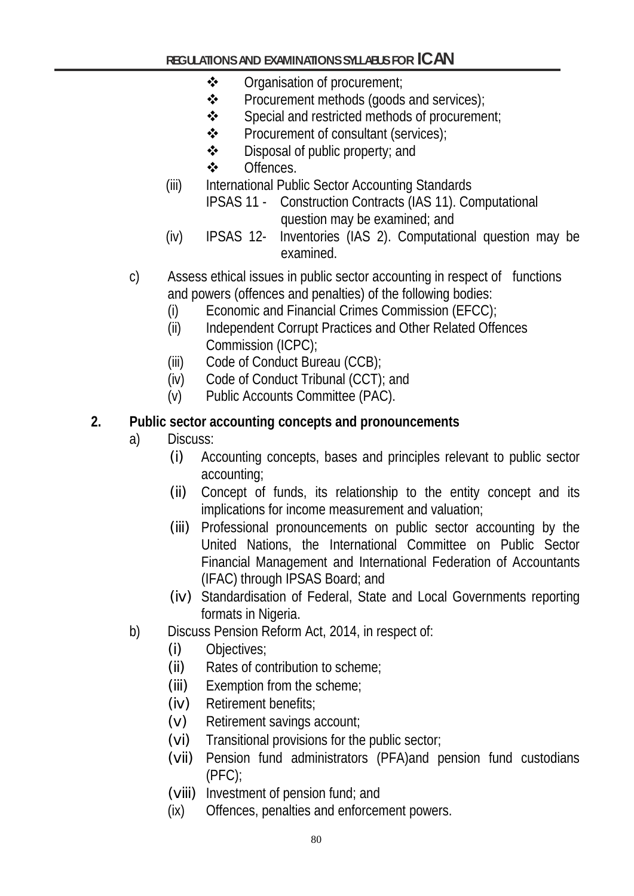- ❖ Organisation of procurement;
- ❖ Procurement methods (goods and services);
- ❖ Special and restricted methods of procurement;
- ❖ Procurement of consultant (services);
- ❖ Disposal of public property; and
- ❖ Offences.

(iii) International Public Sector Accounting Standards
IPSAS 11 - Construction Contracts (IAS 11). Computational question may be examined; and

(iv) IPSAS 12- Inventories (IAS 2). Computational question may be examined.

c) Assess ethical issues in public sector accounting in respect of functions and powers (offences and penalties) of the following bodies:
   (i) Economic and Financial Crimes Commission (EFCC);
   (ii) Independent Corrupt Practices and Other Related Offences Commission (ICPC);
   (iii) Code of Conduct Bureau (CCB);
   (iv) Code of Conduct Tribunal (CCT); and
   (v) Public Accounts Committee (PAC).

**2. Public sector accounting concepts and pronouncements**

a) Discuss:
   (i) Accounting concepts, bases and principles relevant to public sector accounting;
   (ii) Concept of funds, its relationship to the entity concept and its implications for income measurement and valuation;
   (iii) Professional pronouncements on public sector accounting by the United Nations, the International Committee on Public Sector Financial Management and International Federation of Accountants (IFAC) through IPSAS Board; and
   (iv) Standardisation of Federal, State and Local Governments reporting formats in Nigeria.

b) Discuss Pension Reform Act, 2014, in respect of:
   (i) Objectives;
   (ii) Rates of contribution to scheme;
   (iii) Exemption from the scheme;
   (iv) Retirement benefits;
   (v) Retirement savings account;
   (vi) Transitional provisions for the public sector;
   (vii) Pension fund administrators (PFA)and pension fund custodians (PFC);
   (viii) Investment of pension fund; and
   (ix) Offences, penalties and enforcement powers.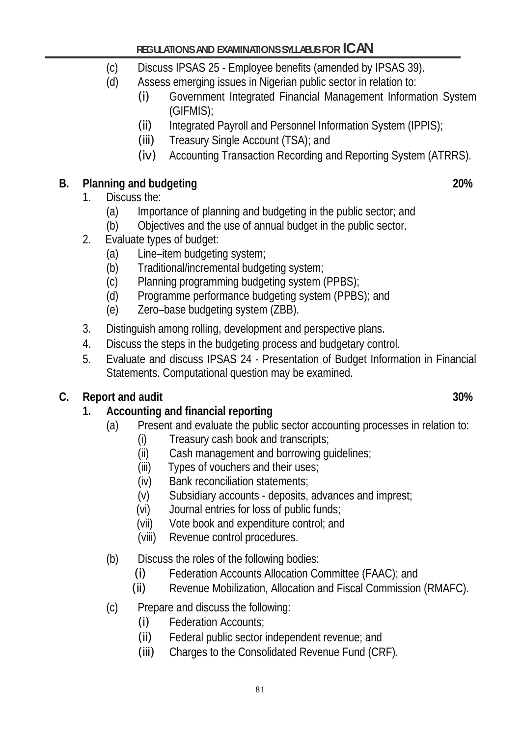(c) Discuss IPSAS 25 - Employee benefits (amended by IPSAS 39).

(d) Assess emerging issues in Nigerian public sector in relation to:
   - (i) Government Integrated Financial Management Information System (GIFMIS);
   - (ii) Integrated Payroll and Personnel Information System (IPPIS);
   - (iii) Treasury Single Account (TSA); and
   - (iv) Accounting Transaction Recording and Reporting System (ATRRS).

## B. Planning and budgeting 20%

1. Discuss the:
   - (a) Importance of planning and budgeting in the public sector; and
   - (b) Objectives and the use of annual budget in the public sector.
2. Evaluate types of budget:
   - (a) Line–item budgeting system;
   - (b) Traditional/incremental budgeting system;
   - (c) Planning programming budgeting system (PPBS);
   - (d) Programme performance budgeting system (PPBS); and
   - (e) Zero–base budgeting system (ZBB).
3. Distinguish among rolling, development and perspective plans.
4. Discuss the steps in the budgeting process and budgetary control.
5. Evaluate and discuss IPSAS 24 - Presentation of Budget Information in Financial Statements. Computational question may be examined.

## C. Report and audit 30%

### 1. Accounting and financial reporting

(a) Present and evaluate the public sector accounting processes in relation to:
   - (i) Treasury cash book and transcripts;
   - (ii) Cash management and borrowing guidelines;
   - (iii) Types of vouchers and their uses;
   - (iv) Bank reconciliation statements;
   - (v) Subsidiary accounts - deposits, advances and imprest;
   - (vi) Journal entries for loss of public funds;
   - (vii) Vote book and expenditure control; and
   - (viii) Revenue control procedures.

(b) Discuss the roles of the following bodies:
   - (i) Federation Accounts Allocation Committee (FAAC); and
   - (ii) Revenue Mobilization, Allocation and Fiscal Commission (RMAFC).

(c) Prepare and discuss the following:
   - (i) Federation Accounts;
   - (ii) Federal public sector independent revenue; and
   - (iii) Charges to the Consolidated Revenue Fund (CRF).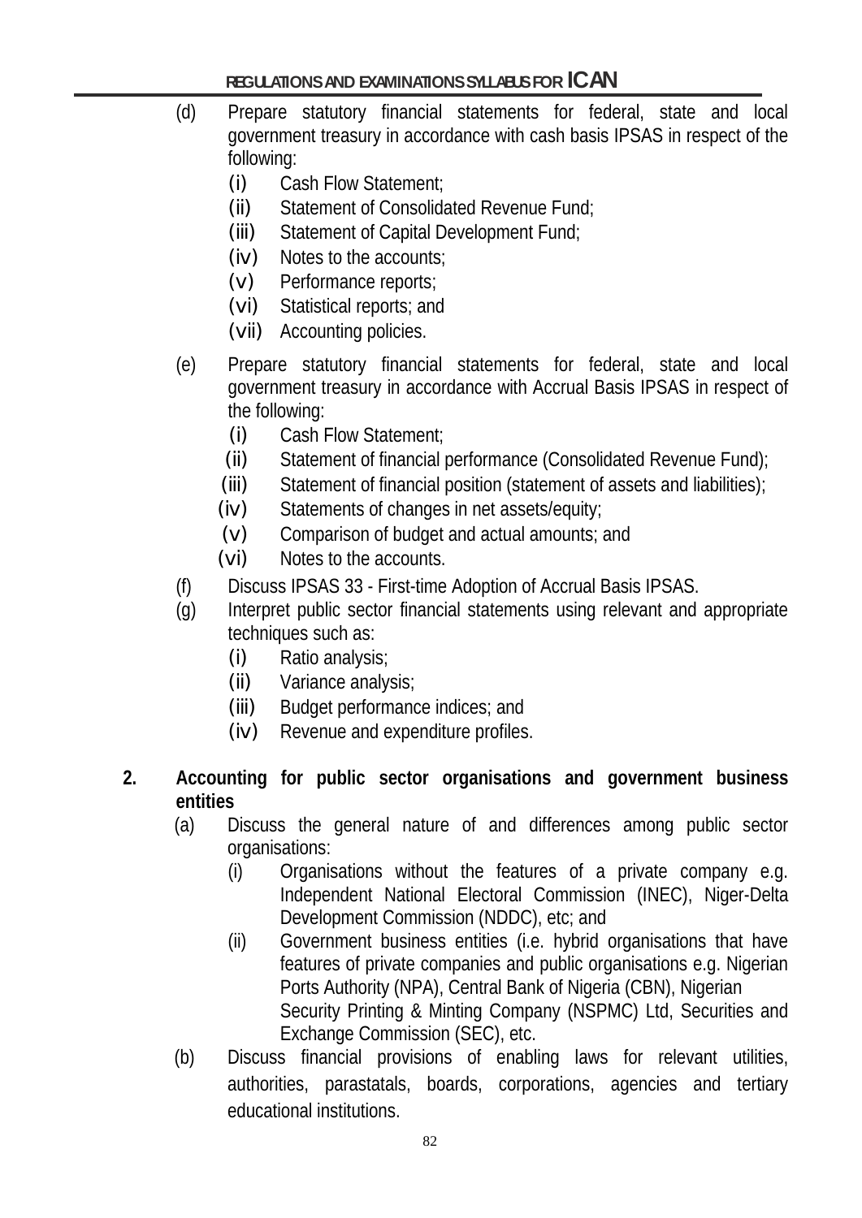(d) Prepare statutory financial statements for federal, state and local government treasury in accordance with cash basis IPSAS in respect of the following:
   (i) Cash Flow Statement;
   (ii) Statement of Consolidated Revenue Fund;
   (iii) Statement of Capital Development Fund;
   (iv) Notes to the accounts;
   (v) Performance reports;
   (vi) Statistical reports; and
   (vii) Accounting policies.

(e) Prepare statutory financial statements for federal, state and local government treasury in accordance with Accrual Basis IPSAS in respect of the following:
   (i) Cash Flow Statement;
   (ii) Statement of financial performance (Consolidated Revenue Fund);
   (iii) Statement of financial position (statement of assets and liabilities);
   (iv) Statements of changes in net assets/equity;
   (v) Comparison of budget and actual amounts; and
   (vi) Notes to the accounts.

(f) Discuss IPSAS 33 - First-time Adoption of Accrual Basis IPSAS.

(g) Interpret public sector financial statements using relevant and appropriate techniques such as:
   (i) Ratio analysis;
   (ii) Variance analysis;
   (iii) Budget performance indices; and
   (iv) Revenue and expenditure profiles.

**2. Accounting for public sector organisations and government business entities**

(a) Discuss the general nature of and differences among public sector organisations:
   (i) Organisations without the features of a private company e.g. Independent National Electoral Commission (INEC), Niger-Delta Development Commission (NDDC), etc; and
   (ii) Government business entities (i.e. hybrid organisations that have features of private companies and public organisations e.g. Nigerian Ports Authority (NPA), Central Bank of Nigeria (CBN), Nigerian Security Printing & Minting Company (NSPMC) Ltd, Securities and Exchange Commission (SEC), etc.

(b) Discuss financial provisions of enabling laws for relevant utilities, authorities, parastatals, boards, corporations, agencies and tertiary educational institutions.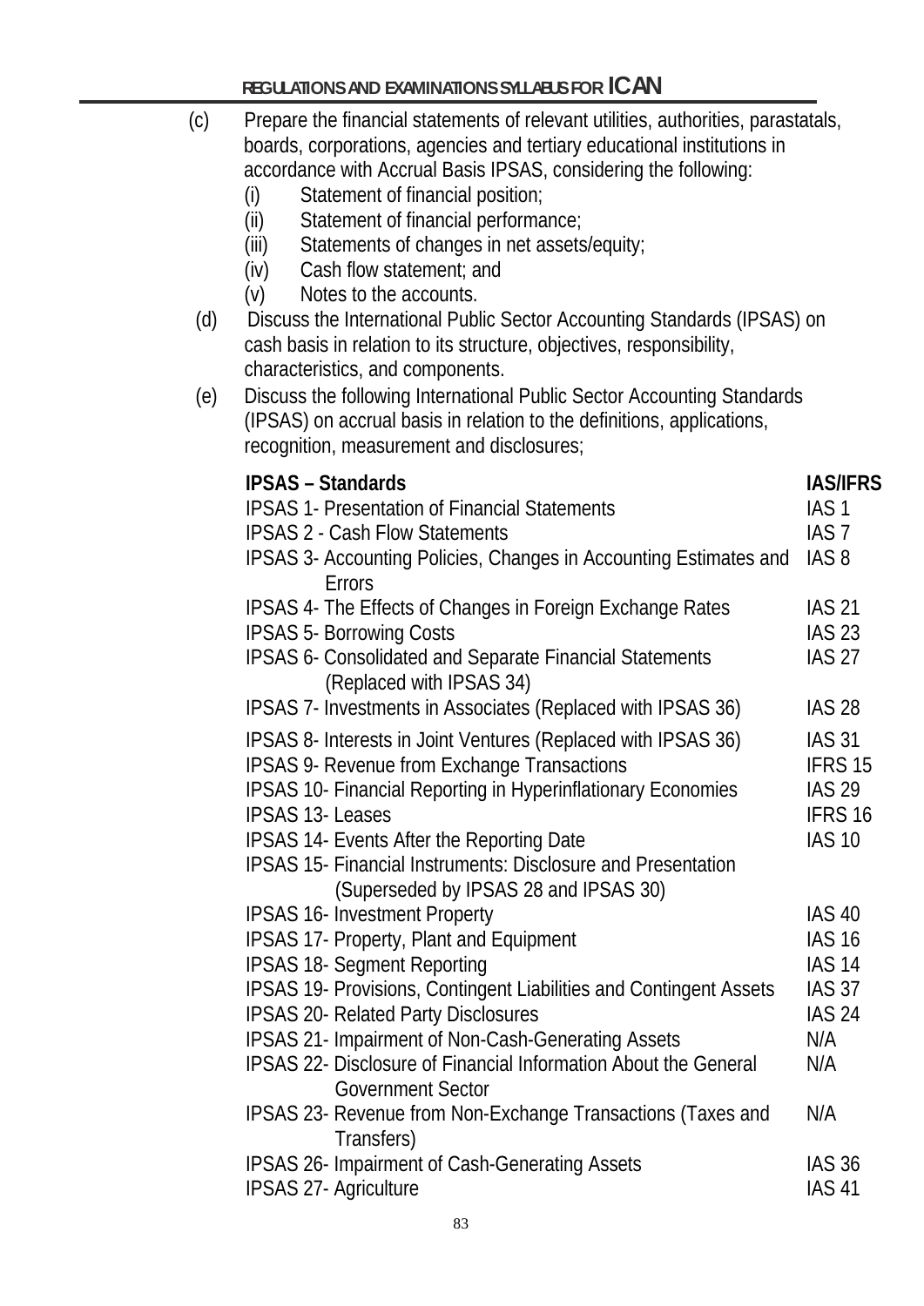(c) Prepare the financial statements of relevant utilities, authorities, parastatals, boards, corporations, agencies and tertiary educational institutions in accordance with Accrual Basis IPSAS, considering the following:
   (i) Statement of financial position;
   (ii) Statement of financial performance;
   (iii) Statements of changes in net assets/equity;
   (iv) Cash flow statement; and
   (v) Notes to the accounts.

(d) Discuss the International Public Sector Accounting Standards (IPSAS) on cash basis in relation to its structure, objectives, responsibility, characteristics, and components.

(e) Discuss the following International Public Sector Accounting Standards (IPSAS) on accrual basis in relation to the definitions, applications, recognition, measurement and disclosures;

| IPSAS – Standards | IAS/IFRS |
|---|---|
| IPSAS 1- Presentation of Financial Statements | IAS 1 |
| IPSAS 2 - Cash Flow Statements | IAS 7 |
| IPSAS 3- Accounting Policies, Changes in Accounting Estimates and Errors | IAS 8 |
| IPSAS 4- The Effects of Changes in Foreign Exchange Rates | IAS 21 |
| IPSAS 5- Borrowing Costs | IAS 23 |
| IPSAS 6- Consolidated and Separate Financial Statements (Replaced with IPSAS 34) | IAS 27 |
| IPSAS 7- Investments in Associates (Replaced with IPSAS 36) | IAS 28 |
| IPSAS 8- Interests in Joint Ventures (Replaced with IPSAS 36) | IAS 31 |
| IPSAS 9- Revenue from Exchange Transactions | IFRS 15 |
| IPSAS 10- Financial Reporting in Hyperinflationary Economies | IAS 29 |
| IPSAS 13- Leases | IFRS 16 |
| IPSAS 14- Events After the Reporting Date | IAS 10 |
| IPSAS 15- Financial Instruments: Disclosure and Presentation (Superseded by IPSAS 28 and IPSAS 30) | |
| IPSAS 16- Investment Property | IAS 40 |
| IPSAS 17- Property, Plant and Equipment | IAS 16 |
| IPSAS 18- Segment Reporting | IAS 14 |
| IPSAS 19- Provisions, Contingent Liabilities and Contingent Assets | IAS 37 |
| IPSAS 20- Related Party Disclosures | IAS 24 |
| IPSAS 21- Impairment of Non-Cash-Generating Assets | N/A |
| IPSAS 22- Disclosure of Financial Information About the General Government Sector | N/A |
| IPSAS 23- Revenue from Non-Exchange Transactions (Taxes and Transfers) | N/A |
| IPSAS 26- Impairment of Cash-Generating Assets | IAS 36 |
| IPSAS 27- Agriculture | IAS 41 |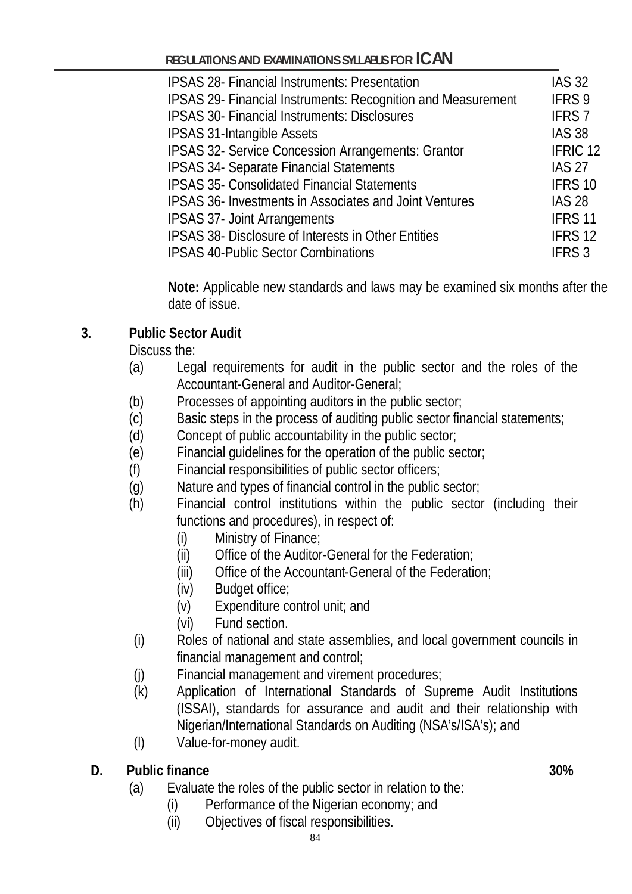| | |
|---|---|
| IPSAS 28- Financial Instruments: Presentation | IAS 32 |
| IPSAS 29- Financial Instruments: Recognition and Measurement | IFRS 9 |
| IPSAS 30- Financial Instruments: Disclosures | IFRS 7 |
| IPSAS 31-Intangible Assets | IAS 38 |
| IPSAS 32- Service Concession Arrangements: Grantor | IFRIC 12 |
| IPSAS 34- Separate Financial Statements | IAS 27 |
| IPSAS 35- Consolidated Financial Statements | IFRS 10 |
| IPSAS 36- Investments in Associates and Joint Ventures | IAS 28 |
| IPSAS 37- Joint Arrangements | IFRS 11 |
| IPSAS 38- Disclosure of Interests in Other Entities | IFRS 12 |
| IPSAS 40-Public Sector Combinations | IFRS 3 |

**Note:** Applicable new standards and laws may be examined six months after the date of issue.

**3. Public Sector Audit**

Discuss the:

(a) Legal requirements for audit in the public sector and the roles of the Accountant-General and Auditor-General;
(b) Processes of appointing auditors in the public sector;
(c) Basic steps in the process of auditing public sector financial statements;
(d) Concept of public accountability in the public sector;
(e) Financial guidelines for the operation of the public sector;
(f) Financial responsibilities of public sector officers;
(g) Nature and types of financial control in the public sector;
(h) Financial control institutions within the public sector (including their functions and procedures), in respect of:
   (i) Ministry of Finance;
   (ii) Office of the Auditor-General for the Federation;
   (iii) Office of the Accountant-General of the Federation;
   (iv) Budget office;
   (v) Expenditure control unit; and
   (vi) Fund section.
(i) Roles of national and state assemblies, and local government councils in financial management and control;
(j) Financial management and virement procedures;
(k) Application of International Standards of Supreme Audit Institutions (ISSAI), standards for assurance and audit and their relationship with Nigerian/International Standards on Auditing (NSA's/ISA's); and
(l) Value-for-money audit.

**D. Public finance** **30%**

(a) Evaluate the roles of the public sector in relation to the:
   (i) Performance of the Nigerian economy; and
   (ii) Objectives of fiscal responsibilities.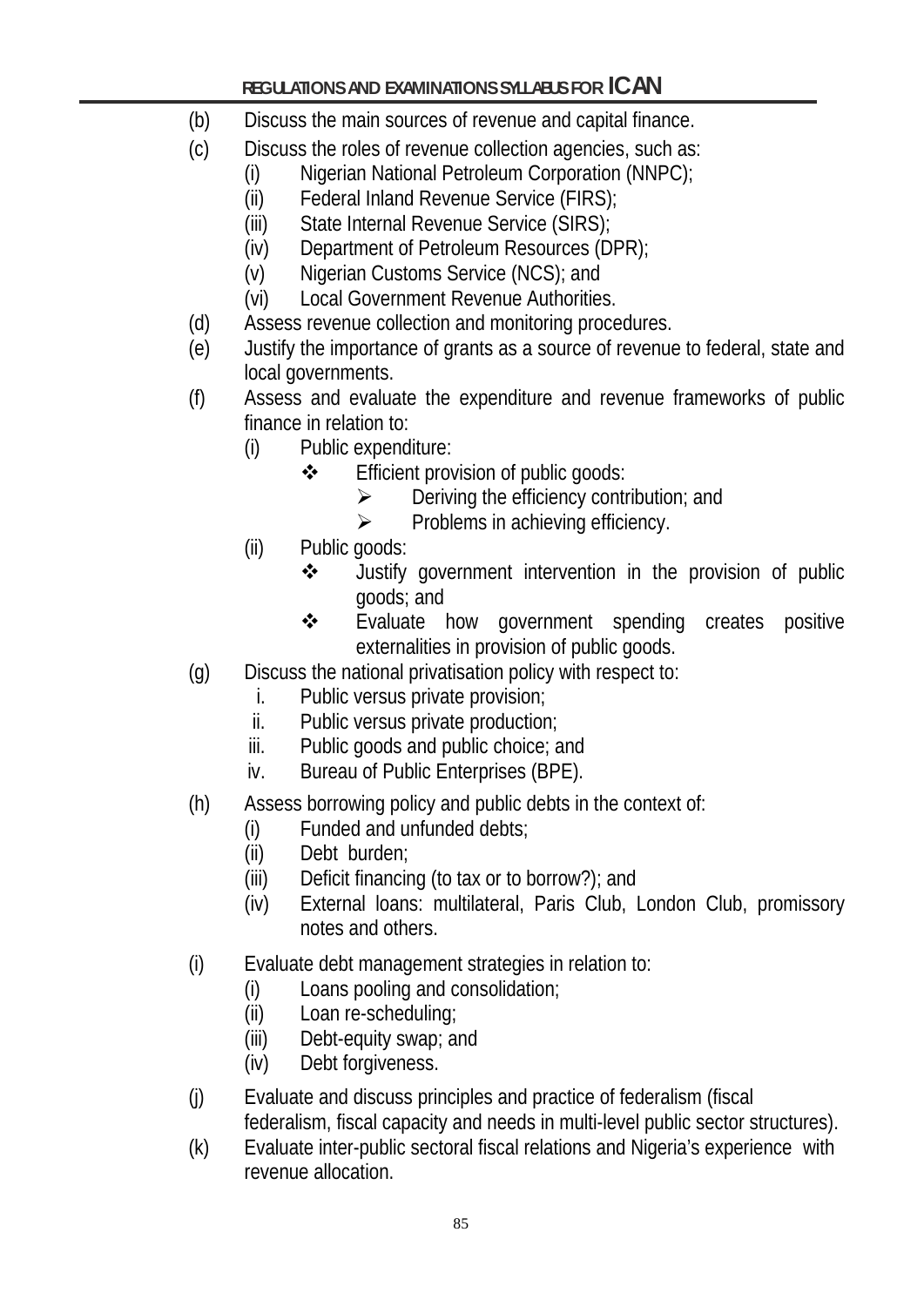(b) Discuss the main sources of revenue and capital finance.

(c) Discuss the roles of revenue collection agencies, such as:
   - (i) Nigerian National Petroleum Corporation (NNPC);
   - (ii) Federal Inland Revenue Service (FIRS);
   - (iii) State Internal Revenue Service (SIRS);
   - (iv) Department of Petroleum Resources (DPR);
   - (v) Nigerian Customs Service (NCS); and
   - (vi) Local Government Revenue Authorities.

(d) Assess revenue collection and monitoring procedures.

(e) Justify the importance of grants as a source of revenue to federal, state and local governments.

(f) Assess and evaluate the expenditure and revenue frameworks of public finance in relation to:
   - (i) Public expenditure:
     - ❖ Efficient provision of public goods:
       - ➢ Deriving the efficiency contribution; and
       - ➢ Problems in achieving efficiency.
   - (ii) Public goods:
     - ❖ Justify government intervention in the provision of public goods; and
     - ❖ Evaluate how government spending creates positive externalities in provision of public goods.

(g) Discuss the national privatisation policy with respect to:
   - i. Public versus private provision;
   - ii. Public versus private production;
   - iii. Public goods and public choice; and
   - iv. Bureau of Public Enterprises (BPE).

(h) Assess borrowing policy and public debts in the context of:
   - (i) Funded and unfunded debts;
   - (ii) Debt burden;
   - (iii) Deficit financing (to tax or to borrow?); and
   - (iv) External loans: multilateral, Paris Club, London Club, promissory notes and others.

(i) Evaluate debt management strategies in relation to:
   - (i) Loans pooling and consolidation;
   - (ii) Loan re-scheduling;
   - (iii) Debt-equity swap; and
   - (iv) Debt forgiveness.

(j) Evaluate and discuss principles and practice of federalism (fiscal federalism, fiscal capacity and needs in multi-level public sector structures).

(k) Evaluate inter-public sectoral fiscal relations and Nigeria's experience with revenue allocation.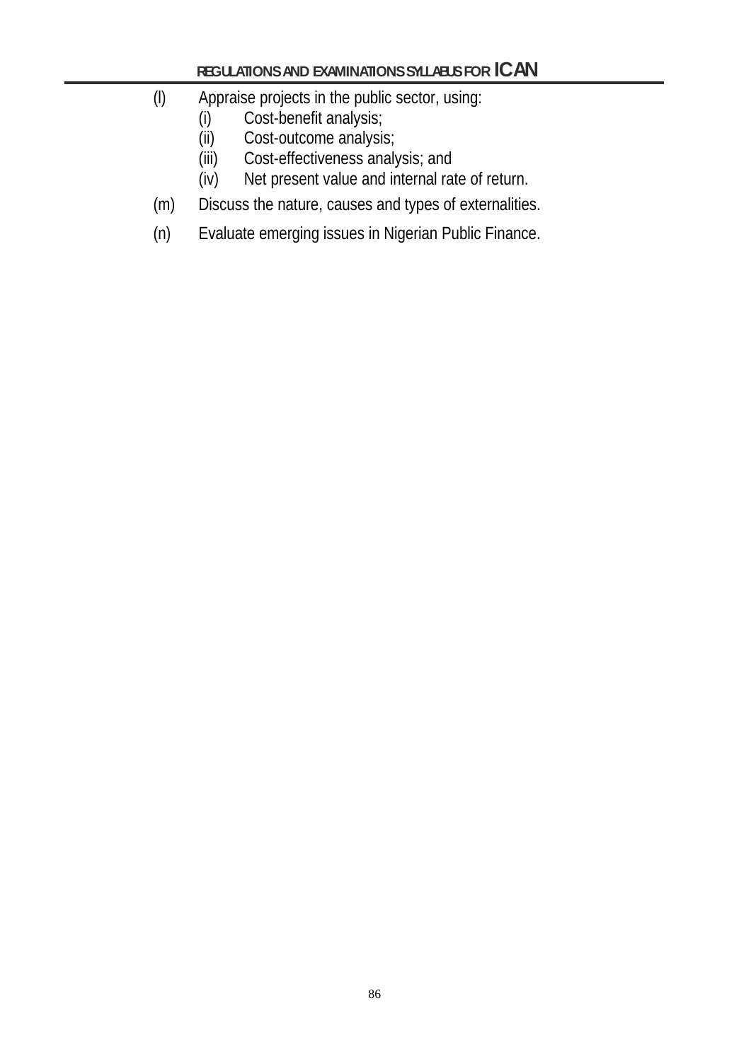(l) Appraise projects in the public sector, using:
   (i) Cost-benefit analysis;
   (ii) Cost-outcome analysis;
   (iii) Cost-effectiveness analysis; and
   (iv) Net present value and internal rate of return.

(m) Discuss the nature, causes and types of externalities.

(n) Evaluate emerging issues in Nigerian Public Finance.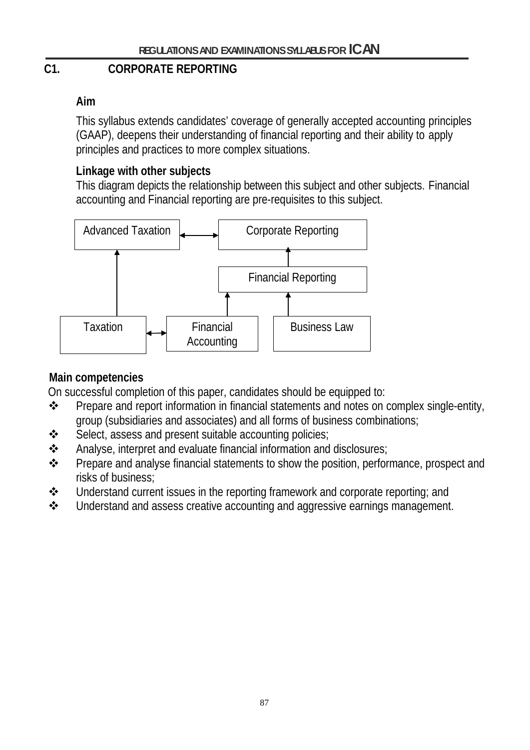## C1. CORPORATE REPORTING

### Aim

This syllabus extends candidates' coverage of generally accepted accounting principles (GAAP), deepens their understanding of financial reporting and their ability to apply principles and practices to more complex situations.

### Linkage with other subjects

This diagram depicts the relationship between this subject and other subjects. Financial accounting and Financial reporting are pre-requisites to this subject.

Advanced Taxation ↔ Corporate Reporting

Financial Reporting → Corporate Reporting

Taxation → Advanced Taxation

Taxation ↔ Financial Accounting

Financial Accounting → Financial Reporting

Business Law → Financial Reporting

### Main competencies

On successful completion of this paper, candidates should be equipped to:

- Prepare and report information in financial statements and notes on complex single-entity, group (subsidiaries and associates) and all forms of business combinations;
- Select, assess and present suitable accounting policies;
- Analyse, interpret and evaluate financial information and disclosures;
- Prepare and analyse financial statements to show the position, performance, prospect and risks of business;
- Understand current issues in the reporting framework and corporate reporting; and
- Understand and assess creative accounting and aggressive earnings management.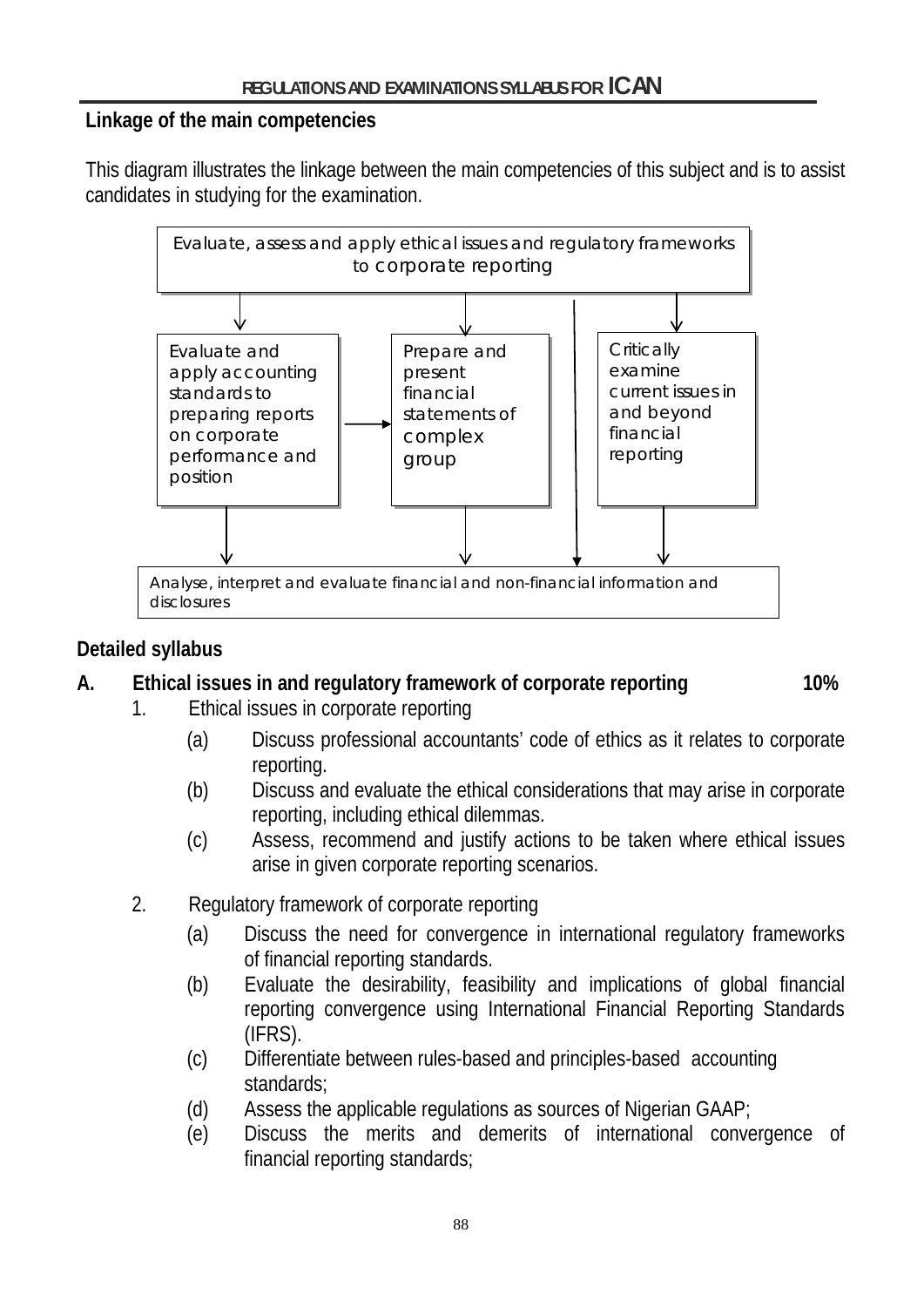## Linkage of the main competencies

This diagram illustrates the linkage between the main competencies of this subject and is to assist candidates in studying for the examination.

Evaluate, assess and apply ethical issues and regulatory frameworks to corporate reporting

Evaluate and apply accounting standards to preparing reports on corporate performance and position

Prepare and present financial statements of complex group

Critically examine current issues in and beyond financial reporting

Analyse, interpret and evaluate financial and non-financial information and disclosures

## Detailed syllabus

### A. Ethical issues in and regulatory framework of corporate reporting — 10%

1. Ethical issues in corporate reporting
   - (a) Discuss professional accountants' code of ethics as it relates to corporate reporting.
   - (b) Discuss and evaluate the ethical considerations that may arise in corporate reporting, including ethical dilemmas.
   - (c) Assess, recommend and justify actions to be taken where ethical issues arise in given corporate reporting scenarios.

2. Regulatory framework of corporate reporting
   - (a) Discuss the need for convergence in international regulatory frameworks of financial reporting standards.
   - (b) Evaluate the desirability, feasibility and implications of global financial reporting convergence using International Financial Reporting Standards (IFRS).
   - (c) Differentiate between rules-based and principles-based accounting standards;
   - (d) Assess the applicable regulations as sources of Nigerian GAAP;
   - (e) Discuss the merits and demerits of international convergence of financial reporting standards;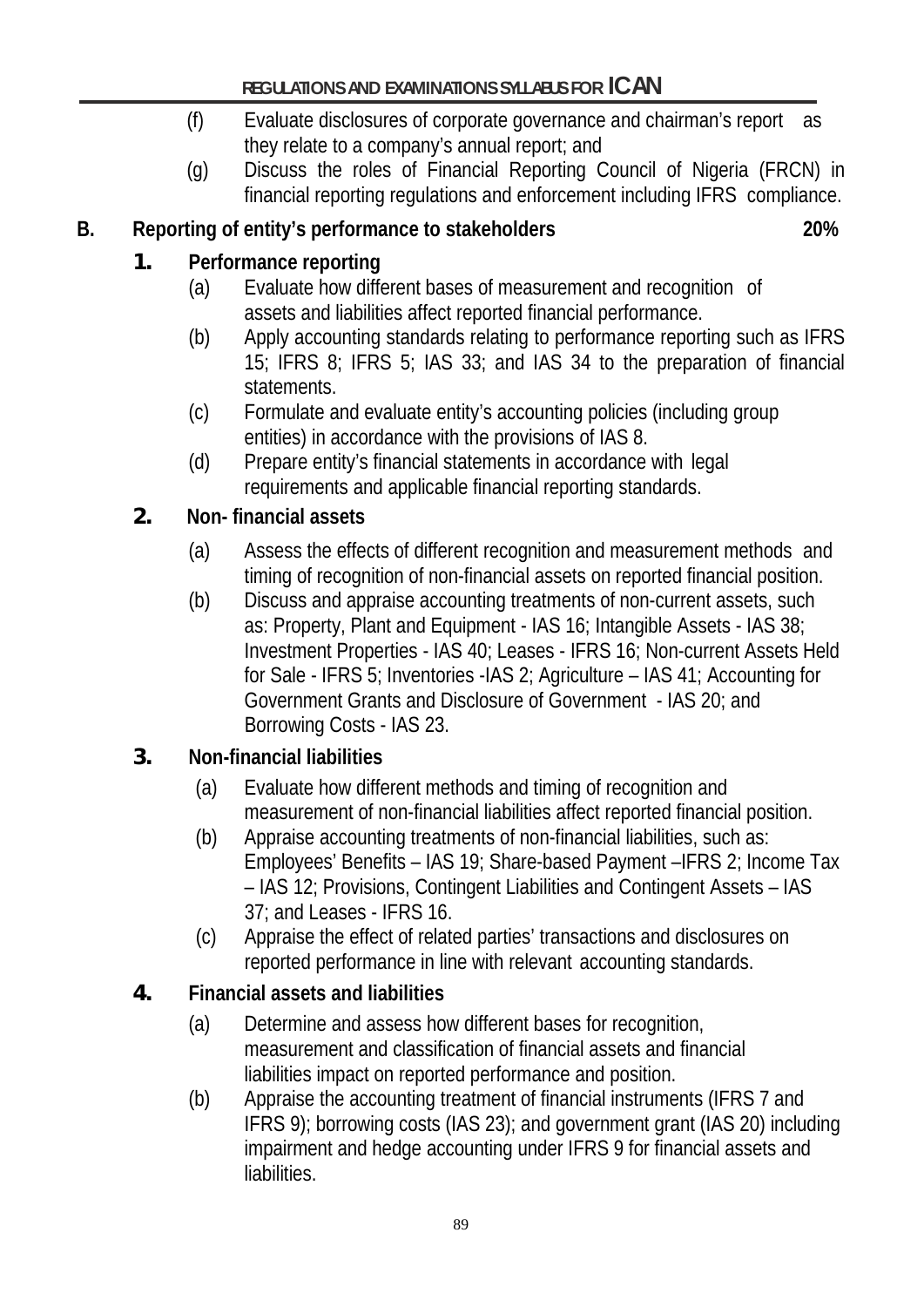(f) Evaluate disclosures of corporate governance and chairman's report as they relate to a company's annual report; and

(g) Discuss the roles of Financial Reporting Council of Nigeria (FRCN) in financial reporting regulations and enforcement including IFRS compliance.

## B. Reporting of entity's performance to stakeholders 20%

### 1. Performance reporting

(a) Evaluate how different bases of measurement and recognition of assets and liabilities affect reported financial performance.

(b) Apply accounting standards relating to performance reporting such as IFRS 15; IFRS 8; IFRS 5; IAS 33; and IAS 34 to the preparation of financial statements.

(c) Formulate and evaluate entity's accounting policies (including group entities) in accordance with the provisions of IAS 8.

(d) Prepare entity's financial statements in accordance with legal requirements and applicable financial reporting standards.

### 2. Non- financial assets

(a) Assess the effects of different recognition and measurement methods and timing of recognition of non-financial assets on reported financial position.

(b) Discuss and appraise accounting treatments of non-current assets, such as: Property, Plant and Equipment - IAS 16; Intangible Assets - IAS 38; Investment Properties - IAS 40; Leases - IFRS 16; Non-current Assets Held for Sale - IFRS 5; Inventories -IAS 2; Agriculture – IAS 41; Accounting for Government Grants and Disclosure of Government - IAS 20; and Borrowing Costs - IAS 23.

### 3. Non-financial liabilities

(a) Evaluate how different methods and timing of recognition and measurement of non-financial liabilities affect reported financial position.

(b) Appraise accounting treatments of non-financial liabilities, such as: Employees' Benefits – IAS 19; Share-based Payment –IFRS 2; Income Tax – IAS 12; Provisions, Contingent Liabilities and Contingent Assets – IAS 37; and Leases - IFRS 16.

(c) Appraise the effect of related parties' transactions and disclosures on reported performance in line with relevant accounting standards.

### 4. Financial assets and liabilities

(a) Determine and assess how different bases for recognition, measurement and classification of financial assets and financial liabilities impact on reported performance and position.

(b) Appraise the accounting treatment of financial instruments (IFRS 7 and IFRS 9); borrowing costs (IAS 23); and government grant (IAS 20) including impairment and hedge accounting under IFRS 9 for financial assets and liabilities.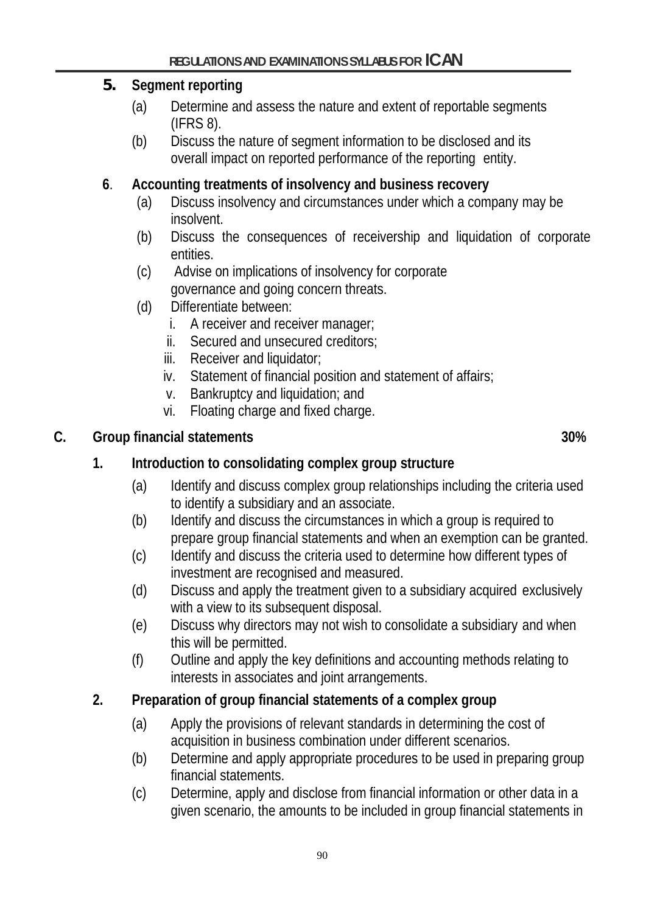**5. Segment reporting**

(a) Determine and assess the nature and extent of reportable segments (IFRS 8).

(b) Discuss the nature of segment information to be disclosed and its overall impact on reported performance of the reporting entity.

**6. Accounting treatments of insolvency and business recovery**

(a) Discuss insolvency and circumstances under which a company may be insolvent.

(b) Discuss the consequences of receivership and liquidation of corporate entities.

(c) Advise on implications of insolvency for corporate governance and going concern threats.

(d) Differentiate between:

i. A receiver and receiver manager;
ii. Secured and unsecured creditors;
iii. Receiver and liquidator;
iv. Statement of financial position and statement of affairs;
v. Bankruptcy and liquidation; and
vi. Floating charge and fixed charge.

## C. Group financial statements — 30%

**1. Introduction to consolidating complex group structure**

(a) Identify and discuss complex group relationships including the criteria used to identify a subsidiary and an associate.

(b) Identify and discuss the circumstances in which a group is required to prepare group financial statements and when an exemption can be granted.

(c) Identify and discuss the criteria used to determine how different types of investment are recognised and measured.

(d) Discuss and apply the treatment given to a subsidiary acquired exclusively with a view to its subsequent disposal.

(e) Discuss why directors may not wish to consolidate a subsidiary and when this will be permitted.

(f) Outline and apply the key definitions and accounting methods relating to interests in associates and joint arrangements.

**2. Preparation of group financial statements of a complex group**

(a) Apply the provisions of relevant standards in determining the cost of acquisition in business combination under different scenarios.

(b) Determine and apply appropriate procedures to be used in preparing group financial statements.

(c) Determine, apply and disclose from financial information or other data in a given scenario, the amounts to be included in group financial statements in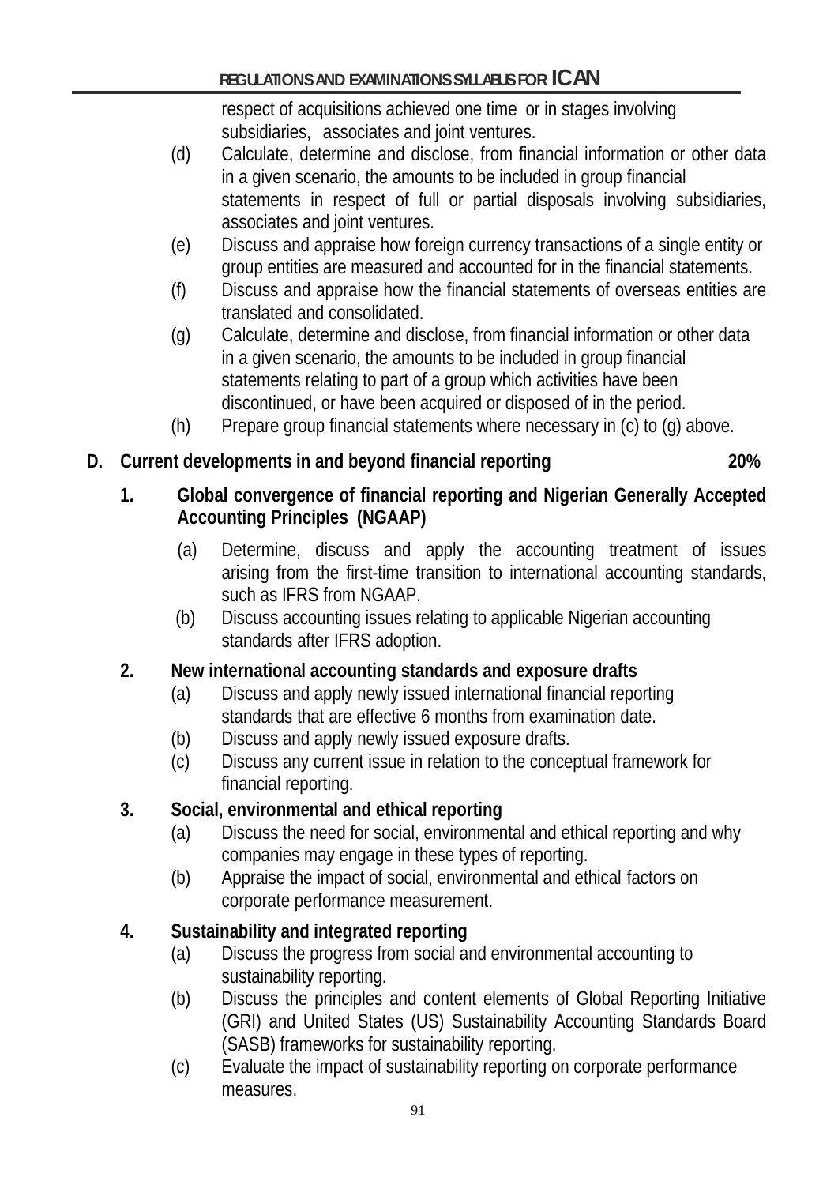respect of acquisitions achieved one time or in stages involving subsidiaries, associates and joint ventures.

(d) Calculate, determine and disclose, from financial information or other data in a given scenario, the amounts to be included in group financial statements in respect of full or partial disposals involving subsidiaries, associates and joint ventures.

(e) Discuss and appraise how foreign currency transactions of a single entity or group entities are measured and accounted for in the financial statements.

(f) Discuss and appraise how the financial statements of overseas entities are translated and consolidated.

(g) Calculate, determine and disclose, from financial information or other data in a given scenario, the amounts to be included in group financial statements relating to part of a group which activities have been discontinued, or have been acquired or disposed of in the period.

(h) Prepare group financial statements where necessary in (c) to (g) above.

**D. Current developments in and beyond financial reporting 20%**

**1. Global convergence of financial reporting and Nigerian Generally Accepted Accounting Principles (NGAAP)**

(a) Determine, discuss and apply the accounting treatment of issues arising from the first-time transition to international accounting standards, such as IFRS from NGAAP.

(b) Discuss accounting issues relating to applicable Nigerian accounting standards after IFRS adoption.

**2. New international accounting standards and exposure drafts**

(a) Discuss and apply newly issued international financial reporting standards that are effective 6 months from examination date.

(b) Discuss and apply newly issued exposure drafts.

(c) Discuss any current issue in relation to the conceptual framework for financial reporting.

**3. Social, environmental and ethical reporting**

(a) Discuss the need for social, environmental and ethical reporting and why companies may engage in these types of reporting.

(b) Appraise the impact of social, environmental and ethical factors on corporate performance measurement.

**4. Sustainability and integrated reporting**

(a) Discuss the progress from social and environmental accounting to sustainability reporting.

(b) Discuss the principles and content elements of Global Reporting Initiative (GRI) and United States (US) Sustainability Accounting Standards Board (SASB) frameworks for sustainability reporting.

(c) Evaluate the impact of sustainability reporting on corporate performance measures.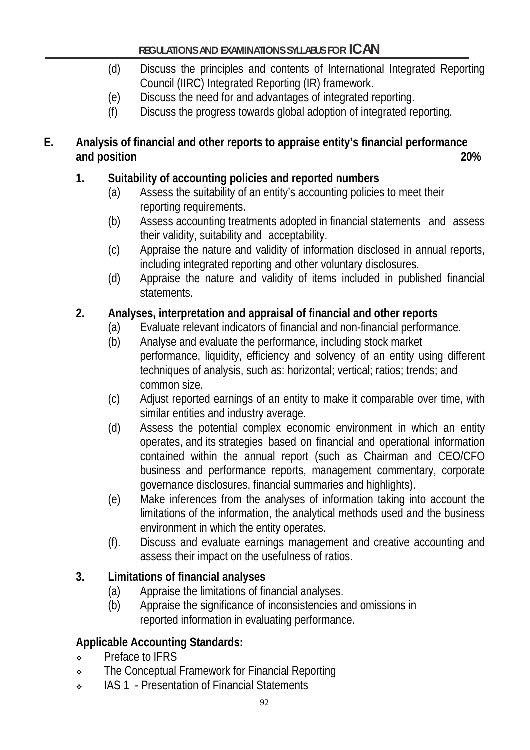(d) Discuss the principles and contents of International Integrated Reporting Council (IIRC) Integrated Reporting (IR) framework.
(e) Discuss the need for and advantages of integrated reporting.
(f) Discuss the progress towards global adoption of integrated reporting.

## E. Analysis of financial and other reports to appraise entity's financial performance and position 20%

### 1. Suitability of accounting policies and reported numbers

(a) Assess the suitability of an entity's accounting policies to meet their reporting requirements.
(b) Assess accounting treatments adopted in financial statements and assess their validity, suitability and acceptability.
(c) Appraise the nature and validity of information disclosed in annual reports, including integrated reporting and other voluntary disclosures.
(d) Appraise the nature and validity of items included in published financial statements.

### 2. Analyses, interpretation and appraisal of financial and other reports

(a) Evaluate relevant indicators of financial and non-financial performance.
(b) Analyse and evaluate the performance, including stock market performance, liquidity, efficiency and solvency of an entity using different techniques of analysis, such as: horizontal; vertical; ratios; trends; and common size.
(c) Adjust reported earnings of an entity to make it comparable over time, with similar entities and industry average.
(d) Assess the potential complex economic environment in which an entity operates, and its strategies based on financial and operational information contained within the annual report (such as Chairman and CEO/CFO business and performance reports, management commentary, corporate governance disclosures, financial summaries and highlights).
(e) Make inferences from the analyses of information taking into account the limitations of the information, the analytical methods used and the business environment in which the entity operates.
(f). Discuss and evaluate earnings management and creative accounting and assess their impact on the usefulness of ratios.

### 3. Limitations of financial analyses

(a) Appraise the limitations of financial analyses.
(b) Appraise the significance of inconsistencies and omissions in reported information in evaluating performance.

**Applicable Accounting Standards:**

- Preface to IFRS
- The Conceptual Framework for Financial Reporting
- IAS 1 - Presentation of Financial Statements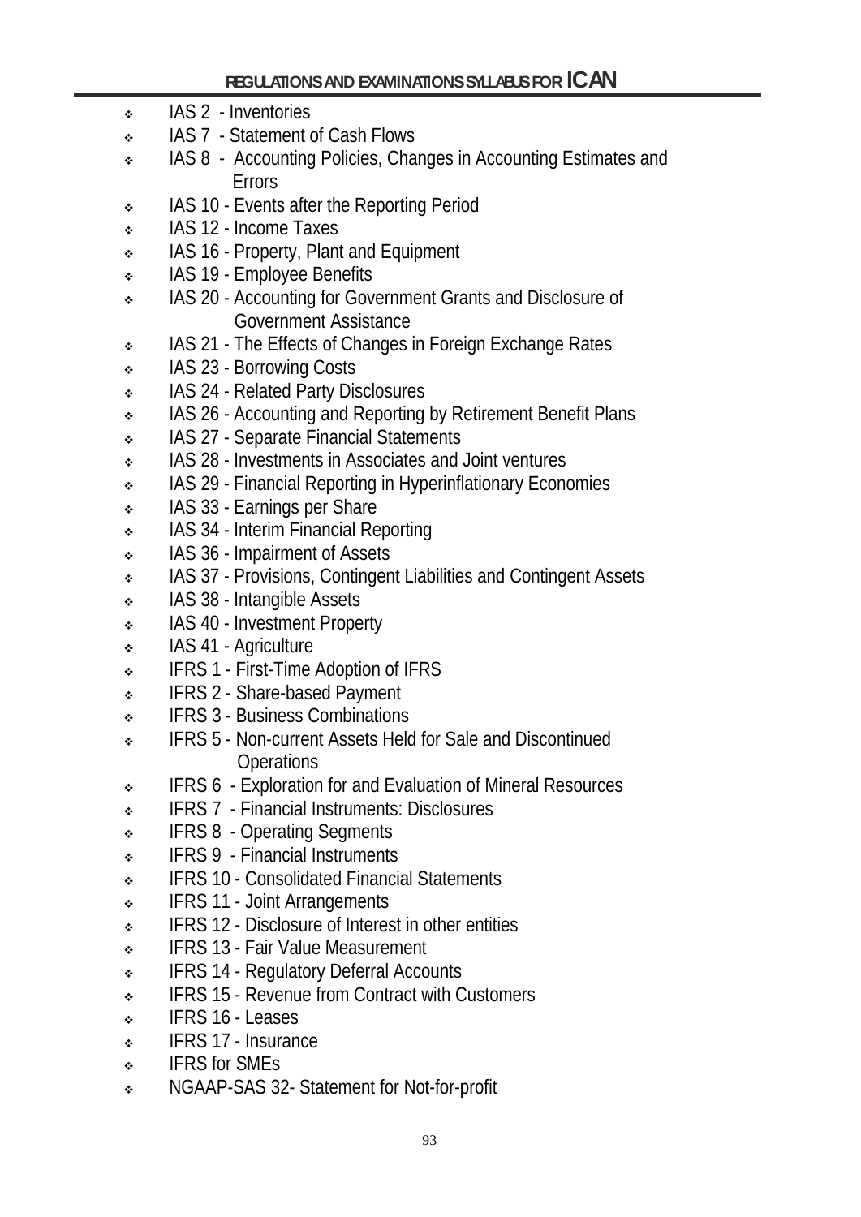- IAS 2 - Inventories
- IAS 7 - Statement of Cash Flows
- IAS 8 - Accounting Policies, Changes in Accounting Estimates and Errors
- IAS 10 - Events after the Reporting Period
- IAS 12 - Income Taxes
- IAS 16 - Property, Plant and Equipment
- IAS 19 - Employee Benefits
- IAS 20 - Accounting for Government Grants and Disclosure of Government Assistance
- IAS 21 - The Effects of Changes in Foreign Exchange Rates
- IAS 23 - Borrowing Costs
- IAS 24 - Related Party Disclosures
- IAS 26 - Accounting and Reporting by Retirement Benefit Plans
- IAS 27 - Separate Financial Statements
- IAS 28 - Investments in Associates and Joint ventures
- IAS 29 - Financial Reporting in Hyperinflationary Economies
- IAS 33 - Earnings per Share
- IAS 34 - Interim Financial Reporting
- IAS 36 - Impairment of Assets
- IAS 37 - Provisions, Contingent Liabilities and Contingent Assets
- IAS 38 - Intangible Assets
- IAS 40 - Investment Property
- IAS 41 - Agriculture
- IFRS 1 - First-Time Adoption of IFRS
- IFRS 2 - Share-based Payment
- IFRS 3 - Business Combinations
- IFRS 5 - Non-current Assets Held for Sale and Discontinued Operations
- IFRS 6 - Exploration for and Evaluation of Mineral Resources
- IFRS 7 - Financial Instruments: Disclosures
- IFRS 8 - Operating Segments
- IFRS 9 - Financial Instruments
- IFRS 10 - Consolidated Financial Statements
- IFRS 11 - Joint Arrangements
- IFRS 12 - Disclosure of Interest in other entities
- IFRS 13 - Fair Value Measurement
- IFRS 14 - Regulatory Deferral Accounts
- IFRS 15 - Revenue from Contract with Customers
- IFRS 16 - Leases
- IFRS 17 - Insurance
- IFRS for SMEs
- NGAAP-SAS 32- Statement for Not-for-profit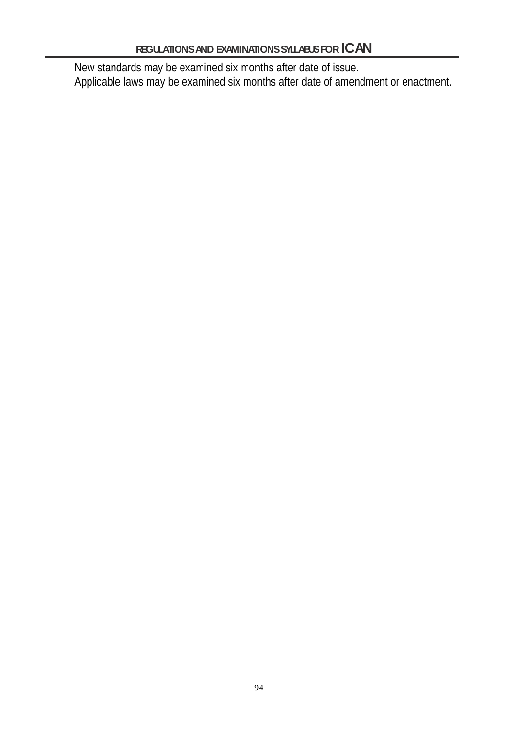New standards may be examined six months after date of issue.
Applicable laws may be examined six months after date of amendment or enactment.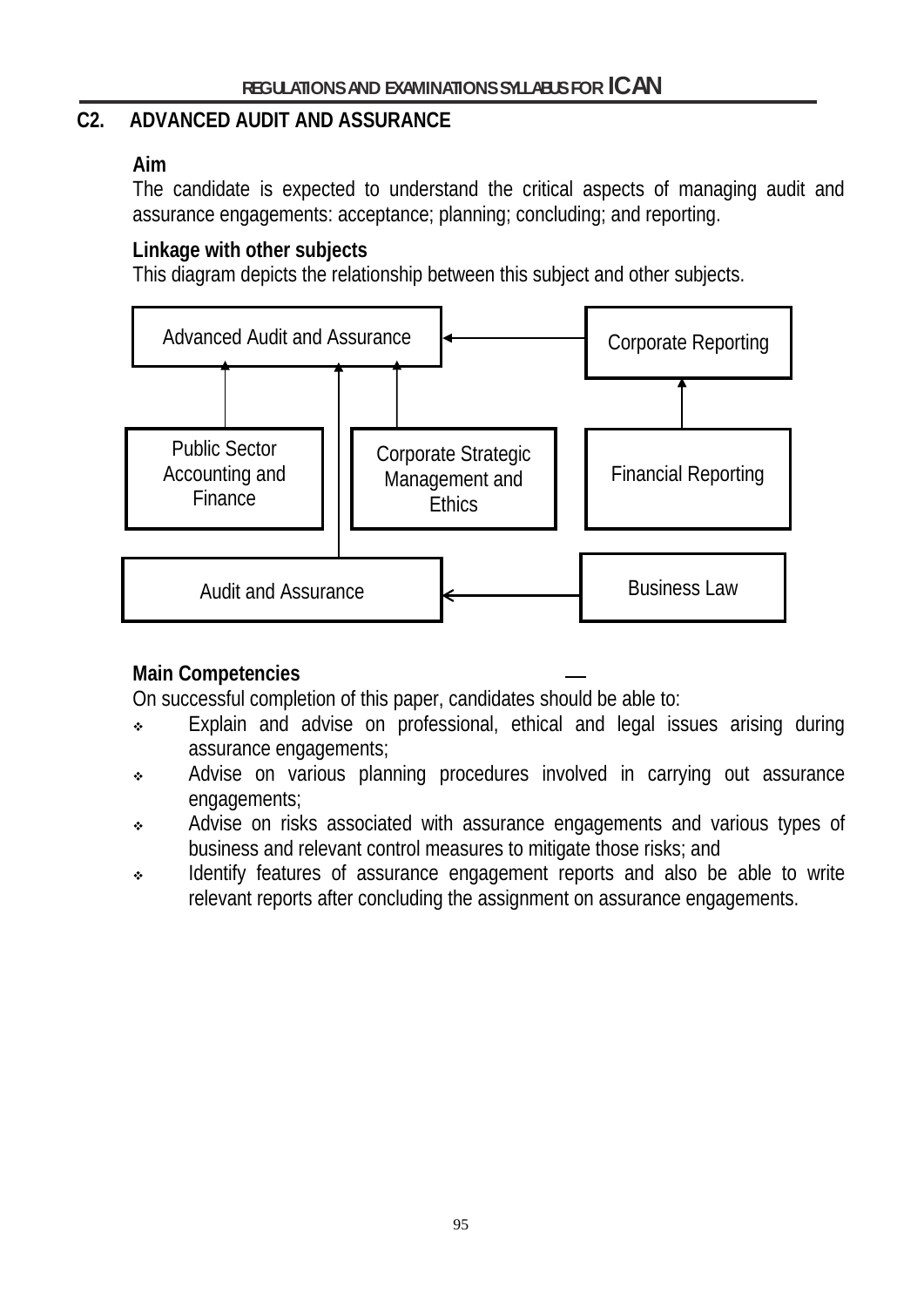## C2. ADVANCED AUDIT AND ASSURANCE

### Aim

The candidate is expected to understand the critical aspects of managing audit and assurance engagements: acceptance; planning; concluding; and reporting.

### Linkage with other subjects

This diagram depicts the relationship between this subject and other subjects.

Advanced Audit and Assurance

Corporate Reporting

Public Sector Accounting and Finance

Corporate Strategic Management and Ethics

Financial Reporting

Audit and Assurance

Business Law

### Main Competencies

On successful completion of this paper, candidates should be able to:

- Explain and advise on professional, ethical and legal issues arising during assurance engagements;
- Advise on various planning procedures involved in carrying out assurance engagements;
- Advise on risks associated with assurance engagements and various types of business and relevant control measures to mitigate those risks; and
- Identify features of assurance engagement reports and also be able to write relevant reports after concluding the assignment on assurance engagements.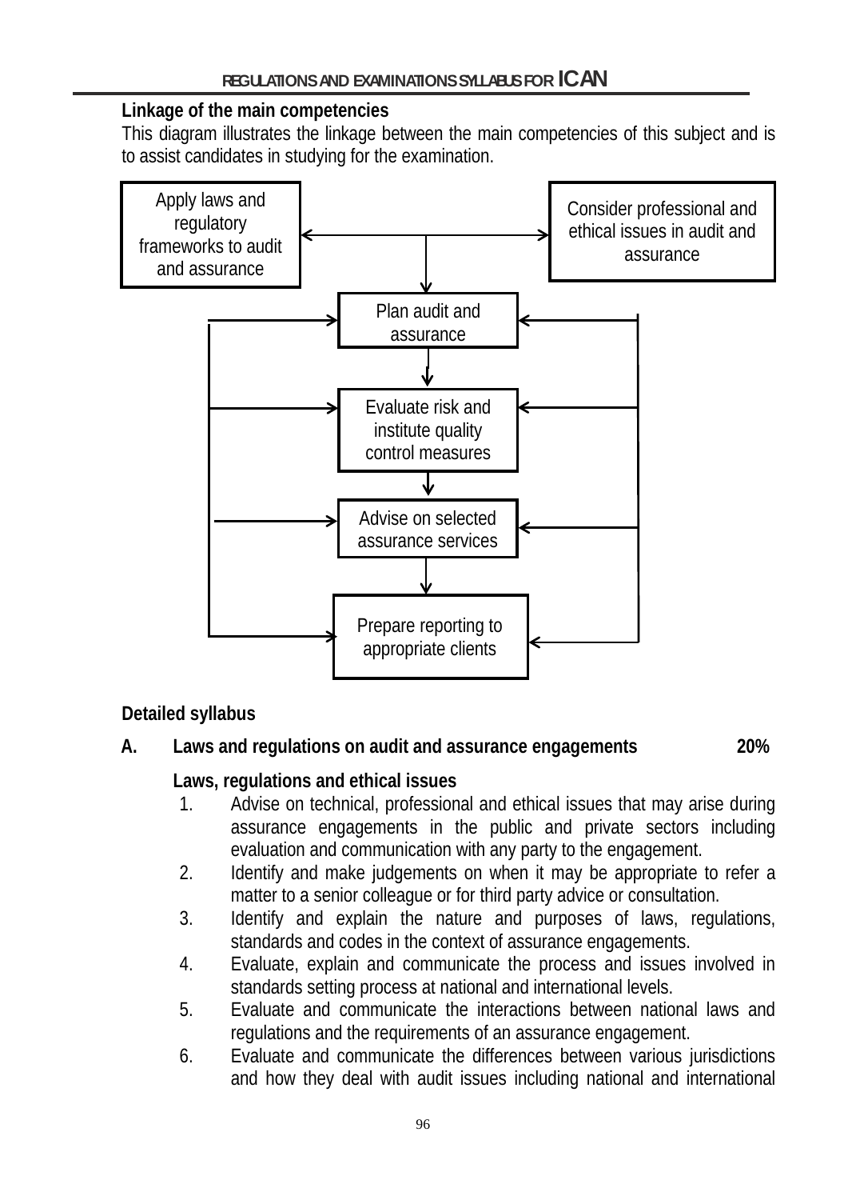**Linkage of the main competencies**

This diagram illustrates the linkage between the main competencies of this subject and is to assist candidates in studying for the examination.

Apply laws and regulatory frameworks to audit and assurance

Consider professional and ethical issues in audit and assurance

Plan audit and assurance

Evaluate risk and institute quality control measures

Advise on selected assurance services

Prepare reporting to appropriate clients

**Detailed syllabus**

**A. Laws and regulations on audit and assurance engagements 20%**

**Laws, regulations and ethical issues**

1. Advise on technical, professional and ethical issues that may arise during assurance engagements in the public and private sectors including evaluation and communication with any party to the engagement.
2. Identify and make judgements on when it may be appropriate to refer a matter to a senior colleague or for third party advice or consultation.
3. Identify and explain the nature and purposes of laws, regulations, standards and codes in the context of assurance engagements.
4. Evaluate, explain and communicate the process and issues involved in standards setting process at national and international levels.
5. Evaluate and communicate the interactions between national laws and regulations and the requirements of an assurance engagement.
6. Evaluate and communicate the differences between various jurisdictions and how they deal with audit issues including national and international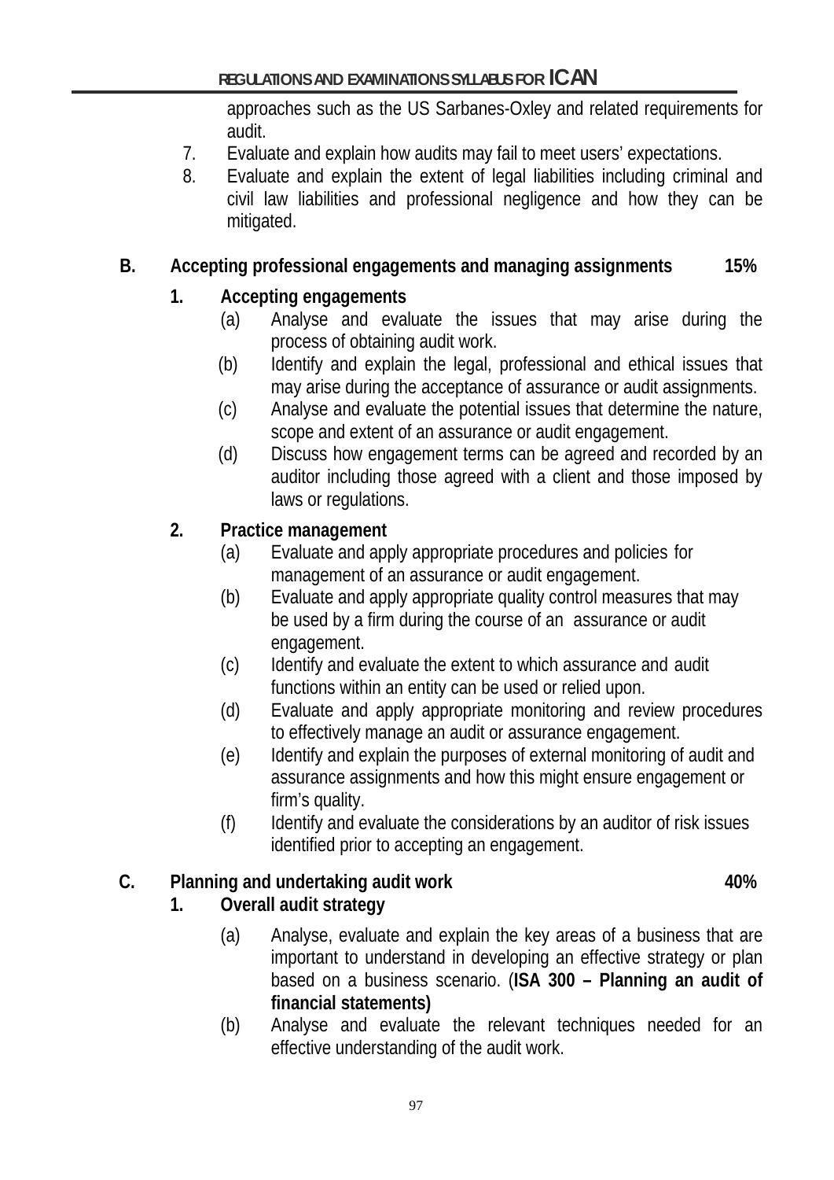approaches such as the US Sarbanes-Oxley and related requirements for audit.

7. Evaluate and explain how audits may fail to meet users' expectations.
8. Evaluate and explain the extent of legal liabilities including criminal and civil law liabilities and professional negligence and how they can be mitigated.

## B. Accepting professional engagements and managing assignments 15%

### 1. Accepting engagements

(a) Analyse and evaluate the issues that may arise during the process of obtaining audit work.

(b) Identify and explain the legal, professional and ethical issues that may arise during the acceptance of assurance or audit assignments.

(c) Analyse and evaluate the potential issues that determine the nature, scope and extent of an assurance or audit engagement.

(d) Discuss how engagement terms can be agreed and recorded by an auditor including those agreed with a client and those imposed by laws or regulations.

### 2. Practice management

(a) Evaluate and apply appropriate procedures and policies for management of an assurance or audit engagement.

(b) Evaluate and apply appropriate quality control measures that may be used by a firm during the course of an assurance or audit engagement.

(c) Identify and evaluate the extent to which assurance and audit functions within an entity can be used or relied upon.

(d) Evaluate and apply appropriate monitoring and review procedures to effectively manage an audit or assurance engagement.

(e) Identify and explain the purposes of external monitoring of audit and assurance assignments and how this might ensure engagement or firm's quality.

(f) Identify and evaluate the considerations by an auditor of risk issues identified prior to accepting an engagement.

## C. Planning and undertaking audit work 40%

### 1. Overall audit strategy

(a) Analyse, evaluate and explain the key areas of a business that are important to understand in developing an effective strategy or plan based on a business scenario. (**ISA 300 – Planning an audit of financial statements)**

(b) Analyse and evaluate the relevant techniques needed for an effective understanding of the audit work.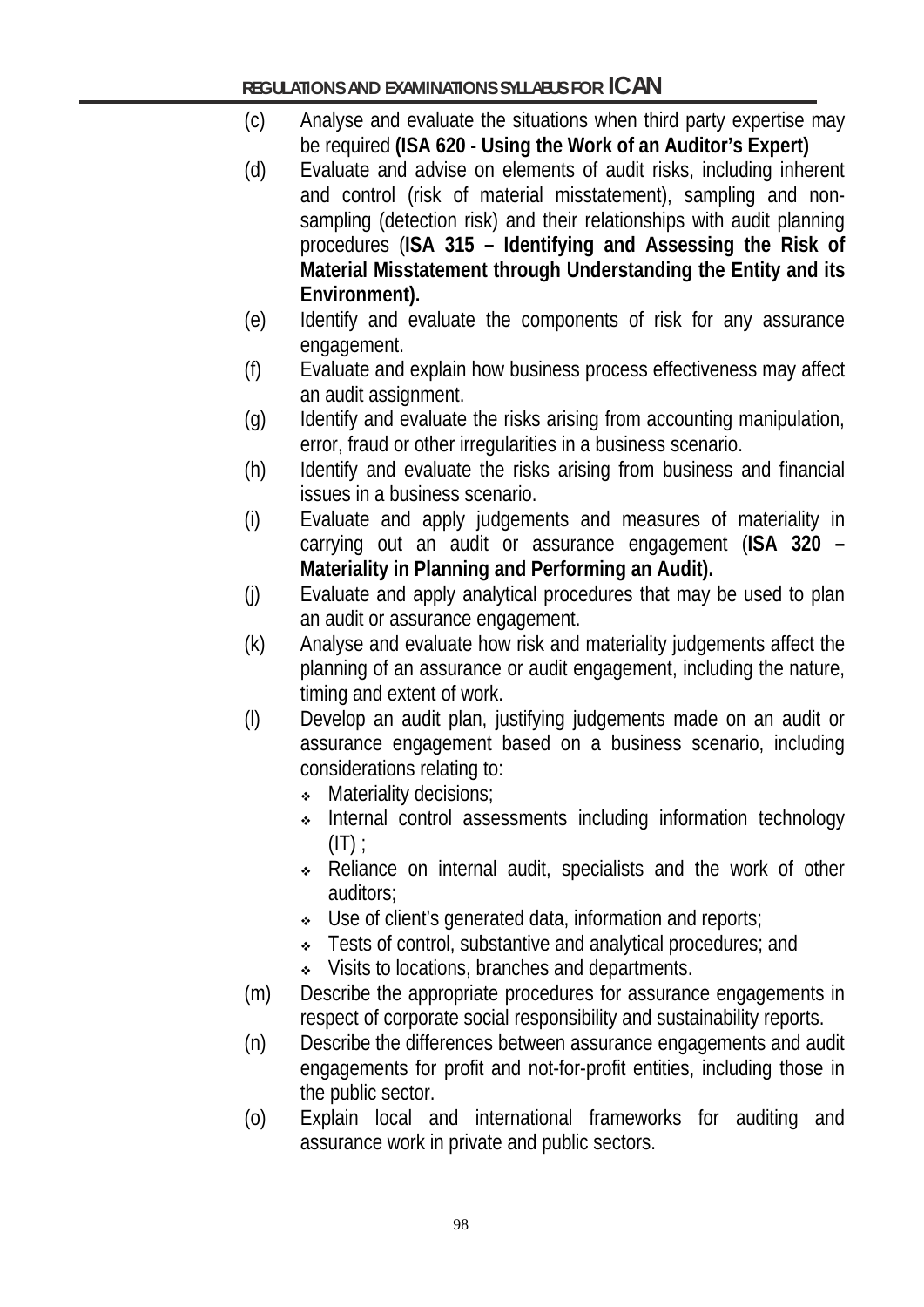(c) Analyse and evaluate the situations when third party expertise may be required **(ISA 620 - Using the Work of an Auditor's Expert)**

(d) Evaluate and advise on elements of audit risks, including inherent and control (risk of material misstatement), sampling and non-sampling (detection risk) and their relationships with audit planning procedures (**ISA 315 – Identifying and Assessing the Risk of Material Misstatement through Understanding the Entity and its Environment).**

(e) Identify and evaluate the components of risk for any assurance engagement.

(f) Evaluate and explain how business process effectiveness may affect an audit assignment.

(g) Identify and evaluate the risks arising from accounting manipulation, error, fraud or other irregularities in a business scenario.

(h) Identify and evaluate the risks arising from business and financial issues in a business scenario.

(i) Evaluate and apply judgements and measures of materiality in carrying out an audit or assurance engagement (**ISA 320 – Materiality in Planning and Performing an Audit).**

(j) Evaluate and apply analytical procedures that may be used to plan an audit or assurance engagement.

(k) Analyse and evaluate how risk and materiality judgements affect the planning of an assurance or audit engagement, including the nature, timing and extent of work.

(l) Develop an audit plan, justifying judgements made on an audit or assurance engagement based on a business scenario, including considerations relating to:
- Materiality decisions;
- Internal control assessments including information technology (IT) ;
- Reliance on internal audit, specialists and the work of other auditors;
- Use of client's generated data, information and reports;
- Tests of control, substantive and analytical procedures; and
- Visits to locations, branches and departments.

(m) Describe the appropriate procedures for assurance engagements in respect of corporate social responsibility and sustainability reports.

(n) Describe the differences between assurance engagements and audit engagements for profit and not-for-profit entities, including those in the public sector.

(o) Explain local and international frameworks for auditing and assurance work in private and public sectors.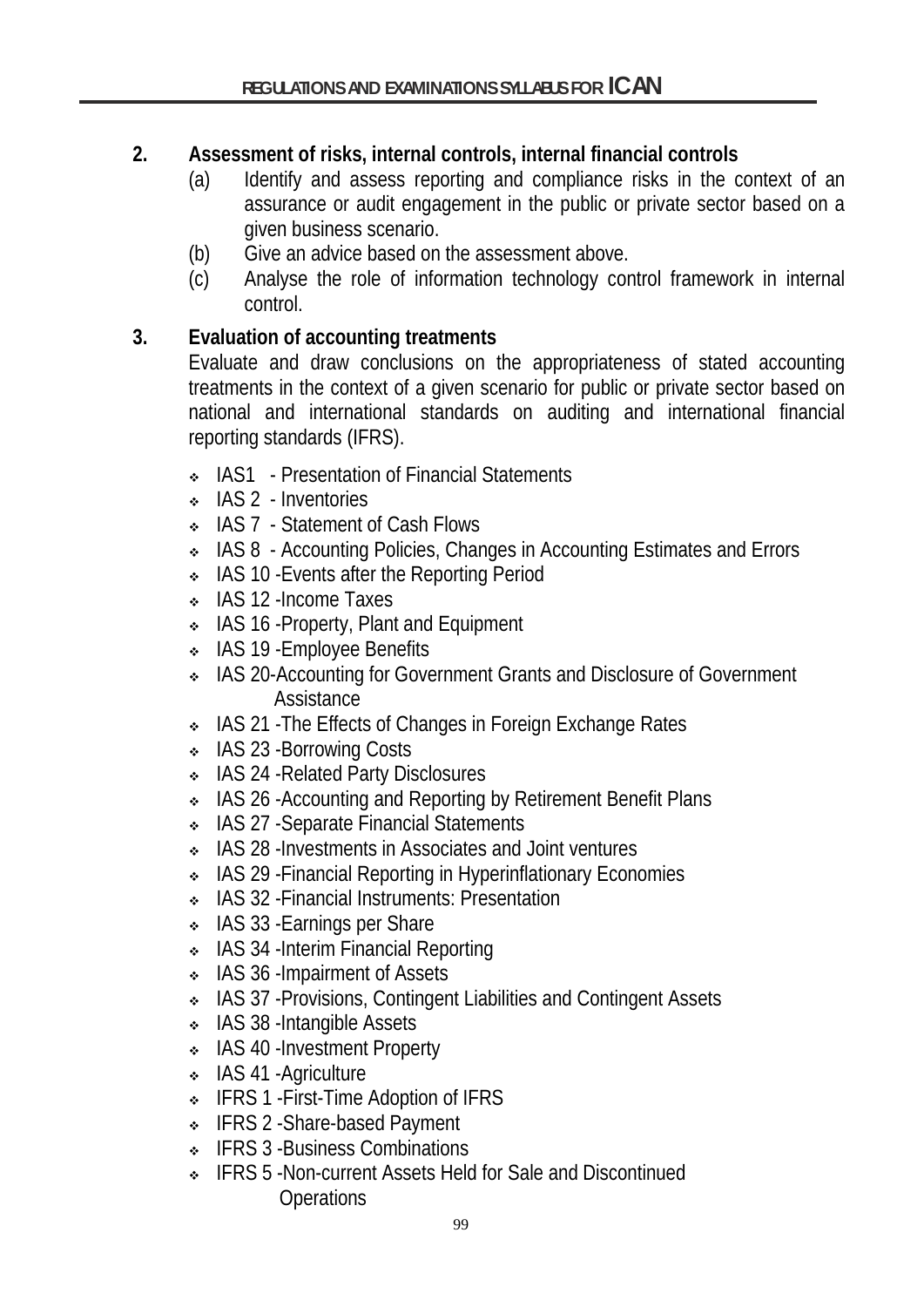**2. Assessment of risks, internal controls, internal financial controls**

(a) Identify and assess reporting and compliance risks in the context of an assurance or audit engagement in the public or private sector based on a given business scenario.

(b) Give an advice based on the assessment above.

(c) Analyse the role of information technology control framework in internal control.

**3. Evaluation of accounting treatments**

Evaluate and draw conclusions on the appropriateness of stated accounting treatments in the context of a given scenario for public or private sector based on national and international standards on auditing and international financial reporting standards (IFRS).

- IAS1 - Presentation of Financial Statements
- IAS 2 - Inventories
- IAS 7 - Statement of Cash Flows
- IAS 8 - Accounting Policies, Changes in Accounting Estimates and Errors
- IAS 10 -Events after the Reporting Period
- IAS 12 -Income Taxes
- IAS 16 -Property, Plant and Equipment
- IAS 19 -Employee Benefits
- IAS 20-Accounting for Government Grants and Disclosure of Government Assistance
- IAS 21 -The Effects of Changes in Foreign Exchange Rates
- IAS 23 -Borrowing Costs
- IAS 24 -Related Party Disclosures
- IAS 26 -Accounting and Reporting by Retirement Benefit Plans
- IAS 27 -Separate Financial Statements
- IAS 28 -Investments in Associates and Joint ventures
- IAS 29 -Financial Reporting in Hyperinflationary Economies
- IAS 32 -Financial Instruments: Presentation
- IAS 33 -Earnings per Share
- IAS 34 -Interim Financial Reporting
- IAS 36 -Impairment of Assets
- IAS 37 -Provisions, Contingent Liabilities and Contingent Assets
- IAS 38 -Intangible Assets
- IAS 40 -Investment Property
- IAS 41 -Agriculture
- IFRS 1 -First-Time Adoption of IFRS
- IFRS 2 -Share-based Payment
- IFRS 3 -Business Combinations
- IFRS 5 -Non-current Assets Held for Sale and Discontinued Operations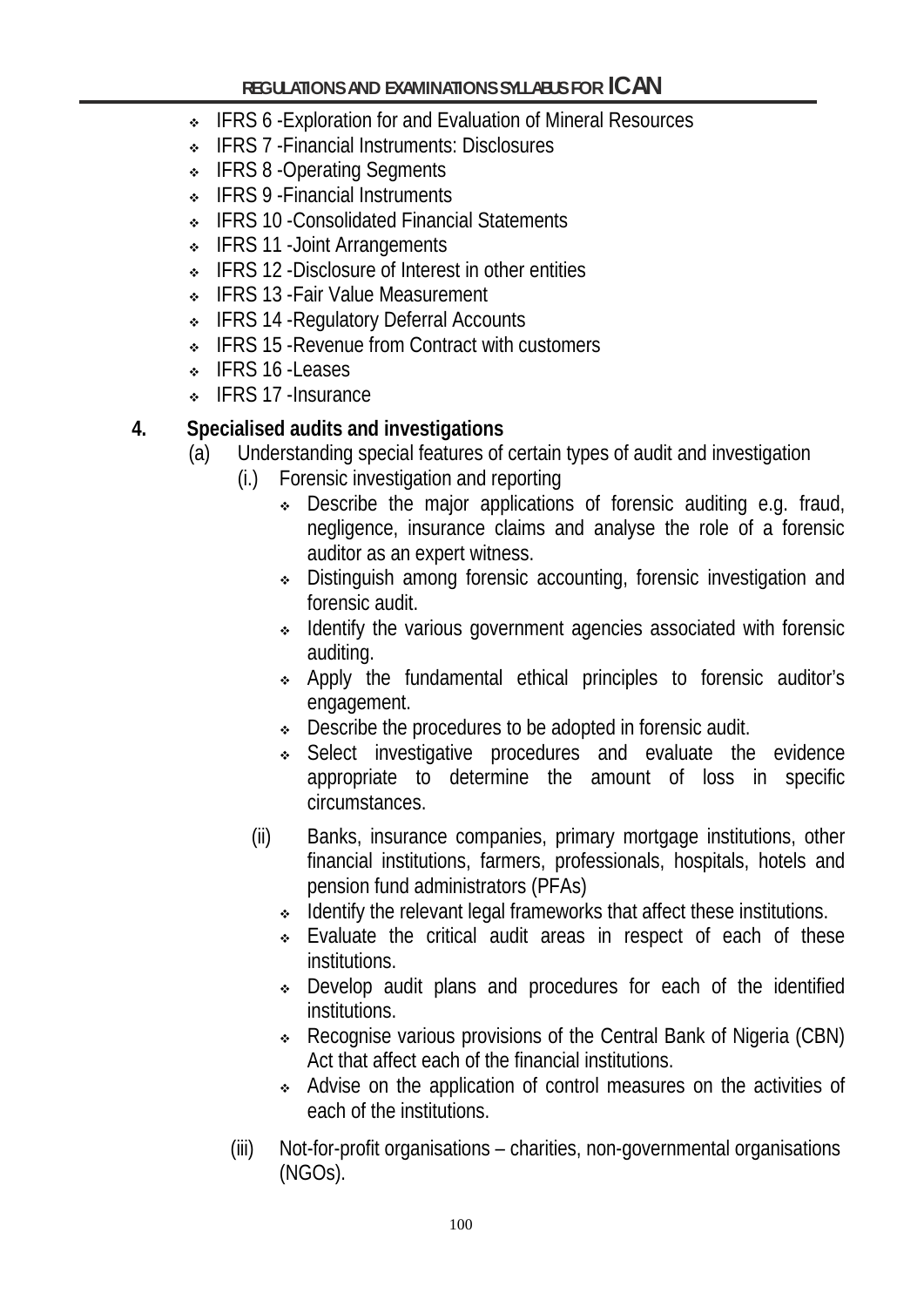- IFRS 6 -Exploration for and Evaluation of Mineral Resources
- IFRS 7 -Financial Instruments: Disclosures
- IFRS 8 -Operating Segments
- IFRS 9 -Financial Instruments
- IFRS 10 -Consolidated Financial Statements
- IFRS 11 -Joint Arrangements
- IFRS 12 -Disclosure of Interest in other entities
- IFRS 13 -Fair Value Measurement
- IFRS 14 -Regulatory Deferral Accounts
- IFRS 15 -Revenue from Contract with customers
- IFRS 16 -Leases
- IFRS 17 -Insurance

**4. Specialised audits and investigations**

(a) Understanding special features of certain types of audit and investigation

(i.) Forensic investigation and reporting

- Describe the major applications of forensic auditing e.g. fraud, negligence, insurance claims and analyse the role of a forensic auditor as an expert witness.
- Distinguish among forensic accounting, forensic investigation and forensic audit.
- Identify the various government agencies associated with forensic auditing.
- Apply the fundamental ethical principles to forensic auditor's engagement.
- Describe the procedures to be adopted in forensic audit.
- Select investigative procedures and evaluate the evidence appropriate to determine the amount of loss in specific circumstances.

(ii) Banks, insurance companies, primary mortgage institutions, other financial institutions, farmers, professionals, hospitals, hotels and pension fund administrators (PFAs)

- Identify the relevant legal frameworks that affect these institutions.
- Evaluate the critical audit areas in respect of each of these institutions.
- Develop audit plans and procedures for each of the identified institutions.
- Recognise various provisions of the Central Bank of Nigeria (CBN) Act that affect each of the financial institutions.
- Advise on the application of control measures on the activities of each of the institutions.

(iii) Not-for-profit organisations – charities, non-governmental organisations (NGOs).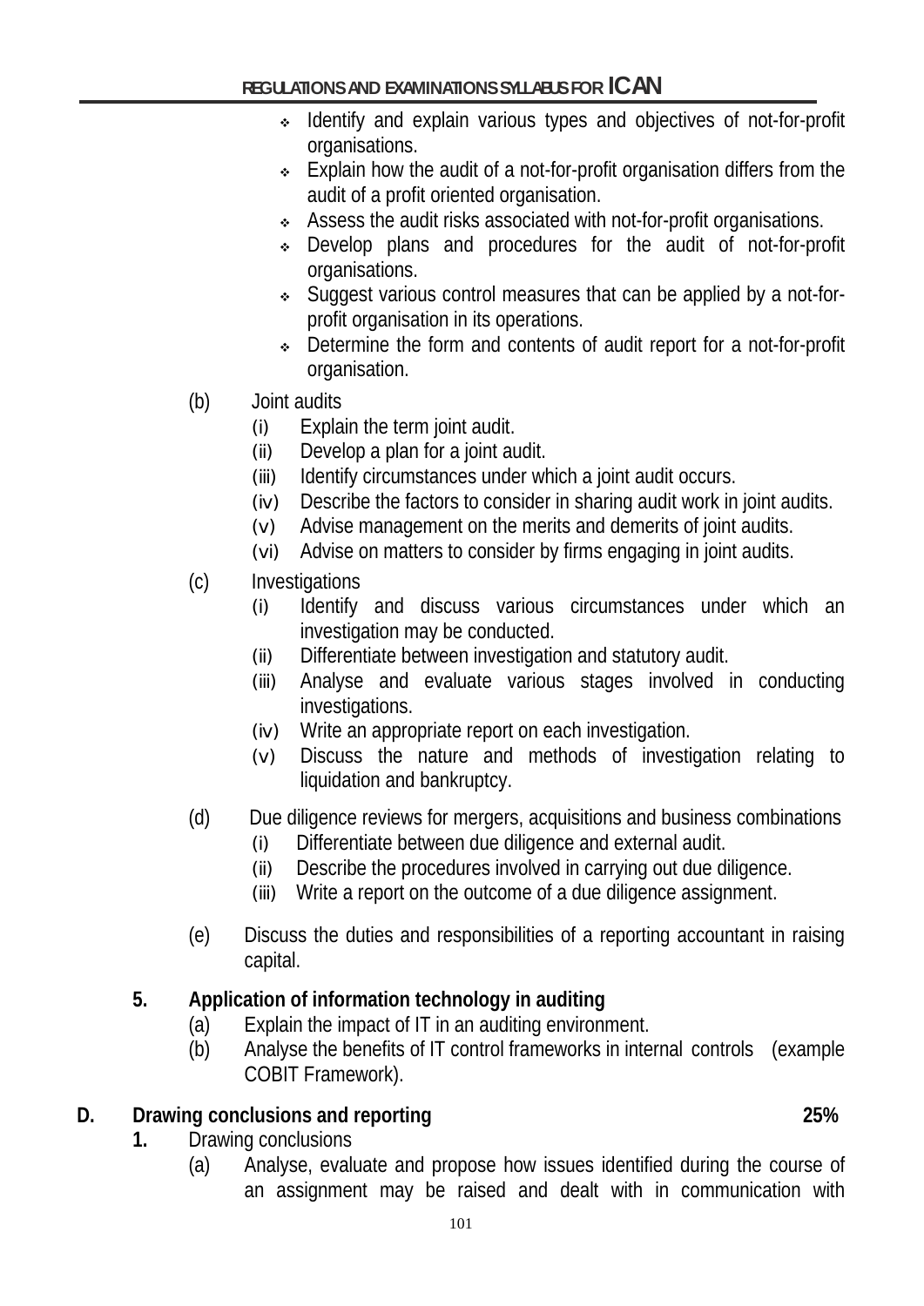- Identify and explain various types and objectives of not-for-profit organisations.
- Explain how the audit of a not-for-profit organisation differs from the audit of a profit oriented organisation.
- Assess the audit risks associated with not-for-profit organisations.
- Develop plans and procedures for the audit of not-for-profit organisations.
- Suggest various control measures that can be applied by a not-for-profit organisation in its operations.
- Determine the form and contents of audit report for a not-for-profit organisation.

(b) Joint audits
   (i) Explain the term joint audit.
   (ii) Develop a plan for a joint audit.
   (iii) Identify circumstances under which a joint audit occurs.
   (iv) Describe the factors to consider in sharing audit work in joint audits.
   (v) Advise management on the merits and demerits of joint audits.
   (vi) Advise on matters to consider by firms engaging in joint audits.

(c) Investigations
   (i) Identify and discuss various circumstances under which an investigation may be conducted.
   (ii) Differentiate between investigation and statutory audit.
   (iii) Analyse and evaluate various stages involved in conducting investigations.
   (iv) Write an appropriate report on each investigation.
   (v) Discuss the nature and methods of investigation relating to liquidation and bankruptcy.

(d) Due diligence reviews for mergers, acquisitions and business combinations
   (i) Differentiate between due diligence and external audit.
   (ii) Describe the procedures involved in carrying out due diligence.
   (iii) Write a report on the outcome of a due diligence assignment.

(e) Discuss the duties and responsibilities of a reporting accountant in raising capital.

**5. Application of information technology in auditing**

(a) Explain the impact of IT in an auditing environment.
(b) Analyse the benefits of IT control frameworks in internal controls (example COBIT Framework).

**D. Drawing conclusions and reporting — 25%**

**1.** Drawing conclusions

(a) Analyse, evaluate and propose how issues identified during the course of an assignment may be raised and dealt with in communication with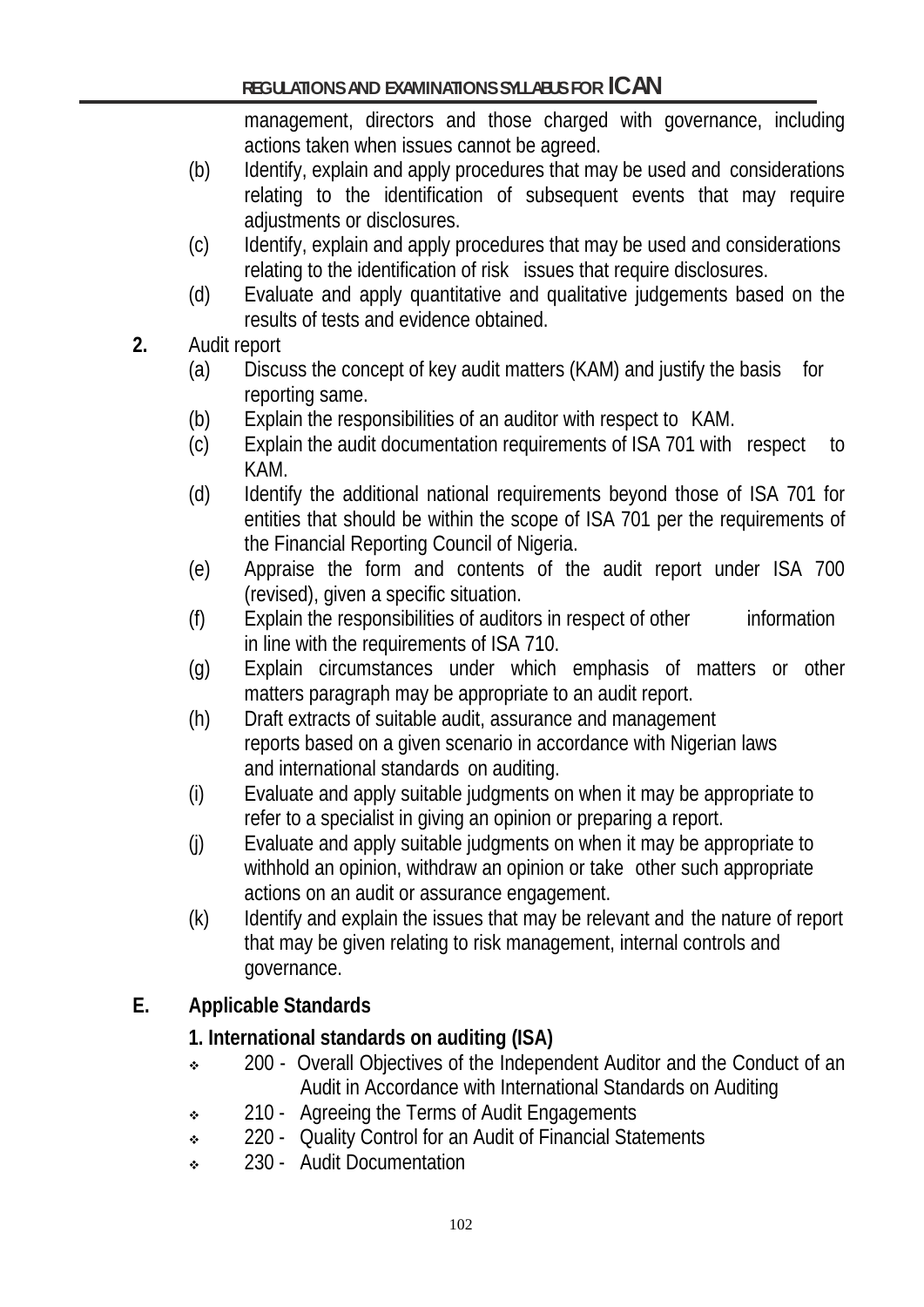management, directors and those charged with governance, including actions taken when issues cannot be agreed.

(b) Identify, explain and apply procedures that may be used and considerations relating to the identification of subsequent events that may require adjustments or disclosures.

(c) Identify, explain and apply procedures that may be used and considerations relating to the identification of risk issues that require disclosures.

(d) Evaluate and apply quantitative and qualitative judgements based on the results of tests and evidence obtained.

**2.** Audit report

(a) Discuss the concept of key audit matters (KAM) and justify the basis for reporting same.

(b) Explain the responsibilities of an auditor with respect to KAM.

(c) Explain the audit documentation requirements of ISA 701 with respect to KAM.

(d) Identify the additional national requirements beyond those of ISA 701 for entities that should be within the scope of ISA 701 per the requirements of the Financial Reporting Council of Nigeria.

(e) Appraise the form and contents of the audit report under ISA 700 (revised), given a specific situation.

(f) Explain the responsibilities of auditors in respect of other information in line with the requirements of ISA 710.

(g) Explain circumstances under which emphasis of matters or other matters paragraph may be appropriate to an audit report.

(h) Draft extracts of suitable audit, assurance and management reports based on a given scenario in accordance with Nigerian laws and international standards on auditing.

(i) Evaluate and apply suitable judgments on when it may be appropriate to refer to a specialist in giving an opinion or preparing a report.

(j) Evaluate and apply suitable judgments on when it may be appropriate to withhold an opinion, withdraw an opinion or take other such appropriate actions on an audit or assurance engagement.

(k) Identify and explain the issues that may be relevant and the nature of report that may be given relating to risk management, internal controls and governance.

## E. Applicable Standards

### 1. International standards on auditing (ISA)

- 200 - Overall Objectives of the Independent Auditor and the Conduct of an Audit in Accordance with International Standards on Auditing
- 210 - Agreeing the Terms of Audit Engagements
- 220 - Quality Control for an Audit of Financial Statements
- 230 - Audit Documentation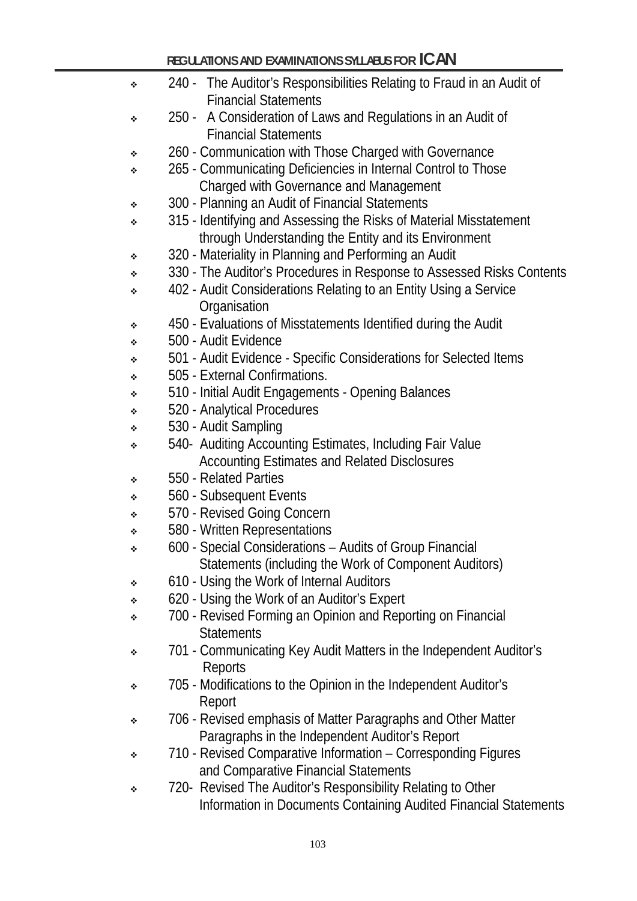- 240 - The Auditor's Responsibilities Relating to Fraud in an Audit of Financial Statements
- 250 - A Consideration of Laws and Regulations in an Audit of Financial Statements
- 260 - Communication with Those Charged with Governance
- 265 - Communicating Deficiencies in Internal Control to Those Charged with Governance and Management
- 300 - Planning an Audit of Financial Statements
- 315 - Identifying and Assessing the Risks of Material Misstatement through Understanding the Entity and its Environment
- 320 - Materiality in Planning and Performing an Audit
- 330 - The Auditor's Procedures in Response to Assessed Risks Contents
- 402 - Audit Considerations Relating to an Entity Using a Service Organisation
- 450 - Evaluations of Misstatements Identified during the Audit
- 500 - Audit Evidence
- 501 - Audit Evidence - Specific Considerations for Selected Items
- 505 - External Confirmations.
- 510 - Initial Audit Engagements - Opening Balances
- 520 - Analytical Procedures
- 530 - Audit Sampling
- 540- Auditing Accounting Estimates, Including Fair Value Accounting Estimates and Related Disclosures
- 550 - Related Parties
- 560 - Subsequent Events
- 570 - Revised Going Concern
- 580 - Written Representations
- 600 - Special Considerations – Audits of Group Financial Statements (including the Work of Component Auditors)
- 610 - Using the Work of Internal Auditors
- 620 - Using the Work of an Auditor's Expert
- 700 - Revised Forming an Opinion and Reporting on Financial Statements
- 701 - Communicating Key Audit Matters in the Independent Auditor's Reports
- 705 - Modifications to the Opinion in the Independent Auditor's Report
- 706 - Revised emphasis of Matter Paragraphs and Other Matter Paragraphs in the Independent Auditor's Report
- 710 - Revised Comparative Information – Corresponding Figures and Comparative Financial Statements
- 720- Revised The Auditor's Responsibility Relating to Other Information in Documents Containing Audited Financial Statements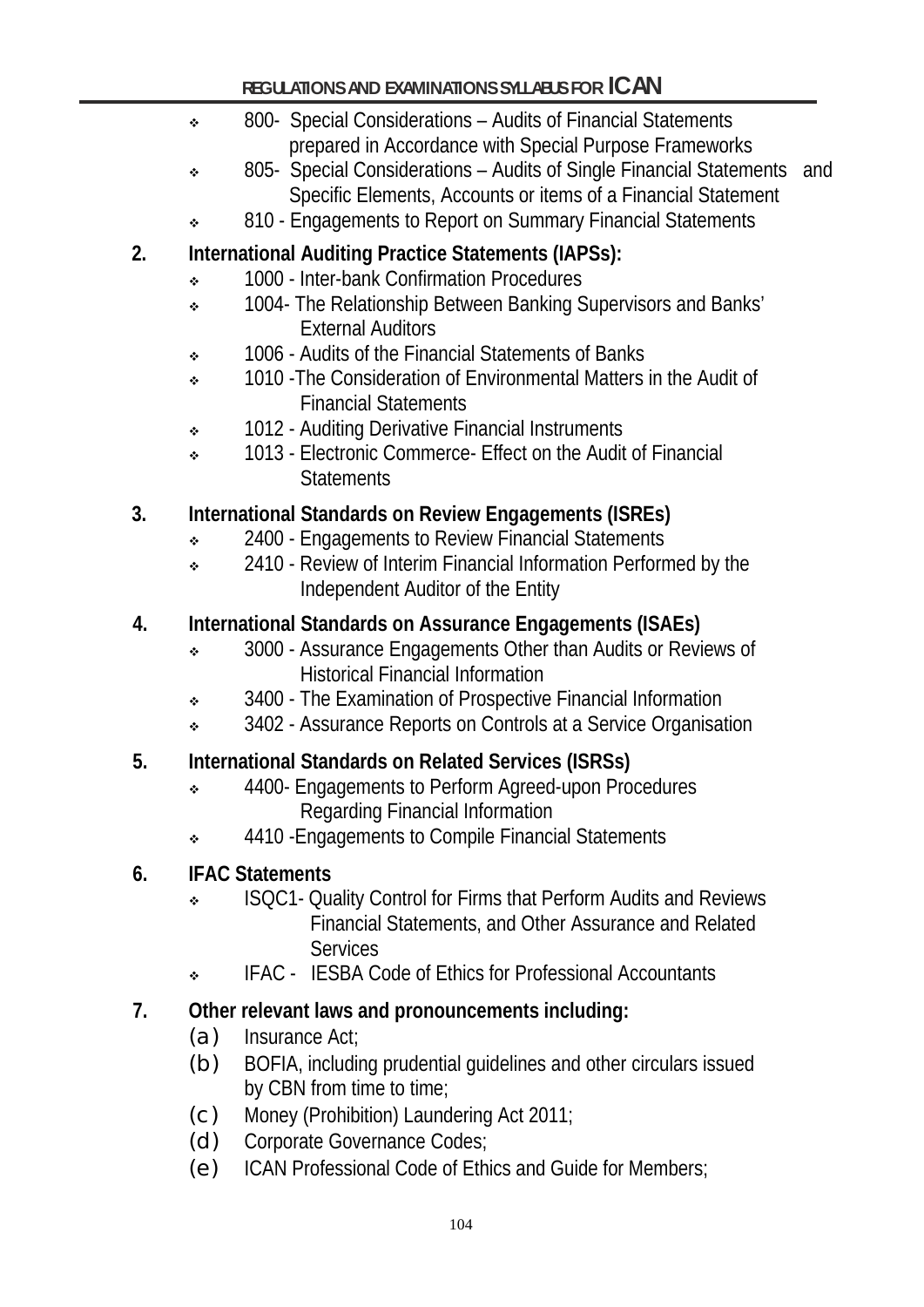- 800- Special Considerations – Audits of Financial Statements prepared in Accordance with Special Purpose Frameworks
- 805- Special Considerations – Audits of Single Financial Statements and Specific Elements, Accounts or items of a Financial Statement
- 810 - Engagements to Report on Summary Financial Statements

**2. International Auditing Practice Statements (IAPSs):**

- 1000 - Inter-bank Confirmation Procedures
- 1004- The Relationship Between Banking Supervisors and Banks' External Auditors
- 1006 - Audits of the Financial Statements of Banks
- 1010 -The Consideration of Environmental Matters in the Audit of Financial Statements
- 1012 - Auditing Derivative Financial Instruments
- 1013 - Electronic Commerce- Effect on the Audit of Financial Statements

**3. International Standards on Review Engagements (ISREs)**

- 2400 - Engagements to Review Financial Statements
- 2410 - Review of Interim Financial Information Performed by the Independent Auditor of the Entity

**4. International Standards on Assurance Engagements (ISAEs)**

- 3000 - Assurance Engagements Other than Audits or Reviews of Historical Financial Information
- 3400 - The Examination of Prospective Financial Information
- 3402 - Assurance Reports on Controls at a Service Organisation

**5. International Standards on Related Services (ISRSs)**

- 4400- Engagements to Perform Agreed-upon Procedures Regarding Financial Information
- 4410 -Engagements to Compile Financial Statements

**6. IFAC Statements**

- ISQC1- Quality Control for Firms that Perform Audits and Reviews Financial Statements, and Other Assurance and Related Services
- IFAC - IESBA Code of Ethics for Professional Accountants

**7. Other relevant laws and pronouncements including:**

(a) Insurance Act;
(b) BOFIA, including prudential guidelines and other circulars issued by CBN from time to time;
(c) Money (Prohibition) Laundering Act 2011;
(d) Corporate Governance Codes;
(e) ICAN Professional Code of Ethics and Guide for Members;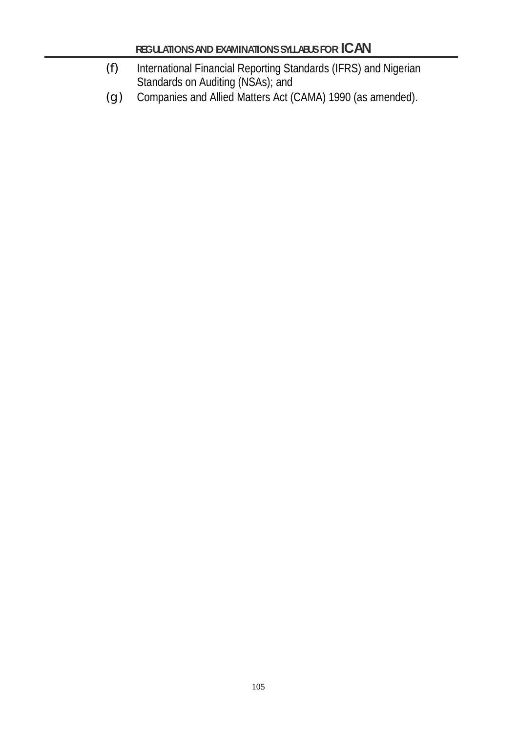(f) International Financial Reporting Standards (IFRS) and Nigerian Standards on Auditing (NSAs); and

(g) Companies and Allied Matters Act (CAMA) 1990 (as amended).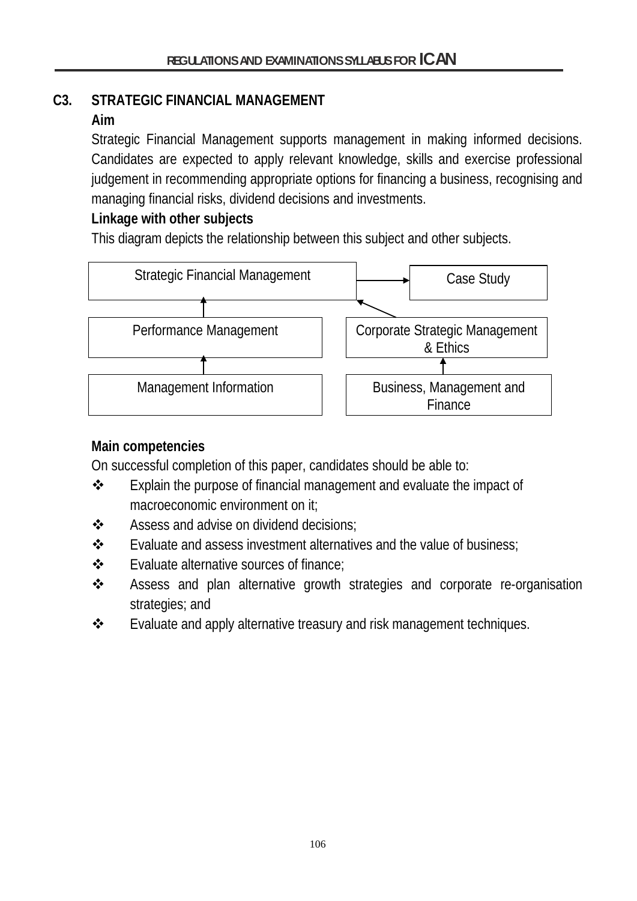## C3. STRATEGIC FINANCIAL MANAGEMENT

**Aim**

Strategic Financial Management supports management in making informed decisions. Candidates are expected to apply relevant knowledge, skills and exercise professional judgement in recommending appropriate options for financing a business, recognising and managing financial risks, dividend decisions and investments.

**Linkage with other subjects**

This diagram depicts the relationship between this subject and other subjects.

Strategic Financial Management → Case Study

Performance Management → Strategic Financial Management

Corporate Strategic Management & Ethics → Strategic Financial Management

Management Information → Performance Management

Business, Management and Finance → Corporate Strategic Management & Ethics

**Main competencies**

On successful completion of this paper, candidates should be able to:

- Explain the purpose of financial management and evaluate the impact of macroeconomic environment on it;
- Assess and advise on dividend decisions;
- Evaluate and assess investment alternatives and the value of business;
- Evaluate alternative sources of finance;
- Assess and plan alternative growth strategies and corporate re-organisation strategies; and
- Evaluate and apply alternative treasury and risk management techniques.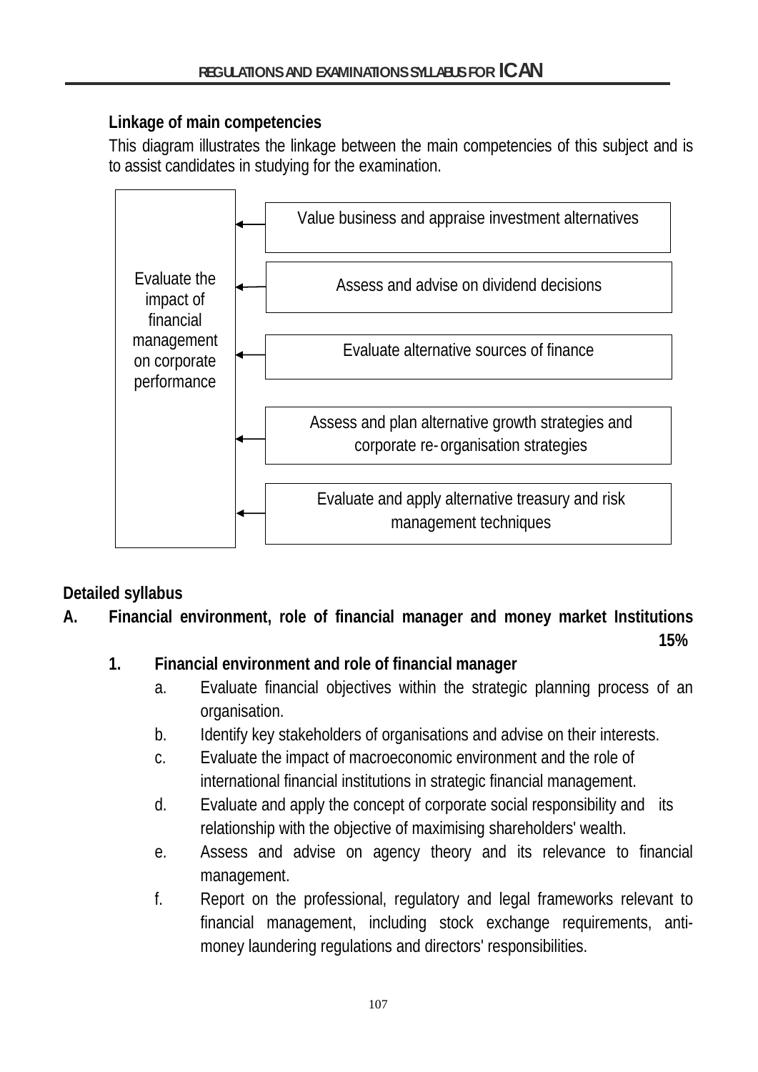### Linkage of main competencies

This diagram illustrates the linkage between the main competencies of this subject and is to assist candidates in studying for the examination.

Evaluate the impact of financial management on corporate performance

- Value business and appraise investment alternatives
- Assess and advise on dividend decisions
- Evaluate alternative sources of finance
- Assess and plan alternative growth strategies and corporate re-organisation strategies
- Evaluate and apply alternative treasury and risk management techniques

### Detailed syllabus

**A. Financial environment, role of financial manager and money market Institutions — 15%**

**1. Financial environment and role of financial manager**

a. Evaluate financial objectives within the strategic planning process of an organisation.

b. Identify key stakeholders of organisations and advise on their interests.

c. Evaluate the impact of macroeconomic environment and the role of international financial institutions in strategic financial management.

d. Evaluate and apply the concept of corporate social responsibility and its relationship with the objective of maximising shareholders' wealth.

e. Assess and advise on agency theory and its relevance to financial management.

f. Report on the professional, regulatory and legal frameworks relevant to financial management, including stock exchange requirements, anti-money laundering regulations and directors' responsibilities.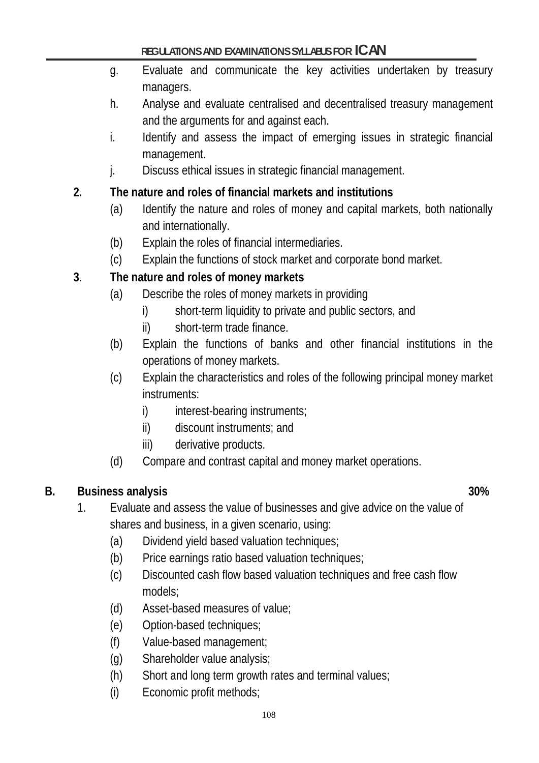g. Evaluate and communicate the key activities undertaken by treasury managers.

h. Analyse and evaluate centralised and decentralised treasury management and the arguments for and against each.

i. Identify and assess the impact of emerging issues in strategic financial management.

j. Discuss ethical issues in strategic financial management.

**2. The nature and roles of financial markets and institutions**

(a) Identify the nature and roles of money and capital markets, both nationally and internationally.

(b) Explain the roles of financial intermediaries.

(c) Explain the functions of stock market and corporate bond market.

**3. The nature and roles of money markets**

(a) Describe the roles of money markets in providing

- i) short-term liquidity to private and public sectors, and
- ii) short-term trade finance.

(b) Explain the functions of banks and other financial institutions in the operations of money markets.

(c) Explain the characteristics and roles of the following principal money market instruments:

- i) interest-bearing instruments;
- ii) discount instruments; and
- iii) derivative products.

(d) Compare and contrast capital and money market operations.

## B. Business analysis — 30%

1. Evaluate and assess the value of businesses and give advice on the value of shares and business, in a given scenario, using:

(a) Dividend yield based valuation techniques;

(b) Price earnings ratio based valuation techniques;

(c) Discounted cash flow based valuation techniques and free cash flow models;

(d) Asset-based measures of value;

(e) Option-based techniques;

(f) Value-based management;

(g) Shareholder value analysis;

(h) Short and long term growth rates and terminal values;

(i) Economic profit methods;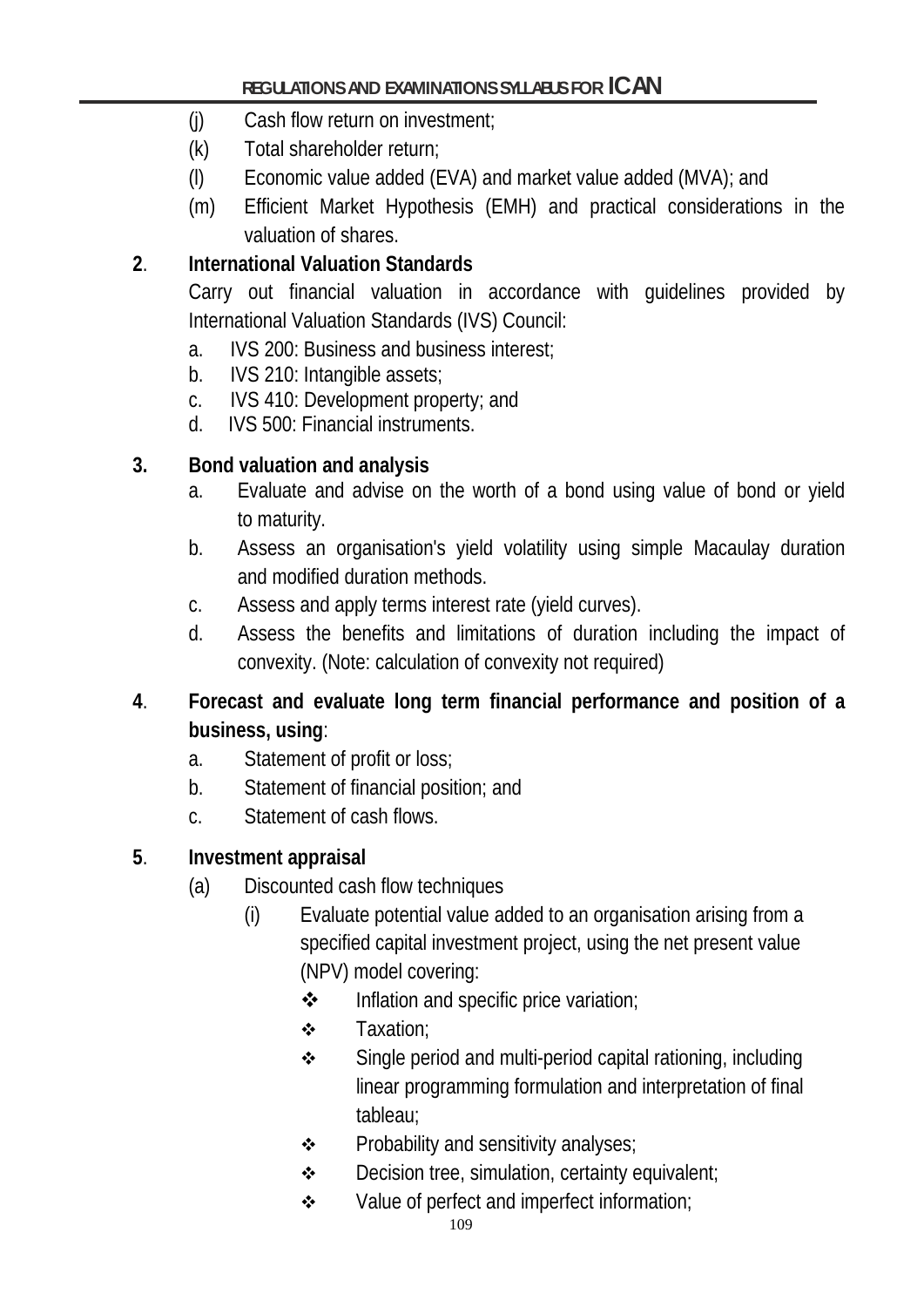(j) Cash flow return on investment;

(k) Total shareholder return;

(l) Economic value added (EVA) and market value added (MVA); and

(m) Efficient Market Hypothesis (EMH) and practical considerations in the valuation of shares.

**2. International Valuation Standards**

Carry out financial valuation in accordance with guidelines provided by International Valuation Standards (IVS) Council:

a. IVS 200: Business and business interest;
b. IVS 210: Intangible assets;
c. IVS 410: Development property; and
d. IVS 500: Financial instruments.

**3. Bond valuation and analysis**

a. Evaluate and advise on the worth of a bond using value of bond or yield to maturity.
b. Assess an organisation's yield volatility using simple Macaulay duration and modified duration methods.
c. Assess and apply terms interest rate (yield curves).
d. Assess the benefits and limitations of duration including the impact of convexity. (Note: calculation of convexity not required)

**4. Forecast and evaluate long term financial performance and position of a business, using**:

a. Statement of profit or loss;
b. Statement of financial position; and
c. Statement of cash flows.

**5. Investment appraisal**

(a) Discounted cash flow techniques

(i) Evaluate potential value added to an organisation arising from a specified capital investment project, using the net present value (NPV) model covering:

- Inflation and specific price variation;
- Taxation;
- Single period and multi-period capital rationing, including linear programming formulation and interpretation of final tableau;
- Probability and sensitivity analyses;
- Decision tree, simulation, certainty equivalent;
- Value of perfect and imperfect information;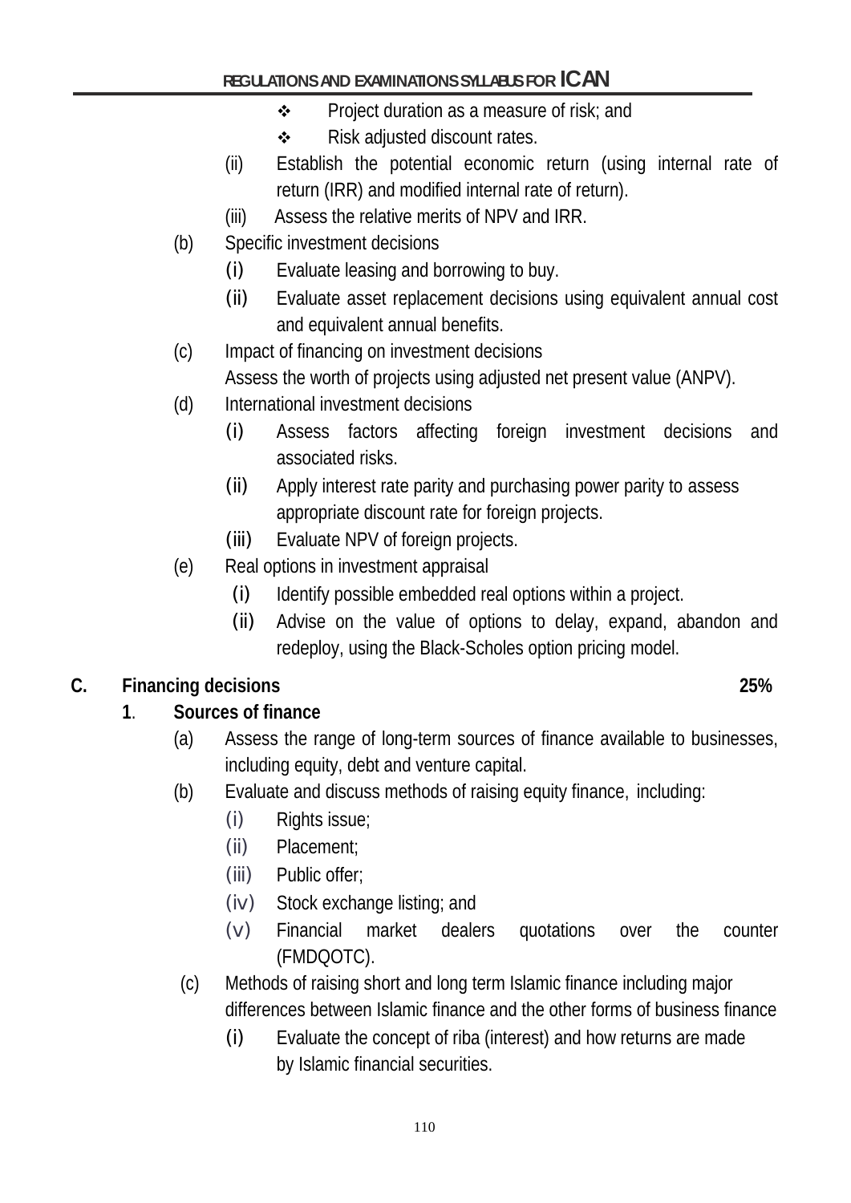- ❖ Project duration as a measure of risk; and
- ❖ Risk adjusted discount rates.

(ii) Establish the potential economic return (using internal rate of return (IRR) and modified internal rate of return).

(iii) Assess the relative merits of NPV and IRR.

(b) Specific investment decisions

(i) Evaluate leasing and borrowing to buy.

(ii) Evaluate asset replacement decisions using equivalent annual cost and equivalent annual benefits.

(c) Impact of financing on investment decisions

Assess the worth of projects using adjusted net present value (ANPV).

(d) International investment decisions

(i) Assess factors affecting foreign investment decisions and associated risks.

(ii) Apply interest rate parity and purchasing power parity to assess appropriate discount rate for foreign projects.

(iii) Evaluate NPV of foreign projects.

(e) Real options in investment appraisal

(i) Identify possible embedded real options within a project.

(ii) Advise on the value of options to delay, expand, abandon and redeploy, using the Black-Scholes option pricing model.

## C. Financing decisions 25%

### 1. Sources of finance

(a) Assess the range of long-term sources of finance available to businesses, including equity, debt and venture capital.

(b) Evaluate and discuss methods of raising equity finance, including:

(i) Rights issue;

(ii) Placement;

(iii) Public offer;

(iv) Stock exchange listing; and

(v) Financial market dealers quotations over the counter (FMDQOTC).

(c) Methods of raising short and long term Islamic finance including major differences between Islamic finance and the other forms of business finance

(i) Evaluate the concept of riba (interest) and how returns are made by Islamic financial securities.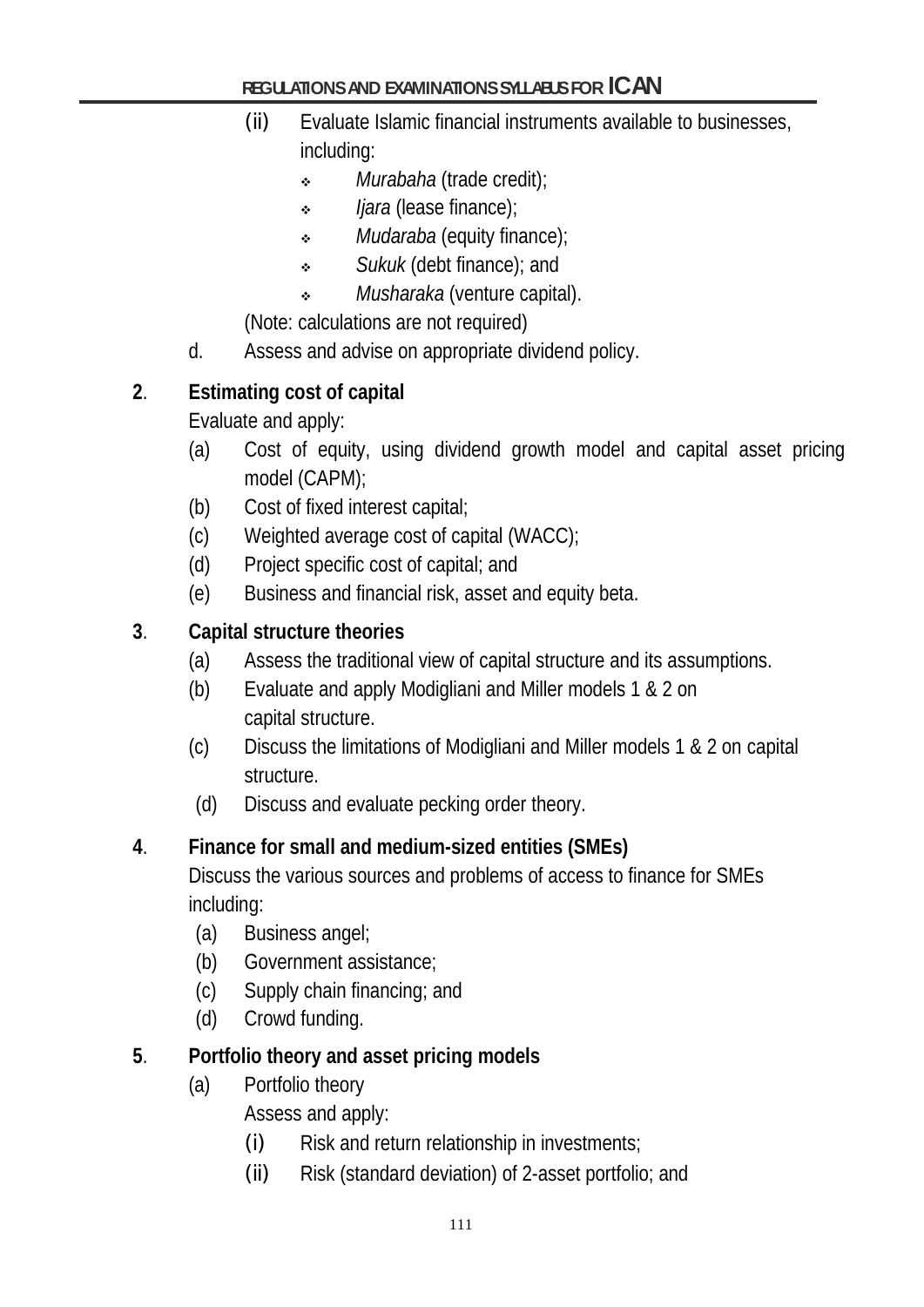(ii) Evaluate Islamic financial instruments available to businesses, including:
   - *Murabaha* (trade credit);
   - *Ijara* (lease finance);
   - *Mudaraba* (equity finance);
   - *Sukuk* (debt finance); and
   - *Musharaka* (venture capital).

(Note: calculations are not required)

d. Assess and advise on appropriate dividend policy.

**2. Estimating cost of capital**

Evaluate and apply:

(a) Cost of equity, using dividend growth model and capital asset pricing model (CAPM);

(b) Cost of fixed interest capital;

(c) Weighted average cost of capital (WACC);

(d) Project specific cost of capital; and

(e) Business and financial risk, asset and equity beta.

**3. Capital structure theories**

(a) Assess the traditional view of capital structure and its assumptions.

(b) Evaluate and apply Modigliani and Miller models 1 & 2 on capital structure.

(c) Discuss the limitations of Modigliani and Miller models 1 & 2 on capital structure.

(d) Discuss and evaluate pecking order theory.

**4. Finance for small and medium-sized entities (SMEs)**

Discuss the various sources and problems of access to finance for SMEs including:

(a) Business angel;

(b) Government assistance;

(c) Supply chain financing; and

(d) Crowd funding.

**5. Portfolio theory and asset pricing models**

(a) Portfolio theory

Assess and apply:

(i) Risk and return relationship in investments;

(ii) Risk (standard deviation) of 2-asset portfolio; and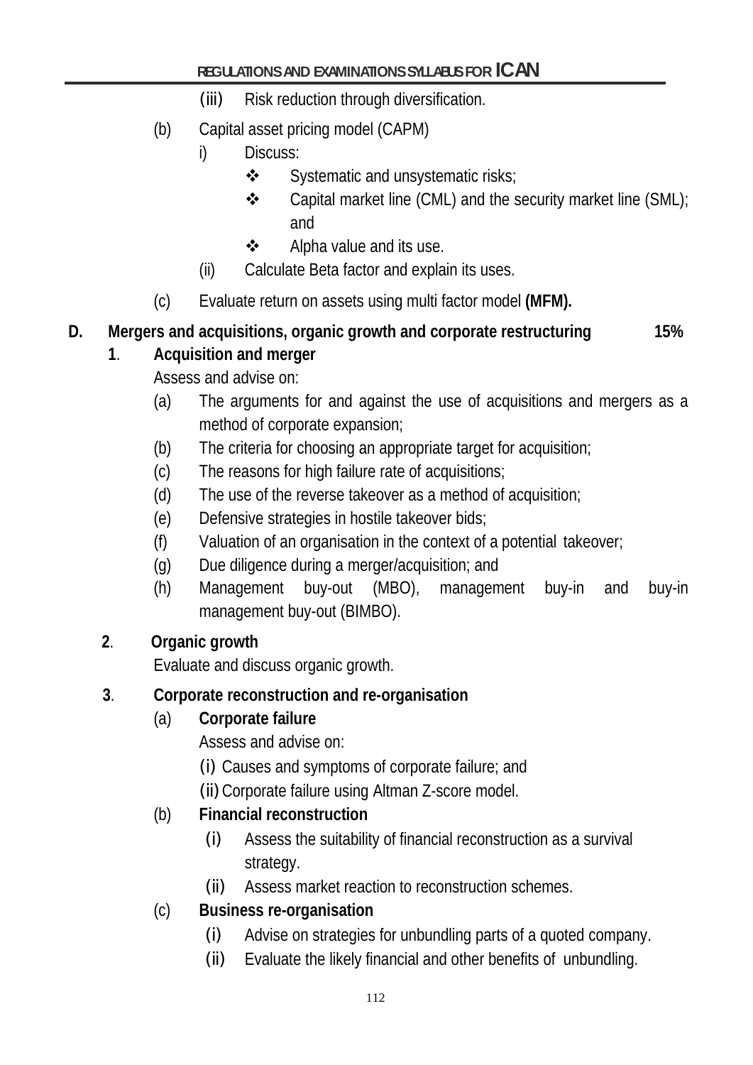(iii) Risk reduction through diversification.

(b) Capital asset pricing model (CAPM)

i) Discuss:

- Systematic and unsystematic risks;
- Capital market line (CML) and the security market line (SML); and
- Alpha value and its use.

(ii) Calculate Beta factor and explain its uses.

(c) Evaluate return on assets using multi factor model **(MFM).**

**D. Mergers and acquisitions, organic growth and corporate restructuring 15%**

**1. Acquisition and merger**

Assess and advise on:

(a) The arguments for and against the use of acquisitions and mergers as a method of corporate expansion;

(b) The criteria for choosing an appropriate target for acquisition;

(c) The reasons for high failure rate of acquisitions;

(d) The use of the reverse takeover as a method of acquisition;

(e) Defensive strategies in hostile takeover bids;

(f) Valuation of an organisation in the context of a potential takeover;

(g) Due diligence during a merger/acquisition; and

(h) Management buy-out (MBO), management buy-in and buy-in management buy-out (BIMBO).

**2. Organic growth**

Evaluate and discuss organic growth.

**3. Corporate reconstruction and re-organisation**

(a) **Corporate failure**

Assess and advise on:

(i) Causes and symptoms of corporate failure; and

(ii) Corporate failure using Altman Z-score model.

(b) **Financial reconstruction**

(i) Assess the suitability of financial reconstruction as a survival strategy.

(ii) Assess market reaction to reconstruction schemes.

(c) **Business re-organisation**

(i) Advise on strategies for unbundling parts of a quoted company.

(ii) Evaluate the likely financial and other benefits of unbundling.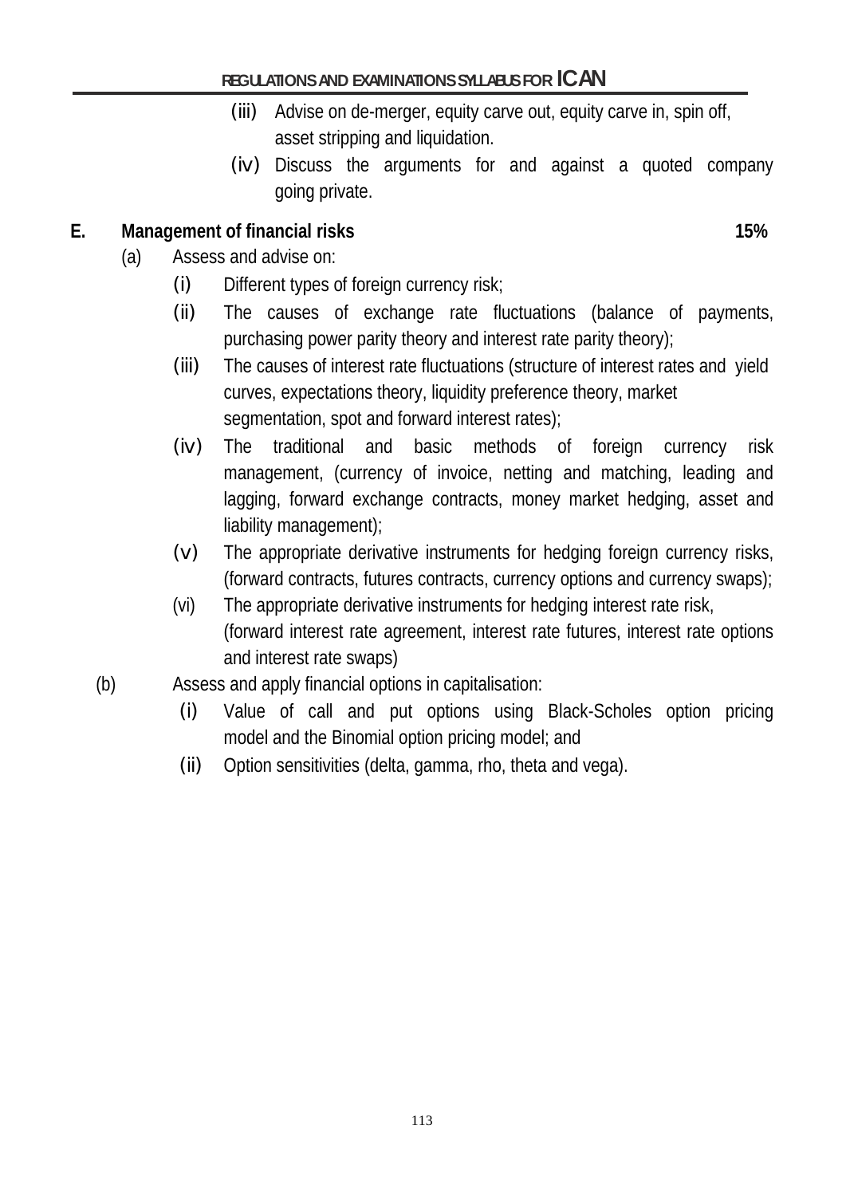(iii) Advise on de-merger, equity carve out, equity carve in, spin off, asset stripping and liquidation.

(iv) Discuss the arguments for and against a quoted company going private.

**E. Management of financial risks** **15%**

(a) Assess and advise on:

(i) Different types of foreign currency risk;

(ii) The causes of exchange rate fluctuations (balance of payments, purchasing power parity theory and interest rate parity theory);

(iii) The causes of interest rate fluctuations (structure of interest rates and yield curves, expectations theory, liquidity preference theory, market segmentation, spot and forward interest rates);

(iv) The traditional and basic methods of foreign currency risk management, (currency of invoice, netting and matching, leading and lagging, forward exchange contracts, money market hedging, asset and liability management);

(v) The appropriate derivative instruments for hedging foreign currency risks, (forward contracts, futures contracts, currency options and currency swaps);

(vi) The appropriate derivative instruments for hedging interest rate risk, (forward interest rate agreement, interest rate futures, interest rate options and interest rate swaps)

(b) Assess and apply financial options in capitalisation:

(i) Value of call and put options using Black-Scholes option pricing model and the Binomial option pricing model; and

(ii) Option sensitivities (delta, gamma, rho, theta and vega).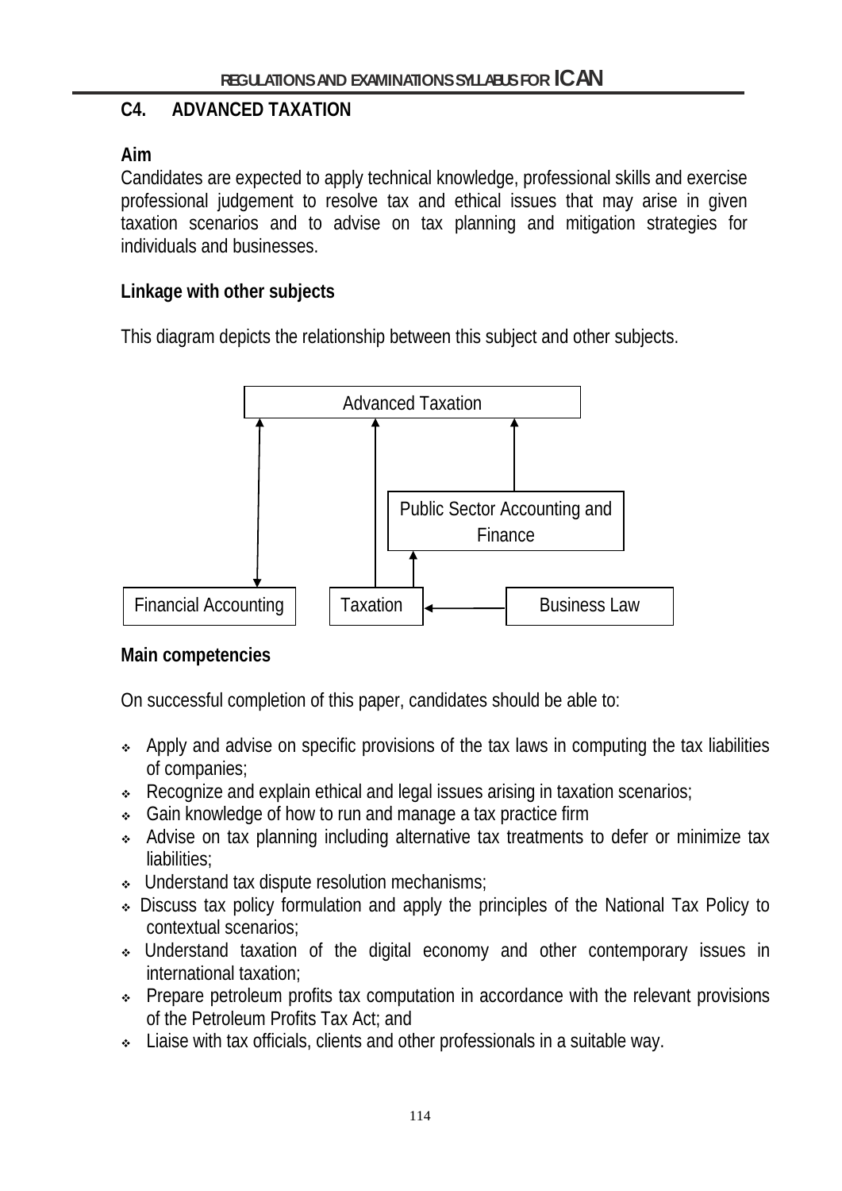## C4. ADVANCED TAXATION

**Aim**

Candidates are expected to apply technical knowledge, professional skills and exercise professional judgement to resolve tax and ethical issues that may arise in given taxation scenarios and to advise on tax planning and mitigation strategies for individuals and businesses.

**Linkage with other subjects**

This diagram depicts the relationship between this subject and other subjects.

Advanced Taxation

Public Sector Accounting and Finance

Financial Accounting | Taxation | Business Law

**Main competencies**

On successful completion of this paper, candidates should be able to:

- Apply and advise on specific provisions of the tax laws in computing the tax liabilities of companies;
- Recognize and explain ethical and legal issues arising in taxation scenarios;
- Gain knowledge of how to run and manage a tax practice firm
- Advise on tax planning including alternative tax treatments to defer or minimize tax liabilities;
- Understand tax dispute resolution mechanisms;
- Discuss tax policy formulation and apply the principles of the National Tax Policy to contextual scenarios;
- Understand taxation of the digital economy and other contemporary issues in international taxation;
- Prepare petroleum profits tax computation in accordance with the relevant provisions of the Petroleum Profits Tax Act; and
- Liaise with tax officials, clients and other professionals in a suitable way.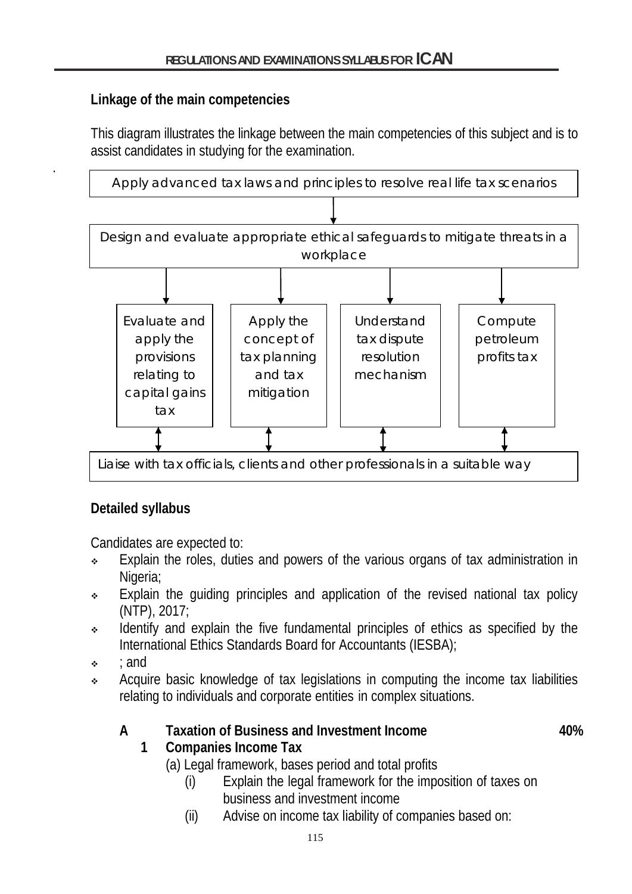### Linkage of the main competencies

This diagram illustrates the linkage between the main competencies of this subject and is to assist candidates in studying for the examination.

Apply advanced tax laws and principles to resolve real life tax scenarios

↓

Design and evaluate appropriate ethical safeguards to mitigate threats in a workplace

↓

| Evaluate and apply the provisions relating to capital gains tax | Apply the concept of tax planning and tax mitigation | Understand tax dispute resolution mechanism | Compute petroleum profits tax |
|---|---|---|---|

↕

Liaise with tax officials, clients and other professionals in a suitable way

### Detailed syllabus

Candidates are expected to:

- Explain the roles, duties and powers of the various organs of tax administration in Nigeria;
- Explain the guiding principles and application of the revised national tax policy (NTP), 2017;
- Identify and explain the five fundamental principles of ethics as specified by the International Ethics Standards Board for Accountants (IESBA);
- ; and
- Acquire basic knowledge of tax legislations in computing the income tax liabilities relating to individuals and corporate entities in complex situations.

**A Taxation of Business and Investment Income 40%**

**1 Companies Income Tax**

(a) Legal framework, bases period and total profits

(i) Explain the legal framework for the imposition of taxes on business and investment income

(ii) Advise on income tax liability of companies based on: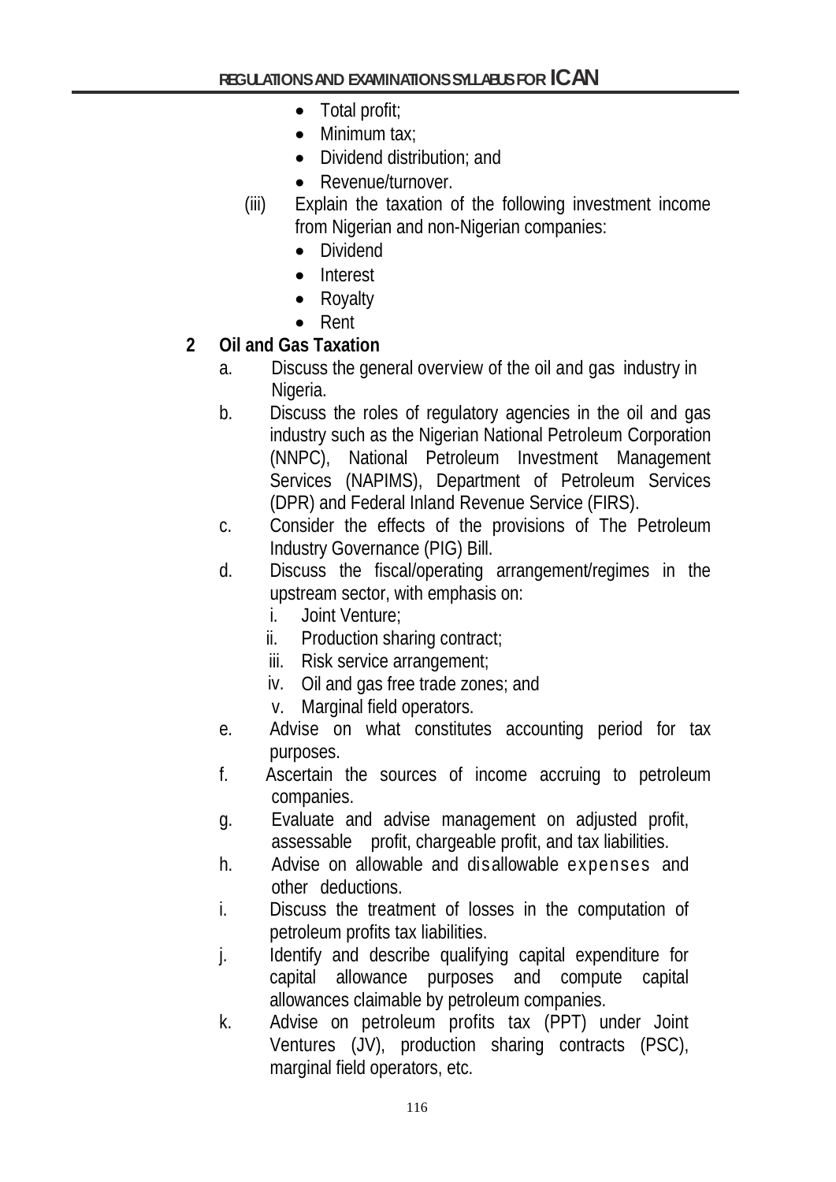- Total profit;
- Minimum tax;
- Dividend distribution; and
- Revenue/turnover.

(iii) Explain the taxation of the following investment income from Nigerian and non-Nigerian companies:

- Dividend
- Interest
- Royalty
- Rent

**2 Oil and Gas Taxation**

a. Discuss the general overview of the oil and gas industry in Nigeria.

b. Discuss the roles of regulatory agencies in the oil and gas industry such as the Nigerian National Petroleum Corporation (NNPC), National Petroleum Investment Management Services (NAPIMS), Department of Petroleum Services (DPR) and Federal Inland Revenue Service (FIRS).

c. Consider the effects of the provisions of The Petroleum Industry Governance (PIG) Bill.

d. Discuss the fiscal/operating arrangement/regimes in the upstream sector, with emphasis on:

   i. Joint Venture;
   ii. Production sharing contract;
   iii. Risk service arrangement;
   iv. Oil and gas free trade zones; and
   v. Marginal field operators.

e. Advise on what constitutes accounting period for tax purposes.

f. Ascertain the sources of income accruing to petroleum companies.

g. Evaluate and advise management on adjusted profit, assessable profit, chargeable profit, and tax liabilities.

h. Advise on allowable and disallowable expenses and other deductions.

i. Discuss the treatment of losses in the computation of petroleum profits tax liabilities.

j. Identify and describe qualifying capital expenditure for capital allowance purposes and compute capital allowances claimable by petroleum companies.

k. Advise on petroleum profits tax (PPT) under Joint Ventures (JV), production sharing contracts (PSC), marginal field operators, etc.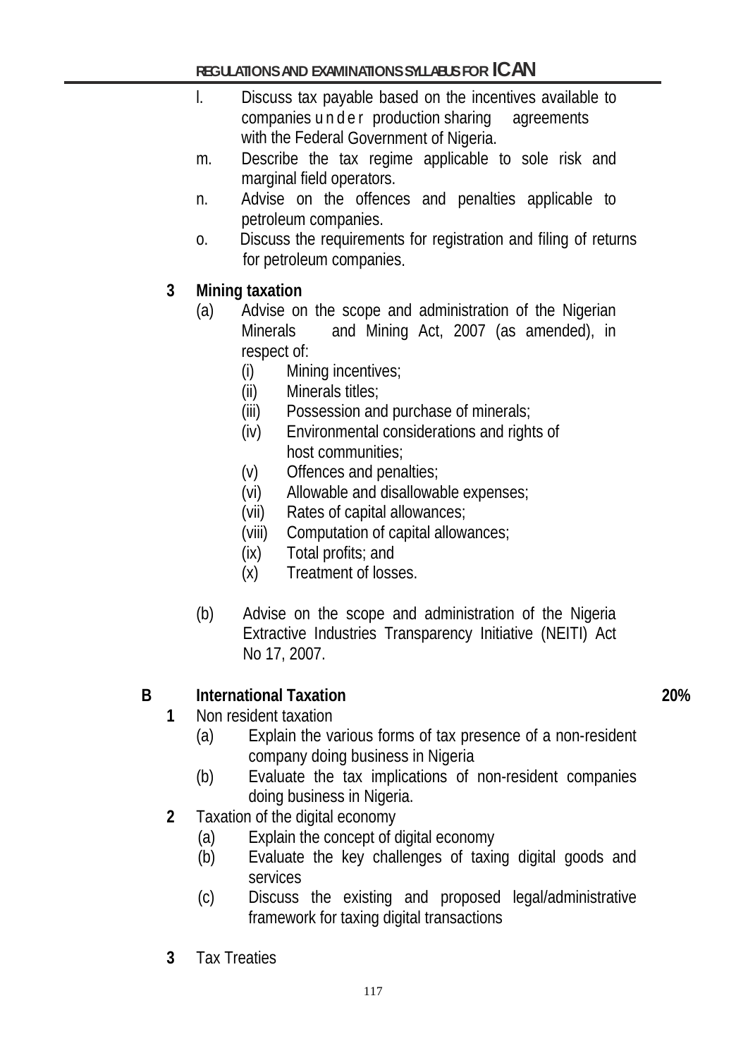l. Discuss tax payable based on the incentives available to companies under production sharing agreements with the Federal Government of Nigeria.

m. Describe the tax regime applicable to sole risk and marginal field operators.

n. Advise on the offences and penalties applicable to petroleum companies.

o. Discuss the requirements for registration and filing of returns for petroleum companies.

**3 Mining taxation**

(a) Advise on the scope and administration of the Nigerian Minerals and Mining Act, 2007 (as amended), in respect of:

- (i) Mining incentives;
- (ii) Minerals titles;
- (iii) Possession and purchase of minerals;
- (iv) Environmental considerations and rights of host communities;
- (v) Offences and penalties;
- (vi) Allowable and disallowable expenses;
- (vii) Rates of capital allowances;
- (viii) Computation of capital allowances;
- (ix) Total profits; and
- (x) Treatment of losses.

(b) Advise on the scope and administration of the Nigeria Extractive Industries Transparency Initiative (NEITI) Act No 17, 2007.

## B International Taxation 20%

**1** Non resident taxation

(a) Explain the various forms of tax presence of a non-resident company doing business in Nigeria

(b) Evaluate the tax implications of non-resident companies doing business in Nigeria.

**2** Taxation of the digital economy

(a) Explain the concept of digital economy

(b) Evaluate the key challenges of taxing digital goods and services

(c) Discuss the existing and proposed legal/administrative framework for taxing digital transactions

**3** Tax Treaties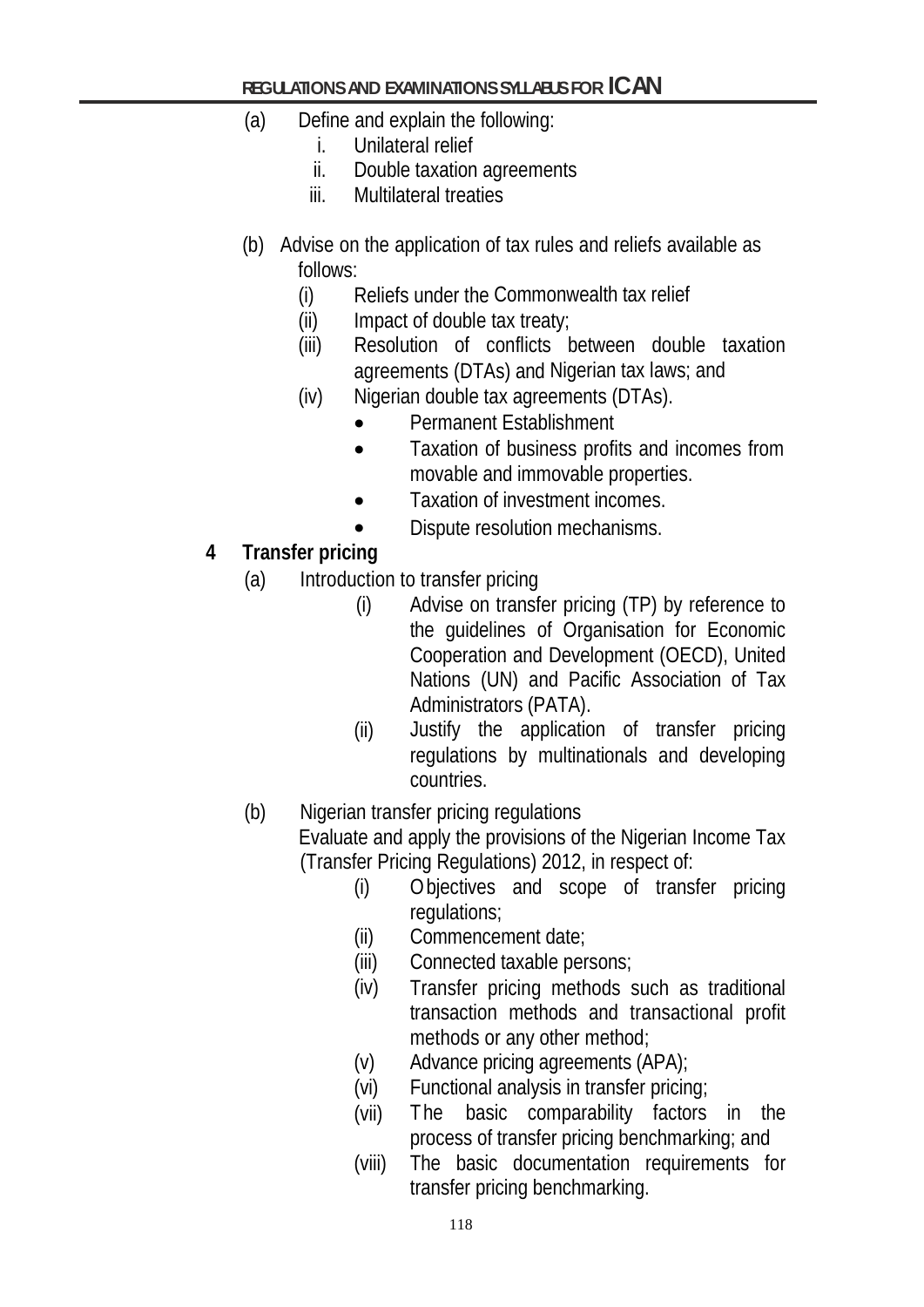(a) Define and explain the following:
   i. Unilateral relief
   ii. Double taxation agreements
   iii. Multilateral treaties

(b) Advise on the application of tax rules and reliefs available as follows:
   (i) Reliefs under the Commonwealth tax relief
   (ii) Impact of double tax treaty;
   (iii) Resolution of conflicts between double taxation agreements (DTAs) and Nigerian tax laws; and
   (iv) Nigerian double tax agreements (DTAs).
      - Permanent Establishment
      - Taxation of business profits and incomes from movable and immovable properties.
      - Taxation of investment incomes.
      - Dispute resolution mechanisms.

**4 Transfer pricing**

(a) Introduction to transfer pricing
   (i) Advise on transfer pricing (TP) by reference to the guidelines of Organisation for Economic Cooperation and Development (OECD), United Nations (UN) and Pacific Association of Tax Administrators (PATA).
   (ii) Justify the application of transfer pricing regulations by multinationals and developing countries.

(b) Nigerian transfer pricing regulations
   Evaluate and apply the provisions of the Nigerian Income Tax (Transfer Pricing Regulations) 2012, in respect of:
   (i) Objectives and scope of transfer pricing regulations;
   (ii) Commencement date;
   (iii) Connected taxable persons;
   (iv) Transfer pricing methods such as traditional transaction methods and transactional profit methods or any other method;
   (v) Advance pricing agreements (APA);
   (vi) Functional analysis in transfer pricing;
   (vii) The basic comparability factors in the process of transfer pricing benchmarking; and
   (viii) The basic documentation requirements for transfer pricing benchmarking.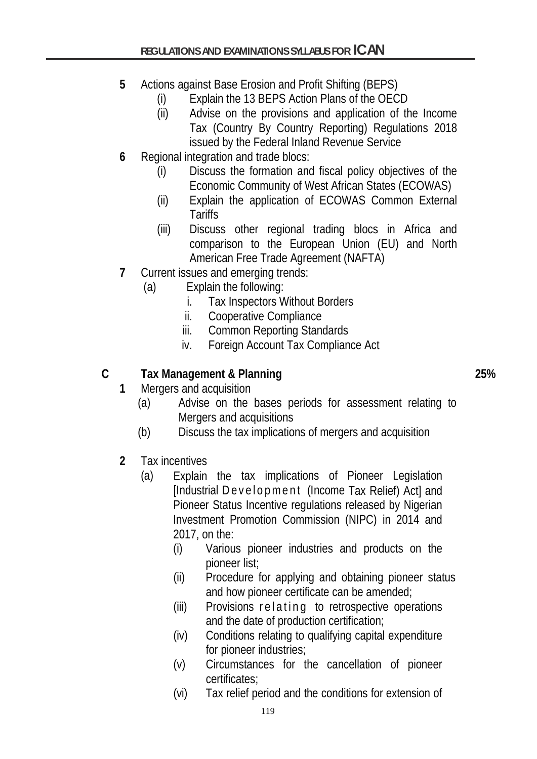5. Actions against Base Erosion and Profit Shifting (BEPS)
   - (i) Explain the 13 BEPS Action Plans of the OECD
   - (ii) Advise on the provisions and application of the Income Tax (Country By Country Reporting) Regulations 2018 issued by the Federal Inland Revenue Service
6. Regional integration and trade blocs:
   - (i) Discuss the formation and fiscal policy objectives of the Economic Community of West African States (ECOWAS)
   - (ii) Explain the application of ECOWAS Common External Tariffs
   - (iii) Discuss other regional trading blocs in Africa and comparison to the European Union (EU) and North American Free Trade Agreement (NAFTA)
7. Current issues and emerging trends:
   - (a) Explain the following:
     - i. Tax Inspectors Without Borders
     - ii. Cooperative Compliance
     - iii. Common Reporting Standards
     - iv. Foreign Account Tax Compliance Act

## C Tax Management & Planning — 25%

1. Mergers and acquisition
   - (a) Advise on the bases periods for assessment relating to Mergers and acquisitions
   - (b) Discuss the tax implications of mergers and acquisition

2. Tax incentives
   - (a) Explain the tax implications of Pioneer Legislation [Industrial Development (Income Tax Relief) Act] and Pioneer Status Incentive regulations released by Nigerian Investment Promotion Commission (NIPC) in 2014 and 2017, on the:
     - (i) Various pioneer industries and products on the pioneer list;
     - (ii) Procedure for applying and obtaining pioneer status and how pioneer certificate can be amended;
     - (iii) Provisions relating to retrospective operations and the date of production certification;
     - (iv) Conditions relating to qualifying capital expenditure for pioneer industries;
     - (v) Circumstances for the cancellation of pioneer certificates;
     - (vi) Tax relief period and the conditions for extension of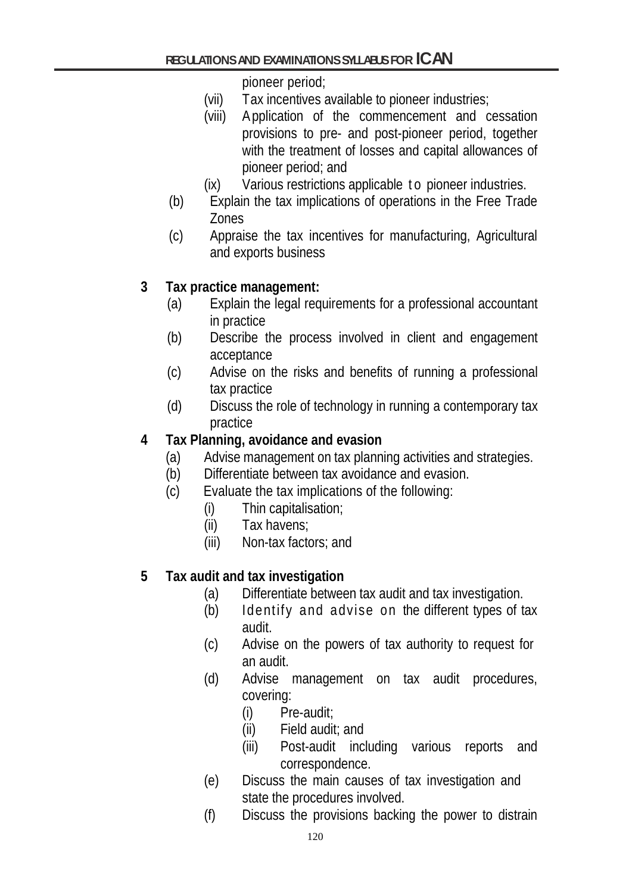pioneer period;

(vii) Tax incentives available to pioneer industries;

(viii) Application of the commencement and cessation provisions to pre- and post-pioneer period, together with the treatment of losses and capital allowances of pioneer period; and

(ix) Various restrictions applicable to pioneer industries.

(b) Explain the tax implications of operations in the Free Trade Zones

(c) Appraise the tax incentives for manufacturing, Agricultural and exports business

**3 Tax practice management:**

(a) Explain the legal requirements for a professional accountant in practice

(b) Describe the process involved in client and engagement acceptance

(c) Advise on the risks and benefits of running a professional tax practice

(d) Discuss the role of technology in running a contemporary tax practice

**4 Tax Planning, avoidance and evasion**

(a) Advise management on tax planning activities and strategies.

(b) Differentiate between tax avoidance and evasion.

(c) Evaluate the tax implications of the following:

- (i) Thin capitalisation;
- (ii) Tax havens;
- (iii) Non-tax factors; and

**5 Tax audit and tax investigation**

(a) Differentiate between tax audit and tax investigation.

(b) Identify and advise on the different types of tax audit.

(c) Advise on the powers of tax authority to request for an audit.

(d) Advise management on tax audit procedures, covering:

- (i) Pre-audit;
- (ii) Field audit; and
- (iii) Post-audit including various reports and correspondence.

(e) Discuss the main causes of tax investigation and state the procedures involved.

(f) Discuss the provisions backing the power to distrain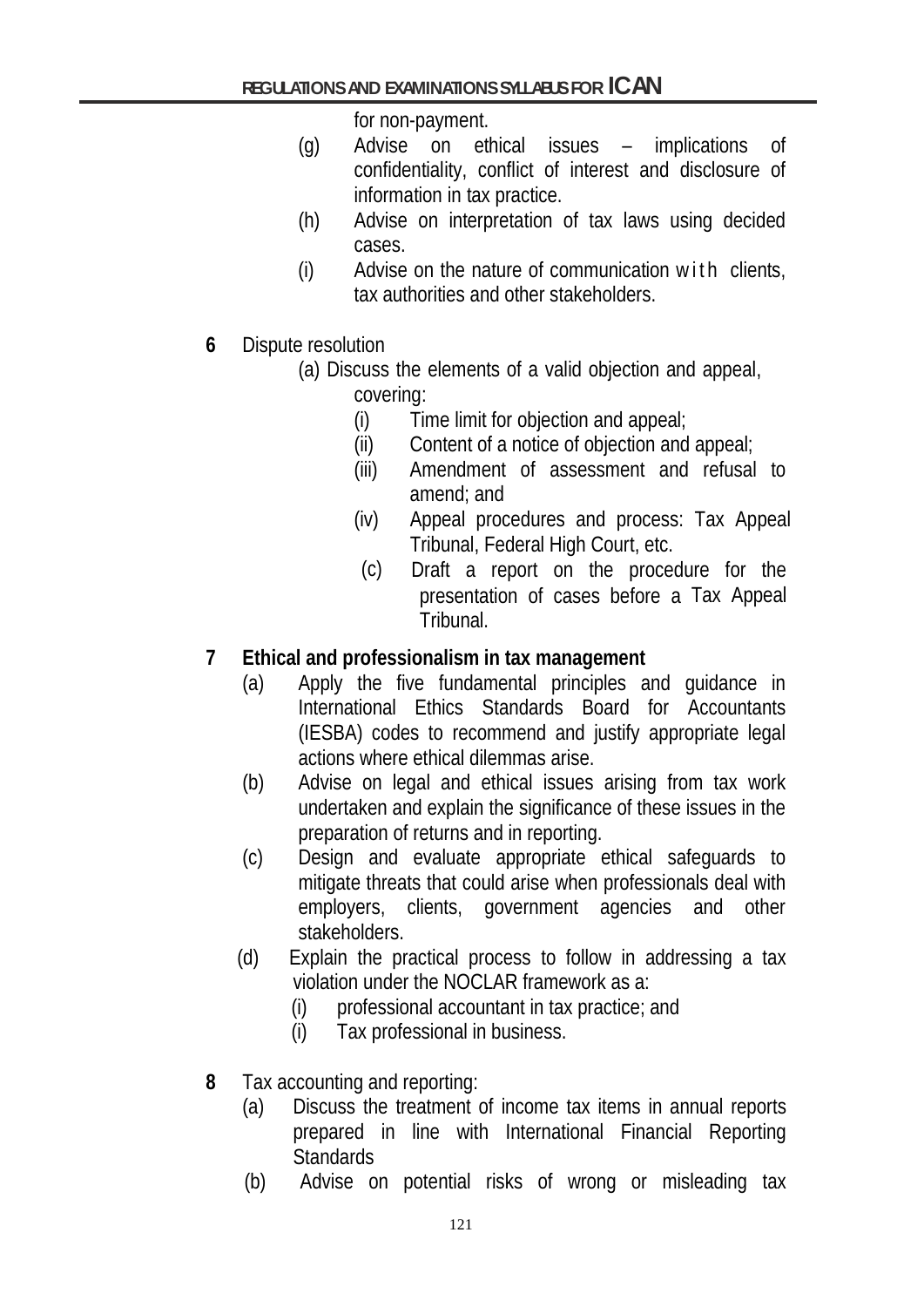for non-payment.

- (g) Advise on ethical issues – implications of confidentiality, conflict of interest and disclosure of information in tax practice.
- (h) Advise on interpretation of tax laws using decided cases.
- (i) Advise on the nature of communication with clients, tax authorities and other stakeholders.

**6** Dispute resolution

- (a) Discuss the elements of a valid objection and appeal, covering:
  - (i) Time limit for objection and appeal;
  - (ii) Content of a notice of objection and appeal;
  - (iii) Amendment of assessment and refusal to amend; and
  - (iv) Appeal procedures and process: Tax Appeal Tribunal, Federal High Court, etc.
  - (c) Draft a report on the procedure for the presentation of cases before a Tax Appeal Tribunal.

**7 Ethical and professionalism in tax management**

- (a) Apply the five fundamental principles and guidance in International Ethics Standards Board for Accountants (IESBA) codes to recommend and justify appropriate legal actions where ethical dilemmas arise.
- (b) Advise on legal and ethical issues arising from tax work undertaken and explain the significance of these issues in the preparation of returns and in reporting.
- (c) Design and evaluate appropriate ethical safeguards to mitigate threats that could arise when professionals deal with employers, clients, government agencies and other stakeholders.
- (d) Explain the practical process to follow in addressing a tax violation under the NOCLAR framework as a:
  - (i) professional accountant in tax practice; and
  - (i) Tax professional in business.

**8** Tax accounting and reporting:

- (a) Discuss the treatment of income tax items in annual reports prepared in line with International Financial Reporting Standards
- (b) Advise on potential risks of wrong or misleading tax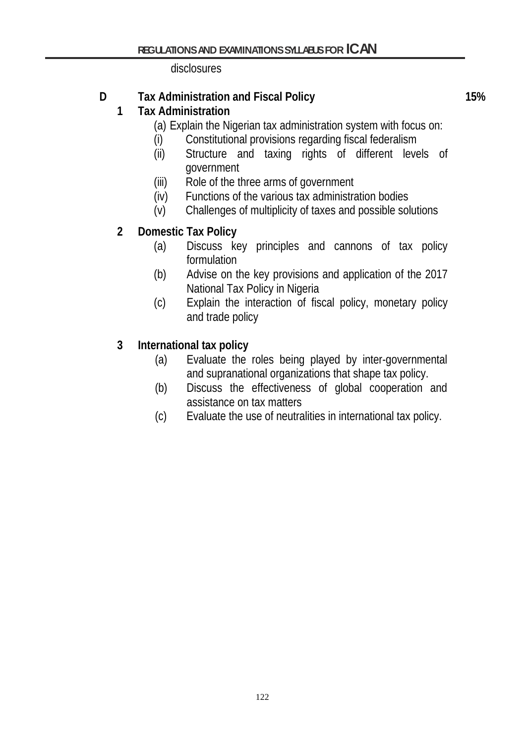disclosures

**D Tax Administration and Fiscal Policy** **15%**

**1 Tax Administration**

(a) Explain the Nigerian tax administration system with focus on:

- (i) Constitutional provisions regarding fiscal federalism
- (ii) Structure and taxing rights of different levels of government
- (iii) Role of the three arms of government
- (iv) Functions of the various tax administration bodies
- (v) Challenges of multiplicity of taxes and possible solutions

**2 Domestic Tax Policy**

- (a) Discuss key principles and cannons of tax policy formulation
- (b) Advise on the key provisions and application of the 2017 National Tax Policy in Nigeria
- (c) Explain the interaction of fiscal policy, monetary policy and trade policy

**3 International tax policy**

- (a) Evaluate the roles being played by inter-governmental and supranational organizations that shape tax policy.
- (b) Discuss the effectiveness of global cooperation and assistance on tax matters
- (c) Evaluate the use of neutralities in international tax policy.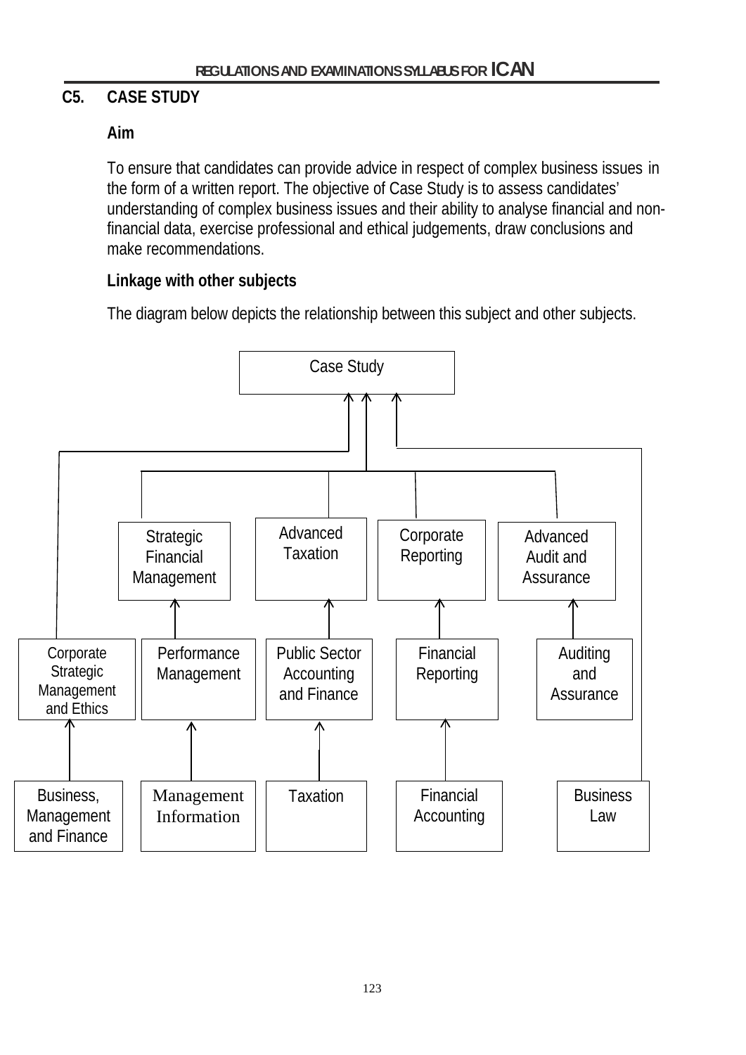## C5. CASE STUDY

**Aim**

To ensure that candidates can provide advice in respect of complex business issues in the form of a written report. The objective of Case Study is to assess candidates' understanding of complex business issues and their ability to analyse financial and non-financial data, exercise professional and ethical judgements, draw conclusions and make recommendations.

**Linkage with other subjects**

The diagram below depicts the relationship between this subject and other subjects.

Case Study

Strategic Financial Management | Advanced Taxation | Corporate Reporting | Advanced Audit and Assurance

Corporate Strategic Management and Ethics | Performance Management | Public Sector Accounting and Finance | Financial Reporting | Auditing and Assurance

Business, Management and Finance | Management Information | Taxation | Financial Accounting | Business Law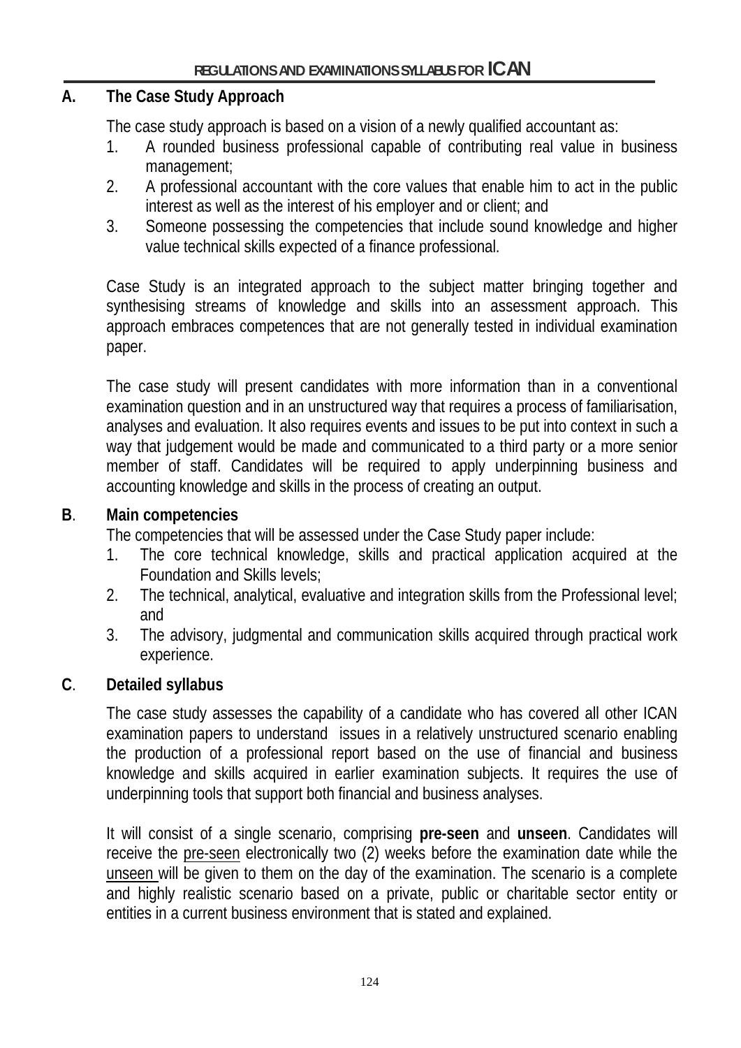## A. The Case Study Approach

The case study approach is based on a vision of a newly qualified accountant as:

1. A rounded business professional capable of contributing real value in business management;
2. A professional accountant with the core values that enable him to act in the public interest as well as the interest of his employer and or client; and
3. Someone possessing the competencies that include sound knowledge and higher value technical skills expected of a finance professional.

Case Study is an integrated approach to the subject matter bringing together and synthesising streams of knowledge and skills into an assessment approach. This approach embraces competences that are not generally tested in individual examination paper.

The case study will present candidates with more information than in a conventional examination question and in an unstructured way that requires a process of familiarisation, analyses and evaluation. It also requires events and issues to be put into context in such a way that judgement would be made and communicated to a third party or a more senior member of staff. Candidates will be required to apply underpinning business and accounting knowledge and skills in the process of creating an output.

## B. Main competencies

The competencies that will be assessed under the Case Study paper include:

1. The core technical knowledge, skills and practical application acquired at the Foundation and Skills levels;
2. The technical, analytical, evaluative and integration skills from the Professional level; and
3. The advisory, judgmental and communication skills acquired through practical work experience.

## C. Detailed syllabus

The case study assesses the capability of a candidate who has covered all other ICAN examination papers to understand issues in a relatively unstructured scenario enabling the production of a professional report based on the use of financial and business knowledge and skills acquired in earlier examination subjects. It requires the use of underpinning tools that support both financial and business analyses.

It will consist of a single scenario, comprising **pre-seen** and **unseen**. Candidates will receive the <u>pre-seen</u> electronically two (2) weeks before the examination date while the <u>unseen</u> will be given to them on the day of the examination. The scenario is a complete and highly realistic scenario based on a private, public or charitable sector entity or entities in a current business environment that is stated and explained.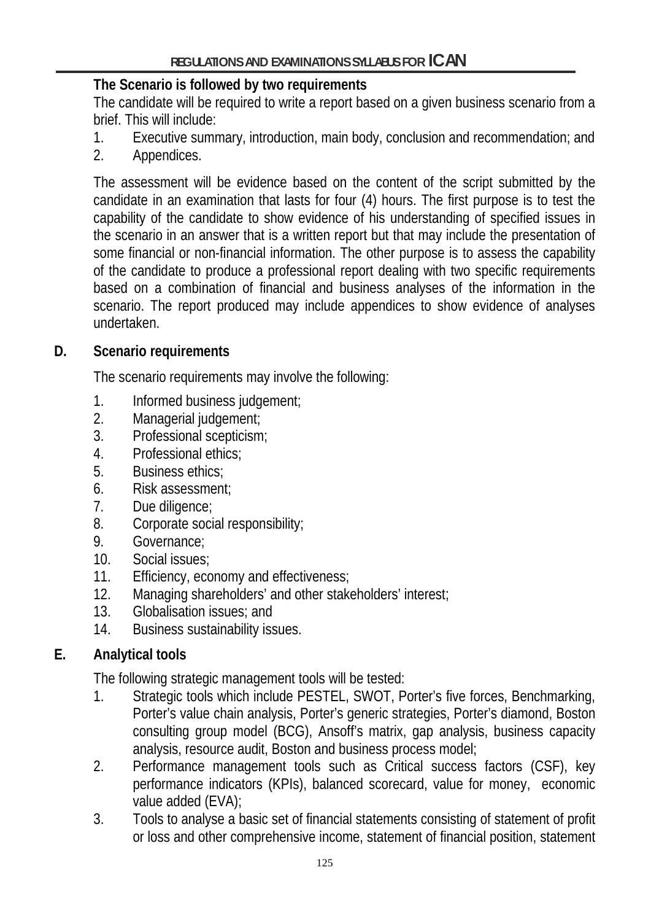**The Scenario is followed by two requirements**

The candidate will be required to write a report based on a given business scenario from a brief. This will include:

1. Executive summary, introduction, main body, conclusion and recommendation; and
2. Appendices.

The assessment will be evidence based on the content of the script submitted by the candidate in an examination that lasts for four (4) hours. The first purpose is to test the capability of the candidate to show evidence of his understanding of specified issues in the scenario in an answer that is a written report but that may include the presentation of some financial or non-financial information. The other purpose is to assess the capability of the candidate to produce a professional report dealing with two specific requirements based on a combination of financial and business analyses of the information in the scenario. The report produced may include appendices to show evidence of analyses undertaken.

## D. Scenario requirements

The scenario requirements may involve the following:

1. Informed business judgement;
2. Managerial judgement;
3. Professional scepticism;
4. Professional ethics;
5. Business ethics;
6. Risk assessment;
7. Due diligence;
8. Corporate social responsibility;
9. Governance;
10. Social issues;
11. Efficiency, economy and effectiveness;
12. Managing shareholders' and other stakeholders' interest;
13. Globalisation issues; and
14. Business sustainability issues.

## E. Analytical tools

The following strategic management tools will be tested:

1. Strategic tools which include PESTEL, SWOT, Porter's five forces, Benchmarking, Porter's value chain analysis, Porter's generic strategies, Porter's diamond, Boston consulting group model (BCG), Ansoff's matrix, gap analysis, business capacity analysis, resource audit, Boston and business process model;
2. Performance management tools such as Critical success factors (CSF), key performance indicators (KPIs), balanced scorecard, value for money, economic value added (EVA);
3. Tools to analyse a basic set of financial statements consisting of statement of profit or loss and other comprehensive income, statement of financial position, statement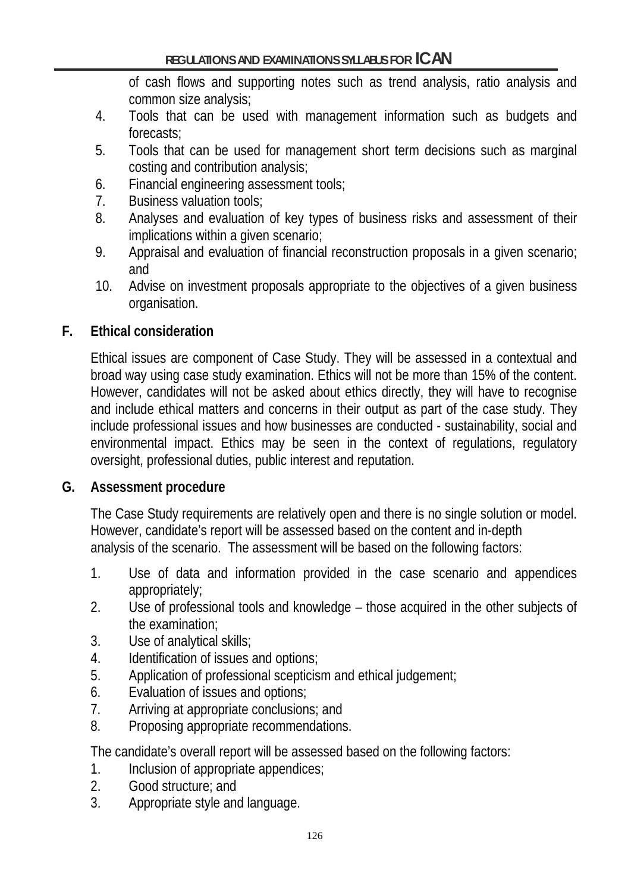of cash flows and supporting notes such as trend analysis, ratio analysis and common size analysis;

4. Tools that can be used with management information such as budgets and forecasts;
5. Tools that can be used for management short term decisions such as marginal costing and contribution analysis;
6. Financial engineering assessment tools;
7. Business valuation tools;
8. Analyses and evaluation of key types of business risks and assessment of their implications within a given scenario;
9. Appraisal and evaluation of financial reconstruction proposals in a given scenario; and
10. Advise on investment proposals appropriate to the objectives of a given business organisation.

## F. Ethical consideration

Ethical issues are component of Case Study. They will be assessed in a contextual and broad way using case study examination. Ethics will not be more than 15% of the content. However, candidates will not be asked about ethics directly, they will have to recognise and include ethical matters and concerns in their output as part of the case study. They include professional issues and how businesses are conducted - sustainability, social and environmental impact. Ethics may be seen in the context of regulations, regulatory oversight, professional duties, public interest and reputation.

## G. Assessment procedure

The Case Study requirements are relatively open and there is no single solution or model. However, candidate's report will be assessed based on the content and in-depth analysis of the scenario. The assessment will be based on the following factors:

1. Use of data and information provided in the case scenario and appendices appropriately;
2. Use of professional tools and knowledge – those acquired in the other subjects of the examination;
3. Use of analytical skills;
4. Identification of issues and options;
5. Application of professional scepticism and ethical judgement;
6. Evaluation of issues and options;
7. Arriving at appropriate conclusions; and
8. Proposing appropriate recommendations.

The candidate's overall report will be assessed based on the following factors:

1. Inclusion of appropriate appendices;
2. Good structure; and
3. Appropriate style and language.